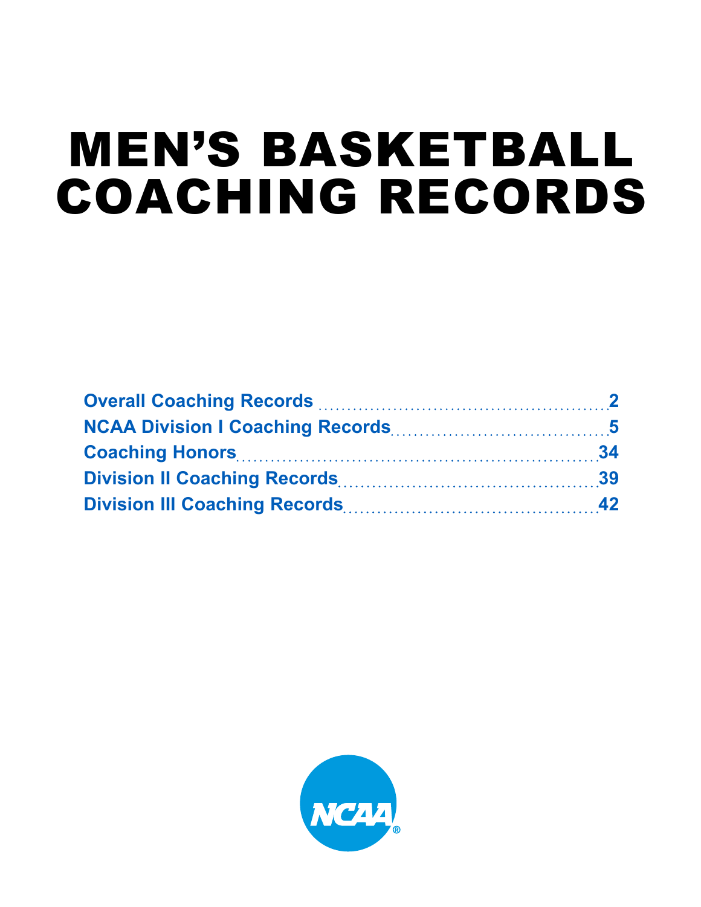# MEN'S BASKETBALL COACHING RECORDS

- Overall Coaching Records ........ 2
- NCAA Division I Coaching Records ........ 5
- Coaching Honors ........ 34
- Division II Coaching Records ........ 39
- Division III Coaching Records ........ 42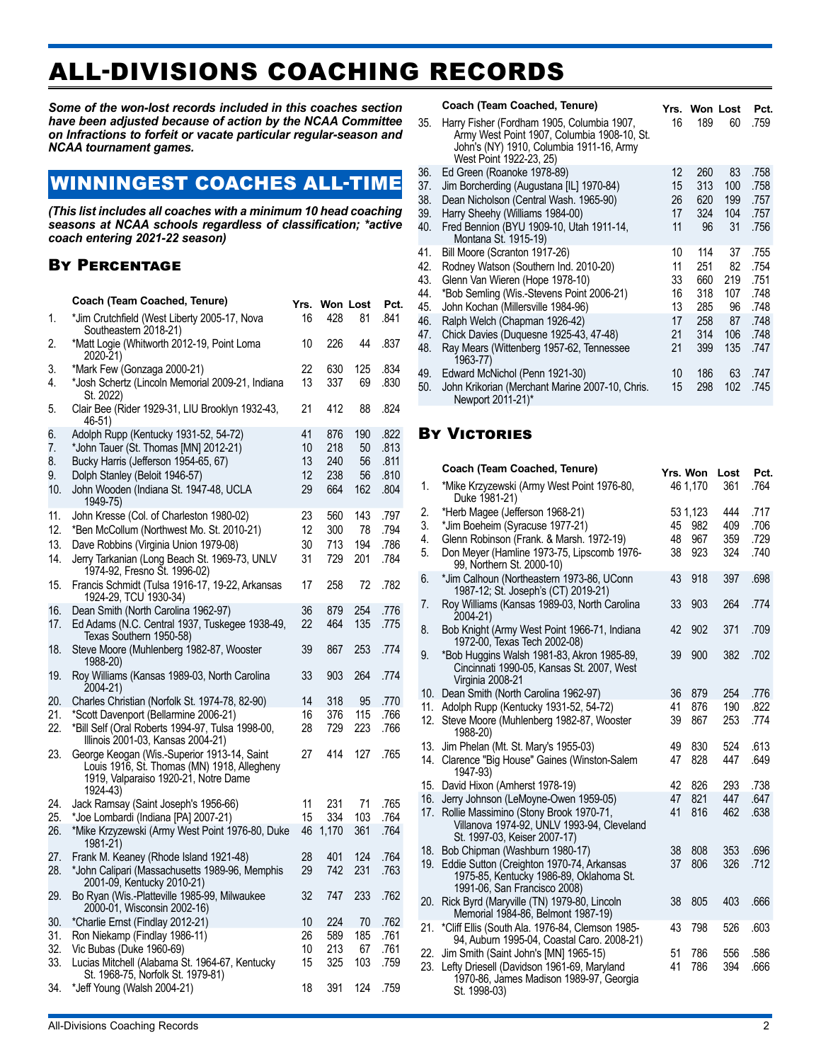# ALL-DIVISIONS COACHING RECORDS

***Some of the won-lost records included in this coaches section have been adjusted because of action by the NCAA Committee on Infractions to forfeit or vacate particular regular-season and NCAA tournament games.***

## WINNINGEST COACHES ALL-TIME

***(This list includes all coaches with a minimum 10 head coaching seasons at NCAA schools regardless of classification; *active coach entering 2021-22 season)***

### By Percentage

| | Coach (Team Coached, Tenure) | Yrs. | Won | Lost | Pct. |
|---|---|---|---|---|---|
| 1. | *Jim Crutchfield (West Liberty 2005-17, Nova Southeastern 2018-21) | 16 | 428 | 81 | .841 |
| 2. | *Matt Logie (Whitworth 2012-19, Point Loma 2020-21) | 10 | 226 | 44 | .837 |
| 3. | *Mark Few (Gonzaga 2000-21) | 22 | 630 | 125 | .834 |
| 4. | *Josh Schertz (Lincoln Memorial 2009-21, Indiana St. 2022) | 13 | 337 | 69 | .830 |
| 5. | Clair Bee (Rider 1929-31, LIU Brooklyn 1932-43, 46-51) | 21 | 412 | 88 | .824 |
| 6. | Adolph Rupp (Kentucky 1931-52, 54-72) | 41 | 876 | 190 | .822 |
| 7. | *John Tauer (St. Thomas [MN] 2012-21) | 10 | 218 | 50 | .813 |
| 8. | Bucky Harris (Jefferson 1954-65, 67) | 13 | 240 | 56 | .811 |
| 9. | Dolph Stanley (Beloit 1946-57) | 12 | 238 | 56 | .810 |
| 10. | John Wooden (Indiana St. 1947-48, UCLA 1949-75) | 29 | 664 | 162 | .804 |
| 11. | John Kresse (Col. of Charleston 1980-02) | 23 | 560 | 143 | .797 |
| 12. | *Ben McCollum (Northwest Mo. St. 2010-21) | 12 | 300 | 78 | .794 |
| 13. | Dave Robbins (Virginia Union 1979-08) | 30 | 713 | 194 | .786 |
| 14. | Jerry Tarkanian (Long Beach St. 1969-73, UNLV 1974-92, Fresno St. 1996-02) | 31 | 729 | 201 | .784 |
| 15. | Francis Schmidt (Tulsa 1916-17, 19-22, Arkansas 1924-29, TCU 1930-34) | 17 | 258 | 72 | .782 |
| 16. | Dean Smith (North Carolina 1962-97) | 36 | 879 | 254 | .776 |
| 17. | Ed Adams (N.C. Central 1937, Tuskegee 1938-49, Texas Southern 1950-58) | 22 | 464 | 135 | .775 |
| 18. | Steve Moore (Muhlenberg 1982-87, Wooster 1988-20) | 39 | 867 | 253 | .774 |
| 19. | Roy Williams (Kansas 1989-03, North Carolina 2004-21) | 33 | 903 | 264 | .774 |
| 20. | Charles Christian (Norfolk St. 1974-78, 82-90) | 14 | 318 | 95 | .770 |
| 21. | *Scott Davenport (Bellarmine 2006-21) | 16 | 376 | 115 | .766 |
| 22. | *Bill Self (Oral Roberts 1994-97, Tulsa 1998-00, Illinois 2001-03, Kansas 2004-21) | 28 | 729 | 223 | .766 |
| 23. | George Keogan (Wis.-Superior 1913-14, Saint Louis 1916, St. Thomas (MN) 1918, Allegheny 1919, Valparaiso 1920-21, Notre Dame 1924-43) | 27 | 414 | 127 | .765 |
| 24. | Jack Ramsay (Saint Joseph's 1956-66) | 11 | 231 | 71 | .765 |
| 25. | *Joe Lombardi (Indiana [PA] 2007-21) | 15 | 334 | 103 | .764 |
| 26. | *Mike Krzyzewski (Army West Point 1976-80, Duke 1981-21) | 46 | 1,170 | 361 | .764 |
| 27. | Frank M. Keaney (Rhode Island 1921-48) | 28 | 401 | 124 | .764 |
| 28. | *John Calipari (Massachusetts 1989-96, Memphis 2001-09, Kentucky 2010-21) | 29 | 742 | 231 | .763 |
| 29. | Bo Ryan (Wis.-Platteville 1985-99, Milwaukee 2000-01, Wisconsin 2002-16) | 32 | 747 | 233 | .762 |
| 30. | *Charlie Ernst (Findlay 2012-21) | 10 | 224 | 70 | .762 |
| 31. | Ron Niekamp (Findlay 1986-11) | 26 | 589 | 185 | .761 |
| 32. | Vic Bubas (Duke 1960-69) | 10 | 213 | 67 | .761 |
| 33. | Lucias Mitchell (Alabama St. 1964-67, Kentucky St. 1968-75, Norfolk St. 1979-81) | 15 | 325 | 103 | .759 |
| 34. | *Jeff Young (Walsh 2004-21) | 18 | 391 | 124 | .759 |
| 35. | Harry Fisher (Fordham 1905, Columbia 1907, Army West Point 1907, Columbia 1908-10, St. John's (NY) 1910, Columbia 1911-16, Army West Point 1922-23, 25) | 16 | 189 | 60 | .759 |
| 36. | Ed Green (Roanoke 1978-89) | 12 | 260 | 83 | .758 |
| 37. | Jim Borcherding (Augustana [IL] 1970-84) | 15 | 313 | 100 | .758 |
| 38. | Dean Nicholson (Central Wash. 1965-90) | 26 | 620 | 199 | .757 |
| 39. | Harry Sheehy (Williams 1984-00) | 17 | 324 | 104 | .757 |
| 40. | Fred Bennion (BYU 1909-10, Utah 1911-14, Montana St. 1915-19) | 11 | 96 | 31 | .756 |
| 41. | Bill Moore (Scranton 1917-26) | 10 | 114 | 37 | .755 |
| 42. | Rodney Watson (Southern Ind. 2010-20) | 11 | 251 | 82 | .754 |
| 43. | Glenn Van Wieren (Hope 1978-10) | 33 | 660 | 219 | .751 |
| 44. | *Bob Semling (Wis.-Stevens Point 2006-21) | 16 | 318 | 107 | .748 |
| 45. | John Kochan (Millersville 1984-96) | 13 | 285 | 96 | .748 |
| 46. | Ralph Welch (Chapman 1926-42) | 17 | 258 | 87 | .748 |
| 47. | Chick Davies (Duquesne 1925-43, 47-48) | 21 | 314 | 106 | .748 |
| 48. | Ray Mears (Wittenberg 1957-62, Tennessee 1963-77) | 21 | 399 | 135 | .747 |
| 49. | Edward McNichol (Penn 1921-30) | 10 | 186 | 63 | .747 |
| 50. | John Krikorian (Merchant Marine 2007-10, Chris. Newport 2011-21)* | 15 | 298 | 102 | .745 |

### By Victories

| | Coach (Team Coached, Tenure) | Yrs. | Won | Lost | Pct. |
|---|---|---|---|---|---|
| 1. | *Mike Krzyzewski (Army West Point 1976-80, Duke 1981-21) | 46 | 1,170 | 361 | .764 |
| 2. | *Herb Magee (Jefferson 1968-21) | 53 | 1,123 | 444 | .717 |
| 3. | *Jim Boeheim (Syracuse 1977-21) | 45 | 982 | 409 | .706 |
| 4. | Glenn Robinson (Frank. & Marsh. 1972-19) | 48 | 967 | 359 | .729 |
| 5. | Don Meyer (Hamline 1973-75, Lipscomb 1976-99, Northern St. 2000-10) | 38 | 923 | 324 | .740 |
| 6. | *Jim Calhoun (Northeastern 1973-86, UConn 1987-12; St. Joseph's (CT) 2019-21) | 43 | 918 | 397 | .698 |
| 7. | Roy Williams (Kansas 1989-03, North Carolina 2004-21) | 33 | 903 | 264 | .774 |
| 8. | Bob Knight (Army West Point 1966-71, Indiana 1972-00, Texas Tech 2002-08) | 42 | 902 | 371 | .709 |
| 9. | *Bob Huggins Walsh 1981-83, Akron 1985-89, Cincinnati 1990-05, Kansas St. 2007, West Virginia 2008-21) | 39 | 900 | 382 | .702 |
| 10. | Dean Smith (North Carolina 1962-97) | 36 | 879 | 254 | .776 |
| 11. | Adolph Rupp (Kentucky 1931-52, 54-72) | 41 | 876 | 190 | .822 |
| 12. | Steve Moore (Muhlenberg 1982-87, Wooster 1988-20) | 39 | 867 | 253 | .774 |
| 13. | Jim Phelan (Mt. St. Mary's 1955-03) | 49 | 830 | 524 | .613 |
| 14. | Clarence "Big House" Gaines (Winston-Salem 1947-93) | 47 | 828 | 447 | .649 |
| 15. | David Hixon (Amherst 1978-19) | 42 | 826 | 293 | .738 |
| 16. | Jerry Johnson (LeMoyne-Owen 1959-05) | 47 | 821 | 447 | .647 |
| 17. | Rollie Massimino (Stony Brook 1970-71, Villanova 1974-92, UNLV 1993-94, Cleveland St. 1997-03, Keiser 2007-17) | 41 | 816 | 462 | .638 |
| 18. | Bob Chipman (Washburn 1980-17) | 38 | 808 | 353 | .696 |
| 19. | Eddie Sutton (Creighton 1970-74, Arkansas 1975-85, Kentucky 1986-89, Oklahoma St. 1991-06, San Francisco 2008) | 37 | 806 | 326 | .712 |
| 20. | Rick Byrd (Maryville (TN) 1979-80, Lincoln Memorial 1984-86, Belmont 1987-19) | 38 | 805 | 403 | .666 |
| 21. | *Cliff Ellis (South Ala. 1976-84, Clemson 1985-94, Auburn 1995-04, Coastal Caro. 2008-21) | 43 | 798 | 526 | .603 |
| 22. | Jim Smith (Saint John's [MN] 1965-15) | 51 | 786 | 556 | .586 |
| 23. | Lefty Driesell (Davidson 1961-69, Maryland 1970-86, James Madison 1989-97, Georgia St. 1998-03) | 41 | 786 | 394 | .666 |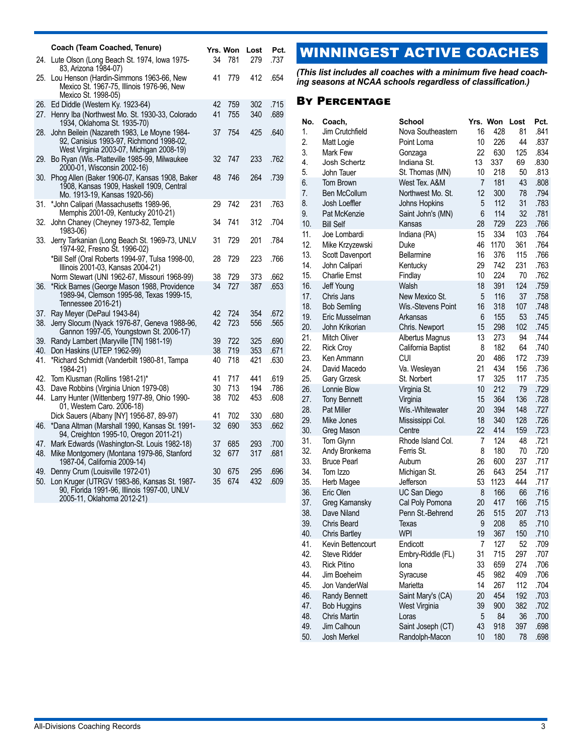| | Coach (Team Coached, Tenure) | Yrs. | Won | Lost | Pct. |
|---|---|---|---|---|---|
| 24. | Lute Olson (Long Beach St. 1974, Iowa 1975-83, Arizona 1984-07) | 34 | 781 | 279 | .737 |
| 25. | Lou Henson (Hardin-Simmons 1963-66, New Mexico St. 1967-75, Illinois 1976-96, New Mexico St. 1998-05) | 41 | 779 | 412 | .654 |
| 26. | Ed Diddle (Western Ky. 1923-64) | 42 | 759 | 302 | .715 |
| 27. | Henry Iba (Northwest Mo. St. 1930-33, Colorado 1934, Oklahoma St. 1935-70) | 41 | 755 | 340 | .689 |
| 28. | John Beilein (Nazareth 1983, Le Moyne 1984-92, Canisius 1993-97, Richmond 1998-02, West Virginia 2003-07, Michigan 2008-19) | 37 | 754 | 425 | .640 |
| 29. | Bo Ryan (Wis.-Platteville 1985-99, Milwaukee 2000-01, Wisconsin 2002-16) | 32 | 747 | 233 | .762 |
| 30. | Phog Allen (Baker 1906-07, Kansas 1908, Baker 1908, Kansas 1909, Haskell 1909, Central Mo. 1913-19, Kansas 1920-56) | 48 | 746 | 264 | .739 |
| 31. | *John Calipari (Massachusetts 1989-96, Memphis 2001-09, Kentucky 2010-21) | 29 | 742 | 231 | .763 |
| 32. | John Chaney (Cheyney 1973-82, Temple 1983-06) | 34 | 741 | 312 | .704 |
| 33. | Jerry Tarkanian (Long Beach St. 1969-73, UNLV 1974-92, Fresno St. 1996-02) | 31 | 729 | 201 | .784 |
| | *Bill Self (Oral Roberts 1994-97, Tulsa 1998-00, Illinois 2001-03, Kansas 2004-21) | 28 | 729 | 223 | .766 |
| | Norm Stewart (UNI 1962-67, Missouri 1968-99) | 38 | 729 | 373 | .662 |
| 36. | *Rick Barnes (George Mason 1988, Providence 1989-94, Clemson 1995-98, Texas 1999-15, Tennessee 2016-21) | 34 | 727 | 387 | .653 |
| 37. | Ray Meyer (DePaul 1943-84) | 42 | 724 | 354 | .672 |
| 38. | Jerry Slocum (Nyack 1976-87, Geneva 1988-96, Gannon 1997-05, Youngstown St. 2006-17) | 42 | 723 | 556 | .565 |
| 39. | Randy Lambert (Maryville [TN] 1981-19) | 39 | 722 | 325 | .690 |
| 40. | Don Haskins (UTEP 1962-99) | 38 | 719 | 353 | .671 |
| 41. | *Richard Schmidt (Vanderbilt 1980-81, Tampa 1984-21) | 40 | 718 | 421 | .630 |
| 42. | Tom Klusman (Rollins 1981-21)* | 41 | 717 | 441 | .619 |
| 43. | Dave Robbins (Virginia Union 1979-08) | 30 | 713 | 194 | .786 |
| 44. | Larry Hunter (Wittenberg 1977-89, Ohio 1990-01, Western Caro. 2006-18) | 38 | 702 | 453 | .608 |
| | Dick Sauers (Albany [NY] 1956-87, 89-97) | 41 | 702 | 330 | .680 |
| 46. | *Dana Altman (Marshall 1990, Kansas St. 1991-94, Creighton 1995-10, Oregon 2011-21) | 32 | 690 | 353 | .662 |
| 47. | Mark Edwards (Washington-St. Louis 1982-18) | 37 | 685 | 293 | .700 |
| 48. | Mike Montgomery (Montana 1979-86, Stanford 1987-04, California 2009-14) | 32 | 677 | 317 | .681 |
| 49. | Denny Crum (Louisville 1972-01) | 30 | 675 | 295 | .696 |
| 50. | Lon Kruger (UTRGV 1983-86, Kansas St. 1987-90, Florida 1991-96, Illinois 1997-00, UNLV 2005-11, Oklahoma 2012-21) | 35 | 674 | 432 | .609 |

# WINNINGEST ACTIVE COACHES

***(This list includes all coaches with a minimum five head coaching seasons at NCAA schools regardless of classification.)***

## By Percentage

| No. | Coach, | School | Yrs. | Won | Lost | Pct. |
|---|---|---|---|---|---|---|
| 1. | Jim Crutchfield | Nova Southeastern | 16 | 428 | 81 | .841 |
| 2. | Matt Logie | Point Loma | 10 | 226 | 44 | .837 |
| 3. | Mark Few | Gonzaga | 22 | 630 | 125 | .834 |
| 4. | Josh Schertz | Indiana St. | 13 | 337 | 69 | .830 |
| 5. | John Tauer | St. Thomas (MN) | 10 | 218 | 50 | .813 |
| 6. | Tom Brown | West Tex. A&M | 7 | 181 | 43 | .808 |
| 7. | Ben McCollum | Northwest Mo. St. | 12 | 300 | 78 | .794 |
| 8. | Josh Loeffler | Johns Hopkins | 5 | 112 | 31 | .783 |
| 9. | Pat McKenzie | Saint John's (MN) | 6 | 114 | 32 | .781 |
| 10. | Bill Self | Kansas | 28 | 729 | 223 | .766 |
| 11. | Joe Lombardi | Indiana (PA) | 15 | 334 | 103 | .764 |
| 12. | Mike Krzyzewski | Duke | 46 | 1170 | 361 | .764 |
| 13. | Scott Davenport | Bellarmine | 16 | 376 | 115 | .766 |
| 14. | John Calipari | Kentucky | 29 | 742 | 231 | .763 |
| 15. | Charlie Ernst | Findlay | 10 | 224 | 70 | .762 |
| 16. | Jeff Young | Walsh | 18 | 391 | 124 | .759 |
| 17. | Chris Jans | New Mexico St. | 5 | 116 | 37 | .758 |
| 18. | Bob Semling | Wis.-Stevens Point | 16 | 318 | 107 | .748 |
| 19. | Eric Musselman | Arkansas | 6 | 155 | 53 | .745 |
| 20. | John Krikorian | Chris. Newport | 15 | 298 | 102 | .745 |
| 21. | Mitch Oliver | Albertus Magnus | 13 | 273 | 94 | .744 |
| 22. | Rick Croy | California Baptist | 8 | 182 | 64 | .740 |
| 23. | Ken Ammann | CUI | 20 | 486 | 172 | .739 |
| 24. | David Macedo | Va. Wesleyan | 21 | 434 | 156 | .736 |
| 25. | Gary Grzesk | St. Norbert | 17 | 325 | 117 | .735 |
| 26. | Lonnie Blow | Virginia St. | 10 | 212 | 79 | .729 |
| 27. | Tony Bennett | Virginia | 15 | 364 | 136 | .728 |
| 28. | Pat Miller | Wis.-Whitewater | 20 | 394 | 148 | .727 |
| 29. | Mike Jones | Mississippi Col. | 18 | 340 | 128 | .726 |
| 30. | Greg Mason | Centre | 22 | 414 | 159 | .723 |
| 31. | Tom Glynn | Rhode Island Col. | 7 | 124 | 48 | .721 |
| 32. | Andy Bronkema | Ferris St. | 8 | 180 | 70 | .720 |
| 33. | Bruce Pearl | Auburn | 26 | 600 | 237 | .717 |
| 34. | Tom Izzo | Michigan St. | 26 | 643 | 254 | .717 |
| 35. | Herb Magee | Jefferson | 53 | 1123 | 444 | .717 |
| 36. | Eric Olen | UC San Diego | 8 | 166 | 66 | .716 |
| 37. | Greg Kamansky | Cal Poly Pomona | 20 | 417 | 166 | .715 |
| 38. | Dave Niland | Penn St.-Behrend | 26 | 515 | 207 | .713 |
| 39. | Chris Beard | Texas | 9 | 208 | 85 | .710 |
| 40. | Chris Bartley | WPI | 19 | 367 | 150 | .710 |
| 41. | Kevin Bettencourt | Endicott | 7 | 127 | 52 | .709 |
| 42. | Steve Ridder | Embry-Riddle (FL) | 31 | 715 | 297 | .707 |
| 43. | Rick Pitino | Iona | 33 | 659 | 274 | .706 |
| 44. | Jim Boeheim | Syracuse | 45 | 982 | 409 | .706 |
| 45. | Jon VanderWal | Marietta | 14 | 267 | 112 | .704 |
| 46. | Randy Bennett | Saint Mary's (CA) | 20 | 454 | 192 | .703 |
| 47. | Bob Huggins | West Virginia | 39 | 900 | 382 | .702 |
| 48. | Chris Martin | Loras | 5 | 84 | 36 | .700 |
| 49. | Jim Calhoun | Saint Joseph (CT) | 43 | 918 | 397 | .698 |
| 50. | Josh Merkel | Randolph-Macon | 10 | 180 | 78 | .698 |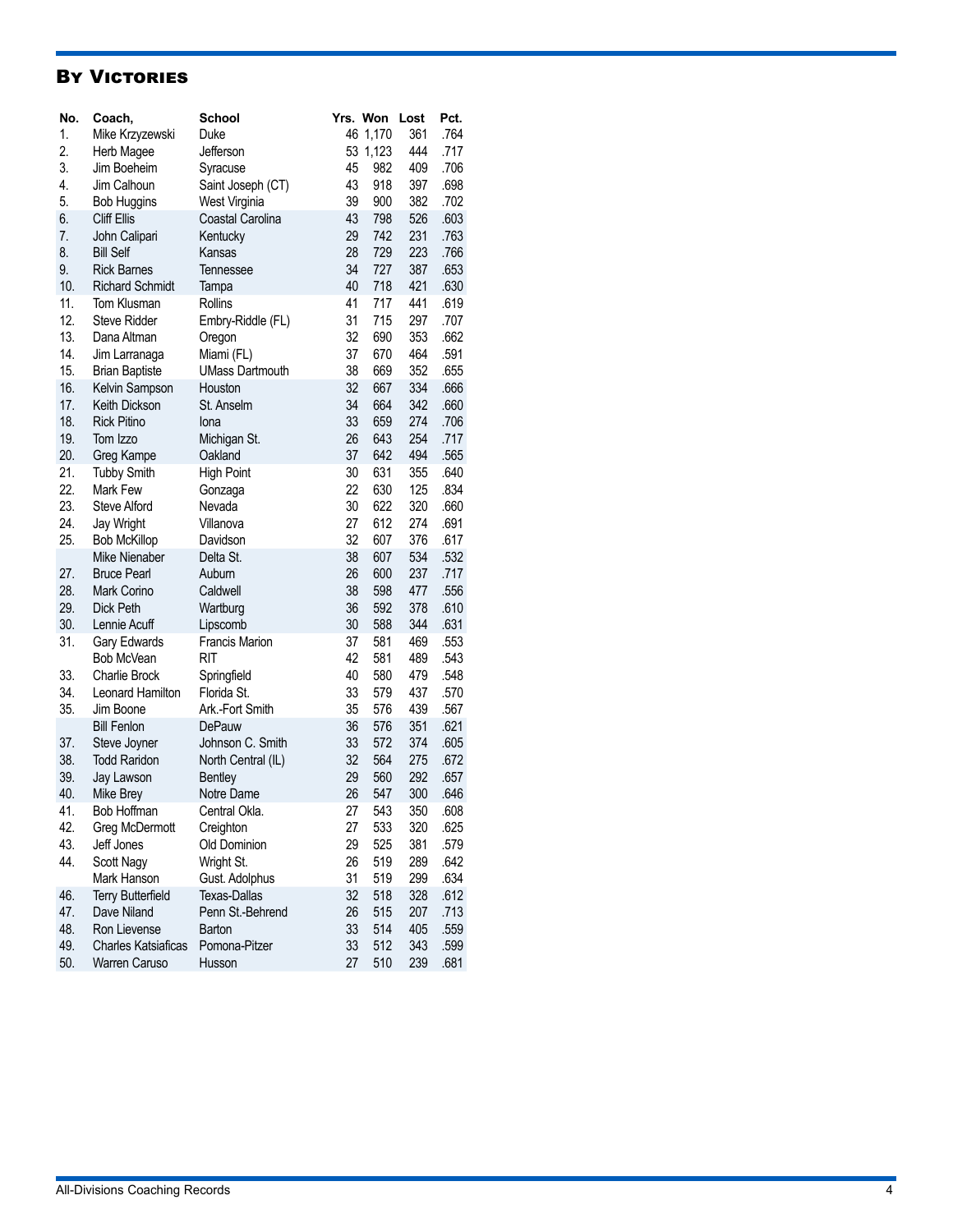## By Victories

| No. | Coach, | School | Yrs. | Won | Lost | Pct. |
|---|---|---|---|---|---|---|
| 1. | Mike Krzyzewski | Duke | 46 | 1,170 | 361 | .764 |
| 2. | Herb Magee | Jefferson | 53 | 1,123 | 444 | .717 |
| 3. | Jim Boeheim | Syracuse | 45 | 982 | 409 | .706 |
| 4. | Jim Calhoun | Saint Joseph (CT) | 43 | 918 | 397 | .698 |
| 5. | Bob Huggins | West Virginia | 39 | 900 | 382 | .702 |
| 6. | Cliff Ellis | Coastal Carolina | 43 | 798 | 526 | .603 |
| 7. | John Calipari | Kentucky | 29 | 742 | 231 | .763 |
| 8. | Bill Self | Kansas | 28 | 729 | 223 | .766 |
| 9. | Rick Barnes | Tennessee | 34 | 727 | 387 | .653 |
| 10. | Richard Schmidt | Tampa | 40 | 718 | 421 | .630 |
| 11. | Tom Klusman | Rollins | 41 | 717 | 441 | .619 |
| 12. | Steve Ridder | Embry-Riddle (FL) | 31 | 715 | 297 | .707 |
| 13. | Dana Altman | Oregon | 32 | 690 | 353 | .662 |
| 14. | Jim Larranaga | Miami (FL) | 37 | 670 | 464 | .591 |
| 15. | Brian Baptiste | UMass Dartmouth | 38 | 669 | 352 | .655 |
| 16. | Kelvin Sampson | Houston | 32 | 667 | 334 | .666 |
| 17. | Keith Dickson | St. Anselm | 34 | 664 | 342 | .660 |
| 18. | Rick Pitino | Iona | 33 | 659 | 274 | .706 |
| 19. | Tom Izzo | Michigan St. | 26 | 643 | 254 | .717 |
| 20. | Greg Kampe | Oakland | 37 | 642 | 494 | .565 |
| 21. | Tubby Smith | High Point | 30 | 631 | 355 | .640 |
| 22. | Mark Few | Gonzaga | 22 | 630 | 125 | .834 |
| 23. | Steve Alford | Nevada | 30 | 622 | 320 | .660 |
| 24. | Jay Wright | Villanova | 27 | 612 | 274 | .691 |
| 25. | Bob McKillop | Davidson | 32 | 607 | 376 | .617 |
| | Mike Nienaber | Delta St. | 38 | 607 | 534 | .532 |
| 27. | Bruce Pearl | Auburn | 26 | 600 | 237 | .717 |
| 28. | Mark Corino | Caldwell | 38 | 598 | 477 | .556 |
| 29. | Dick Peth | Wartburg | 36 | 592 | 378 | .610 |
| 30. | Lennie Acuff | Lipscomb | 30 | 588 | 344 | .631 |
| 31. | Gary Edwards | Francis Marion | 37 | 581 | 469 | .553 |
| | Bob McVean | RIT | 42 | 581 | 489 | .543 |
| 33. | Charlie Brock | Springfield | 40 | 580 | 479 | .548 |
| 34. | Leonard Hamilton | Florida St. | 33 | 579 | 437 | .570 |
| 35. | Jim Boone | Ark.-Fort Smith | 35 | 576 | 439 | .567 |
| | Bill Fenlon | DePauw | 36 | 576 | 351 | .621 |
| 37. | Steve Joyner | Johnson C. Smith | 33 | 572 | 374 | .605 |
| 38. | Todd Raridon | North Central (IL) | 32 | 564 | 275 | .672 |
| 39. | Jay Lawson | Bentley | 29 | 560 | 292 | .657 |
| 40. | Mike Brey | Notre Dame | 26 | 547 | 300 | .646 |
| 41. | Bob Hoffman | Central Okla. | 27 | 543 | 350 | .608 |
| 42. | Greg McDermott | Creighton | 27 | 533 | 320 | .625 |
| 43. | Jeff Jones | Old Dominion | 29 | 525 | 381 | .579 |
| 44. | Scott Nagy | Wright St. | 26 | 519 | 289 | .642 |
| | Mark Hanson | Gust. Adolphus | 31 | 519 | 299 | .634 |
| 46. | Terry Butterfield | Texas-Dallas | 32 | 518 | 328 | .612 |
| 47. | Dave Niland | Penn St.-Behrend | 26 | 515 | 207 | .713 |
| 48. | Ron Lievense | Barton | 33 | 514 | 405 | .559 |
| 49. | Charles Katsiaficas | Pomona-Pitzer | 33 | 512 | 343 | .599 |
| 50. | Warren Caruso | Husson | 27 | 510 | 239 | .681 |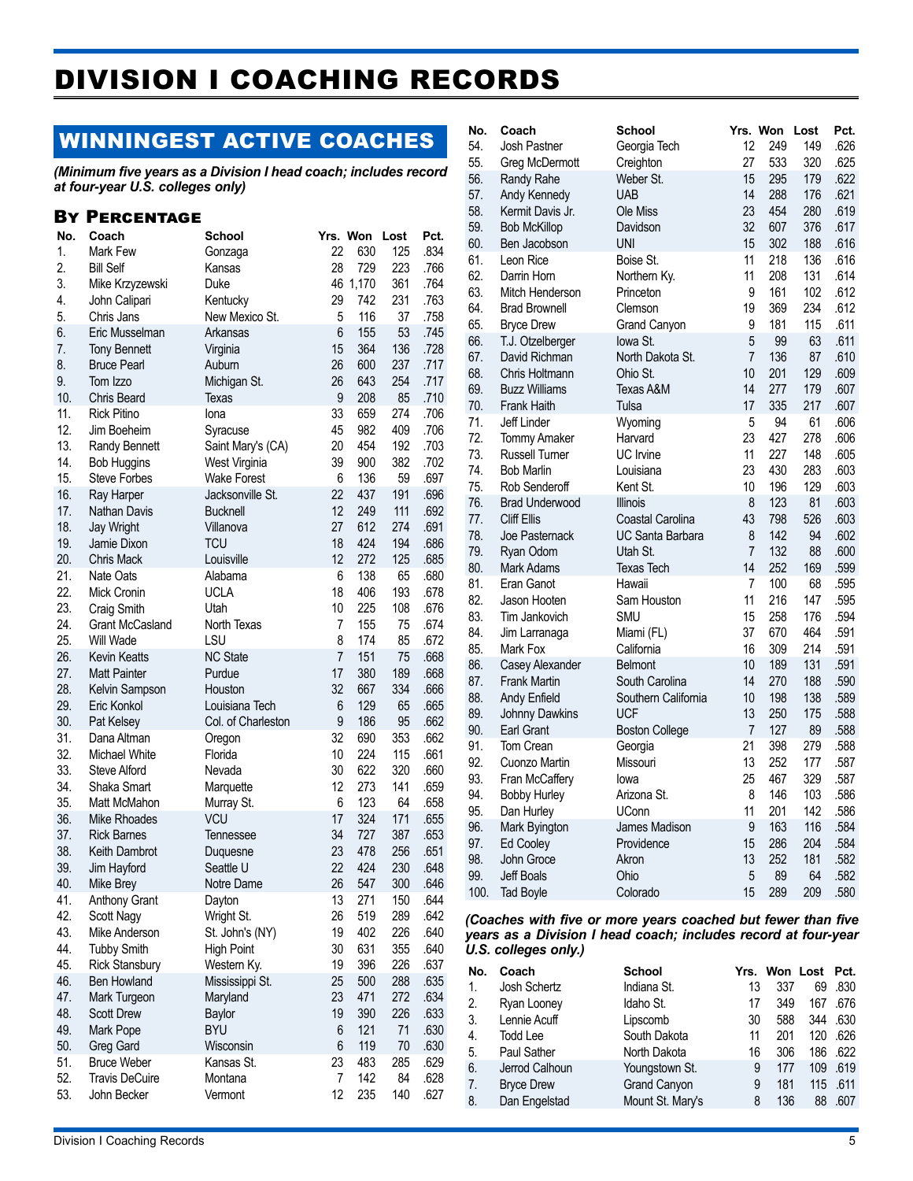# DIVISION I COACHING RECORDS

## WINNINGEST ACTIVE COACHES

*(Minimum five years as a Division I head coach; includes record at four-year U.S. colleges only)*

### By Percentage

| No. | Coach | School | Yrs. | Won | Lost | Pct. |
|---|---|---|---|---|---|---|
| 1. | Mark Few | Gonzaga | 22 | 630 | 125 | .834 |
| 2. | Bill Self | Kansas | 28 | 729 | 223 | .766 |
| 3. | Mike Krzyzewski | Duke | 46 | 1,170 | 361 | .764 |
| 4. | John Calipari | Kentucky | 29 | 742 | 231 | .763 |
| 5. | Chris Jans | New Mexico St. | 5 | 116 | 37 | .758 |
| 6. | Eric Musselman | Arkansas | 6 | 155 | 53 | .745 |
| 7. | Tony Bennett | Virginia | 15 | 364 | 136 | .728 |
| 8. | Bruce Pearl | Auburn | 26 | 600 | 237 | .717 |
| 9. | Tom Izzo | Michigan St. | 26 | 643 | 254 | .717 |
| 10. | Chris Beard | Texas | 9 | 208 | 85 | .710 |
| 11. | Rick Pitino | Iona | 33 | 659 | 274 | .706 |
| 12. | Jim Boeheim | Syracuse | 45 | 982 | 409 | .706 |
| 13. | Randy Bennett | Saint Mary's (CA) | 20 | 454 | 192 | .703 |
| 14. | Bob Huggins | West Virginia | 39 | 900 | 382 | .702 |
| 15. | Steve Forbes | Wake Forest | 6 | 136 | 59 | .697 |
| 16. | Ray Harper | Jacksonville St. | 22 | 437 | 191 | .696 |
| 17. | Nathan Davis | Bucknell | 12 | 249 | 111 | .692 |
| 18. | Jay Wright | Villanova | 27 | 612 | 274 | .691 |
| 19. | Jamie Dixon | TCU | 18 | 424 | 194 | .686 |
| 20. | Chris Mack | Louisville | 12 | 272 | 125 | .685 |
| 21. | Nate Oats | Alabama | 6 | 138 | 65 | .680 |
| 22. | Mick Cronin | UCLA | 18 | 406 | 193 | .678 |
| 23. | Craig Smith | Utah | 10 | 225 | 108 | .676 |
| 24. | Grant McCasland | North Texas | 7 | 155 | 75 | .674 |
| 25. | Will Wade | LSU | 8 | 174 | 85 | .672 |
| 26. | Kevin Keatts | NC State | 7 | 151 | 75 | .668 |
| 27. | Matt Painter | Purdue | 17 | 380 | 189 | .668 |
| 28. | Kelvin Sampson | Houston | 32 | 667 | 334 | .666 |
| 29. | Eric Konkol | Louisiana Tech | 6 | 129 | 65 | .665 |
| 30. | Pat Kelsey | Col. of Charleston | 9 | 186 | 95 | .662 |
| 31. | Dana Altman | Oregon | 32 | 690 | 353 | .662 |
| 32. | Michael White | Florida | 10 | 224 | 115 | .661 |
| 33. | Steve Alford | Nevada | 30 | 622 | 320 | .660 |
| 34. | Shaka Smart | Marquette | 12 | 273 | 141 | .659 |
| 35. | Matt McMahon | Murray St. | 6 | 123 | 64 | .658 |
| 36. | Mike Rhoades | VCU | 17 | 324 | 171 | .655 |
| 37. | Rick Barnes | Tennessee | 34 | 727 | 387 | .653 |
| 38. | Keith Dambrot | Duquesne | 23 | 478 | 256 | .651 |
| 39. | Jim Hayford | Seattle U | 22 | 424 | 230 | .648 |
| 40. | Mike Brey | Notre Dame | 26 | 547 | 300 | .646 |
| 41. | Anthony Grant | Dayton | 13 | 271 | 150 | .644 |
| 42. | Scott Nagy | Wright St. | 26 | 519 | 289 | .642 |
| 43. | Mike Anderson | St. John's (NY) | 19 | 402 | 226 | .640 |
| 44. | Tubby Smith | High Point | 30 | 631 | 355 | .640 |
| 45. | Rick Stansbury | Western Ky. | 19 | 396 | 226 | .637 |
| 46. | Ben Howland | Mississippi St. | 25 | 500 | 288 | .635 |
| 47. | Mark Turgeon | Maryland | 23 | 471 | 272 | .634 |
| 48. | Scott Drew | Baylor | 19 | 390 | 226 | .633 |
| 49. | Mark Pope | BYU | 6 | 121 | 71 | .630 |
| 50. | Greg Gard | Wisconsin | 6 | 119 | 70 | .630 |
| 51. | Bruce Weber | Kansas St. | 23 | 483 | 285 | .629 |
| 52. | Travis DeCuire | Montana | 7 | 142 | 84 | .628 |
| 53. | John Becker | Vermont | 12 | 235 | 140 | .627 |
| 54. | Josh Pastner | Georgia Tech | 12 | 249 | 149 | .626 |
| 55. | Greg McDermott | Creighton | 27 | 533 | 320 | .625 |
| 56. | Randy Rahe | Weber St. | 15 | 295 | 179 | .622 |
| 57. | Andy Kennedy | UAB | 14 | 288 | 176 | .621 |
| 58. | Kermit Davis Jr. | Ole Miss | 23 | 454 | 280 | .619 |
| 59. | Bob McKillop | Davidson | 32 | 607 | 376 | .617 |
| 60. | Ben Jacobson | UNI | 15 | 302 | 188 | .616 |
| 61. | Leon Rice | Boise St. | 11 | 218 | 136 | .616 |
| 62. | Darrin Horn | Northern Ky. | 11 | 208 | 131 | .614 |
| 63. | Mitch Henderson | Princeton | 9 | 161 | 102 | .612 |
| 64. | Brad Brownell | Clemson | 19 | 369 | 234 | .612 |
| 65. | Bryce Drew | Grand Canyon | 9 | 181 | 115 | .611 |
| 66. | T.J. Otzelberger | Iowa St. | 5 | 99 | 63 | .611 |
| 67. | David Richman | North Dakota St. | 7 | 136 | 87 | .610 |
| 68. | Chris Holtmann | Ohio St. | 10 | 201 | 129 | .609 |
| 69. | Buzz Williams | Texas A&M | 14 | 277 | 179 | .607 |
| 70. | Frank Haith | Tulsa | 17 | 335 | 217 | .607 |
| 71. | Jeff Linder | Wyoming | 5 | 94 | 61 | .606 |
| 72. | Tommy Amaker | Harvard | 23 | 427 | 278 | .606 |
| 73. | Russell Turner | UC Irvine | 11 | 227 | 148 | .605 |
| 74. | Bob Marlin | Louisiana | 23 | 430 | 283 | .603 |
| 75. | Rob Senderoff | Kent St. | 10 | 196 | 129 | .603 |
| 76. | Brad Underwood | Illinois | 8 | 123 | 81 | .603 |
| 77. | Cliff Ellis | Coastal Carolina | 43 | 798 | 526 | .603 |
| 78. | Joe Pasternack | UC Santa Barbara | 8 | 142 | 94 | .602 |
| 79. | Ryan Odom | Utah St. | 7 | 132 | 88 | .600 |
| 80. | Mark Adams | Texas Tech | 14 | 252 | 169 | .599 |
| 81. | Eran Ganot | Hawaii | 7 | 100 | 68 | .595 |
| 82. | Jason Hooten | Sam Houston | 11 | 216 | 147 | .595 |
| 83. | Tim Jankovich | SMU | 15 | 258 | 176 | .594 |
| 84. | Jim Larranaga | Miami (FL) | 37 | 670 | 464 | .591 |
| 85. | Mark Fox | California | 16 | 309 | 214 | .591 |
| 86. | Casey Alexander | Belmont | 10 | 189 | 131 | .591 |
| 87. | Frank Martin | South Carolina | 14 | 270 | 188 | .590 |
| 88. | Andy Enfield | Southern California | 10 | 198 | 138 | .589 |
| 89. | Johnny Dawkins | UCF | 13 | 250 | 175 | .588 |
| 90. | Earl Grant | Boston College | 7 | 127 | 89 | .588 |
| 91. | Tom Crean | Georgia | 21 | 398 | 279 | .588 |
| 92. | Cuonzo Martin | Missouri | 13 | 252 | 177 | .587 |
| 93. | Fran McCaffery | Iowa | 25 | 467 | 329 | .587 |
| 94. | Bobby Hurley | Arizona St. | 8 | 146 | 103 | .586 |
| 95. | Dan Hurley | UConn | 11 | 201 | 142 | .586 |
| 96. | Mark Byington | James Madison | 9 | 163 | 116 | .584 |
| 97. | Ed Cooley | Providence | 15 | 286 | 204 | .584 |
| 98. | John Groce | Akron | 13 | 252 | 181 | .582 |
| 99. | Jeff Boals | Ohio | 5 | 89 | 64 | .582 |
| 100. | Tad Boyle | Colorado | 15 | 289 | 209 | .580 |

*(Coaches with five or more years coached but fewer than five years as a Division I head coach; includes record at four-year U.S. colleges only.)*

| No. | Coach | School | Yrs. | Won | Lost | Pct. |
|---|---|---|---|---|---|---|
| 1. | Josh Schertz | Indiana St. | 13 | 337 | 69 | .830 |
| 2. | Ryan Looney | Idaho St. | 17 | 349 | 167 | .676 |
| 3. | Lennie Acuff | Lipscomb | 30 | 588 | 344 | .630 |
| 4. | Todd Lee | South Dakota | 11 | 201 | 120 | .626 |
| 5. | Paul Sather | North Dakota | 16 | 306 | 186 | .622 |
| 6. | Jerrod Calhoun | Youngstown St. | 9 | 177 | 109 | .619 |
| 7. | Bryce Drew | Grand Canyon | 9 | 181 | 115 | .611 |
| 8. | Dan Engelstad | Mount St. Mary's | 8 | 136 | 88 | .607 |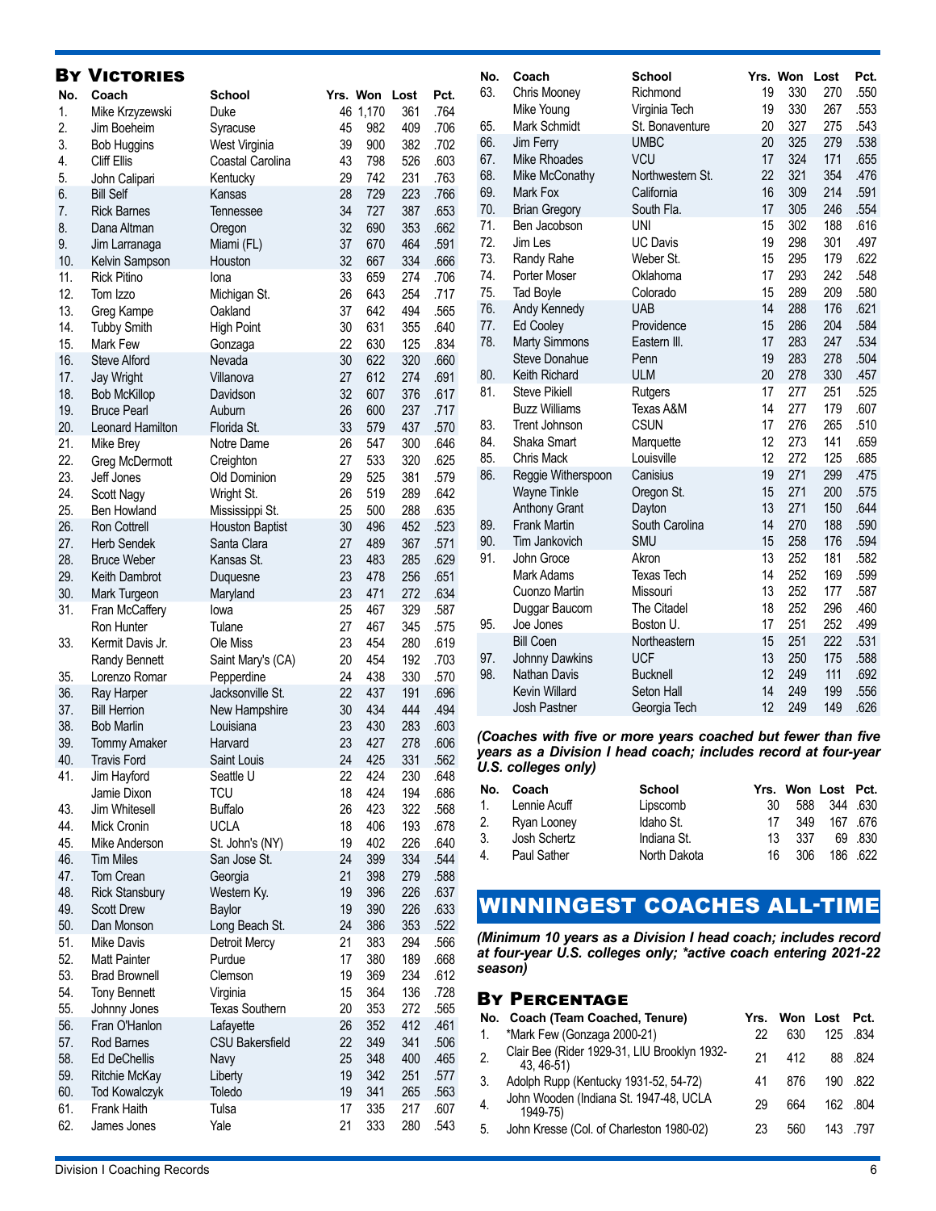## By Victories

| No. | Coach | School | Yrs. | Won | Lost | Pct. |
|---|---|---|---|---|---|---|
| 1. | Mike Krzyzewski | Duke | 46 | 1,170 | 361 | .764 |
| 2. | Jim Boeheim | Syracuse | 45 | 982 | 409 | .706 |
| 3. | Bob Huggins | West Virginia | 39 | 900 | 382 | .702 |
| 4. | Cliff Ellis | Coastal Carolina | 43 | 798 | 526 | .603 |
| 5. | John Calipari | Kentucky | 29 | 742 | 231 | .763 |
| 6. | Bill Self | Kansas | 28 | 729 | 223 | .766 |
| 7. | Rick Barnes | Tennessee | 34 | 727 | 387 | .653 |
| 8. | Dana Altman | Oregon | 32 | 690 | 353 | .662 |
| 9. | Jim Larranaga | Miami (FL) | 37 | 670 | 464 | .591 |
| 10. | Kelvin Sampson | Houston | 32 | 667 | 334 | .666 |
| 11. | Rick Pitino | Iona | 33 | 659 | 274 | .706 |
| 12. | Tom Izzo | Michigan St. | 26 | 643 | 254 | .717 |
| 13. | Greg Kampe | Oakland | 37 | 642 | 494 | .565 |
| 14. | Tubby Smith | High Point | 30 | 631 | 355 | .640 |
| 15. | Mark Few | Gonzaga | 22 | 630 | 125 | .834 |
| 16. | Steve Alford | Nevada | 30 | 622 | 320 | .660 |
| 17. | Jay Wright | Villanova | 27 | 612 | 274 | .691 |
| 18. | Bob McKillop | Davidson | 32 | 607 | 376 | .617 |
| 19. | Bruce Pearl | Auburn | 26 | 600 | 237 | .717 |
| 20. | Leonard Hamilton | Florida St. | 33 | 579 | 437 | .570 |
| 21. | Mike Brey | Notre Dame | 26 | 547 | 300 | .646 |
| 22. | Greg McDermott | Creighton | 27 | 533 | 320 | .625 |
| 23. | Jeff Jones | Old Dominion | 29 | 525 | 381 | .579 |
| 24. | Scott Nagy | Wright St. | 26 | 519 | 289 | .642 |
| 25. | Ben Howland | Mississippi St. | 25 | 500 | 288 | .635 |
| 26. | Ron Cottrell | Houston Baptist | 30 | 496 | 452 | .523 |
| 27. | Herb Sendek | Santa Clara | 27 | 489 | 367 | .571 |
| 28. | Bruce Weber | Kansas St. | 23 | 483 | 285 | .629 |
| 29. | Keith Dambrot | Duquesne | 23 | 478 | 256 | .651 |
| 30. | Mark Turgeon | Maryland | 23 | 471 | 272 | .634 |
| 31. | Fran McCaffery | Iowa | 25 | 467 | 329 | .587 |
| | Ron Hunter | Tulane | 27 | 467 | 345 | .575 |
| 33. | Kermit Davis Jr. | Ole Miss | 23 | 454 | 280 | .619 |
| | Randy Bennett | Saint Mary's (CA) | 20 | 454 | 192 | .703 |
| 35. | Lorenzo Romar | Pepperdine | 24 | 438 | 330 | .570 |
| 36. | Ray Harper | Jacksonville St. | 22 | 437 | 191 | .696 |
| 37. | Bill Herrion | New Hampshire | 30 | 434 | 444 | .494 |
| 38. | Bob Marlin | Louisiana | 23 | 430 | 283 | .603 |
| 39. | Tommy Amaker | Harvard | 23 | 427 | 278 | .606 |
| 40. | Travis Ford | Saint Louis | 24 | 425 | 331 | .562 |
| 41. | Jim Hayford | Seattle U | 22 | 424 | 230 | .648 |
| | Jamie Dixon | TCU | 18 | 424 | 194 | .686 |
| 43. | Jim Whitesell | Buffalo | 26 | 423 | 322 | .568 |
| 44. | Mick Cronin | UCLA | 18 | 406 | 193 | .678 |
| 45. | Mike Anderson | St. John's (NY) | 19 | 402 | 226 | .640 |
| 46. | Tim Miles | San Jose St. | 24 | 399 | 334 | .544 |
| 47. | Tom Crean | Georgia | 21 | 398 | 279 | .588 |
| 48. | Rick Stansbury | Western Ky. | 19 | 396 | 226 | .637 |
| 49. | Scott Drew | Baylor | 19 | 390 | 226 | .633 |
| 50. | Dan Monson | Long Beach St. | 24 | 386 | 353 | .522 |
| 51. | Mike Davis | Detroit Mercy | 21 | 383 | 294 | .566 |
| 52. | Matt Painter | Purdue | 17 | 380 | 189 | .668 |
| 53. | Brad Brownell | Clemson | 19 | 369 | 234 | .612 |
| 54. | Tony Bennett | Virginia | 15 | 364 | 136 | .728 |
| 55. | Johnny Jones | Texas Southern | 20 | 353 | 272 | .565 |
| 56. | Fran O'Hanlon | Lafayette | 26 | 352 | 412 | .461 |
| 57. | Rod Barnes | CSU Bakersfield | 22 | 349 | 341 | .506 |
| 58. | Ed DeChellis | Navy | 25 | 348 | 400 | .465 |
| 59. | Ritchie McKay | Liberty | 19 | 342 | 251 | .577 |
| 60. | Tod Kowalczyk | Toledo | 19 | 341 | 265 | .563 |
| 61. | Frank Haith | Tulsa | 17 | 335 | 217 | .607 |
| 62. | James Jones | Yale | 21 | 333 | 280 | .543 |
| 63. | Chris Mooney | Richmond | 19 | 330 | 270 | .550 |
| | Mike Young | Virginia Tech | 19 | 330 | 267 | .553 |
| 65. | Mark Schmidt | St. Bonaventure | 20 | 327 | 275 | .543 |
| 66. | Jim Ferry | UMBC | 20 | 325 | 279 | .538 |
| 67. | Mike Rhoades | VCU | 17 | 324 | 171 | .655 |
| 68. | Mike McConathy | Northwestern St. | 22 | 321 | 354 | .476 |
| 69. | Mark Fox | California | 16 | 309 | 214 | .591 |
| 70. | Brian Gregory | South Fla. | 17 | 305 | 246 | .554 |
| 71. | Ben Jacobson | UNI | 15 | 302 | 188 | .616 |
| 72. | Jim Les | UC Davis | 19 | 298 | 301 | .497 |
| 73. | Randy Rahe | Weber St. | 15 | 295 | 179 | .622 |
| 74. | Porter Moser | Oklahoma | 17 | 293 | 242 | .548 |
| 75. | Tad Boyle | Colorado | 15 | 289 | 209 | .580 |
| 76. | Andy Kennedy | UAB | 14 | 288 | 176 | .621 |
| 77. | Ed Cooley | Providence | 15 | 286 | 204 | .584 |
| 78. | Marty Simmons | Eastern Ill. | 17 | 283 | 247 | .534 |
| | Steve Donahue | Penn | 19 | 283 | 278 | .504 |
| 80. | Keith Richard | ULM | 20 | 278 | 330 | .457 |
| 81. | Steve Pikiell | Rutgers | 17 | 277 | 251 | .525 |
| | Buzz Williams | Texas A&M | 14 | 277 | 179 | .607 |
| 83. | Trent Johnson | CSUN | 17 | 276 | 265 | .510 |
| 84. | Shaka Smart | Marquette | 12 | 273 | 141 | .659 |
| 85. | Chris Mack | Louisville | 12 | 272 | 125 | .685 |
| 86. | Reggie Witherspoon | Canisius | 19 | 271 | 299 | .475 |
| | Wayne Tinkle | Oregon St. | 15 | 271 | 200 | .575 |
| | Anthony Grant | Dayton | 13 | 271 | 150 | .644 |
| 89. | Frank Martin | South Carolina | 14 | 270 | 188 | .590 |
| 90. | Tim Jankovich | SMU | 15 | 258 | 176 | .594 |
| 91. | John Groce | Akron | 13 | 252 | 181 | .582 |
| | Mark Adams | Texas Tech | 14 | 252 | 169 | .599 |
| | Cuonzo Martin | Missouri | 13 | 252 | 177 | .587 |
| | Duggar Baucom | The Citadel | 18 | 252 | 296 | .460 |
| 95. | Joe Jones | Boston U. | 17 | 251 | 252 | .499 |
| | Bill Coen | Northeastern | 15 | 251 | 222 | .531 |
| 97. | Johnny Dawkins | UCF | 13 | 250 | 175 | .588 |
| 98. | Nathan Davis | Bucknell | 12 | 249 | 111 | .692 |
| | Kevin Willard | Seton Hall | 14 | 249 | 199 | .556 |
| | Josh Pastner | Georgia Tech | 12 | 249 | 149 | .626 |

***(Coaches with five or more years coached but fewer than five years as a Division I head coach; includes record at four-year U.S. colleges only)***

| No. | Coach | School | Yrs. | Won | Lost | Pct. |
|---|---|---|---|---|---|---|
| 1. | Lennie Acuff | Lipscomb | 30 | 588 | 344 | .630 |
| 2. | Ryan Looney | Idaho St. | 17 | 349 | 167 | .676 |
| 3. | Josh Schertz | Indiana St. | 13 | 337 | 69 | .830 |
| 4. | Paul Sather | North Dakota | 16 | 306 | 186 | .622 |

# WINNINGEST COACHES ALL-TIME

***(Minimum 10 years as a Division I head coach; includes record at four-year U.S. colleges only; *active coach entering 2021-22 season)***

## By Percentage

| No. | Coach (Team Coached, Tenure) | Yrs. | Won | Lost | Pct. |
|---|---|---|---|---|---|
| 1. | *Mark Few (Gonzaga 2000-21) | 22 | 630 | 125 | .834 |
| 2. | Clair Bee (Rider 1929-31, LIU Brooklyn 1932-43, 46-51) | 21 | 412 | 88 | .824 |
| 3. | Adolph Rupp (Kentucky 1931-52, 54-72) | 41 | 876 | 190 | .822 |
| 4. | John Wooden (Indiana St. 1947-48, UCLA 1949-75) | 29 | 664 | 162 | .804 |
| 5. | John Kresse (Col. of Charleston 1980-02) | 23 | 560 | 143 | .797 |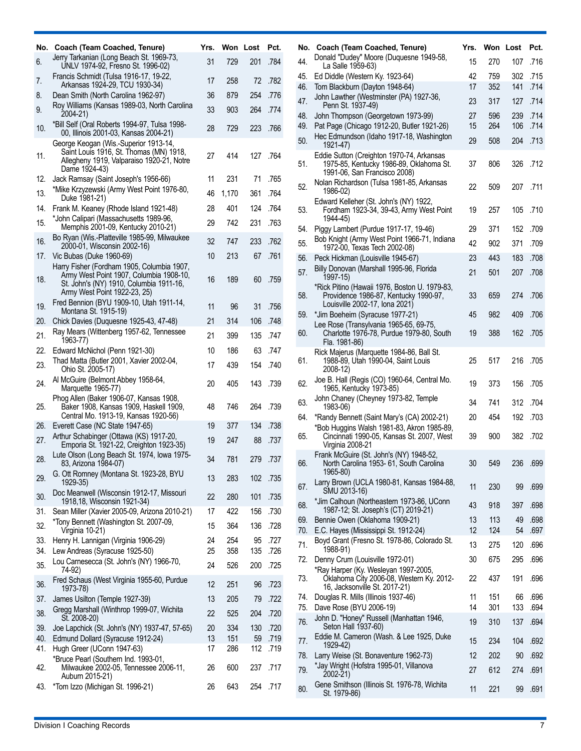| No. | Coach (Team Coached, Tenure) | Yrs. | Won | Lost | Pct. |
|---|---|---|---|---|---|
| 6. | Jerry Tarkanian (Long Beach St. 1969-73, UNLV 1974-92, Fresno St. 1996-02) | 31 | 729 | 201 | .784 |
| 7. | Francis Schmidt (Tulsa 1916-17, 19-22, Arkansas 1924-29, TCU 1930-34) | 17 | 258 | 72 | .782 |
| 8. | Dean Smith (North Carolina 1962-97) | 36 | 879 | 254 | .776 |
| 9. | Roy Williams (Kansas 1989-03, North Carolina 2004-21) | 33 | 903 | 264 | .774 |
| 10. | *Bill Self (Oral Roberts 1994-97, Tulsa 1998-00, Illinois 2001-03, Kansas 2004-21) | 28 | 729 | 223 | .766 |
| 11. | George Keogan (Wis.-Superior 1913-14, Saint Louis 1916, St. Thomas (MN) 1918, Allegheny 1919, Valparaiso 1920-21, Notre Dame 1924-43) | 27 | 414 | 127 | .764 |
| 12. | Jack Ramsay (Saint Joseph's 1956-66) | 11 | 231 | 71 | .765 |
| 13. | *Mike Krzyzewski (Army West Point 1976-80, Duke 1981-21) | 46 | 1,170 | 361 | .764 |
| 14. | Frank M. Keaney (Rhode Island 1921-48) | 28 | 401 | 124 | .764 |
| 15. | *John Calipari (Massachusetts 1989-96, Memphis 2001-09, Kentucky 2010-21) | 29 | 742 | 231 | .763 |
| 16. | Bo Ryan (Wis.-Platteville 1985-99, Milwaukee 2000-01, Wisconsin 2002-16) | 32 | 747 | 233 | .762 |
| 17. | Vic Bubas (Duke 1960-69) | 10 | 213 | 67 | .761 |
| 18. | Harry Fisher (Fordham 1905, Columbia 1907, Army West Point 1907, Columbia 1908-10, St. John's (NY) 1910, Columbia 1911-16, Army West Point 1922-23, 25) | 16 | 189 | 60 | .759 |
| 19. | Fred Bennion (BYU 1909-10, Utah 1911-14, Montana St. 1915-19) | 11 | 96 | 31 | .756 |
| 20. | Chick Davies (Duquesne 1925-43, 47-48) | 21 | 314 | 106 | .748 |
| 21. | Ray Mears (Wittenberg 1957-62, Tennessee 1963-77) | 21 | 399 | 135 | .747 |
| 22. | Edward McNichol (Penn 1921-30) | 10 | 186 | 63 | .747 |
| 23. | Thad Matta (Butler 2001, Xavier 2002-04, Ohio St. 2005-17) | 17 | 439 | 154 | .740 |
| 24. | Al McGuire (Belmont Abbey 1958-64, Marquette 1965-77) | 20 | 405 | 143 | .739 |
| 25. | Phog Allen (Baker 1906-07, Kansas 1908, Baker 1908, Kansas 1909, Haskell 1909, Central Mo. 1913-19, Kansas 1920-56) | 48 | 746 | 264 | .739 |
| 26. | Everett Case (NC State 1947-65) | 19 | 377 | 134 | .738 |
| 27. | Arthur Schabinger (Ottawa (KS) 1917-20, Emporia St. 1921-22, Creighton 1923-35) | 19 | 247 | 88 | .737 |
| 28. | Lute Olson (Long Beach St. 1974, Iowa 1975-83, Arizona 1984-07) | 34 | 781 | 279 | .737 |
| 29. | G. Ott Romney (Montana St. 1923-28, BYU 1929-35) | 13 | 283 | 102 | .735 |
| 30. | Doc Meanwell (Wisconsin 1912-17, Missouri 1918,18, Wisconsin 1921-34) | 22 | 280 | 101 | .735 |
| 31. | Sean Miller (Xavier 2005-09, Arizona 2010-21) | 17 | 422 | 156 | .730 |
| 32. | *Tony Bennett (Washington St. 2007-09, Virginia 10-21) | 15 | 364 | 136 | .728 |
| 33. | Henry H. Lannigan (Virginia 1906-29) | 24 | 254 | 95 | .727 |
| 34. | Lew Andreas (Syracuse 1925-50) | 25 | 358 | 135 | .726 |
| 35. | Lou Carnesecca (St. John's (NY) 1966-70, 74-92) | 24 | 526 | 200 | .725 |
| 36. | Fred Schaus (West Virginia 1955-60, Purdue 1973-78) | 12 | 251 | 96 | .723 |
| 37. | James Usilton (Temple 1927-39) | 13 | 205 | 79 | .722 |
| 38. | Gregg Marshall (Winthrop 1999-07, Wichita St. 2008-20) | 22 | 525 | 204 | .720 |
| 39. | Joe Lapchick (St. John's (NY) 1937-47, 57-65) | 20 | 334 | 130 | .720 |
| 40. | Edmund Dollard (Syracuse 1912-24) | 13 | 151 | 59 | .719 |
| 41. | Hugh Greer (UConn 1947-63) | 17 | 286 | 112 | .719 |
| 42. | *Bruce Pearl (Southern Ind. 1993-01, Milwaukee 2002-05, Tennessee 2006-11, Auburn 2015-21) | 26 | 600 | 237 | .717 |
| 43. | *Tom Izzo (Michigan St. 1996-21) | 26 | 643 | 254 | .717 |
| 44. | Donald "Dudey" Moore (Duquesne 1949-58, La Salle 1959-63) | 15 | 270 | 107 | .716 |
| 45. | Ed Diddle (Western Ky. 1923-64) | 42 | 759 | 302 | .715 |
| 46. | Tom Blackburn (Dayton 1948-64) | 17 | 352 | 141 | .714 |
| 47. | John Lawther (Westminster (PA) 1927-36, Penn St. 1937-49) | 23 | 317 | 127 | .714 |
| 48. | John Thompson (Georgetown 1973-99) | 27 | 596 | 239 | .714 |
| 49. | Pat Page (Chicago 1912-20, Butler 1921-26) | 15 | 264 | 106 | .714 |
| 50. | Hec Edmundson (Idaho 1917-18, Washington 1921-47) | 29 | 508 | 204 | .713 |
| 51. | Eddie Sutton (Creighton 1970-74, Arkansas 1975-85, Kentucky 1986-89, Oklahoma St. 1991-06, San Francisco 2008) | 37 | 806 | 326 | .712 |
| 52. | Nolan Richardson (Tulsa 1981-85, Arkansas 1986-02) | 22 | 509 | 207 | .711 |
| 53. | Edward Kelleher (St. John's (NY) 1922, Fordham 1923-34, 39-43, Army West Point 1944-45) | 19 | 257 | 105 | .710 |
| 54. | Piggy Lambert (Purdue 1917-17, 19-46) | 29 | 371 | 152 | .709 |
| 55. | Bob Knight (Army West Point 1966-71, Indiana 1972-00, Texas Tech 2002-08) | 42 | 902 | 371 | .709 |
| 56. | Peck Hickman (Louisville 1945-67) | 23 | 443 | 183 | .708 |
| 57. | Billy Donovan (Marshall 1995-96, Florida 1997-15) | 21 | 501 | 207 | .708 |
| 58. | *Rick Pitino (Hawaii 1976, Boston U. 1979-83, Providence 1986-87, Kentucky 1990-97, Louisville 2002-17, Iona 2021) | 33 | 659 | 274 | .706 |
| 59. | *Jim Boeheim (Syracuse 1977-21) | 45 | 982 | 409 | .706 |
| 60. | Lee Rose (Transylvania 1965-65, 69-75, Charlotte 1976-78, Purdue 1979-80, South Fla. 1981-86) | 19 | 388 | 162 | .705 |
| 61. | Rick Majerus (Marquette 1984-86, Ball St. 1988-89, Utah 1990-04, Saint Louis 2008-12) | 25 | 517 | 216 | .705 |
| 62. | Joe B. Hall (Regis (CO) 1960-64, Central Mo. 1965, Kentucky 1973-85) | 19 | 373 | 156 | .705 |
| 63. | John Chaney (Cheyney 1973-82, Temple 1983-06) | 34 | 741 | 312 | .704 |
| 64. | *Randy Bennett (Saint Mary's (CA) 2002-21) | 20 | 454 | 192 | .703 |
| 65. | *Bob Huggins Walsh 1981-83, Akron 1985-89, Cincinnati 1990-05, Kansas St. 2007, West Virginia 2008-21 | 39 | 900 | 382 | .702 |
| 66. | Frank McGuire (St. John's (NY) 1948-52, North Carolina 1953- 61, South Carolina 1965-80) | 30 | 549 | 236 | .699 |
| 67. | Larry Brown (UCLA 1980-81, Kansas 1984-88, SMU 2013-16) | 11 | 230 | 99 | .699 |
| 68. | *Jim Calhoun (Northeastern 1973-86, UConn 1987-12; St. Joseph's (CT) 2019-21) | 43 | 918 | 397 | .698 |
| 69. | Bennie Owen (Oklahoma 1909-21) | 13 | 113 | 49 | .698 |
| 70. | E.C. Hayes (Mississippi St. 1912-24) | 12 | 124 | 54 | .697 |
| 71. | Boyd Grant (Fresno St. 1978-86, Colorado St. 1988-91) | 13 | 275 | 120 | .696 |
| 72. | Denny Crum (Louisville 1972-01) | 30 | 675 | 295 | .696 |
| 73. | *Ray Harper (Ky. Wesleyan 1997-2005, Oklahoma City 2006-08, Western Ky. 2012-16, Jacksonville St. 2017-21) | 22 | 437 | 191 | .696 |
| 74. | Douglas R. Mills (Illinois 1937-46) | 11 | 151 | 66 | .696 |
| 75. | Dave Rose (BYU 2006-19) | 14 | 301 | 133 | .694 |
| 76. | John D. "Honey" Russell (Manhattan 1946, Seton Hall 1937-60) | 19 | 310 | 137 | .694 |
| 77. | Eddie M. Cameron (Wash. & Lee 1925, Duke 1929-42) | 15 | 234 | 104 | .692 |
| 78. | Larry Weise (St. Bonaventure 1962-73) | 12 | 202 | 90 | .692 |
| 79. | *Jay Wright (Hofstra 1995-01, Villanova 2002-21) | 27 | 612 | 274 | .691 |
| 80. | Gene Smithson (Illinois St. 1976-78, Wichita St. 1979-86) | 11 | 221 | 99 | .691 |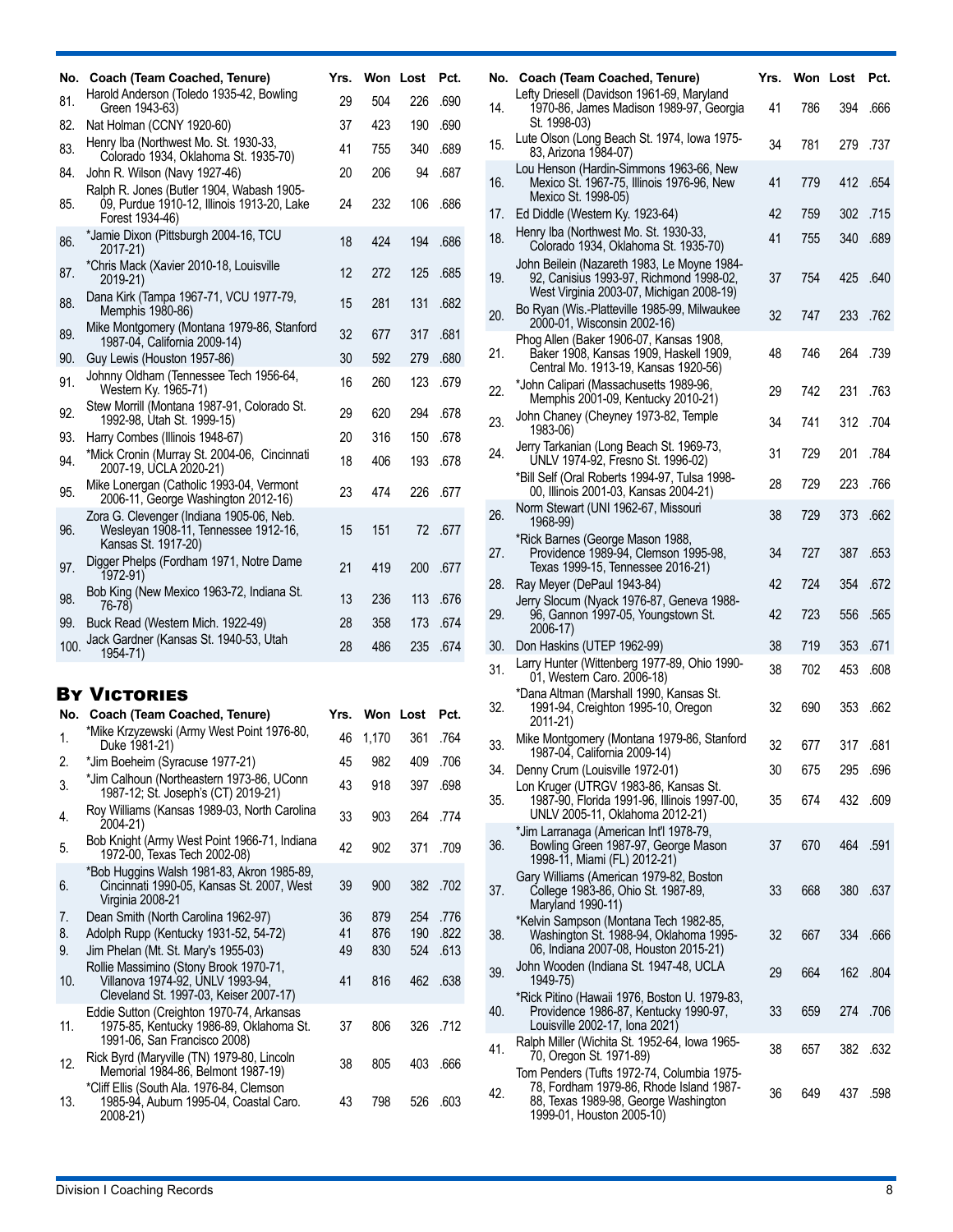| No. | Coach (Team Coached, Tenure) | Yrs. | Won | Lost | Pct. |
|---|---|---|---|---|---|
| 81. | Harold Anderson (Toledo 1935-42, Bowling Green 1943-63) | 29 | 504 | 226 | .690 |
| 82. | Nat Holman (CCNY 1920-60) | 37 | 423 | 190 | .690 |
| 83. | Henry Iba (Northwest Mo. St. 1930-33, Colorado 1934, Oklahoma St. 1935-70) | 41 | 755 | 340 | .689 |
| 84. | John R. Wilson (Navy 1927-46) | 20 | 206 | 94 | .687 |
| 85. | Ralph R. Jones (Butler 1904, Wabash 1905-09, Purdue 1910-12, Illinois 1913-20, Lake Forest 1934-46) | 24 | 232 | 106 | .686 |
| 86. | *Jamie Dixon (Pittsburgh 2004-16, TCU 2017-21) | 18 | 424 | 194 | .686 |
| 87. | *Chris Mack (Xavier 2010-18, Louisville 2019-21) | 12 | 272 | 125 | .685 |
| 88. | Dana Kirk (Tampa 1967-71, VCU 1977-79, Memphis 1980-86) | 15 | 281 | 131 | .682 |
| 89. | Mike Montgomery (Montana 1979-86, Stanford 1987-04, California 2009-14) | 32 | 677 | 317 | .681 |
| 90. | Guy Lewis (Houston 1957-86) | 30 | 592 | 279 | .680 |
| 91. | Johnny Oldham (Tennessee Tech 1956-64, Western Ky. 1965-71) | 16 | 260 | 123 | .679 |
| 92. | Stew Morrill (Montana 1987-91, Colorado St. 1992-98, Utah St. 1999-15) | 29 | 620 | 294 | .678 |
| 93. | Harry Combes (Illinois 1948-67) | 20 | 316 | 150 | .678 |
| 94. | *Mick Cronin (Murray St. 2004-06, Cincinnati 2007-19, UCLA 2020-21) | 18 | 406 | 193 | .678 |
| 95. | Mike Lonergan (Catholic 1993-04, Vermont 2006-11, George Washington 2012-16) | 23 | 474 | 226 | .677 |
| 96. | Zora G. Clevenger (Indiana 1905-06, Neb. Wesleyan 1908-11, Tennessee 1912-16, Kansas St. 1917-20) | 15 | 151 | 72 | .677 |
| 97. | Digger Phelps (Fordham 1971, Notre Dame 1972-91) | 21 | 419 | 200 | .677 |
| 98. | Bob King (New Mexico 1963-72, Indiana St. 76-78) | 13 | 236 | 113 | .676 |
| 99. | Buck Read (Western Mich. 1922-49) | 28 | 358 | 173 | .674 |
| 100. | Jack Gardner (Kansas St. 1940-53, Utah 1954-71) | 28 | 486 | 235 | .674 |

## By Victories

| No. | Coach (Team Coached, Tenure) | Yrs. | Won | Lost | Pct. |
|---|---|---|---|---|---|
| 1. | *Mike Krzyzewski (Army West Point 1976-80, Duke 1981-21) | 46 | 1,170 | 361 | .764 |
| 2. | *Jim Boeheim (Syracuse 1977-21) | 45 | 982 | 409 | .706 |
| 3. | *Jim Calhoun (Northeastern 1973-86, UConn 1987-12; St. Joseph's (CT) 2019-21) | 43 | 918 | 397 | .698 |
| 4. | Roy Williams (Kansas 1989-03, North Carolina 2004-21) | 33 | 903 | 264 | .774 |
| 5. | Bob Knight (Army West Point 1966-71, Indiana 1972-00, Texas Tech 2002-08) | 42 | 902 | 371 | .709 |
| 6. | *Bob Huggins Walsh 1981-83, Akron 1985-89, Cincinnati 1990-05, Kansas St. 2007, West Virginia 2008-21 | 39 | 900 | 382 | .702 |
| 7. | Dean Smith (North Carolina 1962-97) | 36 | 879 | 254 | .776 |
| 8. | Adolph Rupp (Kentucky 1931-52, 54-72) | 41 | 876 | 190 | .822 |
| 9. | Jim Phelan (Mt. St. Mary's 1955-03) | 49 | 830 | 524 | .613 |
| 10. | Rollie Massimino (Stony Brook 1970-71, Villanova 1974-92, UNLV 1993-94, Cleveland St. 1997-03, Keiser 2007-17) | 41 | 816 | 462 | .638 |
| 11. | Eddie Sutton (Creighton 1970-74, Arkansas 1975-85, Kentucky 1986-89, Oklahoma St. 1991-06, San Francisco 2008) | 37 | 806 | 326 | .712 |
| 12. | Rick Byrd (Maryville (TN) 1979-80, Lincoln Memorial 1984-86, Belmont 1987-19) | 38 | 805 | 403 | .666 |
| 13. | *Cliff Ellis (South Ala. 1976-84, Clemson 1985-94, Auburn 1995-04, Coastal Caro. 2008-21) | 43 | 798 | 526 | .603 |
| 14. | Lefty Driesell (Davidson 1961-69, Maryland 1970-86, James Madison 1989-97, Georgia St. 1998-03) | 41 | 786 | 394 | .666 |
| 15. | Lute Olson (Long Beach St. 1974, Iowa 1975-83, Arizona 1984-07) | 34 | 781 | 279 | .737 |
| 16. | Lou Henson (Hardin-Simmons 1963-66, New Mexico St. 1967-75, Illinois 1976-96, New Mexico St. 1998-05) | 41 | 779 | 412 | .654 |
| 17. | Ed Diddle (Western Ky. 1923-64) | 42 | 759 | 302 | .715 |
| 18. | Henry Iba (Northwest Mo. St. 1930-33, Colorado 1934, Oklahoma St. 1935-70) | 41 | 755 | 340 | .689 |
| 19. | John Beilein (Nazareth 1983, Le Moyne 1984-92, Canisius 1993-97, Richmond 1998-02, West Virginia 2003-07, Michigan 2008-19) | 37 | 754 | 425 | .640 |
| 20. | Bo Ryan (Wis.-Platteville 1985-99, Milwaukee 2000-01, Wisconsin 2002-16) | 32 | 747 | 233 | .762 |
| 21. | Phog Allen (Baker 1906-07, Kansas 1908, Baker 1908, Kansas 1909, Haskell 1909, Central Mo. 1913-19, Kansas 1920-56) | 48 | 746 | 264 | .739 |
| 22. | *John Calipari (Massachusetts 1989-96, Memphis 2001-09, Kentucky 2010-21) | 29 | 742 | 231 | .763 |
| 23. | John Chaney (Cheyney 1973-82, Temple 1983-06) | 34 | 741 | 312 | .704 |
| 24. | Jerry Tarkanian (Long Beach St. 1969-73, UNLV 1974-92, Fresno St. 1996-02) | 31 | 729 | 201 | .784 |
| | *Bill Self (Oral Roberts 1994-97, Tulsa 1998-00, Illinois 2001-03, Kansas 2004-21) | 28 | 729 | 223 | .766 |
| 26. | Norm Stewart (UNI 1962-67, Missouri 1968-99) | 38 | 729 | 373 | .662 |
| 27. | *Rick Barnes (George Mason 1988, Providence 1989-94, Clemson 1995-98, Texas 1999-15, Tennessee 2016-21) | 34 | 727 | 387 | .653 |
| 28. | Ray Meyer (DePaul 1943-84) | 42 | 724 | 354 | .672 |
| 29. | Jerry Slocum (Nyack 1976-87, Geneva 1988-96, Gannon 1997-05, Youngstown St. 2006-17) | 42 | 723 | 556 | .565 |
| 30. | Don Haskins (UTEP 1962-99) | 38 | 719 | 353 | .671 |
| 31. | Larry Hunter (Wittenberg 1977-89, Ohio 1990-01, Western Caro. 2006-18) | 38 | 702 | 453 | .608 |
| 32. | *Dana Altman (Marshall 1990, Kansas St. 1991-94, Creighton 1995-10, Oregon 2011-21) | 32 | 690 | 353 | .662 |
| 33. | Mike Montgomery (Montana 1979-86, Stanford 1987-04, California 2009-14) | 32 | 677 | 317 | .681 |
| 34. | Denny Crum (Louisville 1972-01) | 30 | 675 | 295 | .696 |
| 35. | Lon Kruger (UTRGV 1983-86, Kansas St. 1987-90, Florida 1991-96, Illinois 1997-00, UNLV 2005-11, Oklahoma 2012-21) | 35 | 674 | 432 | .609 |
| 36. | *Jim Larranaga (American Int'l 1978-79, Bowling Green 1987-97, George Mason 1998-11, Miami (FL) 2012-21) | 37 | 670 | 464 | .591 |
| 37. | Gary Williams (American 1979-82, Boston College 1983-86, Ohio St. 1987-89, Maryland 1990-11) | 33 | 668 | 380 | .637 |
| 38. | *Kelvin Sampson (Montana Tech 1982-85, Washington St. 1988-94, Oklahoma 1995-06, Indiana 2007-08, Houston 2015-21) | 32 | 667 | 334 | .666 |
| 39. | John Wooden (Indiana St. 1947-48, UCLA 1949-75) | 29 | 664 | 162 | .804 |
| 40. | *Rick Pitino (Hawaii 1976, Boston U. 1979-83, Providence 1986-87, Kentucky 1990-97, Louisville 2002-17, Iona 2021) | 33 | 659 | 274 | .706 |
| 41. | Ralph Miller (Wichita St. 1952-64, Iowa 1965-70, Oregon St. 1971-89) | 38 | 657 | 382 | .632 |
| 42. | Tom Penders (Tufts 1972-74, Columbia 1975-78, Fordham 1979-86, Rhode Island 1987-88, Texas 1989-98, George Washington 1999-01, Houston 2005-10) | 36 | 649 | 437 | .598 |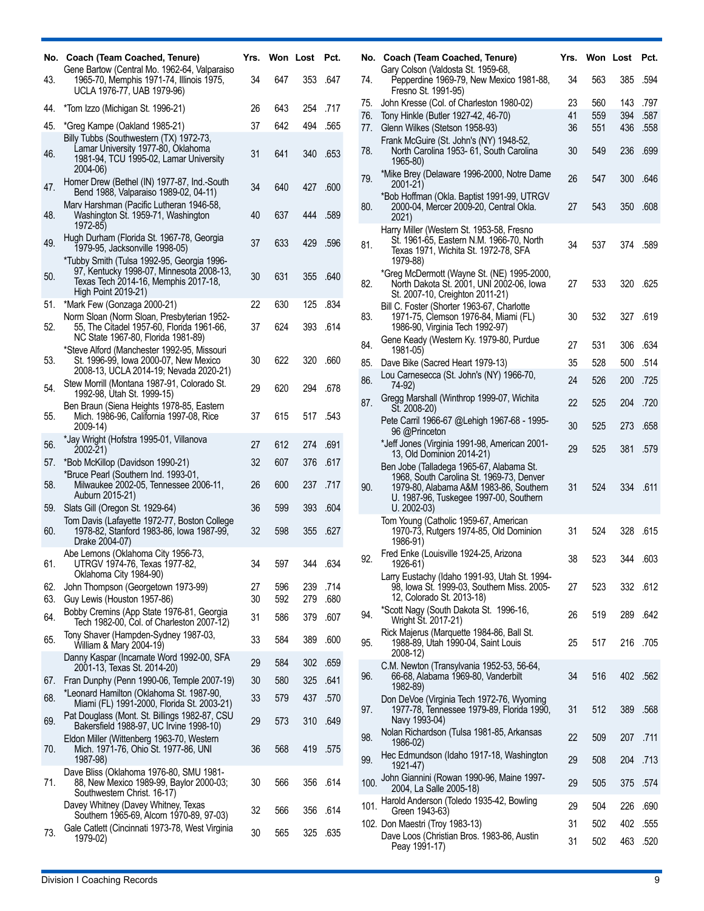| No. | Coach (Team Coached, Tenure) | Yrs. | Won | Lost | Pct. |
|---|---|---|---|---|---|
| 43. | Gene Bartow (Central Mo. 1962-64, Valparaiso 1965-70, Memphis 1971-74, Illinois 1975, UCLA 1976-77, UAB 1979-96) | 34 | 647 | 353 | .647 |
| 44. | *Tom Izzo (Michigan St. 1996-21) | 26 | 643 | 254 | .717 |
| 45. | *Greg Kampe (Oakland 1985-21) | 37 | 642 | 494 | .565 |
| 46. | Billy Tubbs (Southwestern (TX) 1972-73, Lamar University 1977-80, Oklahoma 1981-94, TCU 1995-02, Lamar University 2004-06) | 31 | 641 | 340 | .653 |
| 47. | Homer Drew (Bethel (IN) 1977-87, Ind.-South Bend 1988, Valparaiso 1989-02, 04-11) | 34 | 640 | 427 | .600 |
| 48. | Marv Harshman (Pacific Lutheran 1946-58, Washington St. 1959-71, Washington 1972-85) | 40 | 637 | 444 | .589 |
| 49. | Hugh Durham (Florida St. 1967-78, Georgia 1979-95, Jacksonville 1998-05) | 37 | 633 | 429 | .596 |
| 50. | *Tubby Smith (Tulsa 1992-95, Georgia 1996-97, Kentucky 1998-07, Minnesota 2008-13, Texas Tech 2014-16, Memphis 2017-18, High Point 2019-21) | 30 | 631 | 355 | .640 |
| 51. | *Mark Few (Gonzaga 2000-21) | 22 | 630 | 125 | .834 |
| 52. | Norm Sloan (Norm Sloan, Presbyterian 1952-55, The Citadel 1957-60, Florida 1961-66, NC State 1967-80, Florida 1981-89) | 37 | 624 | 393 | .614 |
| 53. | *Steve Alford (Manchester 1992-95, Missouri St. 1996-99, Iowa 2000-07, New Mexico 2008-13, UCLA 2014-19; Nevada 2020-21) | 30 | 622 | 320 | .660 |
| 54. | Stew Morrill (Montana 1987-91, Colorado St. 1992-98, Utah St. 1999-15) | 29 | 620 | 294 | .678 |
| 55. | Ben Braun (Siena Heights 1978-85, Eastern Mich. 1986-96, California 1997-08, Rice 2009-14) | 37 | 615 | 517 | .543 |
| 56. | *Jay Wright (Hofstra 1995-01, Villanova 2002-21) | 27 | 612 | 274 | .691 |
| 57. | *Bob McKillop (Davidson 1990-21) | 32 | 607 | 376 | .617 |
| 58. | *Bruce Pearl (Southern Ind. 1993-01, Milwaukee 2002-05, Tennessee 2006-11, Auburn 2015-21) | 26 | 600 | 237 | .717 |
| 59. | Slats Gill (Oregon St. 1929-64) | 36 | 599 | 393 | .604 |
| 60. | Tom Davis (Lafayette 1972-77, Boston College 1978-82, Stanford 1983-86, Iowa 1987-99, Drake 2004-07) | 32 | 598 | 355 | .627 |
| 61. | Abe Lemons (Oklahoma City 1956-73, UTRGV 1974-76, Texas 1977-82, Oklahoma City 1984-90) | 34 | 597 | 344 | .634 |
| 62. | John Thompson (Georgetown 1973-99) | 27 | 596 | 239 | .714 |
| 63. | Guy Lewis (Houston 1957-86) | 30 | 592 | 279 | .680 |
| 64. | Bobby Cremins (App State 1976-81, Georgia Tech 1982-00, Col. of Charleston 2007-12) | 31 | 586 | 379 | .607 |
| 65. | Tony Shaver (Hampden-Sydney 1987-03, William & Mary 2004-19) | 33 | 584 | 389 | .600 |
| | Danny Kaspar (Incarnate Word 1992-00, SFA 2001-13, Texas St. 2014-20) | 29 | 584 | 302 | .659 |
| 67. | Fran Dunphy (Penn 1990-06, Temple 2007-19) | 30 | 580 | 325 | .641 |
| 68. | *Leonard Hamilton (Oklahoma St. 1987-90, Miami (FL) 1991-2000, Florida St. 2003-21) | 33 | 579 | 437 | .570 |
| 69. | Pat Douglass (Mont. St. Billings 1982-87, CSU Bakersfield 1988-97, UC Irvine 1998-10) | 29 | 573 | 310 | .649 |
| 70. | Eldon Miller (Wittenberg 1963-70, Western Mich. 1971-76, Ohio St. 1977-86, UNI 1987-98) | 36 | 568 | 419 | .575 |
| 71. | Dave Bliss (Oklahoma 1976-80, SMU 1981-88, New Mexico 1989-99, Baylor 2000-03; Southwestern Christ. 16-17) | 30 | 566 | 356 | .614 |
| | Davey Whitney (Davey Whitney, Texas Southern 1965-69, Alcorn 1970-89, 97-03) | 32 | 566 | 356 | .614 |
| 73. | Gale Catlett (Cincinnati 1973-78, West Virginia 1979-02) | 30 | 565 | 325 | .635 |
| 74. | Gary Colson (Valdosta St. 1959-68, Pepperdine 1969-79, New Mexico 1981-88, Fresno St. 1991-95) | 34 | 563 | 385 | .594 |
| 75. | John Kresse (Col. of Charleston 1980-02) | 23 | 560 | 143 | .797 |
| 76. | Tony Hinkle (Butler 1927-42, 46-70) | 41 | 559 | 394 | .587 |
| 77. | Glenn Wilkes (Stetson 1958-93) | 36 | 551 | 436 | .558 |
| 78. | Frank McGuire (St. John's (NY) 1948-52, North Carolina 1953- 61, South Carolina 1965-80) | 30 | 549 | 236 | .699 |
| 79. | *Mike Brey (Delaware 1996-2000, Notre Dame 2001-21) | 26 | 547 | 300 | .646 |
| 80. | *Bob Hoffman (Okla. Baptist 1991-99, UTRGV 2000-04, Mercer 2009-20, Central Okla. 2021) | 27 | 543 | 350 | .608 |
| 81. | Harry Miller (Western St. 1953-58, Fresno St. 1961-65, Eastern N.M. 1966-70, North Texas 1971, Wichita St. 1972-78, SFA 1979-88) | 34 | 537 | 374 | .589 |
| 82. | *Greg McDermott (Wayne St. (NE) 1995-2000, North Dakota St. 2001, UNI 2002-06, Iowa St. 2007-10, Creighton 2011-21) | 27 | 533 | 320 | .625 |
| 83. | Bill C. Foster (Shorter 1963-67, Charlotte 1971-75, Clemson 1976-84, Miami (FL) 1986-90, Virginia Tech 1992-97) | 30 | 532 | 327 | .619 |
| 84. | Gene Keady (Western Ky. 1979-80, Purdue 1981-05) | 27 | 531 | 306 | .634 |
| 85. | Dave Bike (Sacred Heart 1979-13) | 35 | 528 | 500 | .514 |
| 86. | Lou Carnesecca (St. John's (NY) 1966-70, 74-92) | 24 | 526 | 200 | .725 |
| 87. | Gregg Marshall (Winthrop 1999-07, Wichita St. 2008-20) | 22 | 525 | 204 | .720 |
| | Pete Carril 1966-67 @Lehigh 1967-68 - 1995-96 @Princeton | 30 | 525 | 273 | .658 |
| | *Jeff Jones (Virginia 1991-98, American 2001-13, Old Dominion 2014-21) | 29 | 525 | 381 | .579 |
| 90. | Ben Jobe (Talladega 1965-67, Alabama St. 1968, South Carolina St. 1969-73, Denver 1979-80, Alabama A&M 1983-86, Southern U. 1987-96, Tuskegee 1997-00, Southern U. 2002-03) | 31 | 524 | 334 | .611 |
| | Tom Young (Catholic 1959-67, American 1970-73, Rutgers 1974-85, Old Dominion 1986-91) | 31 | 524 | 328 | .615 |
| 92. | Fred Enke (Louisville 1924-25, Arizona 1926-61) | 38 | 523 | 344 | .603 |
| | Larry Eustachy (Idaho 1991-93, Utah St. 1994-98, Iowa St. 1999-03, Southern Miss. 2005-12, Colorado St. 2013-18) | 27 | 523 | 332 | .612 |
| 94. | *Scott Nagy (South Dakota St. 1996-16, Wright St. 2017-21) | 26 | 519 | 289 | .642 |
| 95. | Rick Majerus (Marquette 1984-86, Ball St. 1988-89, Utah 1990-04, Saint Louis 2008-12) | 25 | 517 | 216 | .705 |
| 96. | C.M. Newton (Transylvania 1952-53, 56-64, 66-68, Alabama 1969-80, Vanderbilt 1982-89) | 34 | 516 | 402 | .562 |
| 97. | Don DeVoe (Virginia Tech 1972-76, Wyoming 1977-78, Tennessee 1979-89, Florida 1990, Navy 1993-04) | 31 | 512 | 389 | .568 |
| 98. | Nolan Richardson (Tulsa 1981-85, Arkansas 1986-02) | 22 | 509 | 207 | .711 |
| 99. | Hec Edmundson (Idaho 1917-18, Washington 1921-47) | 29 | 508 | 204 | .713 |
| 100. | John Giannini (Rowan 1990-96, Maine 1997-2004, La Salle 2005-18) | 29 | 505 | 375 | .574 |
| 101. | Harold Anderson (Toledo 1935-42, Bowling Green 1943-63) | 29 | 504 | 226 | .690 |
| 102. | Don Maestri (Troy 1983-13) | 31 | 502 | 402 | .555 |
| | Dave Loos (Christian Bros. 1983-86, Austin Peay 1991-17) | 31 | 502 | 463 | .520 |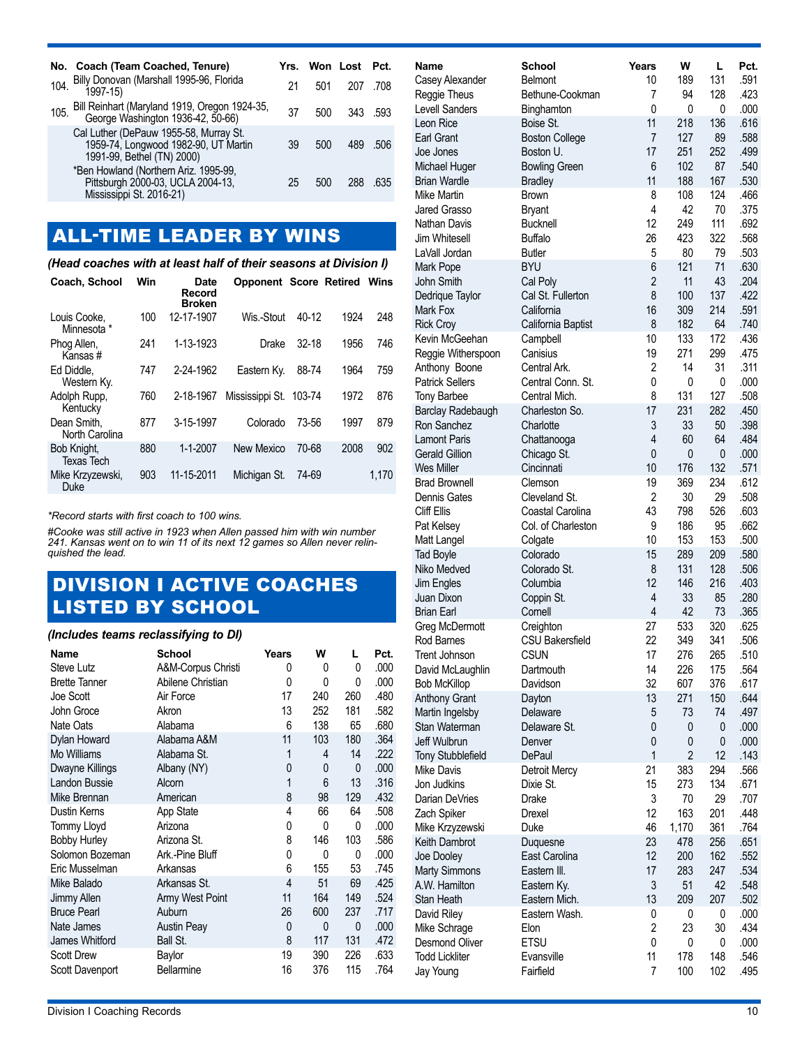| No. | Coach (Team Coached, Tenure) | Yrs. | Won | Lost | Pct. |
|---|---|---|---|---|---|
| 104. | Billy Donovan (Marshall 1995-96, Florida 1997-15) | 21 | 501 | 207 | .708 |
| 105. | Bill Reinhart (Maryland 1919, Oregon 1924-35, George Washington 1936-42, 50-66) | 37 | 500 | 343 | .593 |
| | Cal Luther (DePauw 1955-58, Murray St. 1959-74, Longwood 1982-90, UT Martin 1991-99, Bethel (TN) 2000) | 39 | 500 | 489 | .506 |
| | *Ben Howland (Northern Ariz. 1995-99, Pittsburgh 2000-03, UCLA 2004-13, Mississippi St. 2016-21) | 25 | 500 | 288 | .635 |

## ALL-TIME LEADER BY WINS

*(Head coaches with at least half of their seasons at Division I)*

| Coach, School | Win | Date Record Broken | Opponent | Score | Retired | Wins |
|---|---|---|---|---|---|---|
| Louis Cooke, Minnesota * | 100 | 12-17-1907 | Wis.-Stout | 40-12 | 1924 | 248 |
| Phog Allen, Kansas # | 241 | 1-13-1923 | Drake | 32-18 | 1956 | 746 |
| Ed Diddle, Western Ky. | 747 | 2-24-1962 | Eastern Ky. | 88-74 | 1964 | 759 |
| Adolph Rupp, Kentucky | 760 | 2-18-1967 | Mississippi St. | 103-74 | 1972 | 876 |
| Dean Smith, North Carolina | 877 | 3-15-1997 | Colorado | 73-56 | 1997 | 879 |
| Bob Knight, Texas Tech | 880 | 1-1-2007 | New Mexico | 70-68 | 2008 | 902 |
| Mike Krzyzewski, Duke | 903 | 11-15-2011 | Michigan St. | 74-69 | | 1,170 |

*Record starts with first coach to 100 wins.

#Cooke was still active in 1923 when Allen passed him with win number 241. Kansas went on to win 11 of its next 12 games so Allen never relinquished the lead.

## DIVISION I ACTIVE COACHES LISTED BY SCHOOL

*(Includes teams reclassifying to DI)*

| Name | School | Years | W | L | Pct. |
|---|---|---|---|---|---|
| Steve Lutz | A&M-Corpus Christi | 0 | 0 | 0 | .000 |
| Brette Tanner | Abilene Christian | 0 | 0 | 0 | .000 |
| Joe Scott | Air Force | 17 | 240 | 260 | .480 |
| John Groce | Akron | 13 | 252 | 181 | .582 |
| Nate Oats | Alabama | 6 | 138 | 65 | .680 |
| Dylan Howard | Alabama A&M | 11 | 103 | 180 | .364 |
| Mo Williams | Alabama St. | 1 | 4 | 14 | .222 |
| Dwayne Killings | Albany (NY) | 0 | 0 | 0 | .000 |
| Landon Bussie | Alcorn | 1 | 6 | 13 | .316 |
| Mike Brennan | American | 8 | 98 | 129 | .432 |
| Dustin Kerns | App State | 4 | 66 | 64 | .508 |
| Tommy Lloyd | Arizona | 0 | 0 | 0 | .000 |
| Bobby Hurley | Arizona St. | 8 | 146 | 103 | .586 |
| Solomon Bozeman | Ark.-Pine Bluff | 0 | 0 | 0 | .000 |
| Eric Musselman | Arkansas | 6 | 155 | 53 | .745 |
| Mike Balado | Arkansas St. | 4 | 51 | 69 | .425 |
| Jimmy Allen | Army West Point | 11 | 164 | 149 | .524 |
| Bruce Pearl | Auburn | 26 | 600 | 237 | .717 |
| Nate James | Austin Peay | 0 | 0 | 0 | .000 |
| James Whitford | Ball St. | 8 | 117 | 131 | .472 |
| Scott Drew | Baylor | 19 | 390 | 226 | .633 |
| Scott Davenport | Bellarmine | 16 | 376 | 115 | .764 |
| Casey Alexander | Belmont | 10 | 189 | 131 | .591 |
| Reggie Theus | Bethune-Cookman | 7 | 94 | 128 | .423 |
| Levell Sanders | Binghamton | 0 | 0 | 0 | .000 |
| Leon Rice | Boise St. | 11 | 218 | 136 | .616 |
| Earl Grant | Boston College | 7 | 127 | 89 | .588 |
| Joe Jones | Boston U. | 17 | 251 | 252 | .499 |
| Michael Huger | Bowling Green | 6 | 102 | 87 | .540 |
| Brian Wardle | Bradley | 11 | 188 | 167 | .530 |
| Mike Martin | Brown | 8 | 108 | 124 | .466 |
| Jared Grasso | Bryant | 4 | 42 | 70 | .375 |
| Nathan Davis | Bucknell | 12 | 249 | 111 | .692 |
| Jim Whitesell | Buffalo | 26 | 423 | 322 | .568 |
| LaVall Jordan | Butler | 5 | 80 | 79 | .503 |
| Mark Pope | BYU | 6 | 121 | 71 | .630 |
| John Smith | Cal Poly | 2 | 11 | 43 | .204 |
| Dedrique Taylor | Cal St. Fullerton | 8 | 100 | 137 | .422 |
| Mark Fox | California | 16 | 309 | 214 | .591 |
| Rick Croy | California Baptist | 8 | 182 | 64 | .740 |
| Kevin McGeehan | Campbell | 10 | 133 | 172 | .436 |
| Reggie Witherspoon | Canisius | 19 | 271 | 299 | .475 |
| Anthony Boone | Central Ark. | 2 | 14 | 31 | .311 |
| Patrick Sellers | Central Conn. St. | 0 | 0 | 0 | .000 |
| Tony Barbee | Central Mich. | 8 | 131 | 127 | .508 |
| Barclay Radebaugh | Charleston So. | 17 | 231 | 282 | .450 |
| Ron Sanchez | Charlotte | 3 | 33 | 50 | .398 |
| Lamont Paris | Chattanooga | 4 | 60 | 64 | .484 |
| Gerald Gillion | Chicago St. | 0 | 0 | 0 | .000 |
| Wes Miller | Cincinnati | 10 | 176 | 132 | .571 |
| Brad Brownell | Clemson | 19 | 369 | 234 | .612 |
| Dennis Gates | Cleveland St. | 2 | 30 | 29 | .508 |
| Cliff Ellis | Coastal Carolina | 43 | 798 | 526 | .603 |
| Pat Kelsey | Col. of Charleston | 9 | 186 | 95 | .662 |
| Matt Langel | Colgate | 10 | 153 | 153 | .500 |
| Tad Boyle | Colorado | 15 | 289 | 209 | .580 |
| Niko Medved | Colorado St. | 8 | 131 | 128 | .506 |
| Jim Engles | Columbia | 12 | 146 | 216 | .403 |
| Juan Dixon | Coppin St. | 4 | 33 | 85 | .280 |
| Brian Earl | Cornell | 4 | 42 | 73 | .365 |
| Greg McDermott | Creighton | 27 | 533 | 320 | .625 |
| Rod Barnes | CSU Bakersfield | 22 | 349 | 341 | .506 |
| Trent Johnson | CSUN | 17 | 276 | 265 | .510 |
| David McLaughlin | Dartmouth | 14 | 226 | 175 | .564 |
| Bob McKillop | Davidson | 32 | 607 | 376 | .617 |
| Anthony Grant | Dayton | 13 | 271 | 150 | .644 |
| Martin Ingelsby | Delaware | 5 | 73 | 74 | .497 |
| Stan Waterman | Delaware St. | 0 | 0 | 0 | .000 |
| Jeff Wulbrun | Denver | 0 | 0 | 0 | .000 |
| Tony Stubblefield | DePaul | 1 | 2 | 12 | .143 |
| Mike Davis | Detroit Mercy | 21 | 383 | 294 | .566 |
| Jon Judkins | Dixie St. | 15 | 273 | 134 | .671 |
| Darian DeVries | Drake | 3 | 70 | 29 | .707 |
| Zach Spiker | Drexel | 12 | 163 | 201 | .448 |
| Mike Krzyzewski | Duke | 46 | 1,170 | 361 | .764 |
| Keith Dambrot | Duquesne | 23 | 478 | 256 | .651 |
| Joe Dooley | East Carolina | 12 | 200 | 162 | .552 |
| Marty Simmons | Eastern Ill. | 17 | 283 | 247 | .534 |
| A.W. Hamilton | Eastern Ky. | 3 | 51 | 42 | .548 |
| Stan Heath | Eastern Mich. | 13 | 209 | 207 | .502 |
| David Riley | Eastern Wash. | 0 | 0 | 0 | .000 |
| Mike Schrage | Elon | 2 | 23 | 30 | .434 |
| Desmond Oliver | ETSU | 0 | 0 | 0 | .000 |
| Todd Lickliter | Evansville | 11 | 178 | 148 | .546 |
| Jay Young | Fairfield | 7 | 100 | 102 | .495 |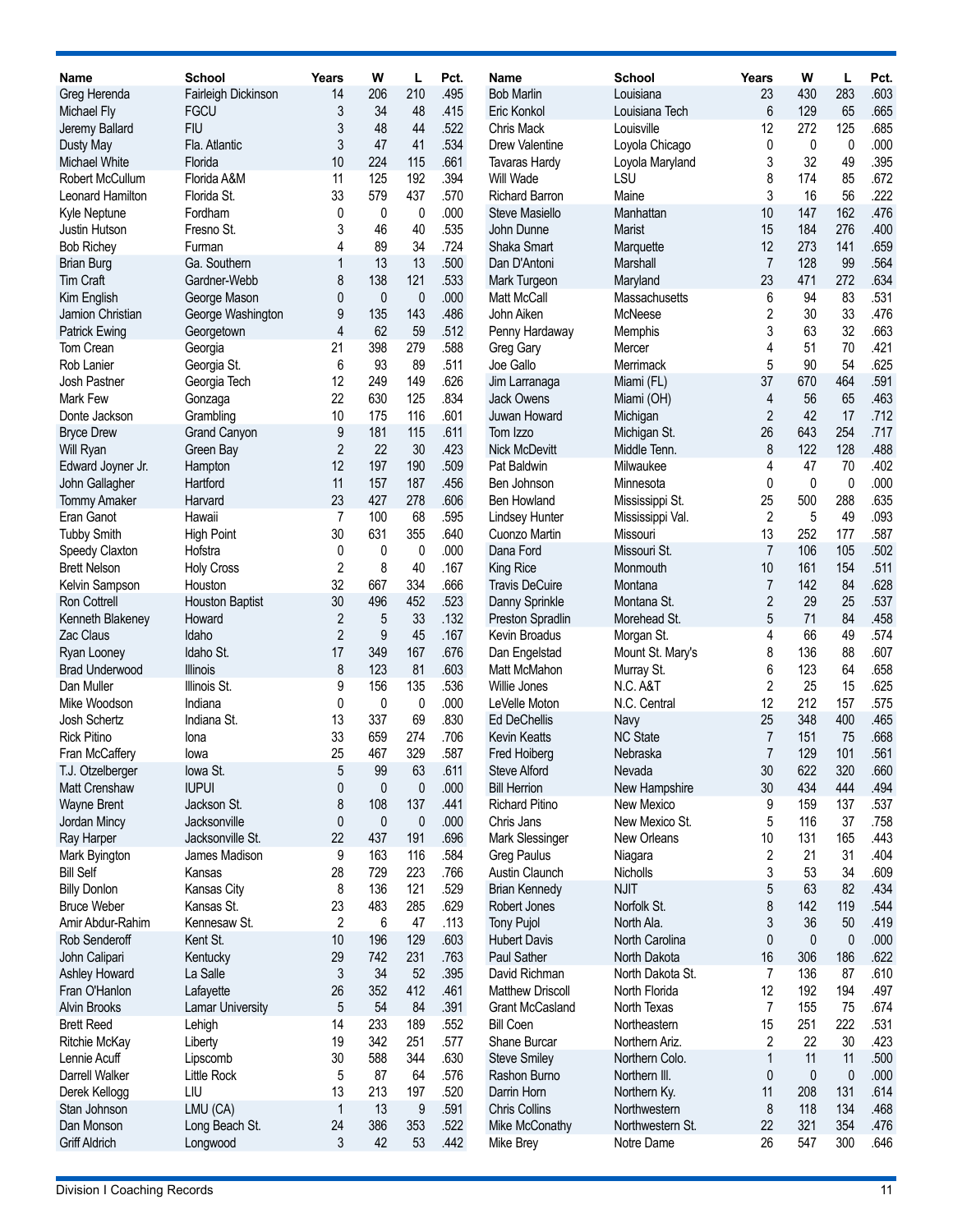| Name | School | Years | W | L | Pct. |
|---|---|---|---|---|---|
| Greg Herenda | Fairleigh Dickinson | 14 | 206 | 210 | .495 |
| Michael Fly | FGCU | 3 | 34 | 48 | .415 |
| Jeremy Ballard | FIU | 3 | 48 | 44 | .522 |
| Dusty May | Fla. Atlantic | 3 | 47 | 41 | .534 |
| Michael White | Florida | 10 | 224 | 115 | .661 |
| Robert McCullum | Florida A&M | 11 | 125 | 192 | .394 |
| Leonard Hamilton | Florida St. | 33 | 579 | 437 | .570 |
| Kyle Neptune | Fordham | 0 | 0 | 0 | .000 |
| Justin Hutson | Fresno St. | 3 | 46 | 40 | .535 |
| Bob Richey | Furman | 4 | 89 | 34 | .724 |
| Brian Burg | Ga. Southern | 1 | 13 | 13 | .500 |
| Tim Craft | Gardner-Webb | 8 | 138 | 121 | .533 |
| Kim English | George Mason | 0 | 0 | 0 | .000 |
| Jamion Christian | George Washington | 9 | 135 | 143 | .486 |
| Patrick Ewing | Georgetown | 4 | 62 | 59 | .512 |
| Tom Crean | Georgia | 21 | 398 | 279 | .588 |
| Rob Lanier | Georgia St. | 6 | 93 | 89 | .511 |
| Josh Pastner | Georgia Tech | 12 | 249 | 149 | .626 |
| Mark Few | Gonzaga | 22 | 630 | 125 | .834 |
| Donte Jackson | Grambling | 10 | 175 | 116 | .601 |
| Bryce Drew | Grand Canyon | 9 | 181 | 115 | .611 |
| Will Ryan | Green Bay | 2 | 22 | 30 | .423 |
| Edward Joyner Jr. | Hampton | 12 | 197 | 190 | .509 |
| John Gallagher | Hartford | 11 | 157 | 187 | .456 |
| Tommy Amaker | Harvard | 23 | 427 | 278 | .606 |
| Eran Ganot | Hawaii | 7 | 100 | 68 | .595 |
| Tubby Smith | High Point | 30 | 631 | 355 | .640 |
| Speedy Claxton | Hofstra | 0 | 0 | 0 | .000 |
| Brett Nelson | Holy Cross | 2 | 8 | 40 | .167 |
| Kelvin Sampson | Houston | 32 | 667 | 334 | .666 |
| Ron Cottrell | Houston Baptist | 30 | 496 | 452 | .523 |
| Kenneth Blakeney | Howard | 2 | 5 | 33 | .132 |
| Zac Claus | Idaho | 2 | 9 | 45 | .167 |
| Ryan Looney | Idaho St. | 17 | 349 | 167 | .676 |
| Brad Underwood | Illinois | 8 | 123 | 81 | .603 |
| Dan Muller | Illinois St. | 9 | 156 | 135 | .536 |
| Mike Woodson | Indiana | 0 | 0 | 0 | .000 |
| Josh Schertz | Indiana St. | 13 | 337 | 69 | .830 |
| Rick Pitino | Iona | 33 | 659 | 274 | .706 |
| Fran McCaffery | Iowa | 25 | 467 | 329 | .587 |
| T.J. Otzelberger | Iowa St. | 5 | 99 | 63 | .611 |
| Matt Crenshaw | IUPUI | 0 | 0 | 0 | .000 |
| Wayne Brent | Jackson St. | 8 | 108 | 137 | .441 |
| Jordan Mincy | Jacksonville | 0 | 0 | 0 | .000 |
| Ray Harper | Jacksonville St. | 22 | 437 | 191 | .696 |
| Mark Byington | James Madison | 9 | 163 | 116 | .584 |
| Bill Self | Kansas | 28 | 729 | 223 | .766 |
| Billy Donlon | Kansas City | 8 | 136 | 121 | .529 |
| Bruce Weber | Kansas St. | 23 | 483 | 285 | .629 |
| Amir Abdur-Rahim | Kennesaw St. | 2 | 6 | 47 | .113 |
| Rob Senderoff | Kent St. | 10 | 196 | 129 | .603 |
| John Calipari | Kentucky | 29 | 742 | 231 | .763 |
| Ashley Howard | La Salle | 3 | 34 | 52 | .395 |
| Fran O'Hanlon | Lafayette | 26 | 352 | 412 | .461 |
| Alvin Brooks | Lamar University | 5 | 54 | 84 | .391 |
| Brett Reed | Lehigh | 14 | 233 | 189 | .552 |
| Ritchie McKay | Liberty | 19 | 342 | 251 | .577 |
| Lennie Acuff | Lipscomb | 30 | 588 | 344 | .630 |
| Darrell Walker | Little Rock | 5 | 87 | 64 | .576 |
| Derek Kellogg | LIU | 13 | 213 | 197 | .520 |
| Stan Johnson | LMU (CA) | 1 | 13 | 9 | .591 |
| Dan Monson | Long Beach St. | 24 | 386 | 353 | .522 |
| Griff Aldrich | Longwood | 3 | 42 | 53 | .442 |
| Bob Marlin | Louisiana | 23 | 430 | 283 | .603 |
| Eric Konkol | Louisiana Tech | 6 | 129 | 65 | .665 |
| Chris Mack | Louisville | 12 | 272 | 125 | .685 |
| Drew Valentine | Loyola Chicago | 0 | 0 | 0 | .000 |
| Tavaras Hardy | Loyola Maryland | 3 | 32 | 49 | .395 |
| Will Wade | LSU | 8 | 174 | 85 | .672 |
| Richard Barron | Maine | 3 | 16 | 56 | .222 |
| Steve Masiello | Manhattan | 10 | 147 | 162 | .476 |
| John Dunne | Marist | 15 | 184 | 276 | .400 |
| Shaka Smart | Marquette | 12 | 273 | 141 | .659 |
| Dan D'Antoni | Marshall | 7 | 128 | 99 | .564 |
| Mark Turgeon | Maryland | 23 | 471 | 272 | .634 |
| Matt McCall | Massachusetts | 6 | 94 | 83 | .531 |
| John Aiken | McNeese | 2 | 30 | 33 | .476 |
| Penny Hardaway | Memphis | 3 | 63 | 32 | .663 |
| Greg Gary | Mercer | 4 | 51 | 70 | .421 |
| Joe Gallo | Merrimack | 5 | 90 | 54 | .625 |
| Jim Larranaga | Miami (FL) | 37 | 670 | 464 | .591 |
| Jack Owens | Miami (OH) | 4 | 56 | 65 | .463 |
| Juwan Howard | Michigan | 2 | 42 | 17 | .712 |
| Tom Izzo | Michigan St. | 26 | 643 | 254 | .717 |
| Nick McDevitt | Middle Tenn. | 8 | 122 | 128 | .488 |
| Pat Baldwin | Milwaukee | 4 | 47 | 70 | .402 |
| Ben Johnson | Minnesota | 0 | 0 | 0 | .000 |
| Ben Howland | Mississippi St. | 25 | 500 | 288 | .635 |
| Lindsey Hunter | Mississippi Val. | 2 | 5 | 49 | .093 |
| Cuonzo Martin | Missouri | 13 | 252 | 177 | .587 |
| Dana Ford | Missouri St. | 7 | 106 | 105 | .502 |
| King Rice | Monmouth | 10 | 161 | 154 | .511 |
| Travis DeCuire | Montana | 7 | 142 | 84 | .628 |
| Danny Sprinkle | Montana St. | 2 | 29 | 25 | .537 |
| Preston Spradlin | Morehead St. | 5 | 71 | 84 | .458 |
| Kevin Broadus | Morgan St. | 4 | 66 | 49 | .574 |
| Dan Engelstad | Mount St. Mary's | 8 | 136 | 88 | .607 |
| Matt McMahon | Murray St. | 6 | 123 | 64 | .658 |
| Willie Jones | N.C. A&T | 2 | 25 | 15 | .625 |
| LeVelle Moton | N.C. Central | 12 | 212 | 157 | .575 |
| Ed DeChellis | Navy | 25 | 348 | 400 | .465 |
| Kevin Keatts | NC State | 7 | 151 | 75 | .668 |
| Fred Hoiberg | Nebraska | 7 | 129 | 101 | .561 |
| Steve Alford | Nevada | 30 | 622 | 320 | .660 |
| Bill Herrion | New Hampshire | 30 | 434 | 444 | .494 |
| Richard Pitino | New Mexico | 9 | 159 | 137 | .537 |
| Chris Jans | New Mexico St. | 5 | 116 | 37 | .758 |
| Mark Slessinger | New Orleans | 10 | 131 | 165 | .443 |
| Greg Paulus | Niagara | 2 | 21 | 31 | .404 |
| Austin Claunch | Nicholls | 3 | 53 | 34 | .609 |
| Brian Kennedy | NJIT | 5 | 63 | 82 | .434 |
| Robert Jones | Norfolk St. | 8 | 142 | 119 | .544 |
| Tony Pujol | North Ala. | 3 | 36 | 50 | .419 |
| Hubert Davis | North Carolina | 0 | 0 | 0 | .000 |
| Paul Sather | North Dakota | 16 | 306 | 186 | .622 |
| David Richman | North Dakota St. | 7 | 136 | 87 | .610 |
| Matthew Driscoll | North Florida | 12 | 192 | 194 | .497 |
| Grant McCasland | North Texas | 7 | 155 | 75 | .674 |
| Bill Coen | Northeastern | 15 | 251 | 222 | .531 |
| Shane Burcar | Northern Ariz. | 2 | 22 | 30 | .423 |
| Steve Smiley | Northern Colo. | 1 | 11 | 11 | .500 |
| Rashon Burno | Northern Ill. | 0 | 0 | 0 | .000 |
| Darrin Horn | Northern Ky. | 11 | 208 | 131 | .614 |
| Chris Collins | Northwestern | 8 | 118 | 134 | .468 |
| Mike McConathy | Northwestern St. | 22 | 321 | 354 | .476 |
| Mike Brey | Notre Dame | 26 | 547 | 300 | .646 |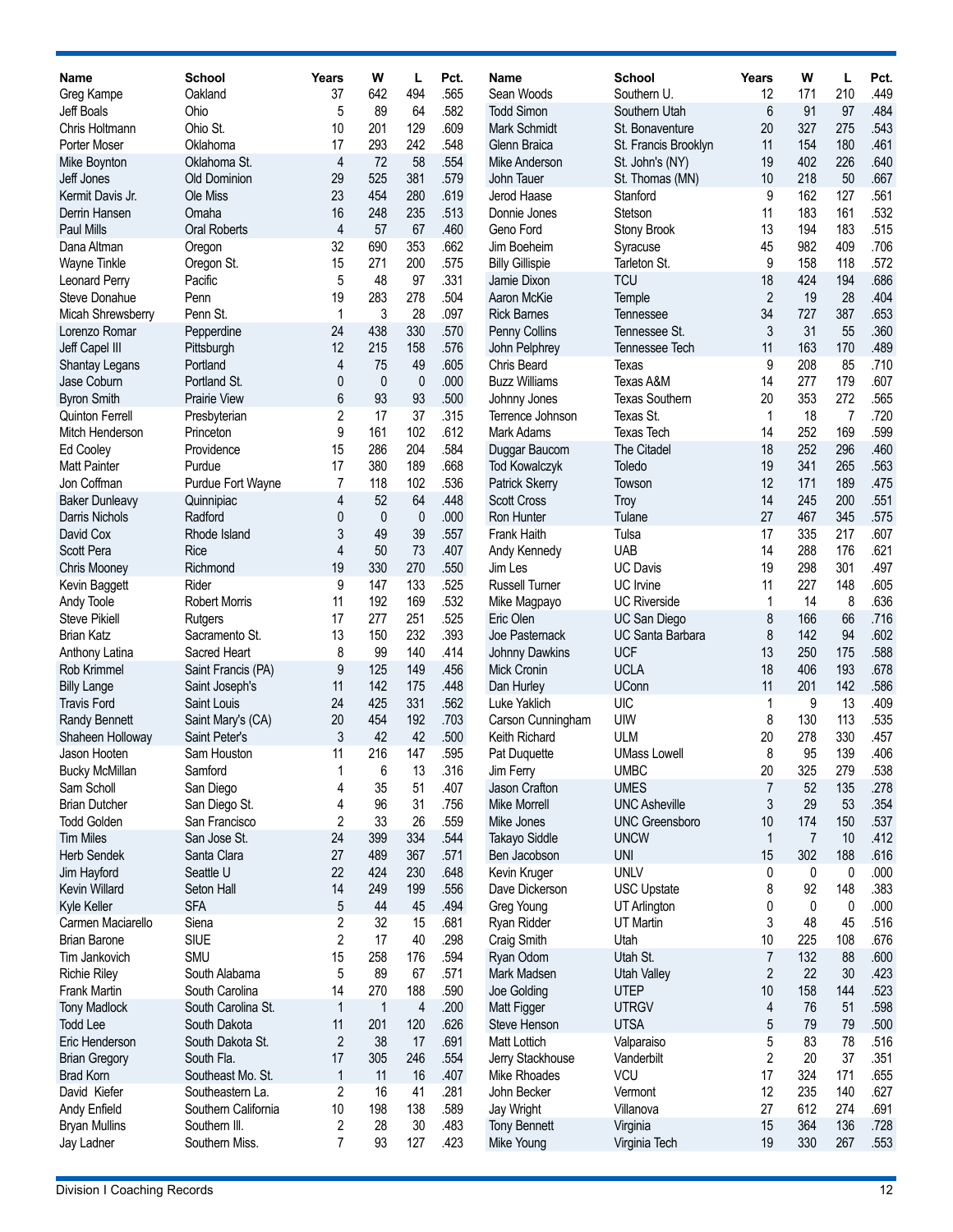| Name | School | Years | W | L | Pct. |
|---|---|---|---|---|---|
| Greg Kampe | Oakland | 37 | 642 | 494 | .565 |
| Jeff Boals | Ohio | 5 | 89 | 64 | .582 |
| Chris Holtmann | Ohio St. | 10 | 201 | 129 | .609 |
| Porter Moser | Oklahoma | 17 | 293 | 242 | .548 |
| Mike Boynton | Oklahoma St. | 4 | 72 | 58 | .554 |
| Jeff Jones | Old Dominion | 29 | 525 | 381 | .579 |
| Kermit Davis Jr. | Ole Miss | 23 | 454 | 280 | .619 |
| Derrin Hansen | Omaha | 16 | 248 | 235 | .513 |
| Paul Mills | Oral Roberts | 4 | 57 | 67 | .460 |
| Dana Altman | Oregon | 32 | 690 | 353 | .662 |
| Wayne Tinkle | Oregon St. | 15 | 271 | 200 | .575 |
| Leonard Perry | Pacific | 5 | 48 | 97 | .331 |
| Steve Donahue | Penn | 19 | 283 | 278 | .504 |
| Micah Shrewsberry | Penn St. | 1 | 3 | 28 | .097 |
| Lorenzo Romar | Pepperdine | 24 | 438 | 330 | .570 |
| Jeff Capel III | Pittsburgh | 12 | 215 | 158 | .576 |
| Shantay Legans | Portland | 4 | 75 | 49 | .605 |
| Jase Coburn | Portland St. | 0 | 0 | 0 | .000 |
| Byron Smith | Prairie View | 6 | 93 | 93 | .500 |
| Quinton Ferrell | Presbyterian | 2 | 17 | 37 | .315 |
| Mitch Henderson | Princeton | 9 | 161 | 102 | .612 |
| Ed Cooley | Providence | 15 | 286 | 204 | .584 |
| Matt Painter | Purdue | 17 | 380 | 189 | .668 |
| Jon Coffman | Purdue Fort Wayne | 7 | 118 | 102 | .536 |
| Baker Dunleavy | Quinnipiac | 4 | 52 | 64 | .448 |
| Darris Nichols | Radford | 0 | 0 | 0 | .000 |
| David Cox | Rhode Island | 3 | 49 | 39 | .557 |
| Scott Pera | Rice | 4 | 50 | 73 | .407 |
| Chris Mooney | Richmond | 19 | 330 | 270 | .550 |
| Kevin Baggett | Rider | 9 | 147 | 133 | .525 |
| Andy Toole | Robert Morris | 11 | 192 | 169 | .532 |
| Steve Pikiell | Rutgers | 17 | 277 | 251 | .525 |
| Brian Katz | Sacramento St. | 13 | 150 | 232 | .393 |
| Anthony Latina | Sacred Heart | 8 | 99 | 140 | .414 |
| Rob Krimmel | Saint Francis (PA) | 9 | 125 | 149 | .456 |
| Billy Lange | Saint Joseph's | 11 | 142 | 175 | .448 |
| Travis Ford | Saint Louis | 24 | 425 | 331 | .562 |
| Randy Bennett | Saint Mary's (CA) | 20 | 454 | 192 | .703 |
| Shaheen Holloway | Saint Peter's | 3 | 42 | 42 | .500 |
| Jason Hooten | Sam Houston | 11 | 216 | 147 | .595 |
| Bucky McMillan | Samford | 1 | 6 | 13 | .316 |
| Sam Scholl | San Diego | 4 | 35 | 51 | .407 |
| Brian Dutcher | San Diego St. | 4 | 96 | 31 | .756 |
| Todd Golden | San Francisco | 2 | 33 | 26 | .559 |
| Tim Miles | San Jose St. | 24 | 399 | 334 | .544 |
| Herb Sendek | Santa Clara | 27 | 489 | 367 | .571 |
| Jim Hayford | Seattle U | 22 | 424 | 230 | .648 |
| Kevin Willard | Seton Hall | 14 | 249 | 199 | .556 |
| Kyle Keller | SFA | 5 | 44 | 45 | .494 |
| Carmen Maciarello | Siena | 2 | 32 | 15 | .681 |
| Brian Barone | SIUE | 2 | 17 | 40 | .298 |
| Tim Jankovich | SMU | 15 | 258 | 176 | .594 |
| Richie Riley | South Alabama | 5 | 89 | 67 | .571 |
| Frank Martin | South Carolina | 14 | 270 | 188 | .590 |
| Tony Madlock | South Carolina St. | 1 | 1 | 4 | .200 |
| Todd Lee | South Dakota | 11 | 201 | 120 | .626 |
| Eric Henderson | South Dakota St. | 2 | 38 | 17 | .691 |
| Brian Gregory | South Fla. | 17 | 305 | 246 | .554 |
| Brad Korn | Southeast Mo. St. | 1 | 11 | 16 | .407 |
| David Kiefer | Southeastern La. | 2 | 16 | 41 | .281 |
| Andy Enfield | Southern California | 10 | 198 | 138 | .589 |
| Bryan Mullins | Southern Ill. | 2 | 28 | 30 | .483 |
| Jay Ladner | Southern Miss. | 7 | 93 | 127 | .423 |
| Sean Woods | Southern U. | 12 | 171 | 210 | .449 |
| Todd Simon | Southern Utah | 6 | 91 | 97 | .484 |
| Mark Schmidt | St. Bonaventure | 20 | 327 | 275 | .543 |
| Glenn Braica | St. Francis Brooklyn | 11 | 154 | 180 | .461 |
| Mike Anderson | St. John's (NY) | 19 | 402 | 226 | .640 |
| John Tauer | St. Thomas (MN) | 10 | 218 | 50 | .667 |
| Jerod Haase | Stanford | 9 | 162 | 127 | .561 |
| Donnie Jones | Stetson | 11 | 183 | 161 | .532 |
| Geno Ford | Stony Brook | 13 | 194 | 183 | .515 |
| Jim Boeheim | Syracuse | 45 | 982 | 409 | .706 |
| Billy Gillispie | Tarleton St. | 9 | 158 | 118 | .572 |
| Jamie Dixon | TCU | 18 | 424 | 194 | .686 |
| Aaron McKie | Temple | 2 | 19 | 28 | .404 |
| Rick Barnes | Tennessee | 34 | 727 | 387 | .653 |
| Penny Collins | Tennessee St. | 3 | 31 | 55 | .360 |
| John Pelphrey | Tennessee Tech | 11 | 163 | 170 | .489 |
| Chris Beard | Texas | 9 | 208 | 85 | .710 |
| Buzz Williams | Texas A&M | 14 | 277 | 179 | .607 |
| Johnny Jones | Texas Southern | 20 | 353 | 272 | .565 |
| Terrence Johnson | Texas St. | 1 | 18 | 7 | .720 |
| Mark Adams | Texas Tech | 14 | 252 | 169 | .599 |
| Duggar Baucom | The Citadel | 18 | 252 | 296 | .460 |
| Tod Kowalczyk | Toledo | 19 | 341 | 265 | .563 |
| Patrick Skerry | Towson | 12 | 171 | 189 | .475 |
| Scott Cross | Troy | 14 | 245 | 200 | .551 |
| Ron Hunter | Tulane | 27 | 467 | 345 | .575 |
| Frank Haith | Tulsa | 17 | 335 | 217 | .607 |
| Andy Kennedy | UAB | 14 | 288 | 176 | .621 |
| Jim Les | UC Davis | 19 | 298 | 301 | .497 |
| Russell Turner | UC Irvine | 11 | 227 | 148 | .605 |
| Mike Magpayo | UC Riverside | 1 | 14 | 8 | .636 |
| Eric Olen | UC San Diego | 8 | 166 | 66 | .716 |
| Joe Pasternack | UC Santa Barbara | 8 | 142 | 94 | .602 |
| Johnny Dawkins | UCF | 13 | 250 | 175 | .588 |
| Mick Cronin | UCLA | 18 | 406 | 193 | .678 |
| Dan Hurley | UConn | 11 | 201 | 142 | .586 |
| Luke Yaklich | UIC | 1 | 9 | 13 | .409 |
| Carson Cunningham | UIW | 8 | 130 | 113 | .535 |
| Keith Richard | ULM | 20 | 278 | 330 | .457 |
| Pat Duquette | UMass Lowell | 8 | 95 | 139 | .406 |
| Jim Ferry | UMBC | 20 | 325 | 279 | .538 |
| Jason Crafton | UMES | 7 | 52 | 135 | .278 |
| Mike Morrell | UNC Asheville | 3 | 29 | 53 | .354 |
| Mike Jones | UNC Greensboro | 10 | 174 | 150 | .537 |
| Takayo Siddle | UNCW | 1 | 7 | 10 | .412 |
| Ben Jacobson | UNI | 15 | 302 | 188 | .616 |
| Kevin Kruger | UNLV | 0 | 0 | 0 | .000 |
| Dave Dickerson | USC Upstate | 8 | 92 | 148 | .383 |
| Greg Young | UT Arlington | 0 | 0 | 0 | .000 |
| Ryan Ridder | UT Martin | 3 | 48 | 45 | .516 |
| Craig Smith | Utah | 10 | 225 | 108 | .676 |
| Ryan Odom | Utah St. | 7 | 132 | 88 | .600 |
| Mark Madsen | Utah Valley | 2 | 22 | 30 | .423 |
| Joe Golding | UTEP | 10 | 158 | 144 | .523 |
| Matt Figger | UTRGV | 4 | 76 | 51 | .598 |
| Steve Henson | UTSA | 5 | 79 | 79 | .500 |
| Matt Lottich | Valparaiso | 5 | 83 | 78 | .516 |
| Jerry Stackhouse | Vanderbilt | 2 | 20 | 37 | .351 |
| Mike Rhoades | VCU | 17 | 324 | 171 | .655 |
| John Becker | Vermont | 12 | 235 | 140 | .627 |
| Jay Wright | Villanova | 27 | 612 | 274 | .691 |
| Tony Bennett | Virginia | 15 | 364 | 136 | .728 |
| Mike Young | Virginia Tech | 19 | 330 | 267 | .553 |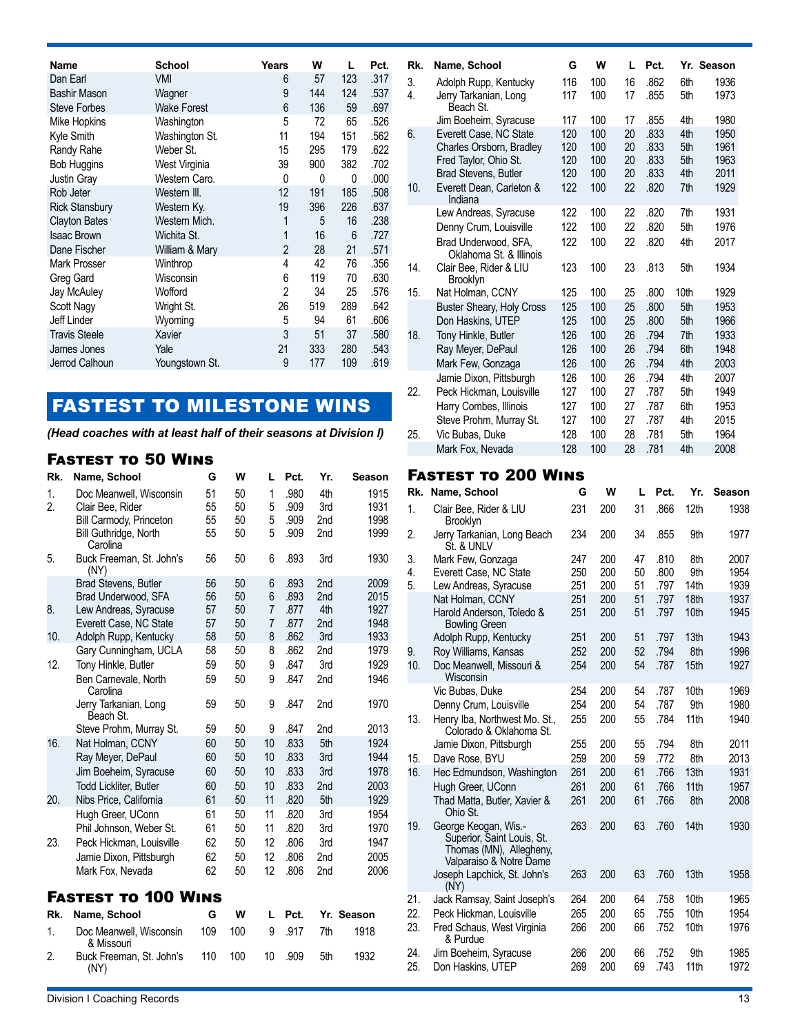| Name | School | Years | W | L | Pct. |
|---|---|---|---|---|---|
| Dan Earl | VMI | 6 | 57 | 123 | .317 |
| Bashir Mason | Wagner | 9 | 144 | 124 | .537 |
| Steve Forbes | Wake Forest | 6 | 136 | 59 | .697 |
| Mike Hopkins | Washington | 5 | 72 | 65 | .526 |
| Kyle Smith | Washington St. | 11 | 194 | 151 | .562 |
| Randy Rahe | Weber St. | 15 | 295 | 179 | .622 |
| Bob Huggins | West Virginia | 39 | 900 | 382 | .702 |
| Justin Gray | Western Caro. | 0 | 0 | 0 | .000 |
| Rob Jeter | Western Ill. | 12 | 191 | 185 | .508 |
| Rick Stansbury | Western Ky. | 19 | 396 | 226 | .637 |
| Clayton Bates | Western Mich. | 1 | 5 | 16 | .238 |
| Isaac Brown | Wichita St. | 1 | 16 | 6 | .727 |
| Dane Fischer | William & Mary | 2 | 28 | 21 | .571 |
| Mark Prosser | Winthrop | 4 | 42 | 76 | .356 |
| Greg Gard | Wisconsin | 6 | 119 | 70 | .630 |
| Jay McAuley | Wofford | 2 | 34 | 25 | .576 |
| Scott Nagy | Wright St. | 26 | 519 | 289 | .642 |
| Jeff Linder | Wyoming | 5 | 94 | 61 | .606 |
| Travis Steele | Xavier | 3 | 51 | 37 | .580 |
| James Jones | Yale | 21 | 333 | 280 | .543 |
| Jerrod Calhoun | Youngstown St. | 9 | 177 | 109 | .619 |

# FASTEST TO MILESTONE WINS

*(Head coaches with at least half of their seasons at Division I)*

## Fastest to 50 Wins

| Rk. | Name, School | G | W | L | Pct. | Yr. | Season |
|---|---|---|---|---|---|---|---|
| 1. | Doc Meanwell, Wisconsin | 51 | 50 | 1 | .980 | 4th | 1915 |
| 2. | Clair Bee, Rider | 55 | 50 | 5 | .909 | 3rd | 1931 |
| | Bill Carmody, Princeton | 55 | 50 | 5 | .909 | 2nd | 1998 |
| | Bill Guthridge, North Carolina | 55 | 50 | 5 | .909 | 2nd | 1999 |
| 5. | Buck Freeman, St. John's (NY) | 56 | 50 | 6 | .893 | 3rd | 1930 |
| | Brad Stevens, Butler | 56 | 50 | 6 | .893 | 2nd | 2009 |
| | Brad Underwood, SFA | 56 | 50 | 6 | .893 | 2nd | 2015 |
| 8. | Lew Andreas, Syracuse | 57 | 50 | 7 | .877 | 4th | 1927 |
| | Everett Case, NC State | 57 | 50 | 7 | .877 | 2nd | 1948 |
| 10. | Adolph Rupp, Kentucky | 58 | 50 | 8 | .862 | 3rd | 1933 |
| | Gary Cunningham, UCLA | 58 | 50 | 8 | .862 | 2nd | 1979 |
| 12. | Tony Hinkle, Butler | 59 | 50 | 9 | .847 | 3rd | 1929 |
| | Ben Carnevale, North Carolina | 59 | 50 | 9 | .847 | 2nd | 1946 |
| | Jerry Tarkanian, Long Beach St. | 59 | 50 | 9 | .847 | 2nd | 1970 |
| | Steve Prohm, Murray St. | 59 | 50 | 9 | .847 | 2nd | 2013 |
| 16. | Nat Holman, CCNY | 60 | 50 | 10 | .833 | 5th | 1924 |
| | Ray Meyer, DePaul | 60 | 50 | 10 | .833 | 3rd | 1944 |
| | Jim Boeheim, Syracuse | 60 | 50 | 10 | .833 | 3rd | 1978 |
| | Todd Lickliter, Butler | 60 | 50 | 10 | .833 | 2nd | 2003 |
| 20. | Nibs Price, California | 61 | 50 | 11 | .820 | 5th | 1929 |
| | Hugh Greer, UConn | 61 | 50 | 11 | .820 | 3rd | 1954 |
| | Phil Johnson, Weber St. | 61 | 50 | 11 | .820 | 3rd | 1970 |
| 23. | Peck Hickman, Louisville | 62 | 50 | 12 | .806 | 3rd | 1947 |
| | Jamie Dixon, Pittsburgh | 62 | 50 | 12 | .806 | 2nd | 2005 |
| | Mark Fox, Nevada | 62 | 50 | 12 | .806 | 2nd | 2006 |

## Fastest to 100 Wins

| Rk. | Name, School | G | W | L | Pct. | Yr. | Season |
|---|---|---|---|---|---|---|---|
| 1. | Doc Meanwell, Wisconsin & Missouri | 109 | 100 | 9 | .917 | 7th | 1918 |
| 2. | Buck Freeman, St. John's (NY) | 110 | 100 | 10 | .909 | 5th | 1932 |
| 3. | Adolph Rupp, Kentucky | 116 | 100 | 16 | .862 | 6th | 1936 |
| 4. | Jerry Tarkanian, Long Beach St. | 117 | 100 | 17 | .855 | 5th | 1973 |
| | Jim Boeheim, Syracuse | 117 | 100 | 17 | .855 | 4th | 1980 |
| 6. | Everett Case, NC State | 120 | 100 | 20 | .833 | 4th | 1950 |
| | Charles Orsborn, Bradley | 120 | 100 | 20 | .833 | 5th | 1961 |
| | Fred Taylor, Ohio St. | 120 | 100 | 20 | .833 | 5th | 1963 |
| | Brad Stevens, Butler | 120 | 100 | 20 | .833 | 4th | 2011 |
| 10. | Everett Dean, Carleton & Indiana | 122 | 100 | 22 | .820 | 7th | 1929 |
| | Lew Andreas, Syracuse | 122 | 100 | 22 | .820 | 7th | 1931 |
| | Denny Crum, Louisville | 122 | 100 | 22 | .820 | 5th | 1976 |
| | Brad Underwood, SFA, Oklahoma St. & Illinois | 122 | 100 | 22 | .820 | 4th | 2017 |
| 14. | Clair Bee, Rider & LIU Brooklyn | 123 | 100 | 23 | .813 | 5th | 1934 |
| 15. | Nat Holman, CCNY | 125 | 100 | 25 | .800 | 10th | 1929 |
| | Buster Sheary, Holy Cross | 125 | 100 | 25 | .800 | 5th | 1953 |
| | Don Haskins, UTEP | 125 | 100 | 25 | .800 | 5th | 1966 |
| 18. | Tony Hinkle, Butler | 126 | 100 | 26 | .794 | 7th | 1933 |
| | Ray Meyer, DePaul | 126 | 100 | 26 | .794 | 6th | 1948 |
| | Mark Few, Gonzaga | 126 | 100 | 26 | .794 | 4th | 2003 |
| | Jamie Dixon, Pittsburgh | 126 | 100 | 26 | .794 | 4th | 2007 |
| 22. | Peck Hickman, Louisville | 127 | 100 | 27 | .787 | 5th | 1949 |
| | Harry Combes, Illinois | 127 | 100 | 27 | .787 | 6th | 1953 |
| | Steve Prohm, Murray St. | 127 | 100 | 27 | .787 | 4th | 2015 |
| 25. | Vic Bubas, Duke | 128 | 100 | 28 | .781 | 5th | 1964 |
| | Mark Fox, Nevada | 128 | 100 | 28 | .781 | 4th | 2008 |

## Fastest to 200 Wins

| Rk. | Name, School | G | W | L | Pct. | Yr. | Season |
|---|---|---|---|---|---|---|---|
| 1. | Clair Bee, Rider & LIU Brooklyn | 231 | 200 | 31 | .866 | 12th | 1938 |
| 2. | Jerry Tarkanian, Long Beach St. & UNLV | 234 | 200 | 34 | .855 | 9th | 1977 |
| 3. | Mark Few, Gonzaga | 247 | 200 | 47 | .810 | 8th | 2007 |
| 4. | Everett Case, NC State | 250 | 200 | 50 | .800 | 9th | 1954 |
| 5. | Lew Andreas, Syracuse | 251 | 200 | 51 | .797 | 14th | 1939 |
| | Nat Holman, CCNY | 251 | 200 | 51 | .797 | 18th | 1937 |
| | Harold Anderson, Toledo & Bowling Green | 251 | 200 | 51 | .797 | 10th | 1945 |
| | Adolph Rupp, Kentucky | 251 | 200 | 51 | .797 | 13th | 1943 |
| 9. | Roy Williams, Kansas | 252 | 200 | 52 | .794 | 8th | 1996 |
| 10. | Doc Meanwell, Missouri & Wisconsin | 254 | 200 | 54 | .787 | 15th | 1927 |
| | Vic Bubas, Duke | 254 | 200 | 54 | .787 | 10th | 1969 |
| | Denny Crum, Louisville | 254 | 200 | 54 | .787 | 9th | 1980 |
| 13. | Henry Iba, Northwest Mo. St., Colorado & Oklahoma St. | 255 | 200 | 55 | .784 | 11th | 1940 |
| | Jamie Dixon, Pittsburgh | 255 | 200 | 55 | .794 | 8th | 2011 |
| 15. | Dave Rose, BYU | 259 | 200 | 59 | .772 | 8th | 2013 |
| 16. | Hec Edmundson, Washington | 261 | 200 | 61 | .766 | 13th | 1931 |
| | Hugh Greer, UConn | 261 | 200 | 61 | .766 | 11th | 1957 |
| | Thad Matta, Butler, Xavier & Ohio St. | 261 | 200 | 61 | .766 | 8th | 2008 |
| 19. | George Keogan, Wis.-Superior, Saint Louis, St. Thomas (MN), Allegheny, Valparaiso & Notre Dame | 263 | 200 | 63 | .760 | 14th | 1930 |
| | Joseph Lapchick, St. John's (NY) | 263 | 200 | 63 | .760 | 13th | 1958 |
| 21. | Jack Ramsay, Saint Joseph's | 264 | 200 | 64 | .758 | 10th | 1965 |
| 22. | Peck Hickman, Louisville | 265 | 200 | 65 | .755 | 10th | 1954 |
| 23. | Fred Schaus, West Virginia & Purdue | 266 | 200 | 66 | .752 | 10th | 1976 |
| 24. | Jim Boeheim, Syracuse | 266 | 200 | 66 | .752 | 9th | 1985 |
| 25. | Don Haskins, UTEP | 269 | 200 | 69 | .743 | 11th | 1972 |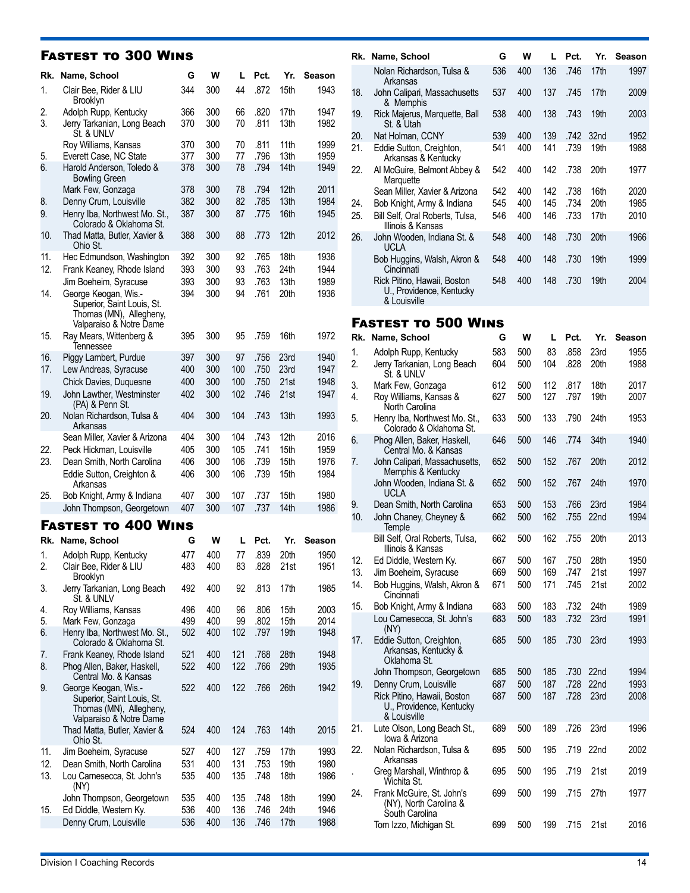## Fastest to 300 Wins

| Rk. | Name, School | G | W | L | Pct. | Yr. | Season |
|---|---|---|---|---|---|---|---|
| 1. | Clair Bee, Rider & LIU Brooklyn | 344 | 300 | 44 | .872 | 15th | 1943 |
| 2. | Adolph Rupp, Kentucky | 366 | 300 | 66 | .820 | 17th | 1947 |
| 3. | Jerry Tarkanian, Long Beach St. & UNLV | 370 | 300 | 70 | .811 | 13th | 1982 |
| | Roy Williams, Kansas | 370 | 300 | 70 | .811 | 11th | 1999 |
| 5. | Everett Case, NC State | 377 | 300 | 77 | .796 | 13th | 1959 |
| 6. | Harold Anderson, Toledo & Bowling Green | 378 | 300 | 78 | .794 | 14th | 1949 |
| | Mark Few, Gonzaga | 378 | 300 | 78 | .794 | 12th | 2011 |
| 8. | Denny Crum, Louisville | 382 | 300 | 82 | .785 | 13th | 1984 |
| 9. | Henry Iba, Northwest Mo. St., Colorado & Oklahoma St. | 387 | 300 | 87 | .775 | 16th | 1945 |
| 10. | Thad Matta, Butler, Xavier & Ohio St. | 388 | 300 | 88 | .773 | 12th | 2012 |
| 11. | Hec Edmundson, Washington | 392 | 300 | 92 | .765 | 18th | 1936 |
| 12. | Frank Keaney, Rhode Island | 393 | 300 | 93 | .763 | 24th | 1944 |
| | Jim Boeheim, Syracuse | 393 | 300 | 93 | .763 | 13th | 1989 |
| 14. | George Keogan, Wis.-Superior, Saint Louis, St. Thomas (MN), Allegheny, Valparaiso & Notre Dame | 394 | 300 | 94 | .761 | 20th | 1936 |
| 15. | Ray Mears, Wittenberg & Tennessee | 395 | 300 | 95 | .759 | 16th | 1972 |
| 16. | Piggy Lambert, Purdue | 397 | 300 | 97 | .756 | 23rd | 1940 |
| 17. | Lew Andreas, Syracuse | 400 | 300 | 100 | .750 | 23rd | 1947 |
| | Chick Davies, Duquesne | 400 | 300 | 100 | .750 | 21st | 1948 |
| 19. | John Lawther, Westminster (PA) & Penn St. | 402 | 300 | 102 | .746 | 21st | 1947 |
| 20. | Nolan Richardson, Tulsa & Arkansas | 404 | 300 | 104 | .743 | 13th | 1993 |
| | Sean Miller, Xavier & Arizona | 404 | 300 | 104 | .743 | 12th | 2016 |
| 22. | Peck Hickman, Louisville | 405 | 300 | 105 | .741 | 15th | 1959 |
| 23. | Dean Smith, North Carolina | 406 | 300 | 106 | .739 | 15th | 1976 |
| | Eddie Sutton, Creighton & Arkansas | 406 | 300 | 106 | .739 | 15th | 1984 |
| 25. | Bob Knight, Army & Indiana | 407 | 300 | 107 | .737 | 15th | 1980 |
| | John Thompson, Georgetown | 407 | 300 | 107 | .737 | 14th | 1986 |

## Fastest to 400 Wins

| Rk. | Name, School | G | W | L | Pct. | Yr. | Season |
|---|---|---|---|---|---|---|---|
| 1. | Adolph Rupp, Kentucky | 477 | 400 | 77 | .839 | 20th | 1950 |
| 2. | Clair Bee, Rider & LIU Brooklyn | 483 | 400 | 83 | .828 | 21st | 1951 |
| 3. | Jerry Tarkanian, Long Beach St. & UNLV | 492 | 400 | 92 | .813 | 17th | 1985 |
| 4. | Roy Williams, Kansas | 496 | 400 | 96 | .806 | 15th | 2003 |
| 5. | Mark Few, Gonzaga | 499 | 400 | 99 | .802 | 15th | 2014 |
| 6. | Henry Iba, Northwest Mo. St., Colorado & Oklahoma St. | 502 | 400 | 102 | .797 | 19th | 1948 |
| 7. | Frank Keaney, Rhode Island | 521 | 400 | 121 | .768 | 28th | 1948 |
| 8. | Phog Allen, Baker, Haskell, Central Mo. & Kansas | 522 | 400 | 122 | .766 | 29th | 1935 |
| 9. | George Keogan, Wis.-Superior, Saint Louis, St. Thomas (MN), Allegheny, Valparaiso & Notre Dame | 522 | 400 | 122 | .766 | 26th | 1942 |
| | Thad Matta, Butler, Xavier & Ohio St. | 524 | 400 | 124 | .763 | 14th | 2015 |
| 11. | Jim Boeheim, Syracuse | 527 | 400 | 127 | .759 | 17th | 1993 |
| 12. | Dean Smith, North Carolina | 531 | 400 | 131 | .753 | 19th | 1980 |
| 13. | Lou Carnesecca, St. John's (NY) | 535 | 400 | 135 | .748 | 18th | 1986 |
| | John Thompson, Georgetown | 535 | 400 | 135 | .748 | 18th | 1990 |
| 15. | Ed Diddle, Western Ky. | 536 | 400 | 136 | .746 | 24th | 1946 |
| | Denny Crum, Louisville | 536 | 400 | 136 | .746 | 17th | 1988 |
| | Nolan Richardson, Tulsa & Arkansas | 536 | 400 | 136 | .746 | 17th | 1997 |
| 18. | John Calipari, Massachusetts & Memphis | 537 | 400 | 137 | .745 | 17th | 2009 |
| 19. | Rick Majerus, Marquette, Ball St. & Utah | 538 | 400 | 138 | .743 | 19th | 2003 |
| 20. | Nat Holman, CCNY | 539 | 400 | 139 | .742 | 32nd | 1952 |
| 21. | Eddie Sutton, Creighton, Arkansas & Kentucky | 541 | 400 | 141 | .739 | 19th | 1988 |
| 22. | Al McGuire, Belmont Abbey & Marquette | 542 | 400 | 142 | .738 | 20th | 1977 |
| | Sean Miller, Xavier & Arizona | 542 | 400 | 142 | .738 | 16th | 2020 |
| 24. | Bob Knight, Army & Indiana | 545 | 400 | 145 | .734 | 20th | 1985 |
| 25. | Bill Self, Oral Roberts, Tulsa, Illinois & Kansas | 546 | 400 | 146 | .733 | 17th | 2010 |
| 26. | John Wooden, Indiana St. & UCLA | 548 | 400 | 148 | .730 | 20th | 1966 |
| | Bob Huggins, Walsh, Akron & Cincinnati | 548 | 400 | 148 | .730 | 19th | 1999 |
| | Rick Pitino, Hawaii, Boston U., Providence, Kentucky & Louisville | 548 | 400 | 148 | .730 | 19th | 2004 |

## Fastest to 500 Wins

| Rk. | Name, School | G | W | L | Pct. | Yr. | Season |
|---|---|---|---|---|---|---|---|
| 1. | Adolph Rupp, Kentucky | 583 | 500 | 83 | .858 | 23rd | 1955 |
| 2. | Jerry Tarkanian, Long Beach St. & UNLV | 604 | 500 | 104 | .828 | 20th | 1988 |
| 3. | Mark Few, Gonzaga | 612 | 500 | 112 | .817 | 18th | 2017 |
| 4. | Roy Williams, Kansas & North Carolina | 627 | 500 | 127 | .797 | 19th | 2007 |
| 5. | Henry Iba, Northwest Mo. St., Colorado & Oklahoma St. | 633 | 500 | 133 | .790 | 24th | 1953 |
| 6. | Phog Allen, Baker, Haskell, Central Mo. & Kansas | 646 | 500 | 146 | .774 | 34th | 1940 |
| 7. | John Calipari, Massachusetts, Memphis & Kentucky | 652 | 500 | 152 | .767 | 20th | 2012 |
| | John Wooden, Indiana St. & UCLA | 652 | 500 | 152 | .767 | 24th | 1970 |
| 9. | Dean Smith, North Carolina | 653 | 500 | 153 | .766 | 23rd | 1984 |
| 10. | John Chaney, Cheyney & Temple | 662 | 500 | 162 | .755 | 22nd | 1994 |
| | Bill Self, Oral Roberts, Tulsa, Illinois & Kansas | 662 | 500 | 162 | .755 | 20th | 2013 |
| 12. | Ed Diddle, Western Ky. | 667 | 500 | 167 | .750 | 28th | 1950 |
| 13. | Jim Boeheim, Syracuse | 669 | 500 | 169 | .747 | 21st | 1997 |
| 14. | Bob Huggins, Walsh, Akron & Cincinnati | 671 | 500 | 171 | .745 | 21st | 2002 |
| 15. | Bob Knight, Army & Indiana | 683 | 500 | 183 | .732 | 24th | 1989 |
| | Lou Carnesecca, St. John's (NY) | 683 | 500 | 183 | .732 | 23rd | 1991 |
| 17. | Eddie Sutton, Creighton, Arkansas, Kentucky & Oklahoma St. | 685 | 500 | 185 | .730 | 23rd | 1993 |
| | John Thompson, Georgetown | 685 | 500 | 185 | .730 | 22nd | 1994 |
| 19. | Denny Crum, Louisville | 687 | 500 | 187 | .728 | 22nd | 1993 |
| | Rick Pitino, Hawaii, Boston U., Providence, Kentucky & Louisville | 687 | 500 | 187 | .728 | 23rd | 2008 |
| 21. | Lute Olson, Long Beach St., Iowa & Arizona | 689 | 500 | 189 | .726 | 23rd | 1996 |
| 22. | Nolan Richardson, Tulsa & Arkansas | 695 | 500 | 195 | .719 | 22nd | 2002 |
| . | Greg Marshall, Winthrop & Wichita St. | 695 | 500 | 195 | .719 | 21st | 2019 |
| 24. | Frank McGuire, St. John's (NY), North Carolina & South Carolina | 699 | 500 | 199 | .715 | 27th | 1977 |
| | Tom Izzo, Michigan St. | 699 | 500 | 199 | .715 | 21st | 2016 |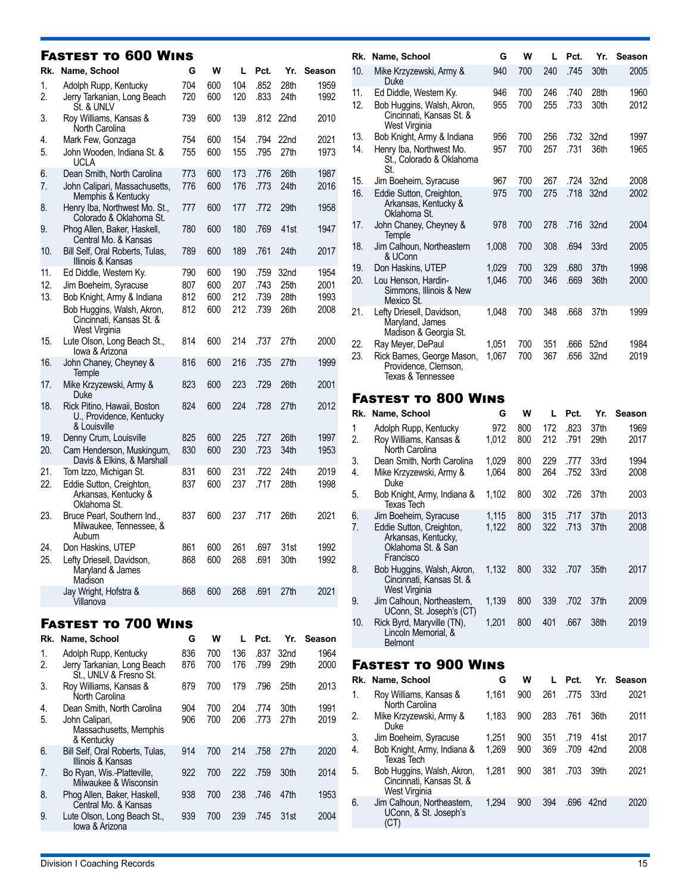## Fastest to 600 Wins

| Rk. | Name, School | G | W | L | Pct. | Yr. | Season |
|---|---|---|---|---|---|---|---|
| 1. | Adolph Rupp, Kentucky | 704 | 600 | 104 | .852 | 28th | 1959 |
| 2. | Jerry Tarkanian, Long Beach St. & UNLV | 720 | 600 | 120 | .833 | 24th | 1992 |
| 3. | Roy Williams, Kansas & North Carolina | 739 | 600 | 139 | .812 | 22nd | 2010 |
| 4. | Mark Few, Gonzaga | 754 | 600 | 154 | .794 | 22nd | 2021 |
| 5. | John Wooden, Indiana St. & UCLA | 755 | 600 | 155 | .795 | 27th | 1973 |
| 6. | Dean Smith, North Carolina | 773 | 600 | 173 | .776 | 26th | 1987 |
| 7. | John Calipari, Massachusetts, Memphis & Kentucky | 776 | 600 | 176 | .773 | 24th | 2016 |
| 8. | Henry Iba, Northwest Mo. St., Colorado & Oklahoma St. | 777 | 600 | 177 | .772 | 29th | 1958 |
| 9. | Phog Allen, Baker, Haskell, Central Mo. & Kansas | 780 | 600 | 180 | .769 | 41st | 1947 |
| 10. | Bill Self, Oral Roberts, Tulas, Illinois & Kansas | 789 | 600 | 189 | .761 | 24th | 2017 |
| 11. | Ed Diddle, Western Ky. | 790 | 600 | 190 | .759 | 32nd | 1954 |
| 12. | Jim Boeheim, Syracuse | 807 | 600 | 207 | .743 | 25th | 2001 |
| 13. | Bob Knight, Army & Indiana | 812 | 600 | 212 | .739 | 28th | 1993 |
| | Bob Huggins, Walsh, Akron, Cincinnati, Kansas St. & West Virginia | 812 | 600 | 212 | .739 | 26th | 2008 |
| 15. | Lute Olson, Long Beach St., Iowa & Arizona | 814 | 600 | 214 | .737 | 27th | 2000 |
| 16. | John Chaney, Cheyney & Temple | 816 | 600 | 216 | .735 | 27th | 1999 |
| 17. | Mike Krzyzewski, Army & Duke | 823 | 600 | 223 | .729 | 26th | 2001 |
| 18. | Rick Pitino, Hawaii, Boston U., Providence, Kentucky & Louisville | 824 | 600 | 224 | .728 | 27th | 2012 |
| 19. | Denny Crum, Louisville | 825 | 600 | 225 | .727 | 26th | 1997 |
| 20. | Cam Henderson, Muskingum, Davis & Elkins, & Marshall | 830 | 600 | 230 | .723 | 34th | 1953 |
| 21. | Tom Izzo, Michigan St. | 831 | 600 | 231 | .722 | 24th | 2019 |
| 22. | Eddie Sutton, Creighton, Arkansas, Kentucky & Oklahoma St. | 837 | 600 | 237 | .717 | 28th | 1998 |
| 23. | Bruce Pearl, Southern Ind., Milwaukee, Tennessee, & Auburn | 837 | 600 | 237 | .717 | 26th | 2021 |
| 24. | Don Haskins, UTEP | 861 | 600 | 261 | .697 | 31st | 1992 |
| 25. | Lefty Driesell, Davidson, Maryland & James Madison | 868 | 600 | 268 | .691 | 30th | 1992 |
| | Jay Wright, Hofstra & Villanova | 868 | 600 | 268 | .691 | 27th | 2021 |

## Fastest to 700 Wins

| Rk. | Name, School | G | W | L | Pct. | Yr. | Season |
|---|---|---|---|---|---|---|---|
| 1. | Adolph Rupp, Kentucky | 836 | 700 | 136 | .837 | 32nd | 1964 |
| 2. | Jerry Tarkanian, Long Beach St., UNLV & Fresno St. | 876 | 700 | 176 | .799 | 29th | 2000 |
| 3. | Roy Williams, Kansas & North Carolina | 879 | 700 | 179 | .796 | 25th | 2013 |
| 4. | Dean Smith, North Carolina | 904 | 700 | 204 | .774 | 30th | 1991 |
| 5. | John Calipari, Massachusetts, Memphis & Kentucky | 906 | 700 | 206 | .773 | 27th | 2019 |
| 6. | Bill Self, Oral Roberts, Tulas, Illinois & Kansas | 914 | 700 | 214 | .758 | 27th | 2020 |
| 7. | Bo Ryan, Wis.-Platteville, Milwaukee & Wisconsin | 922 | 700 | 222 | .759 | 30th | 2014 |
| 8. | Phog Allen, Baker, Haskell, Central Mo. & Kansas | 938 | 700 | 238 | .746 | 47th | 1953 |
| 9. | Lute Olson, Long Beach St., Iowa & Arizona | 939 | 700 | 239 | .745 | 31st | 2004 |
| 10. | Mike Krzyzewski, Army & Duke | 940 | 700 | 240 | .745 | 30th | 2005 |
| 11. | Ed Diddle, Western Ky. | 946 | 700 | 246 | .740 | 28th | 1960 |
| 12. | Bob Huggins, Walsh, Akron, Cincinnati, Kansas St. & West Virginia | 955 | 700 | 255 | .733 | 30th | 2012 |
| 13. | Bob Knight, Army & Indiana | 956 | 700 | 256 | .732 | 32nd | 1997 |
| 14. | Henry Iba, Northwest Mo. St., Colorado & Oklahoma St. | 957 | 700 | 257 | .731 | 36th | 1965 |
| 15. | Jim Boeheim, Syracuse | 967 | 700 | 267 | .724 | 32nd | 2008 |
| 16. | Eddie Sutton, Creighton, Arkansas, Kentucky & Oklahoma St. | 975 | 700 | 275 | .718 | 32nd | 2002 |
| 17. | John Chaney, Cheyney & Temple | 978 | 700 | 278 | .716 | 32nd | 2004 |
| 18. | Jim Calhoun, Northeastern & UConn | 1,008 | 700 | 308 | .694 | 33rd | 2005 |
| 19. | Don Haskins, UTEP | 1,029 | 700 | 329 | .680 | 37th | 1998 |
| 20. | Lou Henson, Hardin-Simmons, Illinois & New Mexico St. | 1,046 | 700 | 346 | .669 | 36th | 2000 |
| 21. | Lefty Driesell, Davidson, Maryland, James Madison & Georgia St. | 1,048 | 700 | 348 | .668 | 37th | 1999 |
| 22. | Ray Meyer, DePaul | 1,051 | 700 | 351 | .666 | 52nd | 1984 |
| 23. | Rick Barnes, George Mason, Providence, Clemson, Texas & Tennessee | 1,067 | 700 | 367 | .656 | 32nd | 2019 |

## Fastest to 800 Wins

| Rk. | Name, School | G | W | L | Pct. | Yr. | Season |
|---|---|---|---|---|---|---|---|
| 1 | Adolph Rupp, Kentucky | 972 | 800 | 172 | .823 | 37th | 1969 |
| 2. | Roy Williams, Kansas & North Carolina | 1,012 | 800 | 212 | .791 | 29th | 2017 |
| 3. | Dean Smith, North Carolina | 1,029 | 800 | 229 | .777 | 33rd | 1994 |
| 4. | Mike Krzyzewski, Army & Duke | 1,064 | 800 | 264 | .752 | 33rd | 2008 |
| 5. | Bob Knight, Army, Indiana & Texas Tech | 1,102 | 800 | 302 | .726 | 37th | 2003 |
| 6. | Jim Boeheim, Syracuse | 1,115 | 800 | 315 | .717 | 37th | 2013 |
| 7. | Eddie Sutton, Creighton, Arkansas, Kentucky, Oklahoma St. & San Francisco | 1,122 | 800 | 322 | .713 | 37th | 2008 |
| 8. | Bob Huggins, Walsh, Akron, Cincinnati, Kansas St. & West Virginia | 1,132 | 800 | 332 | .707 | 35th | 2017 |
| 9. | Jim Calhoun, Northeastern, UConn, St. Joseph's (CT) | 1,139 | 800 | 339 | .702 | 37th | 2009 |
| 10. | Rick Byrd, Maryville (TN), Lincoln Memorial, & Belmont | 1,201 | 800 | 401 | .667 | 38th | 2019 |

## Fastest to 900 Wins

| Rk. | Name, School | G | W | L | Pct. | Yr. | Season |
|---|---|---|---|---|---|---|---|
| 1. | Roy Williams, Kansas & North Carolina | 1,161 | 900 | 261 | .775 | 33rd | 2021 |
| 2. | Mike Krzyzewski, Army & Duke | 1,183 | 900 | 283 | .761 | 36th | 2011 |
| 3. | Jim Boeheim, Syracuse | 1,251 | 900 | 351 | .719 | 41st | 2017 |
| 4. | Bob Knight, Army, Indiana & Texas Tech | 1,269 | 900 | 369 | .709 | 42nd | 2008 |
| 5. | Bob Huggins, Walsh, Akron, Cincinnati, Kansas St. & West Virginia | 1,281 | 900 | 381 | .703 | 39th | 2021 |
| 6. | Jim Calhoun, Northeastern, UConn, & St. Joseph's (CT) | 1,294 | 900 | 394 | .696 | 42nd | 2020 |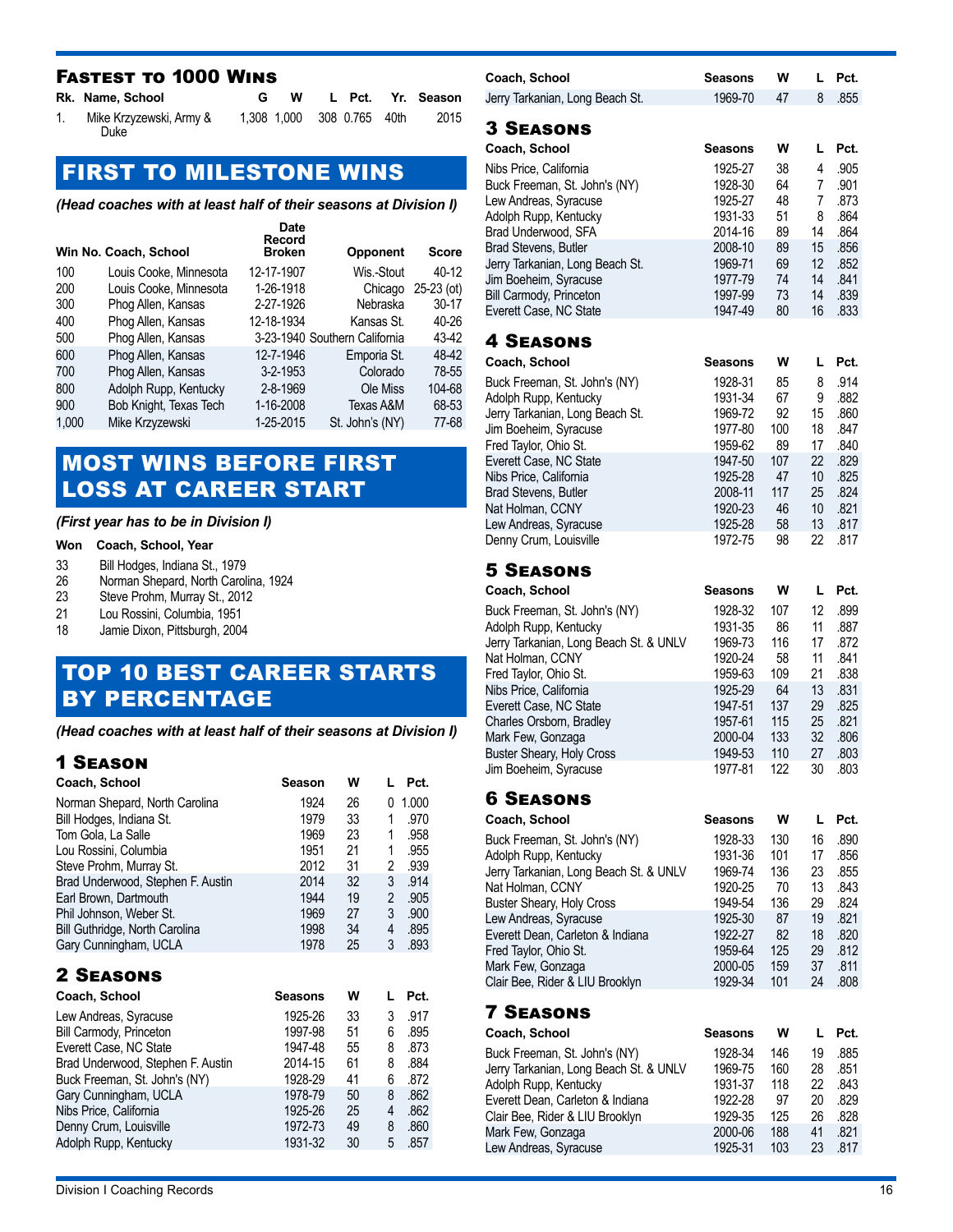## Fastest to 1000 Wins

| Rk. | Name, School | G | W | L | Pct. | Yr. | Season |
|---|---|---|---|---|---|---|---|
| 1. | Mike Krzyzewski, Army & Duke | 1,308 | 1,000 | 308 | 0.765 | 40th | 2015 |

## FIRST TO MILESTONE WINS

*(Head coaches with at least half of their seasons at Division I)*

| Win No. | Coach, School | Date Record Broken | Opponent | Score |
|---|---|---|---|---|
| 100 | Louis Cooke, Minnesota | 12-17-1907 | Wis.-Stout | 40-12 |
| 200 | Louis Cooke, Minnesota | 1-26-1918 | Chicago | 25-23 (ot) |
| 300 | Phog Allen, Kansas | 2-27-1926 | Nebraska | 30-17 |
| 400 | Phog Allen, Kansas | 12-18-1934 | Kansas St. | 40-26 |
| 500 | Phog Allen, Kansas | 3-23-1940 | Southern California | 43-42 |
| 600 | Phog Allen, Kansas | 12-7-1946 | Emporia St. | 48-42 |
| 700 | Phog Allen, Kansas | 3-2-1953 | Colorado | 78-55 |
| 800 | Adolph Rupp, Kentucky | 2-8-1969 | Ole Miss | 104-68 |
| 900 | Bob Knight, Texas Tech | 1-16-2008 | Texas A&M | 68-53 |
| 1,000 | Mike Krzyzewski | 1-25-2015 | St. John's (NY) | 77-68 |

## MOST WINS BEFORE FIRST LOSS AT CAREER START

*(First year has to be in Division I)*

| Won | Coach, School, Year |
|---|---|
| 33 | Bill Hodges, Indiana St., 1979 |
| 26 | Norman Shepard, North Carolina, 1924 |
| 23 | Steve Prohm, Murray St., 2012 |
| 21 | Lou Rossini, Columbia, 1951 |
| 18 | Jamie Dixon, Pittsburgh, 2004 |

## TOP 10 BEST CAREER STARTS BY PERCENTAGE

*(Head coaches with at least half of their seasons at Division I)*

### 1 Season

| Coach, School | Season | W | L | Pct. |
|---|---|---|---|---|
| Norman Shepard, North Carolina | 1924 | 26 | 0 | 1.000 |
| Bill Hodges, Indiana St. | 1979 | 33 | 1 | .970 |
| Tom Gola, La Salle | 1969 | 23 | 1 | .958 |
| Lou Rossini, Columbia | 1951 | 21 | 1 | .955 |
| Steve Prohm, Murray St. | 2012 | 31 | 2 | .939 |
| Brad Underwood, Stephen F. Austin | 2014 | 32 | 3 | .914 |
| Earl Brown, Dartmouth | 1944 | 19 | 2 | .905 |
| Phil Johnson, Weber St. | 1969 | 27 | 3 | .900 |
| Bill Guthridge, North Carolina | 1998 | 34 | 4 | .895 |
| Gary Cunningham, UCLA | 1978 | 25 | 3 | .893 |

### 2 Seasons

| Coach, School | Seasons | W | L | Pct. |
|---|---|---|---|---|
| Lew Andreas, Syracuse | 1925-26 | 33 | 3 | .917 |
| Bill Carmody, Princeton | 1997-98 | 51 | 6 | .895 |
| Everett Case, NC State | 1947-48 | 55 | 8 | .873 |
| Brad Underwood, Stephen F. Austin | 2014-15 | 61 | 8 | .884 |
| Buck Freeman, St. John's (NY) | 1928-29 | 41 | 6 | .872 |
| Gary Cunningham, UCLA | 1978-79 | 50 | 8 | .862 |
| Nibs Price, California | 1925-26 | 25 | 4 | .862 |
| Denny Crum, Louisville | 1972-73 | 49 | 8 | .860 |
| Adolph Rupp, Kentucky | 1931-32 | 30 | 5 | .857 |
| Jerry Tarkanian, Long Beach St. | 1969-70 | 47 | 8 | .855 |

### 3 Seasons

| Coach, School | Seasons | W | L | Pct. |
|---|---|---|---|---|
| Nibs Price, California | 1925-27 | 38 | 4 | .905 |
| Buck Freeman, St. John's (NY) | 1928-30 | 64 | 7 | .901 |
| Lew Andreas, Syracuse | 1925-27 | 48 | 7 | .873 |
| Adolph Rupp, Kentucky | 1931-33 | 51 | 8 | .864 |
| Brad Underwood, SFA | 2014-16 | 89 | 14 | .864 |
| Brad Stevens, Butler | 2008-10 | 89 | 15 | .856 |
| Jerry Tarkanian, Long Beach St. | 1969-71 | 69 | 12 | .852 |
| Jim Boeheim, Syracuse | 1977-79 | 74 | 14 | .841 |
| Bill Carmody, Princeton | 1997-99 | 73 | 14 | .839 |
| Everett Case, NC State | 1947-49 | 80 | 16 | .833 |

### 4 Seasons

| Coach, School | Seasons | W | L | Pct. |
|---|---|---|---|---|
| Buck Freeman, St. John's (NY) | 1928-31 | 85 | 8 | .914 |
| Adolph Rupp, Kentucky | 1931-34 | 67 | 9 | .882 |
| Jerry Tarkanian, Long Beach St. | 1969-72 | 92 | 15 | .860 |
| Jim Boeheim, Syracuse | 1977-80 | 100 | 18 | .847 |
| Fred Taylor, Ohio St. | 1959-62 | 89 | 17 | .840 |
| Everett Case, NC State | 1947-50 | 107 | 22 | .829 |
| Nibs Price, California | 1925-28 | 47 | 10 | .825 |
| Brad Stevens, Butler | 2008-11 | 117 | 25 | .824 |
| Nat Holman, CCNY | 1920-23 | 46 | 10 | .821 |
| Lew Andreas, Syracuse | 1925-28 | 58 | 13 | .817 |
| Denny Crum, Louisville | 1972-75 | 98 | 22 | .817 |

### 5 Seasons

| Coach, School | Seasons | W | L | Pct. |
|---|---|---|---|---|
| Buck Freeman, St. John's (NY) | 1928-32 | 107 | 12 | .899 |
| Adolph Rupp, Kentucky | 1931-35 | 86 | 11 | .887 |
| Jerry Tarkanian, Long Beach St. & UNLV | 1969-73 | 116 | 17 | .872 |
| Nat Holman, CCNY | 1920-24 | 58 | 11 | .841 |
| Fred Taylor, Ohio St. | 1959-63 | 109 | 21 | .838 |
| Nibs Price, California | 1925-29 | 64 | 13 | .831 |
| Everett Case, NC State | 1947-51 | 137 | 29 | .825 |
| Charles Orsborn, Bradley | 1957-61 | 115 | 25 | .821 |
| Mark Few, Gonzaga | 2000-04 | 133 | 32 | .806 |
| Buster Sheary, Holy Cross | 1949-53 | 110 | 27 | .803 |
| Jim Boeheim, Syracuse | 1977-81 | 122 | 30 | .803 |

### 6 Seasons

| Coach, School | Seasons | W | L | Pct. |
|---|---|---|---|---|
| Buck Freeman, St. John's (NY) | 1928-33 | 130 | 16 | .890 |
| Adolph Rupp, Kentucky | 1931-36 | 101 | 17 | .856 |
| Jerry Tarkanian, Long Beach St. & UNLV | 1969-74 | 136 | 23 | .855 |
| Nat Holman, CCNY | 1920-25 | 70 | 13 | .843 |
| Buster Sheary, Holy Cross | 1949-54 | 136 | 29 | .824 |
| Lew Andreas, Syracuse | 1925-30 | 87 | 19 | .821 |
| Everett Dean, Carleton & Indiana | 1922-27 | 82 | 18 | .820 |
| Fred Taylor, Ohio St. | 1959-64 | 125 | 29 | .812 |
| Mark Few, Gonzaga | 2000-05 | 159 | 37 | .811 |
| Clair Bee, Rider & LIU Brooklyn | 1929-34 | 101 | 24 | .808 |

### 7 Seasons

| Coach, School | Seasons | W | L | Pct. |
|---|---|---|---|---|
| Buck Freeman, St. John's (NY) | 1928-34 | 146 | 19 | .885 |
| Jerry Tarkanian, Long Beach St. & UNLV | 1969-75 | 160 | 28 | .851 |
| Adolph Rupp, Kentucky | 1931-37 | 118 | 22 | .843 |
| Everett Dean, Carleton & Indiana | 1922-28 | 97 | 20 | .829 |
| Clair Bee, Rider & LIU Brooklyn | 1929-35 | 125 | 26 | .828 |
| Mark Few, Gonzaga | 2000-06 | 188 | 41 | .821 |
| Lew Andreas, Syracuse | 1925-31 | 103 | 23 | .817 |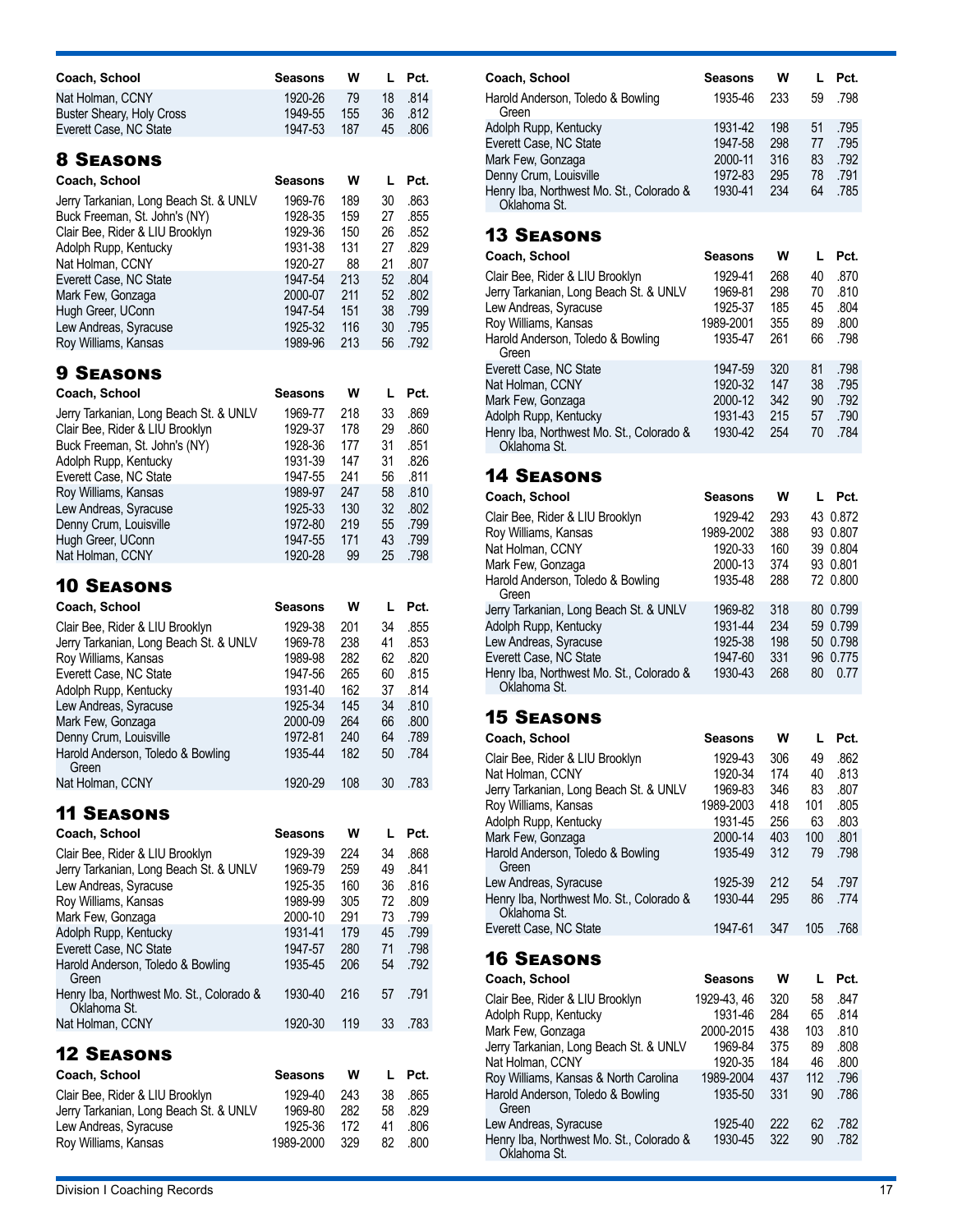| Coach, School | Seasons | W | L | Pct. |
|---|---|---|---|---|
| Nat Holman, CCNY | 1920-26 | 79 | 18 | .814 |
| Buster Sheary, Holy Cross | 1949-55 | 155 | 36 | .812 |
| Everett Case, NC State | 1947-53 | 187 | 45 | .806 |

## 8 Seasons

| Coach, School | Seasons | W | L | Pct. |
|---|---|---|---|---|
| Jerry Tarkanian, Long Beach St. & UNLV | 1969-76 | 189 | 30 | .863 |
| Buck Freeman, St. John's (NY) | 1928-35 | 159 | 27 | .855 |
| Clair Bee, Rider & LIU Brooklyn | 1929-36 | 150 | 26 | .852 |
| Adolph Rupp, Kentucky | 1931-38 | 131 | 27 | .829 |
| Nat Holman, CCNY | 1920-27 | 88 | 21 | .807 |
| Everett Case, NC State | 1947-54 | 213 | 52 | .804 |
| Mark Few, Gonzaga | 2000-07 | 211 | 52 | .802 |
| Hugh Greer, UConn | 1947-54 | 151 | 38 | .799 |
| Lew Andreas, Syracuse | 1925-32 | 116 | 30 | .795 |
| Roy Williams, Kansas | 1989-96 | 213 | 56 | .792 |

## 9 Seasons

| Coach, School | Seasons | W | L | Pct. |
|---|---|---|---|---|
| Jerry Tarkanian, Long Beach St. & UNLV | 1969-77 | 218 | 33 | .869 |
| Clair Bee, Rider & LIU Brooklyn | 1929-37 | 178 | 29 | .860 |
| Buck Freeman, St. John's (NY) | 1928-36 | 177 | 31 | .851 |
| Adolph Rupp, Kentucky | 1931-39 | 147 | 31 | .826 |
| Everett Case, NC State | 1947-55 | 241 | 56 | .811 |
| Roy Williams, Kansas | 1989-97 | 247 | 58 | .810 |
| Lew Andreas, Syracuse | 1925-33 | 130 | 32 | .802 |
| Denny Crum, Louisville | 1972-80 | 219 | 55 | .799 |
| Hugh Greer, UConn | 1947-55 | 171 | 43 | .799 |
| Nat Holman, CCNY | 1920-28 | 99 | 25 | .798 |

## 10 Seasons

| Coach, School | Seasons | W | L | Pct. |
|---|---|---|---|---|
| Clair Bee, Rider & LIU Brooklyn | 1929-38 | 201 | 34 | .855 |
| Jerry Tarkanian, Long Beach St. & UNLV | 1969-78 | 238 | 41 | .853 |
| Roy Williams, Kansas | 1989-98 | 282 | 62 | .820 |
| Everett Case, NC State | 1947-56 | 265 | 60 | .815 |
| Adolph Rupp, Kentucky | 1931-40 | 162 | 37 | .814 |
| Lew Andreas, Syracuse | 1925-34 | 145 | 34 | .810 |
| Mark Few, Gonzaga | 2000-09 | 264 | 66 | .800 |
| Denny Crum, Louisville | 1972-81 | 240 | 64 | .789 |
| Harold Anderson, Toledo & Bowling Green | 1935-44 | 182 | 50 | .784 |
| Nat Holman, CCNY | 1920-29 | 108 | 30 | .783 |

## 11 Seasons

| Coach, School | Seasons | W | L | Pct. |
|---|---|---|---|---|
| Clair Bee, Rider & LIU Brooklyn | 1929-39 | 224 | 34 | .868 |
| Jerry Tarkanian, Long Beach St. & UNLV | 1969-79 | 259 | 49 | .841 |
| Lew Andreas, Syracuse | 1925-35 | 160 | 36 | .816 |
| Roy Williams, Kansas | 1989-99 | 305 | 72 | .809 |
| Mark Few, Gonzaga | 2000-10 | 291 | 73 | .799 |
| Adolph Rupp, Kentucky | 1931-41 | 179 | 45 | .799 |
| Everett Case, NC State | 1947-57 | 280 | 71 | .798 |
| Harold Anderson, Toledo & Bowling Green | 1935-45 | 206 | 54 | .792 |
| Henry Iba, Northwest Mo. St., Colorado & Oklahoma St. | 1930-40 | 216 | 57 | .791 |
| Nat Holman, CCNY | 1920-30 | 119 | 33 | .783 |

## 12 Seasons

| Coach, School | Seasons | W | L | Pct. |
|---|---|---|---|---|
| Clair Bee, Rider & LIU Brooklyn | 1929-40 | 243 | 38 | .865 |
| Jerry Tarkanian, Long Beach St. & UNLV | 1969-80 | 282 | 58 | .829 |
| Lew Andreas, Syracuse | 1925-36 | 172 | 41 | .806 |
| Roy Williams, Kansas | 1989-2000 | 329 | 82 | .800 |
| Harold Anderson, Toledo & Bowling Green | 1935-46 | 233 | 59 | .798 |
| Adolph Rupp, Kentucky | 1931-42 | 198 | 51 | .795 |
| Everett Case, NC State | 1947-58 | 298 | 77 | .795 |
| Mark Few, Gonzaga | 2000-11 | 316 | 83 | .792 |
| Denny Crum, Louisville | 1972-83 | 295 | 78 | .791 |
| Henry Iba, Northwest Mo. St., Colorado & Oklahoma St. | 1930-41 | 234 | 64 | .785 |

## 13 Seasons

| Coach, School | Seasons | W | L | Pct. |
|---|---|---|---|---|
| Clair Bee, Rider & LIU Brooklyn | 1929-41 | 268 | 40 | .870 |
| Jerry Tarkanian, Long Beach St. & UNLV | 1969-81 | 298 | 70 | .810 |
| Lew Andreas, Syracuse | 1925-37 | 185 | 45 | .804 |
| Roy Williams, Kansas | 1989-2001 | 355 | 89 | .800 |
| Harold Anderson, Toledo & Bowling Green | 1935-47 | 261 | 66 | .798 |
| Everett Case, NC State | 1947-59 | 320 | 81 | .798 |
| Nat Holman, CCNY | 1920-32 | 147 | 38 | .795 |
| Mark Few, Gonzaga | 2000-12 | 342 | 90 | .792 |
| Adolph Rupp, Kentucky | 1931-43 | 215 | 57 | .790 |
| Henry Iba, Northwest Mo. St., Colorado & Oklahoma St. | 1930-42 | 254 | 70 | .784 |

## 14 Seasons

| Coach, School | Seasons | W | L | Pct. |
|---|---|---|---|---|
| Clair Bee, Rider & LIU Brooklyn | 1929-42 | 293 | 43 | 0.872 |
| Roy Williams, Kansas | 1989-2002 | 388 | 93 | 0.807 |
| Nat Holman, CCNY | 1920-33 | 160 | 39 | 0.804 |
| Mark Few, Gonzaga | 2000-13 | 374 | 93 | 0.801 |
| Harold Anderson, Toledo & Bowling Green | 1935-48 | 288 | 72 | 0.800 |
| Jerry Tarkanian, Long Beach St. & UNLV | 1969-82 | 318 | 80 | 0.799 |
| Adolph Rupp, Kentucky | 1931-44 | 234 | 59 | 0.799 |
| Lew Andreas, Syracuse | 1925-38 | 198 | 50 | 0.798 |
| Everett Case, NC State | 1947-60 | 331 | 96 | 0.775 |
| Henry Iba, Northwest Mo. St., Colorado & Oklahoma St. | 1930-43 | 268 | 80 | 0.77 |

## 15 Seasons

| Coach, School | Seasons | W | L | Pct. |
|---|---|---|---|---|
| Clair Bee, Rider & LIU Brooklyn | 1929-43 | 306 | 49 | .862 |
| Nat Holman, CCNY | 1920-34 | 174 | 40 | .813 |
| Jerry Tarkanian, Long Beach St. & UNLV | 1969-83 | 346 | 83 | .807 |
| Roy Williams, Kansas | 1989-2003 | 418 | 101 | .805 |
| Adolph Rupp, Kentucky | 1931-45 | 256 | 63 | .803 |
| Mark Few, Gonzaga | 2000-14 | 403 | 100 | .801 |
| Harold Anderson, Toledo & Bowling Green | 1935-49 | 312 | 79 | .798 |
| Lew Andreas, Syracuse | 1925-39 | 212 | 54 | .797 |
| Henry Iba, Northwest Mo. St., Colorado & Oklahoma St. | 1930-44 | 295 | 86 | .774 |
| Everett Case, NC State | 1947-61 | 347 | 105 | .768 |

## 16 Seasons

| Coach, School | Seasons | W | L | Pct. |
|---|---|---|---|---|
| Clair Bee, Rider & LIU Brooklyn | 1929-43, 46 | 320 | 58 | .847 |
| Adolph Rupp, Kentucky | 1931-46 | 284 | 65 | .814 |
| Mark Few, Gonzaga | 2000-2015 | 438 | 103 | .810 |
| Jerry Tarkanian, Long Beach St. & UNLV | 1969-84 | 375 | 89 | .808 |
| Nat Holman, CCNY | 1920-35 | 184 | 46 | .800 |
| Roy Williams, Kansas & North Carolina | 1989-2004 | 437 | 112 | .796 |
| Harold Anderson, Toledo & Bowling Green | 1935-50 | 331 | 90 | .786 |
| Lew Andreas, Syracuse | 1925-40 | 222 | 62 | .782 |
| Henry Iba, Northwest Mo. St., Colorado & Oklahoma St. | 1930-45 | 322 | 90 | .782 |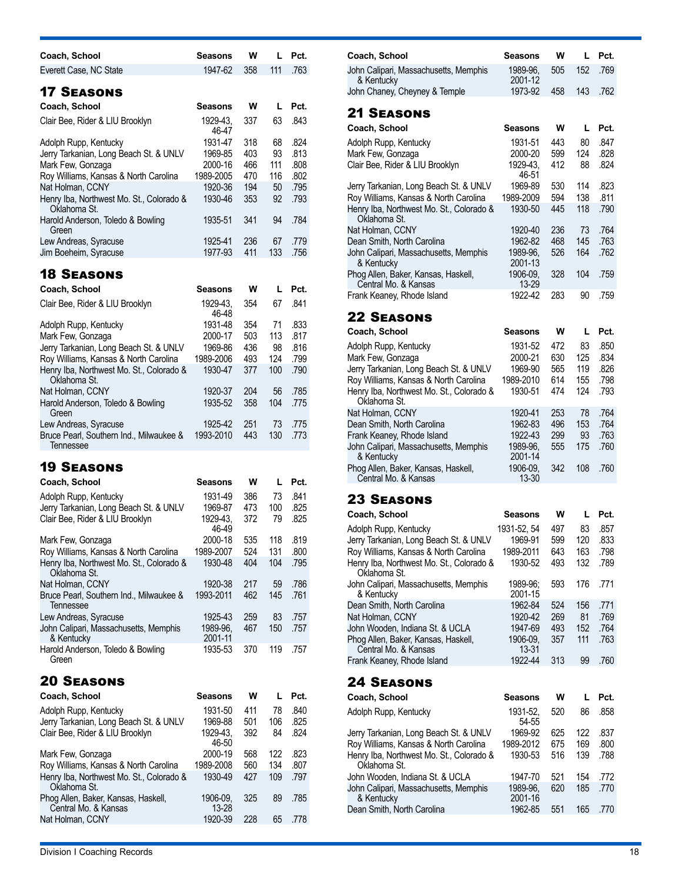| Coach, School | Seasons | W | L | Pct. |
|---|---|---|---|---|
| Everett Case, NC State | 1947-62 | 358 | 111 | .763 |

## 17 Seasons

| Coach, School | Seasons | W | L | Pct. |
|---|---|---|---|---|
| Clair Bee, Rider & LIU Brooklyn | 1929-43, 46-47 | 337 | 63 | .843 |
| Adolph Rupp, Kentucky | 1931-47 | 318 | 68 | .824 |
| Jerry Tarkanian, Long Beach St. & UNLV | 1969-85 | 403 | 93 | .813 |
| Mark Few, Gonzaga | 2000-16 | 466 | 111 | .808 |
| Roy Williams, Kansas & North Carolina | 1989-2005 | 470 | 116 | .802 |
| Nat Holman, CCNY | 1920-36 | 194 | 50 | .795 |
| Henry Iba, Northwest Mo. St., Colorado & Oklahoma St. | 1930-46 | 353 | 92 | .793 |
| Harold Anderson, Toledo & Bowling Green | 1935-51 | 341 | 94 | .784 |
| Lew Andreas, Syracuse | 1925-41 | 236 | 67 | .779 |
| Jim Boeheim, Syracuse | 1977-93 | 411 | 133 | .756 |

## 18 Seasons

| Coach, School | Seasons | W | L | Pct. |
|---|---|---|---|---|
| Clair Bee, Rider & LIU Brooklyn | 1929-43, 46-48 | 354 | 67 | .841 |
| Adolph Rupp, Kentucky | 1931-48 | 354 | 71 | .833 |
| Mark Few, Gonzaga | 2000-17 | 503 | 113 | .817 |
| Jerry Tarkanian, Long Beach St. & UNLV | 1969-86 | 436 | 98 | .816 |
| Roy Williams, Kansas & North Carolina | 1989-2006 | 493 | 124 | .799 |
| Henry Iba, Northwest Mo. St., Colorado & Oklahoma St. | 1930-47 | 377 | 100 | .790 |
| Nat Holman, CCNY | 1920-37 | 204 | 56 | .785 |
| Harold Anderson, Toledo & Bowling Green | 1935-52 | 358 | 104 | .775 |
| Lew Andreas, Syracuse | 1925-42 | 251 | 73 | .775 |
| Bruce Pearl, Southern Ind., Milwaukee & Tennessee | 1993-2010 | 443 | 130 | .773 |

## 19 Seasons

| Coach, School | Seasons | W | L | Pct. |
|---|---|---|---|---|
| Adolph Rupp, Kentucky | 1931-49 | 386 | 73 | .841 |
| Jerry Tarkanian, Long Beach St. & UNLV | 1969-87 | 473 | 100 | .825 |
| Clair Bee, Rider & LIU Brooklyn | 1929-43, 46-49 | 372 | 79 | .825 |
| Mark Few, Gonzaga | 2000-18 | 535 | 118 | .819 |
| Roy Williams, Kansas & North Carolina | 1989-2007 | 524 | 131 | .800 |
| Henry Iba, Northwest Mo. St., Colorado & Oklahoma St. | 1930-48 | 404 | 104 | .795 |
| Nat Holman, CCNY | 1920-38 | 217 | 59 | .786 |
| Bruce Pearl, Southern Ind., Milwaukee & Tennessee | 1993-2011 | 462 | 145 | .761 |
| Lew Andreas, Syracuse | 1925-43 | 259 | 83 | .757 |
| John Calipari, Massachusetts, Memphis & Kentucky | 1989-96, 2001-11 | 467 | 150 | .757 |
| Harold Anderson, Toledo & Bowling Green | 1935-53 | 370 | 119 | .757 |

## 20 Seasons

| Coach, School | Seasons | W | L | Pct. |
|---|---|---|---|---|
| Adolph Rupp, Kentucky | 1931-50 | 411 | 78 | .840 |
| Jerry Tarkanian, Long Beach St. & UNLV | 1969-88 | 501 | 106 | .825 |
| Clair Bee, Rider & LIU Brooklyn | 1929-43, 46-50 | 392 | 84 | .824 |
| Mark Few, Gonzaga | 2000-19 | 568 | 122 | .823 |
| Roy Williams, Kansas & North Carolina | 1989-2008 | 560 | 134 | .807 |
| Henry Iba, Northwest Mo. St., Colorado & Oklahoma St. | 1930-49 | 427 | 109 | .797 |
| Phog Allen, Baker, Kansas, Haskell, Central Mo. & Kansas | 1906-09, 13-28 | 325 | 89 | .785 |
| Nat Holman, CCNY | 1920-39 | 228 | 65 | .778 |
| John Calipari, Massachusetts, Memphis & Kentucky | 1989-96, 2001-12 | 505 | 152 | .769 |
| John Chaney, Cheyney & Temple | 1973-92 | 458 | 143 | .762 |

## 21 Seasons

| Coach, School | Seasons | W | L | Pct. |
|---|---|---|---|---|
| Adolph Rupp, Kentucky | 1931-51 | 443 | 80 | .847 |
| Mark Few, Gonzaga | 2000-20 | 599 | 124 | .828 |
| Clair Bee, Rider & LIU Brooklyn | 1929-43, 46-51 | 412 | 88 | .824 |
| Jerry Tarkanian, Long Beach St. & UNLV | 1969-89 | 530 | 114 | .823 |
| Roy Williams, Kansas & North Carolina | 1989-2009 | 594 | 138 | .811 |
| Henry Iba, Northwest Mo. St., Colorado & Oklahoma St. | 1930-50 | 445 | 118 | .790 |
| Nat Holman, CCNY | 1920-40 | 236 | 73 | .764 |
| Dean Smith, North Carolina | 1962-82 | 468 | 145 | .763 |
| John Calipari, Massachusetts, Memphis & Kentucky | 1989-96, 2001-13 | 526 | 164 | .762 |
| Phog Allen, Baker, Kansas, Haskell, Central Mo. & Kansas | 1906-09, 13-29 | 328 | 104 | .759 |
| Frank Keaney, Rhode Island | 1922-42 | 283 | 90 | .759 |

## 22 Seasons

| Coach, School | Seasons | W | L | Pct. |
|---|---|---|---|---|
| Adolph Rupp, Kentucky | 1931-52 | 472 | 83 | .850 |
| Mark Few, Gonzaga | 2000-21 | 630 | 125 | .834 |
| Jerry Tarkanian, Long Beach St. & UNLV | 1969-90 | 565 | 119 | .826 |
| Roy Williams, Kansas & North Carolina | 1989-2010 | 614 | 155 | .798 |
| Henry Iba, Northwest Mo. St., Colorado & Oklahoma St. | 1930-51 | 474 | 124 | .793 |
| Nat Holman, CCNY | 1920-41 | 253 | 78 | .764 |
| Dean Smith, North Carolina | 1962-83 | 496 | 153 | .764 |
| Frank Keaney, Rhode Island | 1922-43 | 299 | 93 | .763 |
| John Calipari, Massachusetts, Memphis & Kentucky | 1989-96, 2001-14 | 555 | 175 | .760 |
| Phog Allen, Baker, Kansas, Haskell, Central Mo. & Kansas | 1906-09, 13-30 | 342 | 108 | .760 |

## 23 Seasons

| Coach, School | Seasons | W | L | Pct. |
|---|---|---|---|---|
| Adolph Rupp, Kentucky | 1931-52, 54 | 497 | 83 | .857 |
| Jerry Tarkanian, Long Beach St. & UNLV | 1969-91 | 599 | 120 | .833 |
| Roy Williams, Kansas & North Carolina | 1989-2011 | 643 | 163 | .798 |
| Henry Iba, Northwest Mo. St., Colorado & Oklahoma St. | 1930-52 | 493 | 132 | .789 |
| John Calipari, Massachusetts, Memphis & Kentucky | 1989-96; 2001-15 | 593 | 176 | .771 |
| Dean Smith, North Carolina | 1962-84 | 524 | 156 | .771 |
| Nat Holman, CCNY | 1920-42 | 269 | 81 | .769 |
| John Wooden, Indiana St. & UCLA | 1947-69 | 493 | 152 | .764 |
| Phog Allen, Baker, Kansas, Haskell, Central Mo. & Kansas | 1906-09, 13-31 | 357 | 111 | .763 |
| Frank Keaney, Rhode Island | 1922-44 | 313 | 99 | .760 |

## 24 Seasons

| Coach, School | Seasons | W | L | Pct. |
|---|---|---|---|---|
| Adolph Rupp, Kentucky | 1931-52, 54-55 | 520 | 86 | .858 |
| Jerry Tarkanian, Long Beach St. & UNLV | 1969-92 | 625 | 122 | .837 |
| Roy Williams, Kansas & North Carolina | 1989-2012 | 675 | 169 | .800 |
| Henry Iba, Northwest Mo. St., Colorado & Oklahoma St. | 1930-53 | 516 | 139 | .788 |
| John Wooden, Indiana St. & UCLA | 1947-70 | 521 | 154 | .772 |
| John Calipari, Massachusetts, Memphis & Kentucky | 1989-96, 2001-16 | 620 | 185 | .770 |
| Dean Smith, North Carolina | 1962-85 | 551 | 165 | .770 |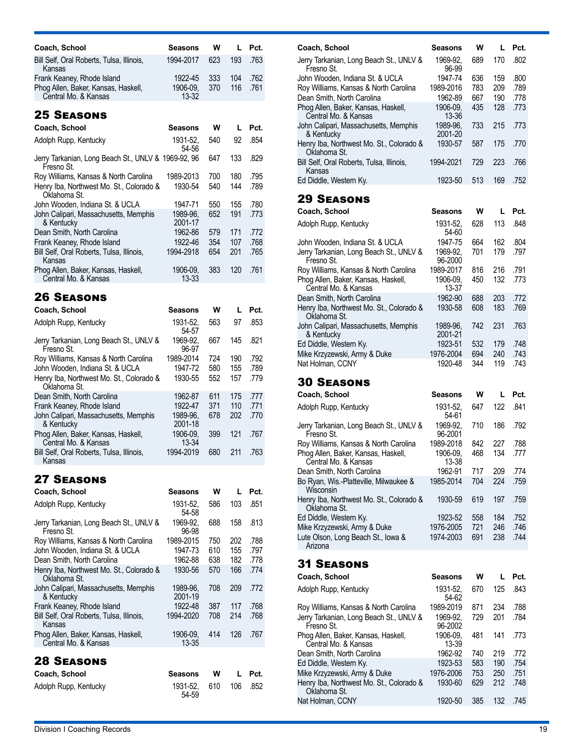| Coach, School | Seasons | W | L | Pct. |
|---|---|---|---|---|
| Bill Self, Oral Roberts, Tulsa, Illinois, Kansas | 1994-2017 | 623 | 193 | .763 |
| Frank Keaney, Rhode Island | 1922-45 | 333 | 104 | .762 |
| Phog Allen, Baker, Kansas, Haskell, Central Mo. & Kansas | 1906-09, 13-32 | 370 | 116 | .761 |

## 25 Seasons

| Coach, School | Seasons | W | L | Pct. |
|---|---|---|---|---|
| Adolph Rupp, Kentucky | 1931-52, 54-56 | 540 | 92 | .854 |
| Jerry Tarkanian, Long Beach St., UNLV & Fresno St. | 1969-92, 96 | 647 | 133 | .829 |
| Roy Williams, Kansas & North Carolina | 1989-2013 | 700 | 180 | .795 |
| Henry Iba, Northwest Mo. St., Colorado & Oklahoma St. | 1930-54 | 540 | 144 | .789 |
| John Wooden, Indiana St. & UCLA | 1947-71 | 550 | 155 | .780 |
| John Calipari, Massachusetts, Memphis & Kentucky | 1989-96, 2001-17 | 652 | 191 | .773 |
| Dean Smith, North Carolina | 1962-86 | 579 | 171 | .772 |
| Frank Keaney, Rhode Island | 1922-46 | 354 | 107 | .768 |
| Bill Self, Oral Roberts, Tulsa, Illinois, Kansas | 1994-2918 | 654 | 201 | .765 |
| Phog Allen, Baker, Kansas, Haskell, Central Mo. & Kansas | 1906-09, 13-33 | 383 | 120 | .761 |

## 26 Seasons

| Coach, School | Seasons | W | L | Pct. |
|---|---|---|---|---|
| Adolph Rupp, Kentucky | 1931-52, 54-57 | 563 | 97 | .853 |
| Jerry Tarkanian, Long Beach St., UNLV & Fresno St. | 1969-92, 96-97 | 667 | 145 | .821 |
| Roy Williams, Kansas & North Carolina | 1989-2014 | 724 | 190 | .792 |
| John Wooden, Indiana St. & UCLA | 1947-72 | 580 | 155 | .789 |
| Henry Iba, Northwest Mo. St., Colorado & Oklahoma St. | 1930-55 | 552 | 157 | .779 |
| Dean Smith, North Carolina | 1962-87 | 611 | 175 | .777 |
| Frank Keaney, Rhode Island | 1922-47 | 371 | 110 | .771 |
| John Calipari, Massachusetts, Memphis & Kentucky | 1989-96, 2001-18 | 678 | 202 | .770 |
| Phog Allen, Baker, Kansas, Haskell, Central Mo. & Kansas | 1906-09, 13-34 | 399 | 121 | .767 |
| Bill Self, Oral Roberts, Tulsa, Illinois, Kansas | 1994-2019 | 680 | 211 | .763 |

## 27 Seasons

| Coach, School | Seasons | W | L | Pct. |
|---|---|---|---|---|
| Adolph Rupp, Kentucky | 1931-52, 54-58 | 586 | 103 | .851 |
| Jerry Tarkanian, Long Beach St., UNLV & Fresno St. | 1969-92, 96-98 | 688 | 158 | .813 |
| Roy Williams, Kansas & North Carolina | 1989-2015 | 750 | 202 | .788 |
| John Wooden, Indiana St. & UCLA | 1947-73 | 610 | 155 | .797 |
| Dean Smith, North Carolina | 1962-88 | 638 | 182 | .778 |
| Henry Iba, Northwest Mo. St., Colorado & Oklahoma St. | 1930-56 | 570 | 166 | .774 |
| John Calipari, Massachusetts, Memphis & Kentucky | 1989-96, 2001-19 | 708 | 209 | .772 |
| Frank Keaney, Rhode Island | 1922-48 | 387 | 117 | .768 |
| Bill Self, Oral Roberts, Tulsa, Illinois, Kansas | 1994-2020 | 708 | 214 | .768 |
| Phog Allen, Baker, Kansas, Haskell, Central Mo. & Kansas | 1906-09, 13-35 | 414 | 126 | .767 |

## 28 Seasons

| Coach, School | Seasons | W | L | Pct. |
|---|---|---|---|---|
| Adolph Rupp, Kentucky | 1931-52, 54-59 | 610 | 106 | .852 |
| Jerry Tarkanian, Long Beach St., UNLV & Fresno St. | 1969-92, 96-99 | 689 | 170 | .802 |
| John Wooden, Indiana St. & UCLA | 1947-74 | 636 | 159 | .800 |
| Roy Williams, Kansas & North Carolina | 1989-2016 | 783 | 209 | .789 |
| Dean Smith, North Carolina | 1962-89 | 667 | 190 | .778 |
| Phog Allen, Baker, Kansas, Haskell, Central Mo. & Kansas | 1906-09, 13-36 | 435 | 128 | .773 |
| John Calipari, Massachusetts, Memphis & Kentucky | 1989-96, 2001-20 | 733 | 215 | .773 |
| Henry Iba, Northwest Mo. St., Colorado & Oklahoma St. | 1930-57 | 587 | 175 | .770 |
| Bill Self, Oral Roberts, Tulsa, Illinois, Kansas | 1994-2021 | 729 | 223 | .766 |
| Ed Diddle, Western Ky. | 1923-50 | 513 | 169 | .752 |

## 29 Seasons

| Coach, School | Seasons | W | L | Pct. |
|---|---|---|---|---|
| Adolph Rupp, Kentucky | 1931-52, 54-60 | 628 | 113 | .848 |
| John Wooden, Indiana St. & UCLA | 1947-75 | 664 | 162 | .804 |
| Jerry Tarkanian, Long Beach St., UNLV & Fresno St. | 1969-92, 96-2000 | 701 | 179 | .797 |
| Roy Williams, Kansas & North Carolina | 1989-2017 | 816 | 216 | .791 |
| Phog Allen, Baker, Kansas, Haskell, Central Mo. & Kansas | 1906-09, 13-37 | 450 | 132 | .773 |
| Dean Smith, North Carolina | 1962-90 | 688 | 203 | .772 |
| Henry Iba, Northwest Mo. St., Colorado & Oklahoma St. | 1930-58 | 608 | 183 | .769 |
| John Calipari, Massachusetts, Memphis & Kentucky | 1989-96, 2001-21 | 742 | 231 | .763 |
| Ed Diddle, Western Ky. | 1923-51 | 532 | 179 | .748 |
| Mike Krzyzewski, Army & Duke | 1976-2004 | 694 | 240 | .743 |
| Nat Holman, CCNY | 1920-48 | 344 | 119 | .743 |

## 30 Seasons

| Coach, School | Seasons | W | L | Pct. |
|---|---|---|---|---|
| Adolph Rupp, Kentucky | 1931-52, 54-61 | 647 | 122 | .841 |
| Jerry Tarkanian, Long Beach St., UNLV & Fresno St. | 1969-92, 96-2001 | 710 | 186 | .792 |
| Roy Williams, Kansas & North Carolina | 1989-2018 | 842 | 227 | .788 |
| Phog Allen, Baker, Kansas, Haskell, Central Mo. & Kansas | 1906-09, 13-38 | 468 | 134 | .777 |
| Dean Smith, North Carolina | 1962-91 | 717 | 209 | .774 |
| Bo Ryan, Wis.-Platteville, Milwaukee & Wisconsin | 1985-2014 | 704 | 224 | .759 |
| Henry Iba, Northwest Mo. St., Colorado & Oklahoma St. | 1930-59 | 619 | 197 | .759 |
| Ed Diddle, Western Ky. | 1923-52 | 558 | 184 | .752 |
| Mike Krzyzewski, Army & Duke | 1976-2005 | 721 | 246 | .746 |
| Lute Olson, Long Beach St., Iowa & Arizona | 1974-2003 | 691 | 238 | .744 |

## 31 Seasons

| Coach, School | Seasons | W | L | Pct. |
|---|---|---|---|---|
| Adolph Rupp, Kentucky | 1931-52, 54-62 | 670 | 125 | .843 |
| Roy Williams, Kansas & North Carolina | 1989-2019 | 871 | 234 | .788 |
| Jerry Tarkanian, Long Beach St., UNLV & Fresno St. | 1969-92, 96-2002 | 729 | 201 | .784 |
| Phog Allen, Baker, Kansas, Haskell, Central Mo. & Kansas | 1906-09, 13-39 | 481 | 141 | .773 |
| Dean Smith, North Carolina | 1962-92 | 740 | 219 | .772 |
| Ed Diddle, Western Ky. | 1923-53 | 583 | 190 | .754 |
| Mike Krzyzewski, Army & Duke | 1976-2006 | 753 | 250 | .751 |
| Henry Iba, Northwest Mo. St., Colorado & Oklahoma St. | 1930-60 | 629 | 212 | .748 |
| Nat Holman, CCNY | 1920-50 | 385 | 132 | .745 |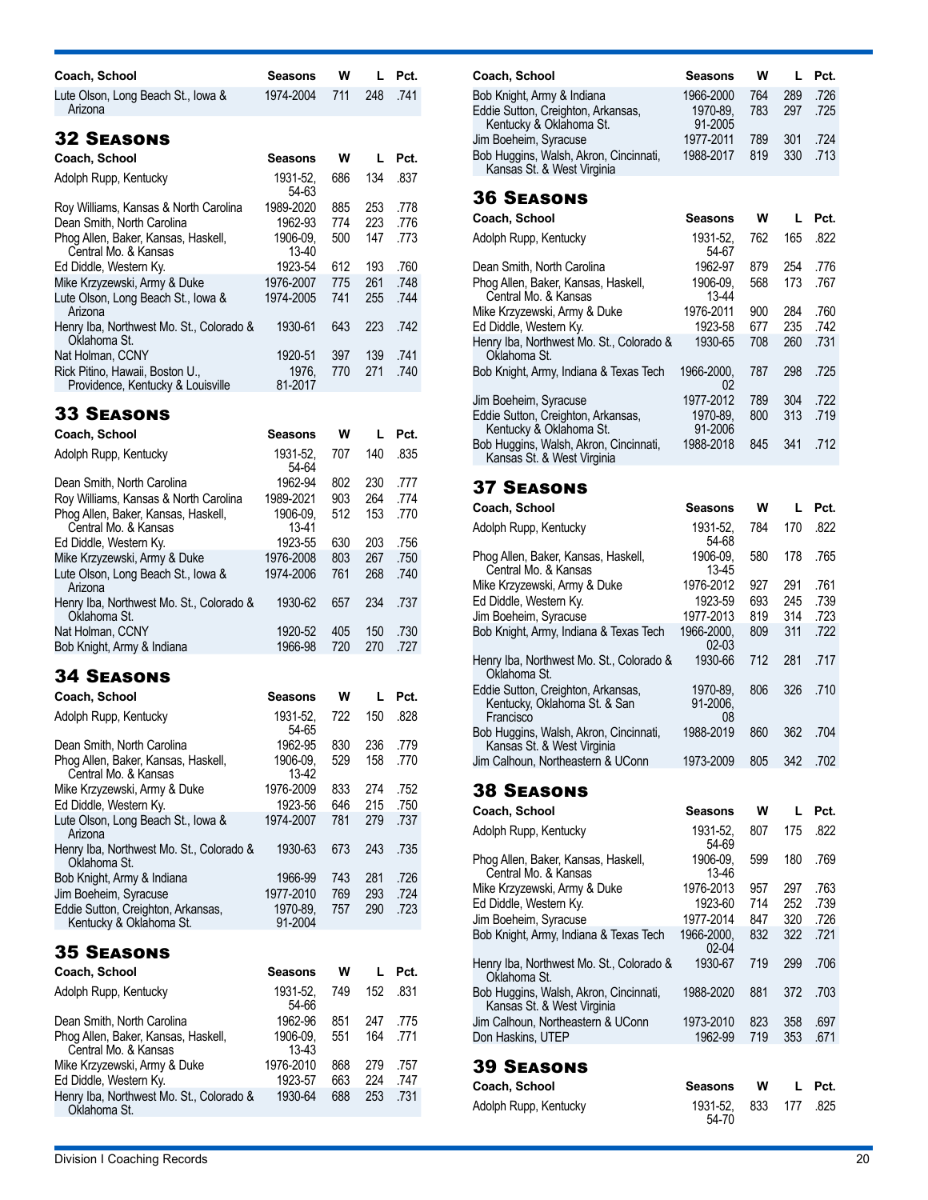| Coach, School | Seasons | W | L | Pct. |
|---|---|---|---|---|
| Lute Olson, Long Beach St., Iowa & Arizona | 1974-2004 | 711 | 248 | .741 |

## 32 Seasons

| Coach, School | Seasons | W | L | Pct. |
|---|---|---|---|---|
| Adolph Rupp, Kentucky | 1931-52, 54-63 | 686 | 134 | .837 |
| Roy Williams, Kansas & North Carolina | 1989-2020 | 885 | 253 | .778 |
| Dean Smith, North Carolina | 1962-93 | 774 | 223 | .776 |
| Phog Allen, Baker, Kansas, Haskell, Central Mo. & Kansas | 1906-09, 13-40 | 500 | 147 | .773 |
| Ed Diddle, Western Ky. | 1923-54 | 612 | 193 | .760 |
| Mike Krzyzewski, Army & Duke | 1976-2007 | 775 | 261 | .748 |
| Lute Olson, Long Beach St., Iowa & Arizona | 1974-2005 | 741 | 255 | .744 |
| Henry Iba, Northwest Mo. St., Colorado & Oklahoma St. | 1930-61 | 643 | 223 | .742 |
| Nat Holman, CCNY | 1920-51 | 397 | 139 | .741 |
| Rick Pitino, Hawaii, Boston U., Providence, Kentucky & Louisville | 1976, 81-2017 | 770 | 271 | .740 |

## 33 Seasons

| Coach, School | Seasons | W | L | Pct. |
|---|---|---|---|---|
| Adolph Rupp, Kentucky | 1931-52, 54-64 | 707 | 140 | .835 |
| Dean Smith, North Carolina | 1962-94 | 802 | 230 | .777 |
| Roy Williams, Kansas & North Carolina | 1989-2021 | 903 | 264 | .774 |
| Phog Allen, Baker, Kansas, Haskell, Central Mo. & Kansas | 1906-09, 13-41 | 512 | 153 | .770 |
| Ed Diddle, Western Ky. | 1923-55 | 630 | 203 | .756 |
| Mike Krzyzewski, Army & Duke | 1976-2008 | 803 | 267 | .750 |
| Lute Olson, Long Beach St., Iowa & Arizona | 1974-2006 | 761 | 268 | .740 |
| Henry Iba, Northwest Mo. St., Colorado & Oklahoma St. | 1930-62 | 657 | 234 | .737 |
| Nat Holman, CCNY | 1920-52 | 405 | 150 | .730 |
| Bob Knight, Army & Indiana | 1966-98 | 720 | 270 | .727 |

## 34 Seasons

| Coach, School | Seasons | W | L | Pct. |
|---|---|---|---|---|
| Adolph Rupp, Kentucky | 1931-52, 54-65 | 722 | 150 | .828 |
| Dean Smith, North Carolina | 1962-95 | 830 | 236 | .779 |
| Phog Allen, Baker, Kansas, Haskell, Central Mo. & Kansas | 1906-09, 13-42 | 529 | 158 | .770 |
| Mike Krzyzewski, Army & Duke | 1976-2009 | 833 | 274 | .752 |
| Ed Diddle, Western Ky. | 1923-56 | 646 | 215 | .750 |
| Lute Olson, Long Beach St., Iowa & Arizona | 1974-2007 | 781 | 279 | .737 |
| Henry Iba, Northwest Mo. St., Colorado & Oklahoma St. | 1930-63 | 673 | 243 | .735 |
| Bob Knight, Army & Indiana | 1966-99 | 743 | 281 | .726 |
| Jim Boeheim, Syracuse | 1977-2010 | 769 | 293 | .724 |
| Eddie Sutton, Creighton, Arkansas, Kentucky & Oklahoma St. | 1970-89, 91-2004 | 757 | 290 | .723 |

## 35 Seasons

| Coach, School | Seasons | W | L | Pct. |
|---|---|---|---|---|
| Adolph Rupp, Kentucky | 1931-52, 54-66 | 749 | 152 | .831 |
| Dean Smith, North Carolina | 1962-96 | 851 | 247 | .775 |
| Phog Allen, Baker, Kansas, Haskell, Central Mo. & Kansas | 1906-09, 13-43 | 551 | 164 | .771 |
| Mike Krzyzewski, Army & Duke | 1976-2010 | 868 | 279 | .757 |
| Ed Diddle, Western Ky. | 1923-57 | 663 | 224 | .747 |
| Henry Iba, Northwest Mo. St., Colorado & Oklahoma St. | 1930-64 | 688 | 253 | .731 |
| Bob Knight, Army & Indiana | 1966-2000 | 764 | 289 | .726 |
| Eddie Sutton, Creighton, Arkansas, Kentucky & Oklahoma St. | 1970-89, 91-2005 | 783 | 297 | .725 |
| Jim Boeheim, Syracuse | 1977-2011 | 789 | 301 | .724 |
| Bob Huggins, Walsh, Akron, Cincinnati, Kansas St. & West Virginia | 1988-2017 | 819 | 330 | .713 |

## 36 Seasons

| Coach, School | Seasons | W | L | Pct. |
|---|---|---|---|---|
| Adolph Rupp, Kentucky | 1931-52, 54-67 | 762 | 165 | .822 |
| Dean Smith, North Carolina | 1962-97 | 879 | 254 | .776 |
| Phog Allen, Baker, Kansas, Haskell, Central Mo. & Kansas | 1906-09, 13-44 | 568 | 173 | .767 |
| Mike Krzyzewski, Army & Duke | 1976-2011 | 900 | 284 | .760 |
| Ed Diddle, Western Ky. | 1923-58 | 677 | 235 | .742 |
| Henry Iba, Northwest Mo. St., Colorado & Oklahoma St. | 1930-65 | 708 | 260 | .731 |
| Bob Knight, Army, Indiana & Texas Tech | 1966-2000, 02 | 787 | 298 | .725 |
| Jim Boeheim, Syracuse | 1977-2012 | 789 | 304 | .722 |
| Eddie Sutton, Creighton, Arkansas, Kentucky & Oklahoma St. | 1970-89, 91-2006 | 800 | 313 | .719 |
| Bob Huggins, Walsh, Akron, Cincinnati, Kansas St. & West Virginia | 1988-2018 | 845 | 341 | .712 |

## 37 Seasons

| Coach, School | Seasons | W | L | Pct. |
|---|---|---|---|---|
| Adolph Rupp, Kentucky | 1931-52, 54-68 | 784 | 170 | .822 |
| Phog Allen, Baker, Kansas, Haskell, Central Mo. & Kansas | 1906-09, 13-45 | 580 | 178 | .765 |
| Mike Krzyzewski, Army & Duke | 1976-2012 | 927 | 291 | .761 |
| Ed Diddle, Western Ky. | 1923-59 | 693 | 245 | .739 |
| Jim Boeheim, Syracuse | 1977-2013 | 819 | 314 | .723 |
| Bob Knight, Army, Indiana & Texas Tech | 1966-2000, 02-03 | 809 | 311 | .722 |
| Henry Iba, Northwest Mo. St., Colorado & Oklahoma St. | 1930-66 | 712 | 281 | .717 |
| Eddie Sutton, Creighton, Arkansas, Kentucky, Oklahoma St. & San Francisco | 1970-89, 91-2006, 08 | 806 | 326 | .710 |
| Bob Huggins, Walsh, Akron, Cincinnati, Kansas St. & West Virginia | 1988-2019 | 860 | 362 | .704 |
| Jim Calhoun, Northeastern & UConn | 1973-2009 | 805 | 342 | .702 |

## 38 Seasons

| Coach, School | Seasons | W | L | Pct. |
|---|---|---|---|---|
| Adolph Rupp, Kentucky | 1931-52, 54-69 | 807 | 175 | .822 |
| Phog Allen, Baker, Kansas, Haskell, Central Mo. & Kansas | 1906-09, 13-46 | 599 | 180 | .769 |
| Mike Krzyzewski, Army & Duke | 1976-2013 | 957 | 297 | .763 |
| Ed Diddle, Western Ky. | 1923-60 | 714 | 252 | .739 |
| Jim Boeheim, Syracuse | 1977-2014 | 847 | 320 | .726 |
| Bob Knight, Army, Indiana & Texas Tech | 1966-2000, 02-04 | 832 | 322 | .721 |
| Henry Iba, Northwest Mo. St., Colorado & Oklahoma St. | 1930-67 | 719 | 299 | .706 |
| Bob Huggins, Walsh, Akron, Cincinnati, Kansas St. & West Virginia | 1988-2020 | 881 | 372 | .703 |
| Jim Calhoun, Northeastern & UConn | 1973-2010 | 823 | 358 | .697 |
| Don Haskins, UTEP | 1962-99 | 719 | 353 | .671 |

## 39 Seasons

| Coach, School | Seasons | W | L | Pct. |
|---|---|---|---|---|
| Adolph Rupp, Kentucky | 1931-52, 54-70 | 833 | 177 | .825 |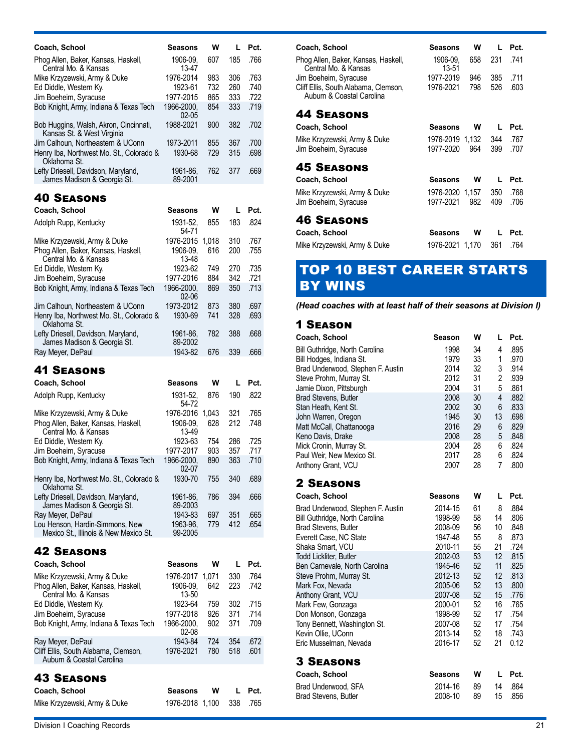| Coach, School | Seasons | W | L | Pct. |
|---|---|---|---|---|
| Phog Allen, Baker, Kansas, Haskell, Central Mo. & Kansas | 1906-09, 13-47 | 607 | 185 | .766 |
| Mike Krzyzewski, Army & Duke | 1976-2014 | 983 | 306 | .763 |
| Ed Diddle, Western Ky. | 1923-61 | 732 | 260 | .740 |
| Jim Boeheim, Syracuse | 1977-2015 | 865 | 333 | .722 |
| Bob Knight, Army, Indiana & Texas Tech | 1966-2000, 02-05 | 854 | 333 | .719 |
| Bob Huggins, Walsh, Akron, Cincinnati, Kansas St. & West Virginia | 1988-2021 | 900 | 382 | .702 |
| Jim Calhoun, Northeastern & UConn | 1973-2011 | 855 | 367 | .700 |
| Henry Iba, Northwest Mo. St., Colorado & Oklahoma St. | 1930-68 | 729 | 315 | .698 |
| Lefty Driesell, Davidson, Maryland, James Madison & Georgia St. | 1961-86, 89-2001 | 762 | 377 | .669 |

## 40 Seasons

| Coach, School | Seasons | W | L | Pct. |
|---|---|---|---|---|
| Adolph Rupp, Kentucky | 1931-52, 54-71 | 855 | 183 | .824 |
| Mike Krzyzewski, Army & Duke | 1976-2015 | 1,018 | 310 | .767 |
| Phog Allen, Baker, Kansas, Haskell, Central Mo. & Kansas | 1906-09, 13-48 | 616 | 200 | .755 |
| Ed Diddle, Western Ky. | 1923-62 | 749 | 270 | .735 |
| Jim Boeheim, Syracuse | 1977-2016 | 884 | 342 | .721 |
| Bob Knight, Army, Indiana & Texas Tech | 1966-2000, 02-06 | 869 | 350 | .713 |
| Jim Calhoun, Northeastern & UConn | 1973-2012 | 873 | 380 | .697 |
| Henry Iba, Northwest Mo. St., Colorado & Oklahoma St. | 1930-69 | 741 | 328 | .693 |
| Lefty Driesell, Davidson, Maryland, James Madison & Georgia St. | 1961-86, 89-2002 | 782 | 388 | .668 |
| Ray Meyer, DePaul | 1943-82 | 676 | 339 | .666 |

## 41 Seasons

| Coach, School | Seasons | W | L | Pct. |
|---|---|---|---|---|
| Adolph Rupp, Kentucky | 1931-52, 54-72 | 876 | 190 | .822 |
| Mike Krzyzewski, Army & Duke | 1976-2016 | 1,043 | 321 | .765 |
| Phog Allen, Baker, Kansas, Haskell, Central Mo. & Kansas | 1906-09, 13-49 | 628 | 212 | .748 |
| Ed Diddle, Western Ky. | 1923-63 | 754 | 286 | .725 |
| Jim Boeheim, Syracuse | 1977-2017 | 903 | 357 | .717 |
| Bob Knight, Army, Indiana & Texas Tech | 1966-2000, 02-07 | 890 | 363 | .710 |
| Henry Iba, Northwest Mo. St., Colorado & Oklahoma St. | 1930-70 | 755 | 340 | .689 |
| Lefty Driesell, Davidson, Maryland, James Madison & Georgia St. | 1961-86, 89-2003 | 786 | 394 | .666 |
| Ray Meyer, DePaul | 1943-83 | 697 | 351 | .665 |
| Lou Henson, Hardin-Simmons, New Mexico St., Illinois & New Mexico St. | 1963-96, 99-2005 | 779 | 412 | .654 |

## 42 Seasons

| Coach, School | Seasons | W | L | Pct. |
|---|---|---|---|---|
| Mike Krzyzewski, Army & Duke | 1976-2017 | 1,071 | 330 | .764 |
| Phog Allen, Baker, Kansas, Haskell, Central Mo. & Kansas | 1906-09, 13-50 | 642 | 223 | .742 |
| Ed Diddle, Western Ky. | 1923-64 | 759 | 302 | .715 |
| Jim Boeheim, Syracuse | 1977-2018 | 926 | 371 | .714 |
| Bob Knight, Army, Indiana & Texas Tech | 1966-2000, 02-08 | 902 | 371 | .709 |
| Ray Meyer, DePaul | 1943-84 | 724 | 354 | .672 |
| Cliff Ellis, South Alabama, Clemson, Auburn & Coastal Carolina | 1976-2021 | 780 | 518 | .601 |

## 43 Seasons

| Coach, School | Seasons | W | L | Pct. |
|---|---|---|---|---|
| Mike Krzyzewski, Army & Duke | 1976-2018 | 1,100 | 338 | .765 |
| Phog Allen, Baker, Kansas, Haskell, Central Mo. & Kansas | 1906-09, 13-51 | 658 | 231 | .741 |
| Jim Boeheim, Syracuse | 1977-2019 | 946 | 385 | .711 |
| Cliff Ellis, South Alabama, Clemson, Auburn & Coastal Carolina | 1976-2021 | 798 | 526 | .603 |

## 44 Seasons

| Coach, School | Seasons | W | L | Pct. |
|---|---|---|---|---|
| Mike Krzyzewski, Army & Duke | 1976-2019 | 1,132 | 344 | .767 |
| Jim Boeheim, Syracuse | 1977-2020 | 964 | 399 | .707 |

## 45 Seasons

| Coach, School | Seasons | W | L | Pct. |
|---|---|---|---|---|
| Mike Krzyzewski, Army & Duke | 1976-2020 | 1,157 | 350 | .768 |
| Jim Boeheim, Syracuse | 1977-2021 | 982 | 409 | .706 |

## 46 Seasons

| Coach, School | Seasons | W | L | Pct. |
|---|---|---|---|---|
| Mike Krzyzewski, Army & Duke | 1976-2021 | 1,170 | 361 | .764 |

# TOP 10 BEST CAREER STARTS BY WINS

*(Head coaches with at least half of their seasons at Division I)*

## 1 Season

| Coach, School | Season | W | L | Pct. |
|---|---|---|---|---|
| Bill Guthridge, North Carolina | 1998 | 34 | 4 | .895 |
| Bill Hodges, Indiana St. | 1979 | 33 | 1 | .970 |
| Brad Underwood, Stephen F. Austin | 2014 | 32 | 3 | .914 |
| Steve Prohm, Murray St. | 2012 | 31 | 2 | .939 |
| Jamie Dixon, Pittsburgh | 2004 | 31 | 5 | .861 |
| Brad Stevens, Butler | 2008 | 30 | 4 | .882 |
| Stan Heath, Kent St. | 2002 | 30 | 6 | .833 |
| John Warren, Oregon | 1945 | 30 | 13 | .698 |
| Matt McCall, Chattanooga | 2016 | 29 | 6 | .829 |
| Keno Davis, Drake | 2008 | 28 | 5 | .848 |
| Mick Cronin, Murray St. | 2004 | 28 | 6 | .824 |
| Paul Weir, New Mexico St. | 2017 | 28 | 6 | .824 |
| Anthony Grant, VCU | 2007 | 28 | 7 | .800 |

## 2 Seasons

| Coach, School | Seasons | W | L | Pct. |
|---|---|---|---|---|
| Brad Underwood, Stephen F. Austin | 2014-15 | 61 | 8 | .884 |
| Bill Guthridge, North Carolina | 1998-99 | 58 | 14 | .806 |
| Brad Stevens, Butler | 2008-09 | 56 | 10 | .848 |
| Everett Case, NC State | 1947-48 | 55 | 8 | .873 |
| Shaka Smart, VCU | 2010-11 | 55 | 21 | .724 |
| Todd Lickliter, Butler | 2002-03 | 53 | 12 | .815 |
| Ben Carnevale, North Carolina | 1945-46 | 52 | 11 | .825 |
| Steve Prohm, Murray St. | 2012-13 | 52 | 12 | .813 |
| Mark Fox, Nevada | 2005-06 | 52 | 13 | .800 |
| Anthony Grant, VCU | 2007-08 | 52 | 15 | .776 |
| Mark Few, Gonzaga | 2000-01 | 52 | 16 | .765 |
| Don Monson, Gonzaga | 1998-99 | 52 | 17 | .754 |
| Tony Bennett, Washington St. | 2007-08 | 52 | 17 | .754 |
| Kevin Ollie, UConn | 2013-14 | 52 | 18 | .743 |
| Eric Musselman, Nevada | 2016-17 | 52 | 21 | 0.12 |

## 3 Seasons

| Coach, School | Seasons | W | L | Pct. |
|---|---|---|---|---|
| Brad Underwood, SFA | 2014-16 | 89 | 14 | .864 |
| Brad Stevens, Butler | 2008-10 | 89 | 15 | .856 |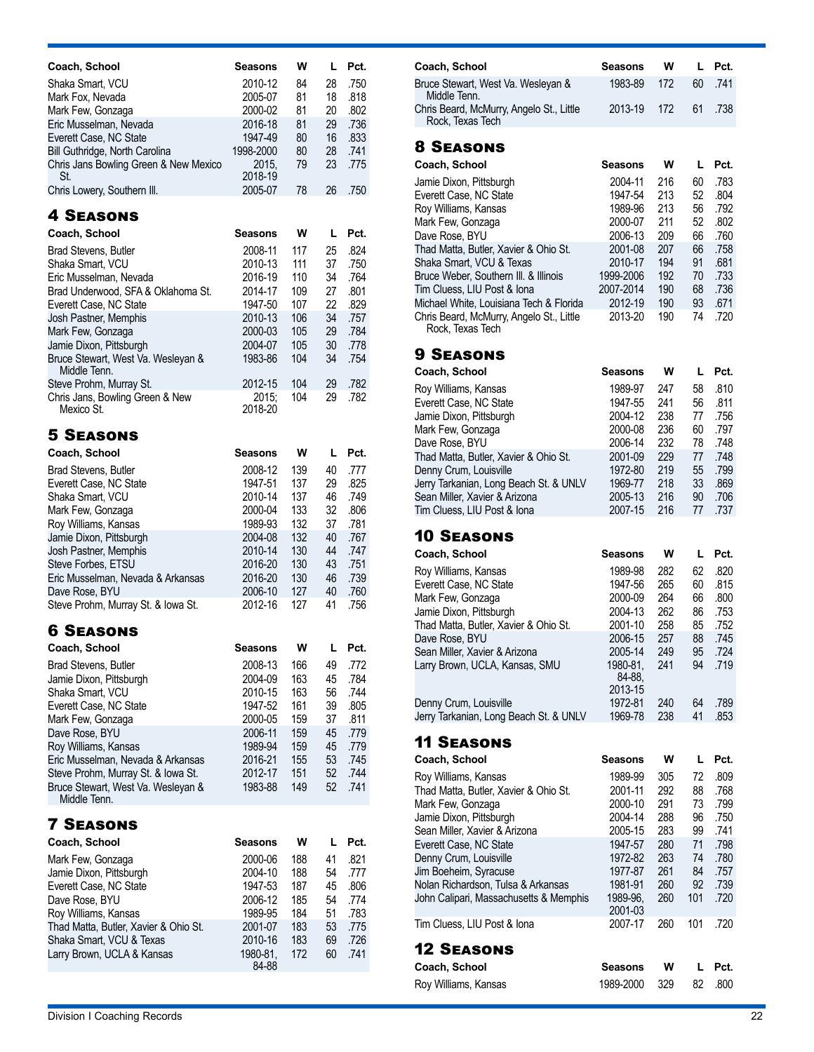| Coach, School | Seasons | W | L | Pct. |
|---|---|---|---|---|
| Shaka Smart, VCU | 2010-12 | 84 | 28 | .750 |
| Mark Fox, Nevada | 2005-07 | 81 | 18 | .818 |
| Mark Few, Gonzaga | 2000-02 | 81 | 20 | .802 |
| Eric Musselman, Nevada | 2016-18 | 81 | 29 | .736 |
| Everett Case, NC State | 1947-49 | 80 | 16 | .833 |
| Bill Guthridge, North Carolina | 1998-2000 | 80 | 28 | .741 |
| Chris Jans Bowling Green & New Mexico St. | 2015, 2018-19 | 79 | 23 | .775 |
| Chris Lowery, Southern Ill. | 2005-07 | 78 | 26 | .750 |

## 4 Seasons

| Coach, School | Seasons | W | L | Pct. |
|---|---|---|---|---|
| Brad Stevens, Butler | 2008-11 | 117 | 25 | .824 |
| Shaka Smart, VCU | 2010-13 | 111 | 37 | .750 |
| Eric Musselman, Nevada | 2016-19 | 110 | 34 | .764 |
| Brad Underwood, SFA & Oklahoma St. | 2014-17 | 109 | 27 | .801 |
| Everett Case, NC State | 1947-50 | 107 | 22 | .829 |
| Josh Pastner, Memphis | 2010-13 | 106 | 34 | .757 |
| Mark Few, Gonzaga | 2000-03 | 105 | 29 | .784 |
| Jamie Dixon, Pittsburgh | 2004-07 | 105 | 30 | .778 |
| Bruce Stewart, West Va. Wesleyan & Middle Tenn. | 1983-86 | 104 | 34 | .754 |
| Steve Prohm, Murray St. | 2012-15 | 104 | 29 | .782 |
| Chris Jans, Bowling Green & New Mexico St. | 2015; 2018-20 | 104 | 29 | .782 |

## 5 Seasons

| Coach, School | Seasons | W | L | Pct. |
|---|---|---|---|---|
| Brad Stevens, Butler | 2008-12 | 139 | 40 | .777 |
| Everett Case, NC State | 1947-51 | 137 | 29 | .825 |
| Shaka Smart, VCU | 2010-14 | 137 | 46 | .749 |
| Mark Few, Gonzaga | 2000-04 | 133 | 32 | .806 |
| Roy Williams, Kansas | 1989-93 | 132 | 37 | .781 |
| Jamie Dixon, Pittsburgh | 2004-08 | 132 | 40 | .767 |
| Josh Pastner, Memphis | 2010-14 | 130 | 44 | .747 |
| Steve Forbes, ETSU | 2016-20 | 130 | 43 | .751 |
| Eric Musselman, Nevada & Arkansas | 2016-20 | 130 | 46 | .739 |
| Dave Rose, BYU | 2006-10 | 127 | 40 | .760 |
| Steve Prohm, Murray St. & Iowa St. | 2012-16 | 127 | 41 | .756 |

## 6 Seasons

| Coach, School | Seasons | W | L | Pct. |
|---|---|---|---|---|
| Brad Stevens, Butler | 2008-13 | 166 | 49 | .772 |
| Jamie Dixon, Pittsburgh | 2004-09 | 163 | 45 | .784 |
| Shaka Smart, VCU | 2010-15 | 163 | 56 | .744 |
| Everett Case, NC State | 1947-52 | 161 | 39 | .805 |
| Mark Few, Gonzaga | 2000-05 | 159 | 37 | .811 |
| Dave Rose, BYU | 2006-11 | 159 | 45 | .779 |
| Roy Williams, Kansas | 1989-94 | 159 | 45 | .779 |
| Eric Musselman, Nevada & Arkansas | 2016-21 | 155 | 53 | .745 |
| Steve Prohm, Murray St. & Iowa St. | 2012-17 | 151 | 52 | .744 |
| Bruce Stewart, West Va. Wesleyan & Middle Tenn. | 1983-88 | 149 | 52 | .741 |

## 7 Seasons

| Coach, School | Seasons | W | L | Pct. |
|---|---|---|---|---|
| Mark Few, Gonzaga | 2000-06 | 188 | 41 | .821 |
| Jamie Dixon, Pittsburgh | 2004-10 | 188 | 54 | .777 |
| Everett Case, NC State | 1947-53 | 187 | 45 | .806 |
| Dave Rose, BYU | 2006-12 | 185 | 54 | .774 |
| Roy Williams, Kansas | 1989-95 | 184 | 51 | .783 |
| Thad Matta, Butler, Xavier & Ohio St. | 2001-07 | 183 | 53 | .775 |
| Shaka Smart, VCU & Texas | 2010-16 | 183 | 69 | .726 |
| Larry Brown, UCLA & Kansas | 1980-81, 84-88 | 172 | 60 | .741 |
| Bruce Stewart, West Va. Wesleyan & Middle Tenn. | 1983-89 | 172 | 60 | .741 |
| Chris Beard, McMurry, Angelo St., Little Rock, Texas Tech | 2013-19 | 172 | 61 | .738 |

## 8 Seasons

| Coach, School | Seasons | W | L | Pct. |
|---|---|---|---|---|
| Jamie Dixon, Pittsburgh | 2004-11 | 216 | 60 | .783 |
| Everett Case, NC State | 1947-54 | 213 | 52 | .804 |
| Roy Williams, Kansas | 1989-96 | 213 | 56 | .792 |
| Mark Few, Gonzaga | 2000-07 | 211 | 52 | .802 |
| Dave Rose, BYU | 2006-13 | 209 | 66 | .760 |
| Thad Matta, Butler, Xavier & Ohio St. | 2001-08 | 207 | 66 | .758 |
| Shaka Smart, VCU & Texas | 2010-17 | 194 | 91 | .681 |
| Bruce Weber, Southern Ill. & Illinois | 1999-2006 | 192 | 70 | .733 |
| Tim Cluess, LIU Post & Iona | 2007-2014 | 190 | 68 | .736 |
| Michael White, Louisiana Tech & Florida | 2012-19 | 190 | 93 | .671 |
| Chris Beard, McMurry, Angelo St., Little Rock, Texas Tech | 2013-20 | 190 | 74 | .720 |

## 9 Seasons

| Coach, School | Seasons | W | L | Pct. |
|---|---|---|---|---|
| Roy Williams, Kansas | 1989-97 | 247 | 58 | .810 |
| Everett Case, NC State | 1947-55 | 241 | 56 | .811 |
| Jamie Dixon, Pittsburgh | 2004-12 | 238 | 77 | .756 |
| Mark Few, Gonzaga | 2000-08 | 236 | 60 | .797 |
| Dave Rose, BYU | 2006-14 | 232 | 78 | .748 |
| Thad Matta, Butler, Xavier & Ohio St. | 2001-09 | 229 | 77 | .748 |
| Denny Crum, Louisville | 1972-80 | 219 | 55 | .799 |
| Jerry Tarkanian, Long Beach St. & UNLV | 1969-77 | 218 | 33 | .869 |
| Sean Miller, Xavier & Arizona | 2005-13 | 216 | 90 | .706 |
| Tim Cluess, LIU Post & Iona | 2007-15 | 216 | 77 | .737 |

## 10 Seasons

| Coach, School | Seasons | W | L | Pct. |
|---|---|---|---|---|
| Roy Williams, Kansas | 1989-98 | 282 | 62 | .820 |
| Everett Case, NC State | 1947-56 | 265 | 60 | .815 |
| Mark Few, Gonzaga | 2000-09 | 264 | 66 | .800 |
| Jamie Dixon, Pittsburgh | 2004-13 | 262 | 86 | .753 |
| Thad Matta, Butler, Xavier & Ohio St. | 2001-10 | 258 | 85 | .752 |
| Dave Rose, BYU | 2006-15 | 257 | 88 | .745 |
| Sean Miller, Xavier & Arizona | 2005-14 | 249 | 95 | .724 |
| Larry Brown, UCLA, Kansas, SMU | 1980-81, 84-88, 2013-15 | 241 | 94 | .719 |
| Denny Crum, Louisville | 1972-81 | 240 | 64 | .789 |
| Jerry Tarkanian, Long Beach St. & UNLV | 1969-78 | 238 | 41 | .853 |

## 11 Seasons

| Coach, School | Seasons | W | L | Pct. |
|---|---|---|---|---|
| Roy Williams, Kansas | 1989-99 | 305 | 72 | .809 |
| Thad Matta, Butler, Xavier & Ohio St. | 2001-11 | 292 | 88 | .768 |
| Mark Few, Gonzaga | 2000-10 | 291 | 73 | .799 |
| Jamie Dixon, Pittsburgh | 2004-14 | 288 | 96 | .750 |
| Sean Miller, Xavier & Arizona | 2005-15 | 283 | 99 | .741 |
| Everett Case, NC State | 1947-57 | 280 | 71 | .798 |
| Denny Crum, Louisville | 1972-82 | 263 | 74 | .780 |
| Jim Boeheim, Syracuse | 1977-87 | 261 | 84 | .757 |
| Nolan Richardson, Tulsa & Arkansas | 1981-91 | 260 | 92 | .739 |
| John Calipari, Massachusetts & Memphis | 1989-96, 2001-03 | 260 | 101 | .720 |
| Tim Cluess, LIU Post & Iona | 2007-17 | 260 | 101 | .720 |

## 12 Seasons

| Coach, School | Seasons | W | L | Pct. |
|---|---|---|---|---|
| Roy Williams, Kansas | 1989-2000 | 329 | 82 | .800 |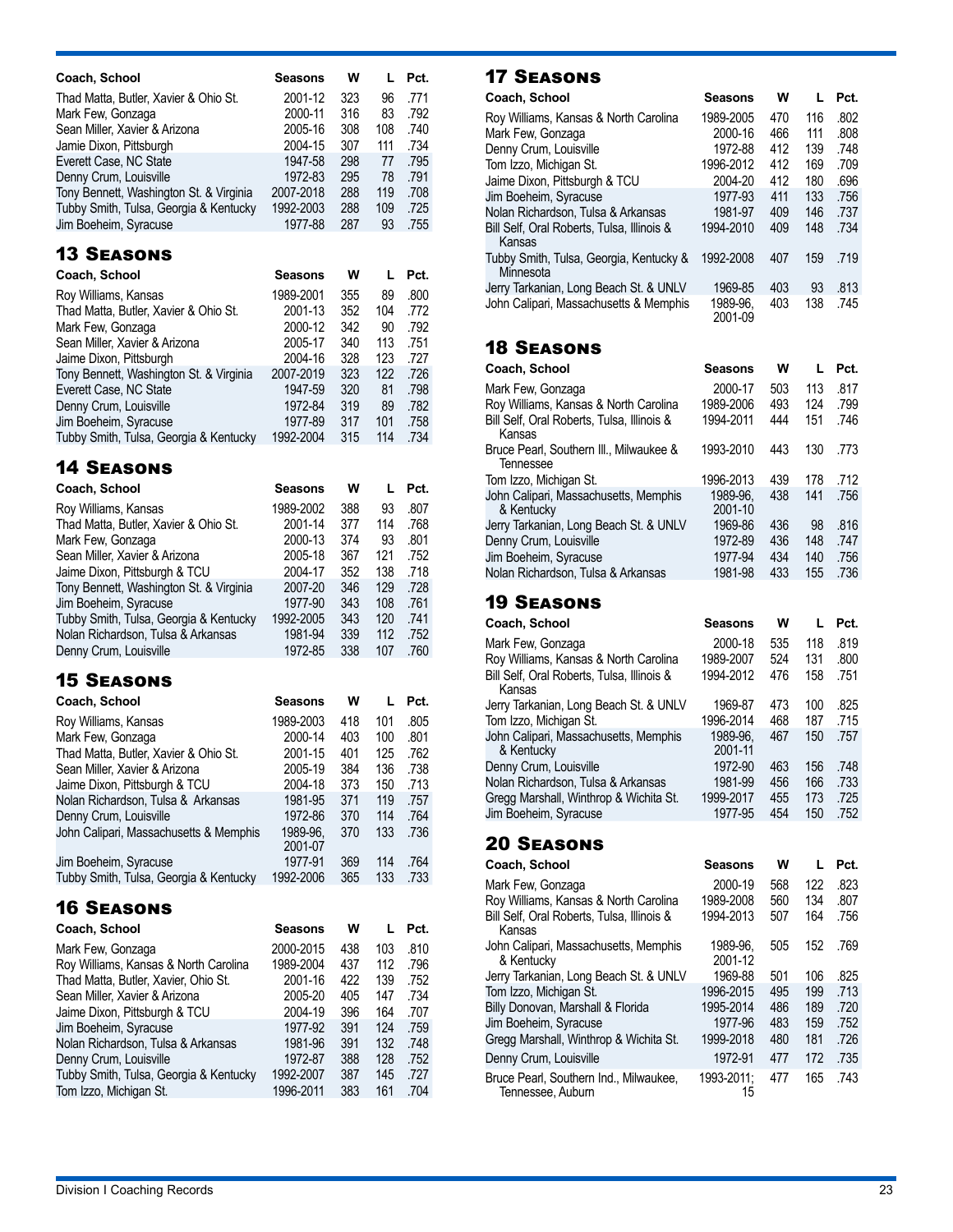| Coach, School | Seasons | W | L | Pct. |
|---|---|---|---|---|
| Thad Matta, Butler, Xavier & Ohio St. | 2001-12 | 323 | 96 | .771 |
| Mark Few, Gonzaga | 2000-11 | 316 | 83 | .792 |
| Sean Miller, Xavier & Arizona | 2005-16 | 308 | 108 | .740 |
| Jamie Dixon, Pittsburgh | 2004-15 | 307 | 111 | .734 |
| Everett Case, NC State | 1947-58 | 298 | 77 | .795 |
| Denny Crum, Louisville | 1972-83 | 295 | 78 | .791 |
| Tony Bennett, Washington St. & Virginia | 2007-2018 | 288 | 119 | .708 |
| Tubby Smith, Tulsa, Georgia & Kentucky | 1992-2003 | 288 | 109 | .725 |
| Jim Boeheim, Syracuse | 1977-88 | 287 | 93 | .755 |

## 13 Seasons

| Coach, School | Seasons | W | L | Pct. |
|---|---|---|---|---|
| Roy Williams, Kansas | 1989-2001 | 355 | 89 | .800 |
| Thad Matta, Butler, Xavier & Ohio St. | 2001-13 | 352 | 104 | .772 |
| Mark Few, Gonzaga | 2000-12 | 342 | 90 | .792 |
| Sean Miller, Xavier & Arizona | 2005-17 | 340 | 113 | .751 |
| Jaime Dixon, Pittsburgh | 2004-16 | 328 | 123 | .727 |
| Tony Bennett, Washington St. & Virginia | 2007-2019 | 323 | 122 | .726 |
| Everett Case, NC State | 1947-59 | 320 | 81 | .798 |
| Denny Crum, Louisville | 1972-84 | 319 | 89 | .782 |
| Jim Boeheim, Syracuse | 1977-89 | 317 | 101 | .758 |
| Tubby Smith, Tulsa, Georgia & Kentucky | 1992-2004 | 315 | 114 | .734 |

## 14 Seasons

| Coach, School | Seasons | W | L | Pct. |
|---|---|---|---|---|
| Roy Williams, Kansas | 1989-2002 | 388 | 93 | .807 |
| Thad Matta, Butler, Xavier & Ohio St. | 2001-14 | 377 | 114 | .768 |
| Mark Few, Gonzaga | 2000-13 | 374 | 93 | .801 |
| Sean Miller, Xavier & Arizona | 2005-18 | 367 | 121 | .752 |
| Jaime Dixon, Pittsburgh & TCU | 2004-17 | 352 | 138 | .718 |
| Tony Bennett, Washington St. & Virginia | 2007-20 | 346 | 129 | .728 |
| Jim Boeheim, Syracuse | 1977-90 | 343 | 108 | .761 |
| Tubby Smith, Tulsa, Georgia & Kentucky | 1992-2005 | 343 | 120 | .741 |
| Nolan Richardson, Tulsa & Arkansas | 1981-94 | 339 | 112 | .752 |
| Denny Crum, Louisville | 1972-85 | 338 | 107 | .760 |

## 15 Seasons

| Coach, School | Seasons | W | L | Pct. |
|---|---|---|---|---|
| Roy Williams, Kansas | 1989-2003 | 418 | 101 | .805 |
| Mark Few, Gonzaga | 2000-14 | 403 | 100 | .801 |
| Thad Matta, Butler, Xavier & Ohio St. | 2001-15 | 401 | 125 | .762 |
| Sean Miller, Xavier & Arizona | 2005-19 | 384 | 136 | .738 |
| Jaime Dixon, Pittsburgh & TCU | 2004-18 | 373 | 150 | .713 |
| Nolan Richardson, Tulsa & Arkansas | 1981-95 | 371 | 119 | .757 |
| Denny Crum, Louisville | 1972-86 | 370 | 114 | .764 |
| John Calipari, Massachusetts & Memphis | 1989-96, 2001-07 | 370 | 133 | .736 |
| Jim Boeheim, Syracuse | 1977-91 | 369 | 114 | .764 |
| Tubby Smith, Tulsa, Georgia & Kentucky | 1992-2006 | 365 | 133 | .733 |

## 16 Seasons

| Coach, School | Seasons | W | L | Pct. |
|---|---|---|---|---|
| Mark Few, Gonzaga | 2000-2015 | 438 | 103 | .810 |
| Roy Williams, Kansas & North Carolina | 1989-2004 | 437 | 112 | .796 |
| Thad Matta, Butler, Xavier, Ohio St. | 2001-16 | 422 | 139 | .752 |
| Sean Miller, Xavier & Arizona | 2005-20 | 405 | 147 | .734 |
| Jaime Dixon, Pittsburgh & TCU | 2004-19 | 396 | 164 | .707 |
| Jim Boeheim, Syracuse | 1977-92 | 391 | 124 | .759 |
| Nolan Richardson, Tulsa & Arkansas | 1981-96 | 391 | 132 | .748 |
| Denny Crum, Louisville | 1972-87 | 388 | 128 | .752 |
| Tubby Smith, Tulsa, Georgia & Kentucky | 1992-2007 | 387 | 145 | .727 |
| Tom Izzo, Michigan St. | 1996-2011 | 383 | 161 | .704 |

## 17 Seasons

| Coach, School | Seasons | W | L | Pct. |
|---|---|---|---|---|
| Roy Williams, Kansas & North Carolina | 1989-2005 | 470 | 116 | .802 |
| Mark Few, Gonzaga | 2000-16 | 466 | 111 | .808 |
| Denny Crum, Louisville | 1972-88 | 412 | 139 | .748 |
| Tom Izzo, Michigan St. | 1996-2012 | 412 | 169 | .709 |
| Jaime Dixon, Pittsburgh & TCU | 2004-20 | 412 | 180 | .696 |
| Jim Boeheim, Syracuse | 1977-93 | 411 | 133 | .756 |
| Nolan Richardson, Tulsa & Arkansas | 1981-97 | 409 | 146 | .737 |
| Bill Self, Oral Roberts, Tulsa, Illinois & Kansas | 1994-2010 | 409 | 148 | .734 |
| Tubby Smith, Tulsa, Georgia, Kentucky & Minnesota | 1992-2008 | 407 | 159 | .719 |
| Jerry Tarkanian, Long Beach St. & UNLV | 1969-85 | 403 | 93 | .813 |
| John Calipari, Massachusetts & Memphis | 1989-96, 2001-09 | 403 | 138 | .745 |

## 18 Seasons

| Coach, School | Seasons | W | L | Pct. |
|---|---|---|---|---|
| Mark Few, Gonzaga | 2000-17 | 503 | 113 | .817 |
| Roy Williams, Kansas & North Carolina | 1989-2006 | 493 | 124 | .799 |
| Bill Self, Oral Roberts, Tulsa, Illinois & Kansas | 1994-2011 | 444 | 151 | .746 |
| Bruce Pearl, Southern Ill., Milwaukee & Tennessee | 1993-2010 | 443 | 130 | .773 |
| Tom Izzo, Michigan St. | 1996-2013 | 439 | 178 | .712 |
| John Calipari, Massachusetts, Memphis & Kentucky | 1989-96, 2001-10 | 438 | 141 | .756 |
| Jerry Tarkanian, Long Beach St. & UNLV | 1969-86 | 436 | 98 | .816 |
| Denny Crum, Louisville | 1972-89 | 436 | 148 | .747 |
| Jim Boeheim, Syracuse | 1977-94 | 434 | 140 | .756 |
| Nolan Richardson, Tulsa & Arkansas | 1981-98 | 433 | 155 | .736 |

## 19 Seasons

| Coach, School | Seasons | W | L | Pct. |
|---|---|---|---|---|
| Mark Few, Gonzaga | 2000-18 | 535 | 118 | .819 |
| Roy Williams, Kansas & North Carolina | 1989-2007 | 524 | 131 | .800 |
| Bill Self, Oral Roberts, Tulsa, Illinois & Kansas | 1994-2012 | 476 | 158 | .751 |
| Jerry Tarkanian, Long Beach St. & UNLV | 1969-87 | 473 | 100 | .825 |
| Tom Izzo, Michigan St. | 1996-2014 | 468 | 187 | .715 |
| John Calipari, Massachusetts, Memphis & Kentucky | 1989-96, 2001-11 | 467 | 150 | .757 |
| Denny Crum, Louisville | 1972-90 | 463 | 156 | .748 |
| Nolan Richardson, Tulsa & Arkansas | 1981-99 | 456 | 166 | .733 |
| Gregg Marshall, Winthrop & Wichita St. | 1999-2017 | 455 | 173 | .725 |
| Jim Boeheim, Syracuse | 1977-95 | 454 | 150 | .752 |

## 20 Seasons

| Coach, School | Seasons | W | L | Pct. |
|---|---|---|---|---|
| Mark Few, Gonzaga | 2000-19 | 568 | 122 | .823 |
| Roy Williams, Kansas & North Carolina | 1989-2008 | 560 | 134 | .807 |
| Bill Self, Oral Roberts, Tulsa, Illinois & Kansas | 1994-2013 | 507 | 164 | .756 |
| John Calipari, Massachusetts, Memphis & Kentucky | 1989-96, 2001-12 | 505 | 152 | .769 |
| Jerry Tarkanian, Long Beach St. & UNLV | 1969-88 | 501 | 106 | .825 |
| Tom Izzo, Michigan St. | 1996-2015 | 495 | 199 | .713 |
| Billy Donovan, Marshall & Florida | 1995-2014 | 486 | 189 | .720 |
| Jim Boeheim, Syracuse | 1977-96 | 483 | 159 | .752 |
| Gregg Marshall, Winthrop & Wichita St. | 1999-2018 | 480 | 181 | .726 |
| Denny Crum, Louisville | 1972-91 | 477 | 172 | .735 |
| Bruce Pearl, Southern Ind., Milwaukee, Tennessee, Auburn | 1993-2011; 15 | 477 | 165 | .743 |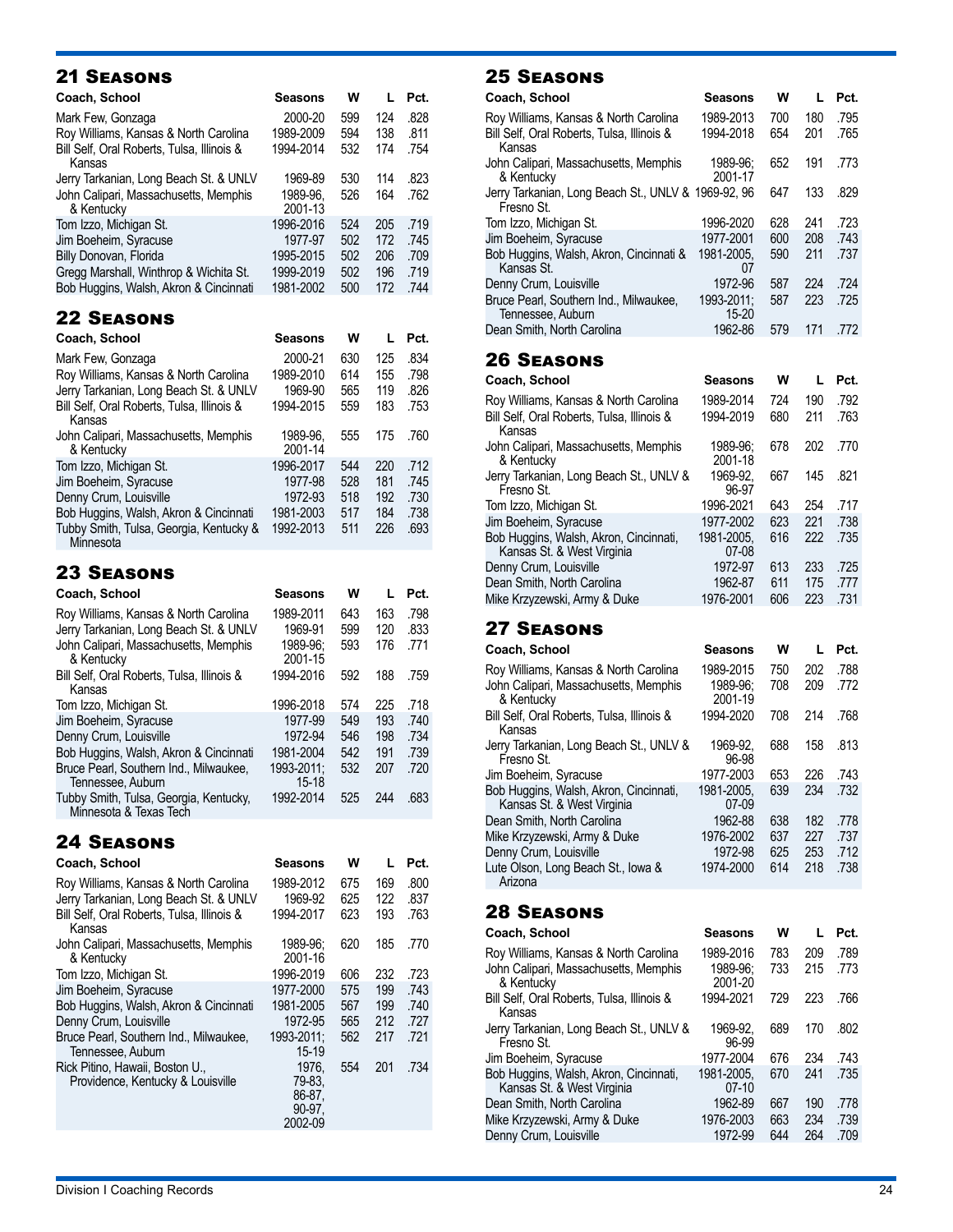## 21 Seasons

| Coach, School | Seasons | W | L | Pct. |
|---|---|---|---|---|
| Mark Few, Gonzaga | 2000-20 | 599 | 124 | .828 |
| Roy Williams, Kansas & North Carolina | 1989-2009 | 594 | 138 | .811 |
| Bill Self, Oral Roberts, Tulsa, Illinois & Kansas | 1994-2014 | 532 | 174 | .754 |
| Jerry Tarkanian, Long Beach St. & UNLV | 1969-89 | 530 | 114 | .823 |
| John Calipari, Massachusetts, Memphis & Kentucky | 1989-96, 2001-13 | 526 | 164 | .762 |
| Tom Izzo, Michigan St. | 1996-2016 | 524 | 205 | .719 |
| Jim Boeheim, Syracuse | 1977-97 | 502 | 172 | .745 |
| Billy Donovan, Florida | 1995-2015 | 502 | 206 | .709 |
| Gregg Marshall, Winthrop & Wichita St. | 1999-2019 | 502 | 196 | .719 |
| Bob Huggins, Walsh, Akron & Cincinnati | 1981-2002 | 500 | 172 | .744 |

## 22 Seasons

| Coach, School | Seasons | W | L | Pct. |
|---|---|---|---|---|
| Mark Few, Gonzaga | 2000-21 | 630 | 125 | .834 |
| Roy Williams, Kansas & North Carolina | 1989-2010 | 614 | 155 | .798 |
| Jerry Tarkanian, Long Beach St. & UNLV | 1969-90 | 565 | 119 | .826 |
| Bill Self, Oral Roberts, Tulsa, Illinois & Kansas | 1994-2015 | 559 | 183 | .753 |
| John Calipari, Massachusetts, Memphis & Kentucky | 1989-96, 2001-14 | 555 | 175 | .760 |
| Tom Izzo, Michigan St. | 1996-2017 | 544 | 220 | .712 |
| Jim Boeheim, Syracuse | 1977-98 | 528 | 181 | .745 |
| Denny Crum, Louisville | 1972-93 | 518 | 192 | .730 |
| Bob Huggins, Walsh, Akron & Cincinnati | 1981-2003 | 517 | 184 | .738 |
| Tubby Smith, Tulsa, Georgia, Kentucky & Minnesota | 1992-2013 | 511 | 226 | .693 |

## 23 Seasons

| Coach, School | Seasons | W | L | Pct. |
|---|---|---|---|---|
| Roy Williams, Kansas & North Carolina | 1989-2011 | 643 | 163 | .798 |
| Jerry Tarkanian, Long Beach St. & UNLV | 1969-91 | 599 | 120 | .833 |
| John Calipari, Massachusetts, Memphis & Kentucky | 1989-96; 2001-15 | 593 | 176 | .771 |
| Bill Self, Oral Roberts, Tulsa, Illinois & Kansas | 1994-2016 | 592 | 188 | .759 |
| Tom Izzo, Michigan St. | 1996-2018 | 574 | 225 | .718 |
| Jim Boeheim, Syracuse | 1977-99 | 549 | 193 | .740 |
| Denny Crum, Louisville | 1972-94 | 546 | 198 | .734 |
| Bob Huggins, Walsh, Akron & Cincinnati | 1981-2004 | 542 | 191 | .739 |
| Bruce Pearl, Southern Ind., Milwaukee, Tennessee, Auburn | 1993-2011; 15-18 | 532 | 207 | .720 |
| Tubby Smith, Tulsa, Georgia, Kentucky, Minnesota & Texas Tech | 1992-2014 | 525 | 244 | .683 |

## 24 Seasons

| Coach, School | Seasons | W | L | Pct. |
|---|---|---|---|---|
| Roy Williams, Kansas & North Carolina | 1989-2012 | 675 | 169 | .800 |
| Jerry Tarkanian, Long Beach St. & UNLV | 1969-92 | 625 | 122 | .837 |
| Bill Self, Oral Roberts, Tulsa, Illinois & Kansas | 1994-2017 | 623 | 193 | .763 |
| John Calipari, Massachusetts, Memphis & Kentucky | 1989-96; 2001-16 | 620 | 185 | .770 |
| Tom Izzo, Michigan St. | 1996-2019 | 606 | 232 | .723 |
| Jim Boeheim, Syracuse | 1977-2000 | 575 | 199 | .743 |
| Bob Huggins, Walsh, Akron & Cincinnati | 1981-2005 | 567 | 199 | .740 |
| Denny Crum, Louisville | 1972-95 | 565 | 212 | .727 |
| Bruce Pearl, Southern Ind., Milwaukee, Tennessee, Auburn | 1993-2011; 15-19 | 562 | 217 | .721 |
| Rick Pitino, Hawaii, Boston U., Providence, Kentucky & Louisville | 1976, 79-83, 86-87, 90-97, 2002-09 | 554 | 201 | .734 |

## 25 Seasons

| Coach, School | Seasons | W | L | Pct. |
|---|---|---|---|---|
| Roy Williams, Kansas & North Carolina | 1989-2013 | 700 | 180 | .795 |
| Bill Self, Oral Roberts, Tulsa, Illinois & Kansas | 1994-2018 | 654 | 201 | .765 |
| John Calipari, Massachusetts, Memphis & Kentucky | 1989-96; 2001-17 | 652 | 191 | .773 |
| Jerry Tarkanian, Long Beach St., UNLV & Fresno St. | 1969-92, 96 | 647 | 133 | .829 |
| Tom Izzo, Michigan St. | 1996-2020 | 628 | 241 | .723 |
| Jim Boeheim, Syracuse | 1977-2001 | 600 | 208 | .743 |
| Bob Huggins, Walsh, Akron, Cincinnati & Kansas St. | 1981-2005, 07 | 590 | 211 | .737 |
| Denny Crum, Louisville | 1972-96 | 587 | 224 | .724 |
| Bruce Pearl, Southern Ind., Milwaukee, Tennessee, Auburn | 1993-2011; 15-20 | 587 | 223 | .725 |
| Dean Smith, North Carolina | 1962-86 | 579 | 171 | .772 |

## 26 Seasons

| Coach, School | Seasons | W | L | Pct. |
|---|---|---|---|---|
| Roy Williams, Kansas & North Carolina | 1989-2014 | 724 | 190 | .792 |
| Bill Self, Oral Roberts, Tulsa, Illinois & Kansas | 1994-2019 | 680 | 211 | .763 |
| John Calipari, Massachusetts, Memphis & Kentucky | 1989-96; 2001-18 | 678 | 202 | .770 |
| Jerry Tarkanian, Long Beach St., UNLV & Fresno St. | 1969-92, 96-97 | 667 | 145 | .821 |
| Tom Izzo, Michigan St. | 1996-2021 | 643 | 254 | .717 |
| Jim Boeheim, Syracuse | 1977-2002 | 623 | 221 | .738 |
| Bob Huggins, Walsh, Akron, Cincinnati, Kansas St. & West Virginia | 1981-2005, 07-08 | 616 | 222 | .735 |
| Denny Crum, Louisville | 1972-97 | 613 | 233 | .725 |
| Dean Smith, North Carolina | 1962-87 | 611 | 175 | .777 |
| Mike Krzyzewski, Army & Duke | 1976-2001 | 606 | 223 | .731 |

## 27 Seasons

| Coach, School | Seasons | W | L | Pct. |
|---|---|---|---|---|
| Roy Williams, Kansas & North Carolina | 1989-2015 | 750 | 202 | .788 |
| John Calipari, Massachusetts, Memphis & Kentucky | 1989-96; 2001-19 | 708 | 209 | .772 |
| Bill Self, Oral Roberts, Tulsa, Illinois & Kansas | 1994-2020 | 708 | 214 | .768 |
| Jerry Tarkanian, Long Beach St., UNLV & Fresno St. | 1969-92, 96-98 | 688 | 158 | .813 |
| Jim Boeheim, Syracuse | 1977-2003 | 653 | 226 | .743 |
| Bob Huggins, Walsh, Akron, Cincinnati, Kansas St. & West Virginia | 1981-2005, 07-09 | 639 | 234 | .732 |
| Dean Smith, North Carolina | 1962-88 | 638 | 182 | .778 |
| Mike Krzyzewski, Army & Duke | 1976-2002 | 637 | 227 | .737 |
| Denny Crum, Louisville | 1972-98 | 625 | 253 | .712 |
| Lute Olson, Long Beach St., Iowa & Arizona | 1974-2000 | 614 | 218 | .738 |

## 28 Seasons

| Coach, School | Seasons | W | L | Pct. |
|---|---|---|---|---|
| Roy Williams, Kansas & North Carolina | 1989-2016 | 783 | 209 | .789 |
| John Calipari, Massachusetts, Memphis & Kentucky | 1989-96; 2001-20 | 733 | 215 | .773 |
| Bill Self, Oral Roberts, Tulsa, Illinois & Kansas | 1994-2021 | 729 | 223 | .766 |
| Jerry Tarkanian, Long Beach St., UNLV & Fresno St. | 1969-92, 96-99 | 689 | 170 | .802 |
| Jim Boeheim, Syracuse | 1977-2004 | 676 | 234 | .743 |
| Bob Huggins, Walsh, Akron, Cincinnati, Kansas St. & West Virginia | 1981-2005, 07-10 | 670 | 241 | .735 |
| Dean Smith, North Carolina | 1962-89 | 667 | 190 | .778 |
| Mike Krzyzewski, Army & Duke | 1976-2003 | 663 | 234 | .739 |
| Denny Crum, Louisville | 1972-99 | 644 | 264 | .709 |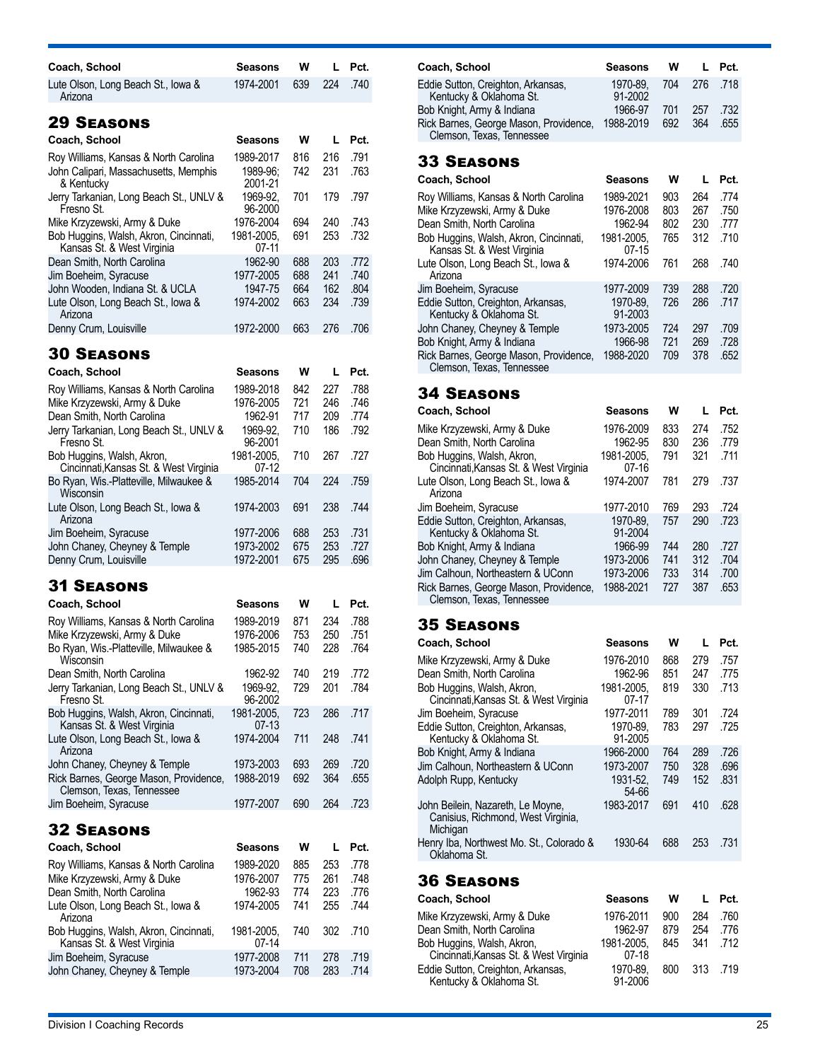| Coach, School | Seasons | W | L | Pct. |
|---|---|---|---|---|
| Lute Olson, Long Beach St., Iowa & Arizona | 1974-2001 | 639 | 224 | .740 |

## 29 Seasons

| Coach, School | Seasons | W | L | Pct. |
|---|---|---|---|---|
| Roy Williams, Kansas & North Carolina | 1989-2017 | 816 | 216 | .791 |
| John Calipari, Massachusetts, Memphis & Kentucky | 1989-96; 2001-21 | 742 | 231 | .763 |
| Jerry Tarkanian, Long Beach St., UNLV & Fresno St. | 1969-92, 96-2000 | 701 | 179 | .797 |
| Mike Krzyzewski, Army & Duke | 1976-2004 | 694 | 240 | .743 |
| Bob Huggins, Walsh, Akron, Cincinnati, Kansas St. & West Virginia | 1981-2005, 07-11 | 691 | 253 | .732 |
| Dean Smith, North Carolina | 1962-90 | 688 | 203 | .772 |
| Jim Boeheim, Syracuse | 1977-2005 | 688 | 241 | .740 |
| John Wooden, Indiana St. & UCLA | 1947-75 | 664 | 162 | .804 |
| Lute Olson, Long Beach St., Iowa & Arizona | 1974-2002 | 663 | 234 | .739 |
| Denny Crum, Louisville | 1972-2000 | 663 | 276 | .706 |

## 30 Seasons

| Coach, School | Seasons | W | L | Pct. |
|---|---|---|---|---|
| Roy Williams, Kansas & North Carolina | 1989-2018 | 842 | 227 | .788 |
| Mike Krzyzewski, Army & Duke | 1976-2005 | 721 | 246 | .746 |
| Dean Smith, North Carolina | 1962-91 | 717 | 209 | .774 |
| Jerry Tarkanian, Long Beach St., UNLV & Fresno St. | 1969-92, 96-2001 | 710 | 186 | .792 |
| Bob Huggins, Walsh, Akron, Cincinnati,Kansas St. & West Virginia | 1981-2005, 07-12 | 710 | 267 | .727 |
| Bo Ryan, Wis.-Platteville, Milwaukee & Wisconsin | 1985-2014 | 704 | 224 | .759 |
| Lute Olson, Long Beach St., Iowa & Arizona | 1974-2003 | 691 | 238 | .744 |
| Jim Boeheim, Syracuse | 1977-2006 | 688 | 253 | .731 |
| John Chaney, Cheyney & Temple | 1973-2002 | 675 | 253 | .727 |
| Denny Crum, Louisville | 1972-2001 | 675 | 295 | .696 |

## 31 Seasons

| Coach, School | Seasons | W | L | Pct. |
|---|---|---|---|---|
| Roy Williams, Kansas & North Carolina | 1989-2019 | 871 | 234 | .788 |
| Mike Krzyzewski, Army & Duke | 1976-2006 | 753 | 250 | .751 |
| Bo Ryan, Wis.-Platteville, Milwaukee & Wisconsin | 1985-2015 | 740 | 228 | .764 |
| Dean Smith, North Carolina | 1962-92 | 740 | 219 | .772 |
| Jerry Tarkanian, Long Beach St., UNLV & Fresno St. | 1969-92, 96-2002 | 729 | 201 | .784 |
| Bob Huggins, Walsh, Akron, Cincinnati, Kansas St. & West Virginia | 1981-2005, 07-13 | 723 | 286 | .717 |
| Lute Olson, Long Beach St., Iowa & Arizona | 1974-2004 | 711 | 248 | .741 |
| John Chaney, Cheyney & Temple | 1973-2003 | 693 | 269 | .720 |
| Rick Barnes, George Mason, Providence, Clemson, Texas, Tennessee | 1988-2019 | 692 | 364 | .655 |
| Jim Boeheim, Syracuse | 1977-2007 | 690 | 264 | .723 |

## 32 Seasons

| Coach, School | Seasons | W | L | Pct. |
|---|---|---|---|---|
| Roy Williams, Kansas & North Carolina | 1989-2020 | 885 | 253 | .778 |
| Mike Krzyzewski, Army & Duke | 1976-2007 | 775 | 261 | .748 |
| Dean Smith, North Carolina | 1962-93 | 774 | 223 | .776 |
| Lute Olson, Long Beach St., Iowa & Arizona | 1974-2005 | 741 | 255 | .744 |
| Bob Huggins, Walsh, Akron, Cincinnati, Kansas St. & West Virginia | 1981-2005, 07-14 | 740 | 302 | .710 |
| Jim Boeheim, Syracuse | 1977-2008 | 711 | 278 | .719 |
| John Chaney, Cheyney & Temple | 1973-2004 | 708 | 283 | .714 |
| Eddie Sutton, Creighton, Arkansas, Kentucky & Oklahoma St. | 1970-89, 91-2002 | 704 | 276 | .718 |
| Bob Knight, Army & Indiana | 1966-97 | 701 | 257 | .732 |
| Rick Barnes, George Mason, Providence, Clemson, Texas, Tennessee | 1988-2019 | 692 | 364 | .655 |

## 33 Seasons

| Coach, School | Seasons | W | L | Pct. |
|---|---|---|---|---|
| Roy Williams, Kansas & North Carolina | 1989-2021 | 903 | 264 | .774 |
| Mike Krzyzewski, Army & Duke | 1976-2008 | 803 | 267 | .750 |
| Dean Smith, North Carolina | 1962-94 | 802 | 230 | .777 |
| Bob Huggins, Walsh, Akron, Cincinnati, Kansas St. & West Virginia | 1981-2005, 07-15 | 765 | 312 | .710 |
| Lute Olson, Long Beach St., Iowa & Arizona | 1974-2006 | 761 | 268 | .740 |
| Jim Boeheim, Syracuse | 1977-2009 | 739 | 288 | .720 |
| Eddie Sutton, Creighton, Arkansas, Kentucky & Oklahoma St. | 1970-89, 91-2003 | 726 | 286 | .717 |
| John Chaney, Cheyney & Temple | 1973-2005 | 724 | 297 | .709 |
| Bob Knight, Army & Indiana | 1966-98 | 721 | 269 | .728 |
| Rick Barnes, George Mason, Providence, Clemson, Texas, Tennessee | 1988-2020 | 709 | 378 | .652 |

## 34 Seasons

| Coach, School | Seasons | W | L | Pct. |
|---|---|---|---|---|
| Mike Krzyzewski, Army & Duke | 1976-2009 | 833 | 274 | .752 |
| Dean Smith, North Carolina | 1962-95 | 830 | 236 | .779 |
| Bob Huggins, Walsh, Akron, Cincinnati,Kansas St. & West Virginia | 1981-2005, 07-16 | 791 | 321 | .711 |
| Lute Olson, Long Beach St., Iowa & Arizona | 1974-2007 | 781 | 279 | .737 |
| Jim Boeheim, Syracuse | 1977-2010 | 769 | 293 | .724 |
| Eddie Sutton, Creighton, Arkansas, Kentucky & Oklahoma St. | 1970-89, 91-2004 | 757 | 290 | .723 |
| Bob Knight, Army & Indiana | 1966-99 | 744 | 280 | .727 |
| John Chaney, Cheyney & Temple | 1973-2006 | 741 | 312 | .704 |
| Jim Calhoun, Northeastern & UConn | 1973-2006 | 733 | 314 | .700 |
| Rick Barnes, George Mason, Providence, Clemson, Texas, Tennessee | 1988-2021 | 727 | 387 | .653 |

## 35 Seasons

| Coach, School | Seasons | W | L | Pct. |
|---|---|---|---|---|
| Mike Krzyzewski, Army & Duke | 1976-2010 | 868 | 279 | .757 |
| Dean Smith, North Carolina | 1962-96 | 851 | 247 | .775 |
| Bob Huggins, Walsh, Akron, Cincinnati,Kansas St. & West Virginia | 1981-2005, 07-17 | 819 | 330 | .713 |
| Jim Boeheim, Syracuse | 1977-2011 | 789 | 301 | .724 |
| Eddie Sutton, Creighton, Arkansas, Kentucky & Oklahoma St. | 1970-89, 91-2005 | 783 | 297 | .725 |
| Bob Knight, Army & Indiana | 1966-2000 | 764 | 289 | .726 |
| Jim Calhoun, Northeastern & UConn | 1973-2007 | 750 | 328 | .696 |
| Adolph Rupp, Kentucky | 1931-52, 54-66 | 749 | 152 | .831 |
| John Beilein, Nazareth, Le Moyne, Canisius, Richmond, West Virginia, Michigan | 1983-2017 | 691 | 410 | .628 |
| Henry Iba, Northwest Mo. St., Colorado & Oklahoma St. | 1930-64 | 688 | 253 | .731 |

## 36 Seasons

| Coach, School | Seasons | W | L | Pct. |
|---|---|---|---|---|
| Mike Krzyzewski, Army & Duke | 1976-2011 | 900 | 284 | .760 |
| Dean Smith, North Carolina | 1962-97 | 879 | 254 | .776 |
| Bob Huggins, Walsh, Akron, Cincinnati,Kansas St. & West Virginia | 1981-2005, 07-18 | 845 | 341 | .712 |
| Eddie Sutton, Creighton, Arkansas, Kentucky & Oklahoma St. | 1970-89, 91-2006 | 800 | 313 | .719 |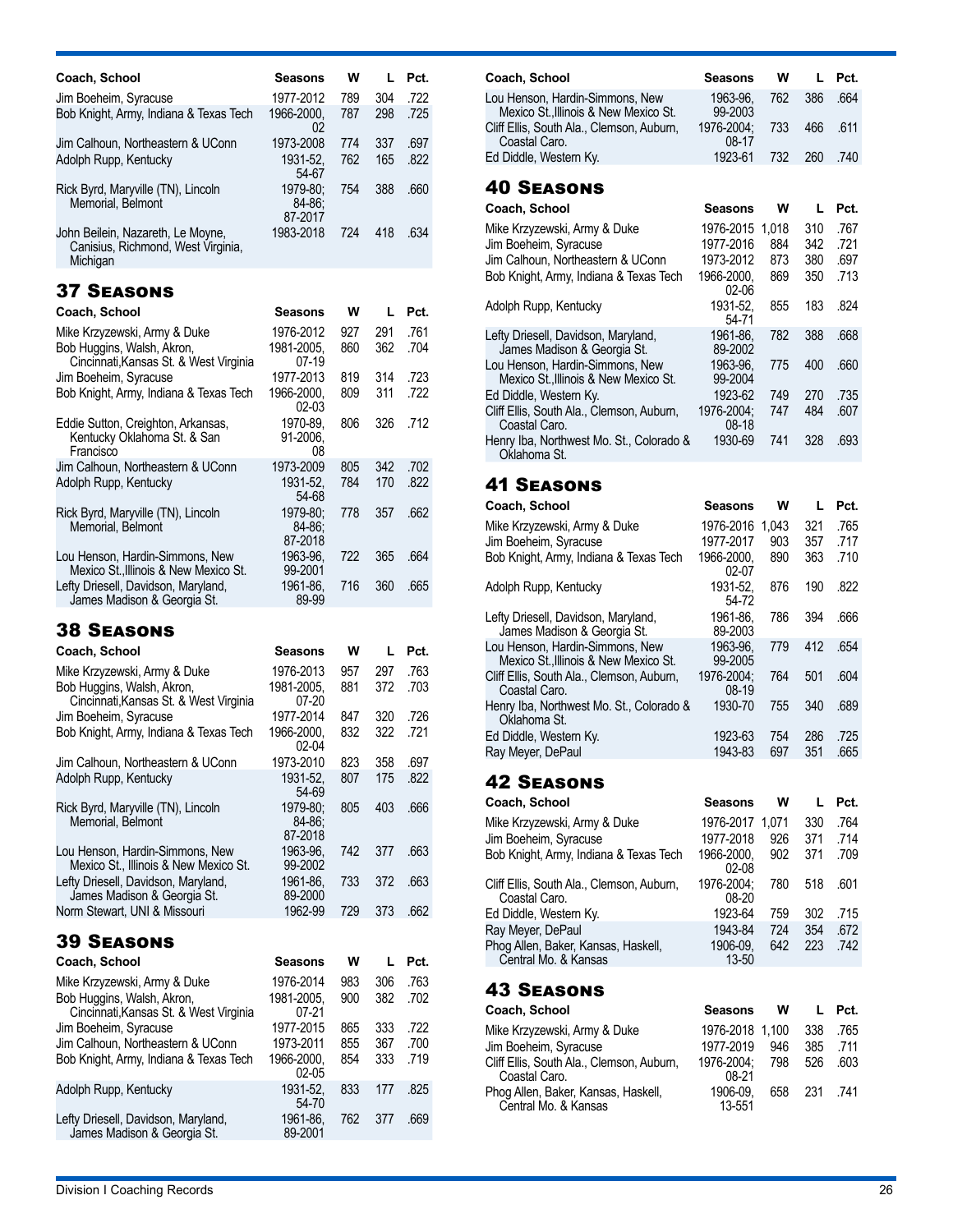| Coach, School | Seasons | W | L | Pct. |
|---|---|---|---|---|
| Jim Boeheim, Syracuse | 1977-2012 | 789 | 304 | .722 |
| Bob Knight, Army, Indiana & Texas Tech | 1966-2000, 02 | 787 | 298 | .725 |
| Jim Calhoun, Northeastern & UConn | 1973-2008 | 774 | 337 | .697 |
| Adolph Rupp, Kentucky | 1931-52, 54-67 | 762 | 165 | .822 |
| Rick Byrd, Maryville (TN), Lincoln Memorial, Belmont | 1979-80; 84-86; 87-2017 | 754 | 388 | .660 |
| John Beilein, Nazareth, Le Moyne, Canisius, Richmond, West Virginia, Michigan | 1983-2018 | 724 | 418 | .634 |

## 37 Seasons

| Coach, School | Seasons | W | L | Pct. |
|---|---|---|---|---|
| Mike Krzyzewski, Army & Duke | 1976-2012 | 927 | 291 | .761 |
| Bob Huggins, Walsh, Akron, Cincinnati,Kansas St. & West Virginia | 1981-2005, 07-19 | 860 | 362 | .704 |
| Jim Boeheim, Syracuse | 1977-2013 | 819 | 314 | .723 |
| Bob Knight, Army, Indiana & Texas Tech | 1966-2000, 02-03 | 809 | 311 | .722 |
| Eddie Sutton, Creighton, Arkansas, Kentucky Oklahoma St. & San Francisco | 1970-89, 91-2006, 08 | 806 | 326 | .712 |
| Jim Calhoun, Northeastern & UConn | 1973-2009 | 805 | 342 | .702 |
| Adolph Rupp, Kentucky | 1931-52, 54-68 | 784 | 170 | .822 |
| Rick Byrd, Maryville (TN), Lincoln Memorial, Belmont | 1979-80; 84-86; 87-2018 | 778 | 357 | .662 |
| Lou Henson, Hardin-Simmons, New Mexico St.,Illinois & New Mexico St. | 1963-96, 99-2001 | 722 | 365 | .664 |
| Lefty Driesell, Davidson, Maryland, James Madison & Georgia St. | 1961-86, 89-99 | 716 | 360 | .665 |

## 38 Seasons

| Coach, School | Seasons | W | L | Pct. |
|---|---|---|---|---|
| Mike Krzyzewski, Army & Duke | 1976-2013 | 957 | 297 | .763 |
| Bob Huggins, Walsh, Akron, Cincinnati,Kansas St. & West Virginia | 1981-2005, 07-20 | 881 | 372 | .703 |
| Jim Boeheim, Syracuse | 1977-2014 | 847 | 320 | .726 |
| Bob Knight, Army, Indiana & Texas Tech | 1966-2000, 02-04 | 832 | 322 | .721 |
| Jim Calhoun, Northeastern & UConn | 1973-2010 | 823 | 358 | .697 |
| Adolph Rupp, Kentucky | 1931-52, 54-69 | 807 | 175 | .822 |
| Rick Byrd, Maryville (TN), Lincoln Memorial, Belmont | 1979-80; 84-86; 87-2018 | 805 | 403 | .666 |
| Lou Henson, Hardin-Simmons, New Mexico St., Illinois & New Mexico St. | 1963-96, 99-2002 | 742 | 377 | .663 |
| Lefty Driesell, Davidson, Maryland, James Madison & Georgia St. | 1961-86, 89-2000 | 733 | 372 | .663 |
| Norm Stewart, UNI & Missouri | 1962-99 | 729 | 373 | .662 |

## 39 Seasons

| Coach, School | Seasons | W | L | Pct. |
|---|---|---|---|---|
| Mike Krzyzewski, Army & Duke | 1976-2014 | 983 | 306 | .763 |
| Bob Huggins, Walsh, Akron, Cincinnati,Kansas St. & West Virginia | 1981-2005, 07-21 | 900 | 382 | .702 |
| Jim Boeheim, Syracuse | 1977-2015 | 865 | 333 | .722 |
| Jim Calhoun, Northeastern & UConn | 1973-2011 | 855 | 367 | .700 |
| Bob Knight, Army, Indiana & Texas Tech | 1966-2000, 02-05 | 854 | 333 | .719 |
| Adolph Rupp, Kentucky | 1931-52, 54-70 | 833 | 177 | .825 |
| Lefty Driesell, Davidson, Maryland, James Madison & Georgia St. | 1961-86, 89-2001 | 762 | 377 | .669 |
| Lou Henson, Hardin-Simmons, New Mexico St.,Illinois & New Mexico St. | 1963-96, 99-2003 | 762 | 386 | .664 |
| Cliff Ellis, South Ala., Clemson, Auburn, Coastal Caro. | 1976-2004; 08-17 | 733 | 466 | .611 |
| Ed Diddle, Western Ky. | 1923-61 | 732 | 260 | .740 |

## 40 Seasons

| Coach, School | Seasons | W | L | Pct. |
|---|---|---|---|---|
| Mike Krzyzewski, Army & Duke | 1976-2015 | 1,018 | 310 | .767 |
| Jim Boeheim, Syracuse | 1977-2016 | 884 | 342 | .721 |
| Jim Calhoun, Northeastern & UConn | 1973-2012 | 873 | 380 | .697 |
| Bob Knight, Army, Indiana & Texas Tech | 1966-2000, 02-06 | 869 | 350 | .713 |
| Adolph Rupp, Kentucky | 1931-52, 54-71 | 855 | 183 | .824 |
| Lefty Driesell, Davidson, Maryland, James Madison & Georgia St. | 1961-86, 89-2002 | 782 | 388 | .668 |
| Lou Henson, Hardin-Simmons, New Mexico St.,Illinois & New Mexico St. | 1963-96, 99-2004 | 775 | 400 | .660 |
| Ed Diddle, Western Ky. | 1923-62 | 749 | 270 | .735 |
| Cliff Ellis, South Ala., Clemson, Auburn, Coastal Caro. | 1976-2004; 08-18 | 747 | 484 | .607 |
| Henry Iba, Northwest Mo. St., Colorado & Oklahoma St. | 1930-69 | 741 | 328 | .693 |

## 41 Seasons

| Coach, School | Seasons | W | L | Pct. |
|---|---|---|---|---|
| Mike Krzyzewski, Army & Duke | 1976-2016 | 1,043 | 321 | .765 |
| Jim Boeheim, Syracuse | 1977-2017 | 903 | 357 | .717 |
| Bob Knight, Army, Indiana & Texas Tech | 1966-2000, 02-07 | 890 | 363 | .710 |
| Adolph Rupp, Kentucky | 1931-52, 54-72 | 876 | 190 | .822 |
| Lefty Driesell, Davidson, Maryland, James Madison & Georgia St. | 1961-86, 89-2003 | 786 | 394 | .666 |
| Lou Henson, Hardin-Simmons, New Mexico St.,Illinois & New Mexico St. | 1963-96, 99-2005 | 779 | 412 | .654 |
| Cliff Ellis, South Ala., Clemson, Auburn, Coastal Caro. | 1976-2004; 08-19 | 764 | 501 | .604 |
| Henry Iba, Northwest Mo. St., Colorado & Oklahoma St. | 1930-70 | 755 | 340 | .689 |
| Ed Diddle, Western Ky. | 1923-63 | 754 | 286 | .725 |
| Ray Meyer, DePaul | 1943-83 | 697 | 351 | .665 |

## 42 Seasons

| Coach, School | Seasons | W | L | Pct. |
|---|---|---|---|---|
| Mike Krzyzewski, Army & Duke | 1976-2017 | 1,071 | 330 | .764 |
| Jim Boeheim, Syracuse | 1977-2018 | 926 | 371 | .714 |
| Bob Knight, Army, Indiana & Texas Tech | 1966-2000, 02-08 | 902 | 371 | .709 |
| Cliff Ellis, South Ala., Clemson, Auburn, Coastal Caro. | 1976-2004; 08-20 | 780 | 518 | .601 |
| Ed Diddle, Western Ky. | 1923-64 | 759 | 302 | .715 |
| Ray Meyer, DePaul | 1943-84 | 724 | 354 | .672 |
| Phog Allen, Baker, Kansas, Haskell, Central Mo. & Kansas | 1906-09, 13-50 | 642 | 223 | .742 |

## 43 Seasons

| Coach, School | Seasons | W | L | Pct. |
|---|---|---|---|---|
| Mike Krzyzewski, Army & Duke | 1976-2018 | 1,100 | 338 | .765 |
| Jim Boeheim, Syracuse | 1977-2019 | 946 | 385 | .711 |
| Cliff Ellis, South Ala., Clemson, Auburn, Coastal Caro. | 1976-2004; 08-21 | 798 | 526 | .603 |
| Phog Allen, Baker, Kansas, Haskell, Central Mo. & Kansas | 1906-09, 13-551 | 658 | 231 | .741 |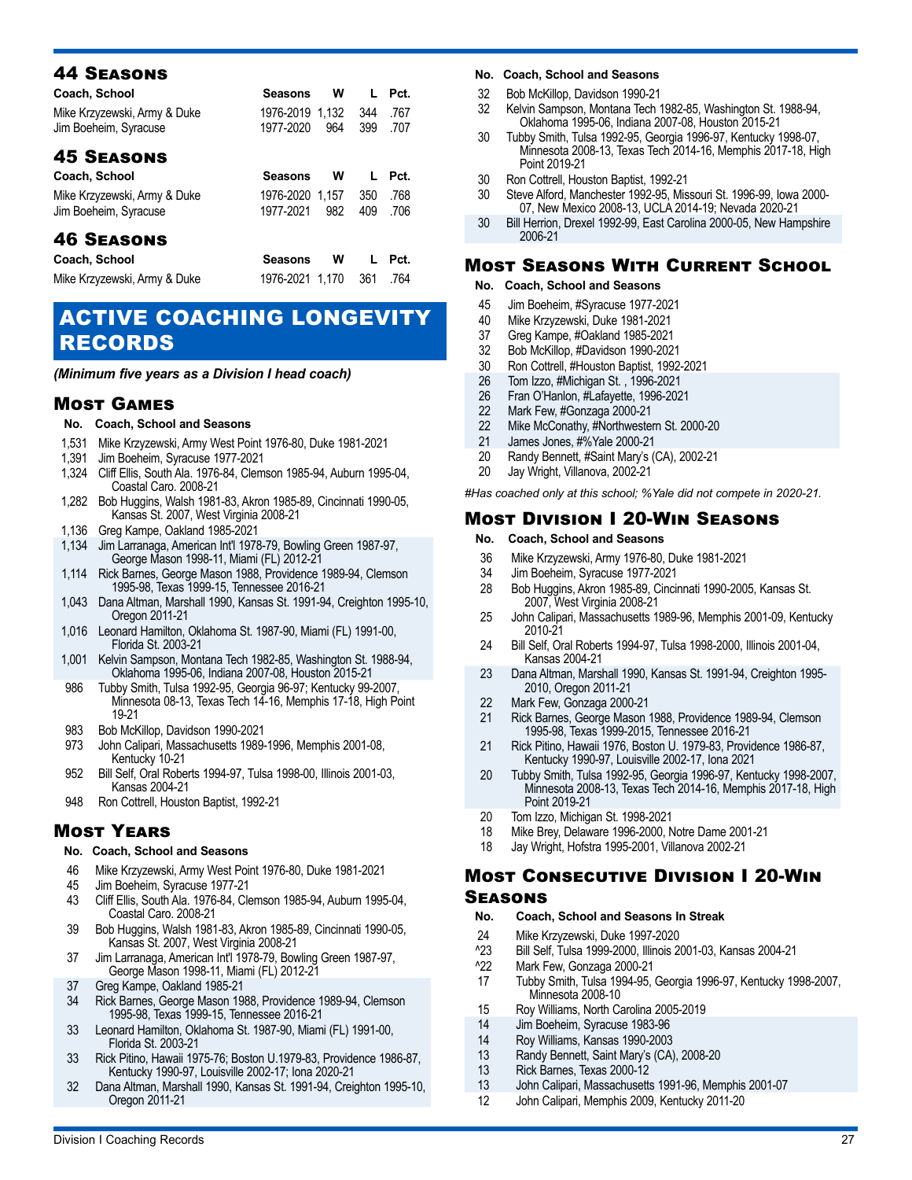## 44 Seasons

| Coach, School | Seasons | W | L | Pct. |
|---|---|---|---|---|
| Mike Krzyzewski, Army & Duke | 1976-2019 | 1,132 | 344 | .767 |
| Jim Boeheim, Syracuse | 1977-2020 | 964 | 399 | .707 |

## 45 Seasons

| Coach, School | Seasons | W | L | Pct. |
|---|---|---|---|---|
| Mike Krzyzewski, Army & Duke | 1976-2020 | 1,157 | 350 | .768 |
| Jim Boeheim, Syracuse | 1977-2021 | 982 | 409 | .706 |

## 46 Seasons

| Coach, School | Seasons | W | L | Pct. |
|---|---|---|---|---|
| Mike Krzyzewski, Army & Duke | 1976-2021 | 1,170 | 361 | .764 |

# ACTIVE COACHING LONGEVITY RECORDS

*(Minimum five years as a Division I head coach)*

## Most Games

| No. | Coach, School and Seasons |
|---|---|
| 1,531 | Mike Krzyzewski, Army West Point 1976-80, Duke 1981-2021 |
| 1,391 | Jim Boeheim, Syracuse 1977-2021 |
| 1,324 | Cliff Ellis, South Ala. 1976-84, Clemson 1985-94, Auburn 1995-04, Coastal Caro. 2008-21 |
| 1,282 | Bob Huggins, Walsh 1981-83, Akron 1985-89, Cincinnati 1990-05, Kansas St. 2007, West Virginia 2008-21 |
| 1,136 | Greg Kampe, Oakland 1985-2021 |
| 1,134 | Jim Larranaga, American Int'l 1978-79, Bowling Green 1987-97, George Mason 1998-11, Miami (FL) 2012-21 |
| 1,114 | Rick Barnes, George Mason 1988, Providence 1989-94, Clemson 1995-98, Texas 1999-15, Tennessee 2016-21 |
| 1,043 | Dana Altman, Marshall 1990, Kansas St. 1991-94, Creighton 1995-10, Oregon 2011-21 |
| 1,016 | Leonard Hamilton, Oklahoma St. 1987-90, Miami (FL) 1991-00, Florida St. 2003-21 |
| 1,001 | Kelvin Sampson, Montana Tech 1982-85, Washington St. 1988-94, Oklahoma 1995-06, Indiana 2007-08, Houston 2015-21 |
| 986 | Tubby Smith, Tulsa 1992-95, Georgia 96-97; Kentucky 99-2007, Minnesota 08-13, Texas Tech 14-16, Memphis 17-18, High Point 19-21 |
| 983 | Bob McKillop, Davidson 1990-2021 |
| 973 | John Calipari, Massachusetts 1989-1996, Memphis 2001-08, Kentucky 10-21 |
| 952 | Bill Self, Oral Roberts 1994-97, Tulsa 1998-00, Illinois 2001-03, Kansas 2004-21 |
| 948 | Ron Cottrell, Houston Baptist, 1992-21 |

## Most Years

| No. | Coach, School and Seasons |
|---|---|
| 46 | Mike Krzyzewski, Army West Point 1976-80, Duke 1981-2021 |
| 45 | Jim Boeheim, Syracuse 1977-21 |
| 43 | Cliff Ellis, South Ala. 1976-84, Clemson 1985-94, Auburn 1995-04, Coastal Caro. 2008-21 |
| 39 | Bob Huggins, Walsh 1981-83, Akron 1985-89, Cincinnati 1990-05, Kansas St. 2007, West Virginia 2008-21 |
| 37 | Jim Larranaga, American Int'l 1978-79, Bowling Green 1987-97, George Mason 1998-11, Miami (FL) 2012-21 |
| 37 | Greg Kampe, Oakland 1985-21 |
| 34 | Rick Barnes, George Mason 1988, Providence 1989-94, Clemson 1995-98, Texas 1999-15, Tennessee 2016-21 |
| 33 | Leonard Hamilton, Oklahoma St. 1987-90, Miami (FL) 1991-00, Florida St. 2003-21 |
| 33 | Rick Pitino, Hawaii 1975-76; Boston U.1979-83, Providence 1986-87, Kentucky 1990-97, Louisville 2002-17; Iona 2020-21 |
| 32 | Dana Altman, Marshall 1990, Kansas St. 1991-94, Creighton 1995-10, Oregon 2011-21 |
| 32 | Bob McKillop, Davidson 1990-21 |
| 32 | Kelvin Sampson, Montana Tech 1982-85, Washington St. 1988-94, Oklahoma 1995-06, Indiana 2007-08, Houston 2015-21 |
| 30 | Tubby Smith, Tulsa 1992-95, Georgia 1996-97, Kentucky 1998-07, Minnesota 2008-13, Texas Tech 2014-16, Memphis 2017-18, High Point 2019-21 |
| 30 | Ron Cottrell, Houston Baptist, 1992-21 |
| 30 | Steve Alford, Manchester 1992-95, Missouri St. 1996-99, Iowa 2000-07, New Mexico 2008-13, UCLA 2014-19; Nevada 2020-21 |
| 30 | Bill Herrion, Drexel 1992-99, East Carolina 2000-05, New Hampshire 2006-21 |

## Most Seasons With Current School

| No. | Coach, School and Seasons |
|---|---|
| 45 | Jim Boeheim, #Syracuse 1977-2021 |
| 40 | Mike Krzyzewski, Duke 1981-2021 |
| 37 | Greg Kampe, #Oakland 1985-2021 |
| 32 | Bob McKillop, #Davidson 1990-2021 |
| 30 | Ron Cottrell, #Houston Baptist, 1992-2021 |
| 26 | Tom Izzo, #Michigan St. , 1996-2021 |
| 26 | Fran O'Hanlon, #Lafayette, 1996-2021 |
| 22 | Mark Few, #Gonzaga 2000-21 |
| 22 | Mike McConathy, #Northwestern St. 2000-20 |
| 21 | James Jones, #%Yale 2000-21 |
| 20 | Randy Bennett, #Saint Mary's (CA), 2002-21 |
| 20 | Jay Wright, Villanova, 2002-21 |

*#Has coached only at this school; %Yale did not compete in 2020-21.*

## Most Division I 20-Win Seasons

| No. | Coach, School and Seasons |
|---|---|
| 36 | Mike Krzyzewski, Army 1976-80, Duke 1981-2021 |
| 34 | Jim Boeheim, Syracuse 1977-2021 |
| 28 | Bob Huggins, Akron 1985-89, Cincinnati 1990-2005, Kansas St. 2007, West Virginia 2008-21 |
| 25 | John Calipari, Massachusetts 1989-96, Memphis 2001-09, Kentucky 2010-21 |
| 24 | Bill Self, Oral Roberts 1994-97, Tulsa 1998-2000, Illinois 2001-04, Kansas 2004-21 |
| 23 | Dana Altman, Marshall 1990, Kansas St. 1991-94, Creighton 1995-2010, Oregon 2011-21 |
| 22 | Mark Few, Gonzaga 2000-21 |
| 21 | Rick Barnes, George Mason 1988, Providence 1989-94, Clemson 1995-98, Texas 1999-2015, Tennessee 2016-21 |
| 21 | Rick Pitino, Hawaii 1976, Boston U. 1979-83, Providence 1986-87, Kentucky 1990-97, Louisville 2002-17, Iona 2021 |
| 20 | Tubby Smith, Tulsa 1992-95, Georgia 1996-97, Kentucky 1998-2007, Minnesota 2008-13, Texas Tech 2014-16, Memphis 2017-18, High Point 2019-21 |
| 20 | Tom Izzo, Michigan St. 1998-2021 |
| 18 | Mike Brey, Delaware 1996-2000, Notre Dame 2001-21 |
| 18 | Jay Wright, Hofstra 1995-2001, Villanova 2002-21 |

## Most Consecutive Division I 20-Win Seasons

| No. | Coach, School and Seasons In Streak |
|---|---|
| 24 | Mike Krzyzewski, Duke 1997-2020 |
| ^23 | Bill Self, Tulsa 1999-2000, Illinois 2001-03, Kansas 2004-21 |
| ^22 | Mark Few, Gonzaga 2000-21 |
| 17 | Tubby Smith, Tulsa 1994-95, Georgia 1996-97, Kentucky 1998-2007, Minnesota 2008-10 |
| 15 | Roy Williams, North Carolina 2005-2019 |
| 14 | Jim Boeheim, Syracuse 1983-96 |
| 14 | Roy Williams, Kansas 1990-2003 |
| 13 | Randy Bennett, Saint Mary's (CA), 2008-20 |
| 13 | Rick Barnes, Texas 2000-12 |
| 13 | John Calipari, Massachusetts 1991-96, Memphis 2001-07 |
| 12 | John Calipari, Memphis 2009, Kentucky 2011-20 |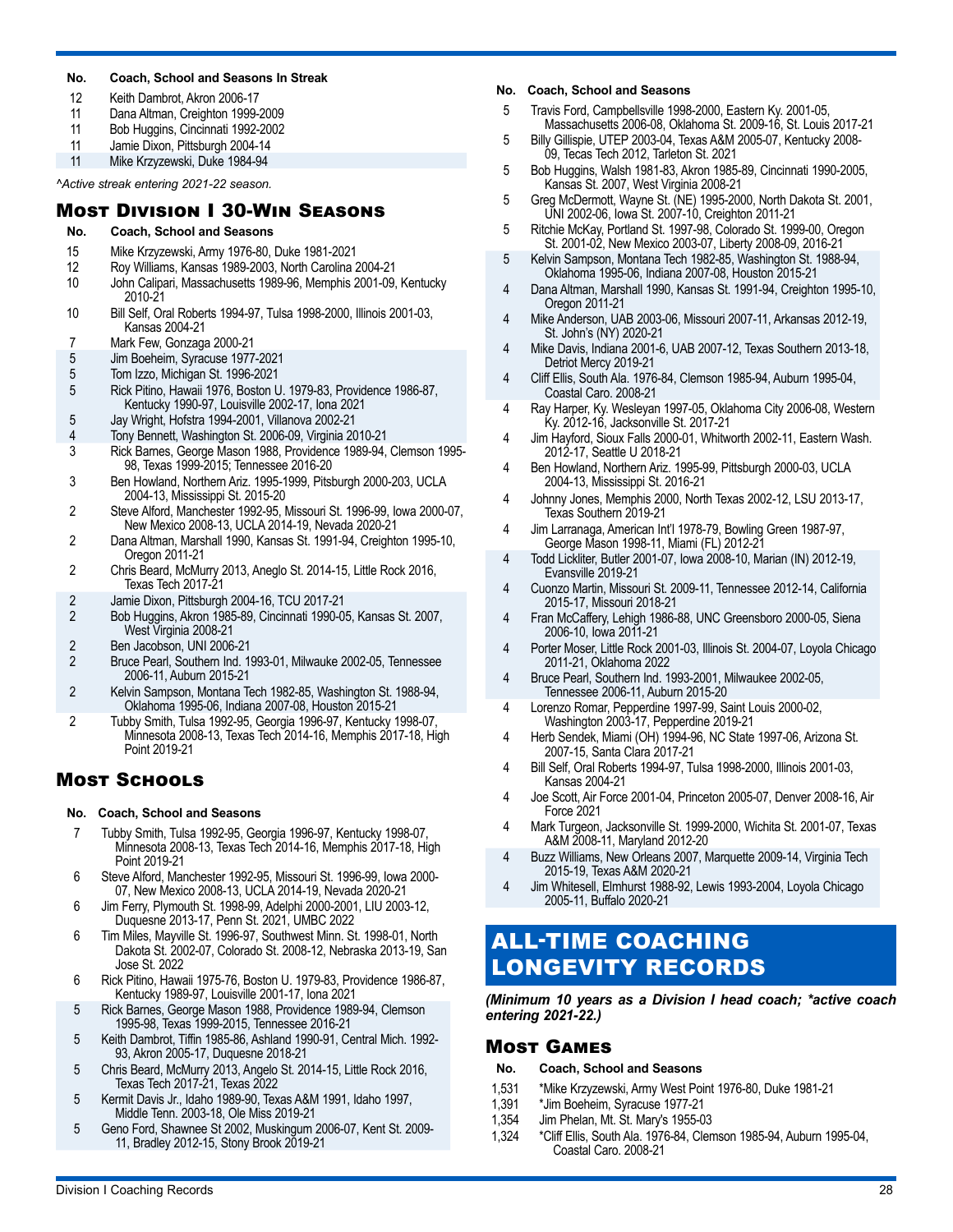| No. | Coach, School and Seasons In Streak |
|---|---|
| 12 | Keith Dambrot, Akron 2006-17 |
| 11 | Dana Altman, Creighton 1999-2009 |
| 11 | Bob Huggins, Cincinnati 1992-2002 |
| 11 | Jamie Dixon, Pittsburgh 2004-14 |
| 11 | Mike Krzyzewski, Duke 1984-94 |

*^Active streak entering 2021-22 season.*

## Most Division I 30-Win Seasons

| No. | Coach, School and Seasons |
|---|---|
| 15 | Mike Krzyzewski, Army 1976-80, Duke 1981-2021 |
| 12 | Roy Williams, Kansas 1989-2003, North Carolina 2004-21 |
| 10 | John Calipari, Massachusetts 1989-96, Memphis 2001-09, Kentucky 2010-21 |
| 10 | Bill Self, Oral Roberts 1994-97, Tulsa 1998-2000, Illinois 2001-03, Kansas 2004-21 |
| 7 | Mark Few, Gonzaga 2000-21 |
| 5 | Jim Boeheim, Syracuse 1977-2021 |
| 5 | Tom Izzo, Michigan St. 1996-2021 |
| 5 | Rick Pitino, Hawaii 1976, Boston U. 1979-83, Providence 1986-87, Kentucky 1990-97, Louisville 2002-17, Iona 2021 |
| 5 | Jay Wright, Hofstra 1994-2001, Villanova 2002-21 |
| 4 | Tony Bennett, Washington St. 2006-09, Virginia 2010-21 |
| 3 | Rick Barnes, George Mason 1988, Providence 1989-94, Clemson 1995-98, Texas 1999-2015; Tennessee 2016-20 |
| 3 | Ben Howland, Northern Ariz. 1995-1999, Pittsburgh 2000-203, UCLA 2004-13, Mississippi St. 2015-20 |
| 2 | Steve Alford, Manchester 1992-95, Missouri St. 1996-99, Iowa 2000-07, New Mexico 2008-13, UCLA 2014-19, Nevada 2020-21 |
| 2 | Dana Altman, Marshall 1990, Kansas St. 1991-94, Creighton 1995-10, Oregon 2011-21 |
| 2 | Chris Beard, McMurry 2013, Aneglo St. 2014-15, Little Rock 2016, Texas Tech 2017-21 |
| 2 | Jamie Dixon, Pittsburgh 2004-16, TCU 2017-21 |
| 2 | Bob Huggins, Akron 1985-89, Cincinnati 1990-05, Kansas St. 2007, West Virginia 2008-21 |
| 2 | Ben Jacobson, UNI 2006-21 |
| 2 | Bruce Pearl, Southern Ind. 1993-01, Milwauke 2002-05, Tennessee 2006-11, Auburn 2015-21 |
| 2 | Kelvin Sampson, Montana Tech 1982-85, Washington St. 1988-94, Oklahoma 1995-06, Indiana 2007-08, Houston 2015-21 |
| 2 | Tubby Smith, Tulsa 1992-95, Georgia 1996-97, Kentucky 1998-07, Minnesota 2008-13, Texas Tech 2014-16, Memphis 2017-18, High Point 2019-21 |

## Most Schools

| No. | Coach, School and Seasons |
|---|---|
| 7 | Tubby Smith, Tulsa 1992-95, Georgia 1996-97, Kentucky 1998-07, Minnesota 2008-13, Texas Tech 2014-16, Memphis 2017-18, High Point 2019-21 |
| 6 | Steve Alford, Manchester 1992-95, Missouri St. 1996-99, Iowa 2000-07, New Mexico 2008-13, UCLA 2014-19, Nevada 2020-21 |
| 6 | Jim Ferry, Plymouth St. 1998-99, Adelphi 2000-2001, LIU 2003-12, Duquesne 2013-17, Penn St. 2021, UMBC 2022 |
| 6 | Tim Miles, Mayville St. 1996-97, Southwest Minn. St. 1998-01, North Dakota St. 2002-07, Colorado St. 2008-12, Nebraska 2013-19, San Jose St. 2022 |
| 6 | Rick Pitino, Hawaii 1975-76, Boston U. 1979-83, Providence 1986-87, Kentucky 1989-97, Louisville 2001-17, Iona 2021 |
| 5 | Rick Barnes, George Mason 1988, Providence 1989-94, Clemson 1995-98, Texas 1999-2015, Tennessee 2016-21 |
| 5 | Keith Dambrot, Tiffin 1985-86, Ashland 1990-91, Central Mich. 1992-93, Akron 2005-17, Duquesne 2018-21 |
| 5 | Chris Beard, McMurry 2013, Angelo St. 2014-15, Little Rock 2016, Texas Tech 2017-21, Texas 2022 |
| 5 | Kermit Davis Jr., Idaho 1989-90, Texas A&M 1991, Idaho 1997, Middle Tenn. 2003-18, Ole Miss 2019-21 |
| 5 | Geno Ford, Shawnee St 2002, Muskingum 2006-07, Kent St. 2009-11, Bradley 2012-15, Stony Brook 2019-21 |
| 5 | Travis Ford, Campbellsville 1998-2000, Eastern Ky. 2001-05, Massachusetts 2006-08, Oklahoma St. 2009-16, St. Louis 2017-21 |
| 5 | Billy Gillispie, UTEP 2003-04, Texas A&M 2005-07, Kentucky 2008-09, Tecas Tech 2012, Tarleton St. 2021 |
| 5 | Bob Huggins, Walsh 1981-83, Akron 1985-89, Cincinnati 1990-2005, Kansas St. 2007, West Virginia 2008-21 |
| 5 | Greg McDermott, Wayne St. (NE) 1995-2000, North Dakota St. 2001, UNI 2002-06, Iowa St. 2007-10, Creighton 2011-21 |
| 5 | Ritchie McKay, Portland St. 1997-98, Colorado St. 1999-00, Oregon St. 2001-02, New Mexico 2003-07, Liberty 2008-09, 2016-21 |
| 5 | Kelvin Sampson, Montana Tech 1982-85, Washington St. 1988-94, Oklahoma 1995-06, Indiana 2007-08, Houston 2015-21 |
| 4 | Dana Altman, Marshall 1990, Kansas St. 1991-94, Creighton 1995-10, Oregon 2011-21 |
| 4 | Mike Anderson, UAB 2003-06, Missouri 2007-11, Arkansas 2012-19, St. John's (NY) 2020-21 |
| 4 | Mike Davis, Indiana 2001-6, UAB 2007-12, Texas Southern 2013-18, Detriot Mercy 2019-21 |
| 4 | Cliff Ellis, South Ala. 1976-84, Clemson 1985-94, Auburn 1995-04, Coastal Caro. 2008-21 |
| 4 | Ray Harper, Ky. Wesleyan 1997-05, Oklahoma City 2006-08, Western Ky. 2012-16, Jacksonville St. 2017-21 |
| 4 | Jim Hayford, Sioux Falls 2000-01, Whitworth 2002-11, Eastern Wash. 2012-17, Seattle U 2018-21 |
| 4 | Ben Howland, Northern Ariz. 1995-99, Pittsburgh 2000-03, UCLA 2004-13, Mississippi St. 2016-21 |
| 4 | Johnny Jones, Memphis 2000, North Texas 2002-12, LSU 2013-17, Texas Southern 2019-21 |
| 4 | Jim Larranaga, American Int'l 1978-79, Bowling Green 1987-97, George Mason 1998-11, Miami (FL) 2012-21 |
| 4 | Todd Lickliter, Butler 2001-07, Iowa 2008-10, Marian (IN) 2012-19, Evansville 2019-21 |
| 4 | Cuonzo Martin, Missouri St. 2009-11, Tennessee 2012-14, California 2015-17, Missouri 2018-21 |
| 4 | Fran McCaffery, Lehigh 1986-88, UNC Greensboro 2000-05, Siena 2006-10, Iowa 2011-21 |
| 4 | Porter Moser, Little Rock 2001-03, Illinois St. 2004-07, Loyola Chicago 2011-21, Oklahoma 2022 |
| 4 | Bruce Pearl, Southern Ind. 1993-2001, Milwaukee 2002-05, Tennessee 2006-11, Auburn 2015-20 |
| 4 | Lorenzo Romar, Pepperdine 1997-99, Saint Louis 2000-02, Washington 2003-17, Pepperdine 2019-21 |
| 4 | Herb Sendek, Miami (OH) 1994-96, NC State 1997-06, Arizona St. 2007-15, Santa Clara 2017-21 |
| 4 | Bill Self, Oral Roberts 1994-97, Tulsa 1998-2000, Illinois 2001-03, Kansas 2004-21 |
| 4 | Joe Scott, Air Force 2001-04, Princeton 2005-07, Denver 2008-16, Air Force 2021 |
| 4 | Mark Turgeon, Jacksonville St. 1999-2000, Wichita St. 2001-07, Texas A&M 2008-11, Maryland 2012-20 |
| 4 | Buzz Williams, New Orleans 2007, Marquette 2009-14, Virginia Tech 2015-19, Texas A&M 2020-21 |
| 4 | Jim Whitesell, Elmhurst 1988-92, Lewis 1993-2004, Loyola Chicago 2005-11, Buffalo 2020-21 |

# ALL-TIME COACHING LONGEVITY RECORDS

***(Minimum 10 years as a Division I head coach; *active coach entering 2021-22.)***

## Most Games

| No. | Coach, School and Seasons |
|---|---|
| 1,531 | *Mike Krzyzewski, Army West Point 1976-80, Duke 1981-21 |
| 1,391 | *Jim Boeheim, Syracuse 1977-21 |
| 1,354 | Jim Phelan, Mt. St. Mary's 1955-03 |
| 1,324 | *Cliff Ellis, South Ala. 1976-84, Clemson 1985-94, Auburn 1995-04, Coastal Caro. 2008-21 |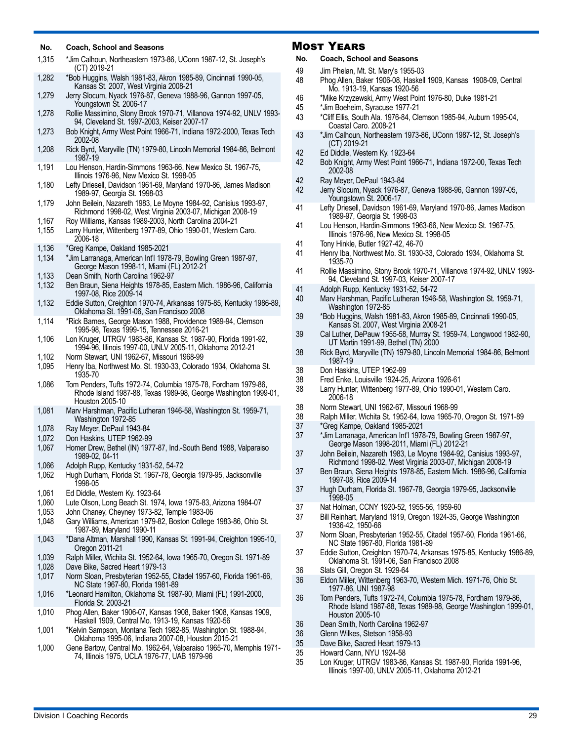| No. | Coach, School and Seasons |
|---|---|
| 1,315 | *Jim Calhoun, Northeastern 1973-86, UConn 1987-12, St. Joseph's (CT) 2019-21 |
| 1,282 | *Bob Huggins, Walsh 1981-83, Akron 1985-89, Cincinnati 1990-05, Kansas St. 2007, West Virginia 2008-21 |
| 1,279 | Jerry Slocum, Nyack 1976-87, Geneva 1988-96, Gannon 1997-05, Youngstown St. 2006-17 |
| 1,278 | Rollie Massimino, Stony Brook 1970-71, Villanova 1974-92, UNLV 1993-94, Cleveland St. 1997-2003, Keiser 2007-17 |
| 1,273 | Bob Knight, Army West Point 1966-71, Indiana 1972-2000, Texas Tech 2002-08 |
| 1,208 | Rick Byrd, Maryville (TN) 1979-80, Lincoln Memorial 1984-86, Belmont 1987-19 |
| 1,191 | Lou Henson, Hardin-Simmons 1963-66, New Mexico St. 1967-75, Illinois 1976-96, New Mexico St. 1998-05 |
| 1,180 | Lefty Driesell, Davidson 1961-69, Maryland 1970-86, James Madison 1989-97, Georgia St. 1998-03 |
| 1,179 | John Beilein, Nazareth 1983, Le Moyne 1984-92, Canisius 1993-97, Richmond 1998-02, West Virginia 2003-07, Michigan 2008-19 |
| 1,167 | Roy Williams, Kansas 1989-2003, North Carolina 2004-21 |
| 1,155 | Larry Hunter, Wittenberg 1977-89, Ohio 1990-01, Western Caro. 2006-18 |
| 1,136 | *Greg Kampe, Oakland 1985-2021 |
| 1,134 | *Jim Larranaga, American Int'l 1978-79, Bowling Green 1987-97, George Mason 1998-11, Miami (FL) 2012-21 |
| 1,133 | Dean Smith, North Carolina 1962-97 |
| 1,132 | Ben Braun, Siena Heights 1978-85, Eastern Mich. 1986-96, California 1997-08, Rice 2009-14 |
| 1,132 | Eddie Sutton, Creighton 1970-74, Arkansas 1975-85, Kentucky 1986-89, Oklahoma St. 1991-06, San Francisco 2008 |
| 1,114 | *Rick Barnes, George Mason 1988, Providence 1989-94, Clemson 1995-98, Texas 1999-15, Tennessee 2016-21 |
| 1,106 | Lon Kruger, UTRGV 1983-86, Kansas St. 1987-90, Florida 1991-92, 1994-96, Illinois 1997-00, UNLV 2005-11, Oklahoma 2012-21 |
| 1,102 | Norm Stewart, UNI 1962-67, Missouri 1968-99 |
| 1,095 | Henry Iba, Northwest Mo. St. 1930-33, Colorado 1934, Oklahoma St. 1935-70 |
| 1,086 | Tom Penders, Tufts 1972-74, Columbia 1975-78, Fordham 1979-86, Rhode Island 1987-88, Texas 1989-98, George Washington 1999-01, Houston 2005-10 |
| 1,081 | Marv Harshman, Pacific Lutheran 1946-58, Washington St. 1959-71, Washington 1972-85 |
| 1,078 | Ray Meyer, DePaul 1943-84 |
| 1,072 | Don Haskins, UTEP 1962-99 |
| 1,067 | Homer Drew, Bethel (IN) 1977-87, Ind.-South Bend 1988, Valparaiso 1989-02, 04-11 |
| 1,066 | Adolph Rupp, Kentucky 1931-52, 54-72 |
| 1,062 | Hugh Durham, Florida St. 1967-78, Georgia 1979-95, Jacksonville 1998-05 |
| 1,061 | Ed Diddle, Western Ky. 1923-64 |
| 1,060 | Lute Olson, Long Beach St. 1974, Iowa 1975-83, Arizona 1984-07 |
| 1,053 | John Chaney, Cheyney 1973-82, Temple 1983-06 |
| 1,048 | Gary Williams, American 1979-82, Boston College 1983-86, Ohio St. 1987-89, Maryland 1990-11 |
| 1,043 | *Dana Altman, Marshall 1990, Kansas St. 1991-94, Creighton 1995-10, Oregon 2011-21 |
| 1,039 | Ralph Miller, Wichita St. 1952-64, Iowa 1965-70, Oregon St. 1971-89 |
| 1,028 | Dave Bike, Sacred Heart 1979-13 |
| 1,017 | Norm Sloan, Presbyterian 1952-55, Citadel 1957-60, Florida 1961-66, NC State 1967-80, Florida 1981-89 |
| 1,016 | *Leonard Hamilton, Oklahoma St. 1987-90, Miami (FL) 1991-2000, Florida St. 2003-21 |
| 1,010 | Phog Allen, Baker 1906-07, Kansas 1908, Baker 1908, Kansas 1909, Haskell 1909, Central Mo. 1913-19, Kansas 1920-56 |
| 1,001 | *Kelvin Sampson, Montana Tech 1982-85, Washington St. 1988-94, Oklahoma 1995-06, Indiana 2007-08, Houston 2015-21 |
| 1,000 | Gene Bartow, Central Mo. 1962-64, Valparaiso 1965-70, Memphis 1971-74, Illinois 1975, UCLA 1976-77, UAB 1979-96 |

## Most Years

| No. | Coach, School and Seasons |
|---|---|
| 49 | Jim Phelan, Mt. St. Mary's 1955-03 |
| 48 | Phog Allen, Baker 1906-08, Haskell 1909, Kansas 1908-09, Central Mo. 1913-19, Kansas 1920-56 |
| 46 | *Mike Krzyzewski, Army West Point 1976-80, Duke 1981-21 |
| 45 | *Jim Boeheim, Syracuse 1977-21 |
| 43 | *Cliff Ellis, South Ala. 1976-84, Clemson 1985-94, Auburn 1995-04, Coastal Caro. 2008-21 |
| 43 | *Jim Calhoun, Northeastern 1973-86, UConn 1987-12, St. Joseph's (CT) 2019-21 |
| 42 | Ed Diddle, Western Ky. 1923-64 |
| 42 | Bob Knight, Army West Point 1966-71, Indiana 1972-00, Texas Tech 2002-08 |
| 42 | Ray Meyer, DePaul 1943-84 |
| 42 | Jerry Slocum, Nyack 1976-87, Geneva 1988-96, Gannon 1997-05, Youngstown St. 2006-17 |
| 41 | Lefty Driesell, Davidson 1961-69, Maryland 1970-86, James Madison 1989-97, Georgia St. 1998-03 |
| 41 | Lou Henson, Hardin-Simmons 1963-66, New Mexico St. 1967-75, Illinois 1976-96, New Mexico St. 1998-05 |
| 41 | Tony Hinkle, Butler 1927-42, 46-70 |
| 41 | Henry Iba, Northwest Mo. St. 1930-33, Colorado 1934, Oklahoma St. 1935-70 |
| 41 | Rollie Massimino, Stony Brook 1970-71, Villanova 1974-92, UNLV 1993-94, Cleveland St. 1997-03, Keiser 2007-17 |
| 41 | Adolph Rupp, Kentucky 1931-52, 54-72 |
| 40 | Marv Harshman, Pacific Lutheran 1946-58, Washington St. 1959-71, Washington 1972-85 |
| 39 | *Bob Huggins, Walsh 1981-83, Akron 1985-89, Cincinnati 1990-05, Kansas St. 2007, West Virginia 2008-21 |
| 39 | Cal Luther, DePauw 1955-58, Murray St. 1959-74, Longwood 1982-90, UT Martin 1991-99, Bethel (TN) 2000 |
| 38 | Rick Byrd, Maryville (TN) 1979-80, Lincoln Memorial 1984-86, Belmont 1987-19 |
| 38 | Don Haskins, UTEP 1962-99 |
| 38 | Fred Enke, Louisville 1924-25, Arizona 1926-61 |
| 38 | Larry Hunter, Wittenberg 1977-89, Ohio 1990-01, Western Caro. 2006-18 |
| 38 | Norm Stewart, UNI 1962-67, Missouri 1968-99 |
| 38 | Ralph Miller, Wichita St. 1952-64, Iowa 1965-70, Oregon St. 1971-89 |
| 37 | *Greg Kampe, Oakland 1985-2021 |
| 37 | *Jim Larranaga, American Int'l 1978-79, Bowling Green 1987-97, George Mason 1998-2011, Miami (FL) 2012-21 |
| 37 | John Beilein, Nazareth 1983, Le Moyne 1984-92, Canisius 1993-97, Richmond 1998-02, West Virginia 2003-07, Michigan 2008-19 |
| 37 | Ben Braun, Siena Heights 1978-85, Eastern Mich. 1986-96, California 1997-08, Rice 2009-14 |
| 37 | Hugh Durham, Florida St. 1967-78, Georgia 1979-95, Jacksonville 1998-05 |
| 37 | Nat Holman, CCNY 1920-52, 1955-56, 1959-60 |
| 37 | Bill Reinhart, Maryland 1919, Oregon 1924-35, George Washington 1936-42, 1950-66 |
| 37 | Norm Sloan, Presbyterian 1952-55, Citadel 1957-60, Florida 1961-66, NC State 1967-80, Florida 1981-89 |
| 37 | Eddie Sutton, Creighton 1970-74, Arkansas 1975-85, Kentucky 1986-89, Oklahoma St. 1991-06, San Francisco 2008 |
| 36 | Slats Gill, Oregon St. 1929-64 |
| 36 | Eldon Miller, Wittenberg 1963-70, Western Mich. 1971-76, Ohio St. 1977-86, UNI 1987-98 |
| 36 | Tom Penders, Tufts 1972-74, Columbia 1975-78, Fordham 1979-86, Rhode Island 1987-88, Texas 1989-98, George Washington 1999-01, Houston 2005-10 |
| 36 | Dean Smith, North Carolina 1962-97 |
| 36 | Glenn Wilkes, Stetson 1958-93 |
| 35 | Dave Bike, Sacred Heart 1979-13 |
| 35 | Howard Cann, NYU 1924-58 |
| 35 | Lon Kruger, UTRGV 1983-86, Kansas St. 1987-90, Florida 1991-96, Illinois 1997-00, UNLV 2005-11, Oklahoma 2012-21 |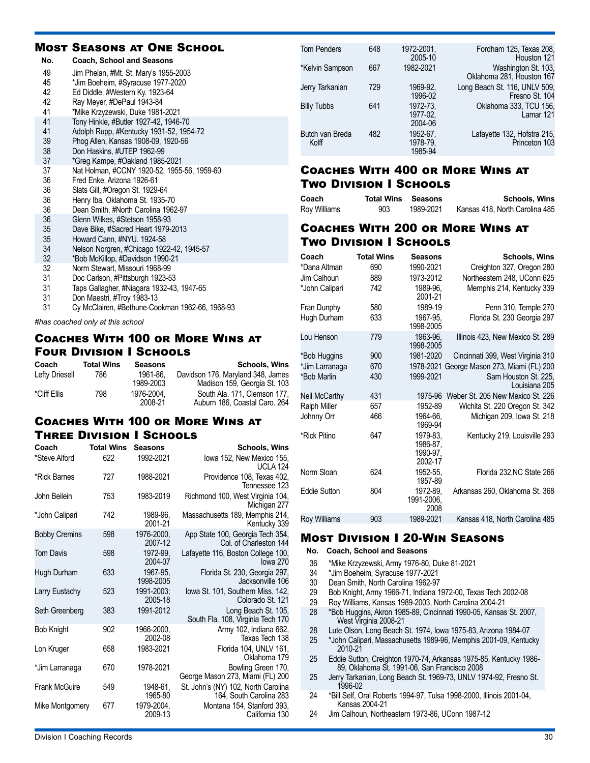## Most Seasons at One School

| No. | Coach, School and Seasons |
|---|---|
| 49 | Jim Phelan, #Mt. St. Mary's 1955-2003 |
| 45 | *Jim Boeheim, #Syracuse 1977-2020 |
| 42 | Ed Diddle, #Western Ky. 1923-64 |
| 42 | Ray Meyer, #DePaul 1943-84 |
| 41 | *Mike Krzyzewski, Duke 1981-2021 |
| 41 | Tony Hinkle, #Butler 1927-42, 1946-70 |
| 41 | Adolph Rupp, #Kentucky 1931-52, 1954-72 |
| 39 | Phog Allen, Kansas 1908-09, 1920-56 |
| 38 | Don Haskins, #UTEP 1962-99 |
| 37 | *Greg Kampe, #Oakland 1985-2021 |
| 37 | Nat Holman, #CCNY 1920-52, 1955-56, 1959-60 |
| 36 | Fred Enke, Arizona 1926-61 |
| 36 | Slats Gill, #Oregon St. 1929-64 |
| 36 | Henry Iba, Oklahoma St. 1935-70 |
| 36 | Dean Smith, #North Carolina 1962-97 |
| 36 | Glenn Wilkes, #Stetson 1958-93 |
| 35 | Dave Bike, #Sacred Heart 1979-2013 |
| 35 | Howard Cann, #NYU. 1924-58 |
| 34 | Nelson Norgren, #Chicago 1922-42, 1945-57 |
| 32 | *Bob McKillop, #Davidson 1990-21 |
| 32 | Norm Stewart, Missouri 1968-99 |
| 31 | Doc Carlson, #Pittsburgh 1923-53 |
| 31 | Taps Gallagher, #Niagara 1932-43, 1947-65 |
| 31 | Don Maestri, #Troy 1983-13 |
| 31 | Cy McClairen, #Bethune-Cookman 1962-66, 1968-93 |

*#has coached only at this school*

## Coaches With 100 or More Wins at Four Division I Schools

| Coach | Total Wins | Seasons | Schools, Wins |
|---|---|---|---|
| Lefty Driesell | 786 | 1961-86, 1989-2003 | Davidson 176, Maryland 348, James Madison 159, Georgia St. 103 |
| *Cliff Ellis | 798 | 1976-2004, 2008-21 | South Ala. 171, Clemson 177, Auburn 186, Coastal Caro. 264 |

## Coaches With 100 or More Wins at Three Division I Schools

| Coach | Total Wins | Seasons | Schools, Wins |
|---|---|---|---|
| *Steve Alford | 622 | 1992-2021 | Iowa 152, New Mexico 155, UCLA 124 |
| *Rick Barnes | 727 | 1988-2021 | Providence 108, Texas 402, Tennessee 123 |
| John Beilein | 753 | 1983-2019 | Richmond 100, West Virginia 104, Michigan 277 |
| *John Calipari | 742 | 1989-96, 2001-21 | Massachusetts 189, Memphis 214, Kentucky 339 |
| Bobby Cremins | 598 | 1976-2000, 2007-12 | App State 100, Georgia Tech 354, Col. of Charleston 144 |
| Tom Davis | 598 | 1972-99, 2004-07 | Lafayette 116, Boston College 100, Iowa 270 |
| Hugh Durham | 633 | 1967-95, 1998-2005 | Florida St. 230, Georgia 297, Jacksonville 106 |
| Larry Eustachy | 523 | 1991-2003; 2005-18 | Iowa St. 101, Southern Miss. 142, Colorado St. 121 |
| Seth Greenberg | 383 | 1991-2012 | Long Beach St. 105, South Fla. 108, Virginia Tech 170 |
| Bob Knight | 902 | 1966-2000, 2002-08 | Army 102, Indiana 662, Texas Tech 138 |
| Lon Kruger | 658 | 1983-2021 | Florida 104, UNLV 161, Oklahoma 179 |
| *Jim Larranaga | 670 | 1978-2021 | Bowling Green 170, George Mason 273, Miami (FL) 200 |
| Frank McGuire | 549 | 1948-61, 1965-80 | St. John's (NY) 102, North Carolina 164, South Carolina 283 |
| Mike Montgomery | 677 | 1979-2004, 2009-13 | Montana 154, Stanford 393, California 130 |
| Tom Penders | 648 | 1972-2001, 2005-10 | Fordham 125, Texas 208, Houston 121 |
| *Kelvin Sampson | 667 | 1982-2021 | Washington St. 103, Oklahoma 281, Houston 167 |
| Jerry Tarkanian | 729 | 1969-92, 1996-02 | Long Beach St. 116, UNLV 509, Fresno St. 104 |
| Billy Tubbs | 641 | 1972-73, 1977-02, 2004-06 | Oklahoma 333, TCU 156, Lamar 121 |
| Butch van Breda Kolff | 482 | 1952-67, 1978-79, 1985-94 | Lafayette 132, Hofstra 215, Princeton 103 |

## Coaches With 400 or More Wins at Two Division I Schools

| Coach | Total Wins | Seasons | Schools, Wins |
|---|---|---|---|
| Roy Williams | 903 | 1989-2021 | Kansas 418, North Carolina 485 |

## Coaches With 200 or More Wins at Two Division I Schools

| Coach | Total Wins | Seasons | Schools, Wins |
|---|---|---|---|
| *Dana Altman | 690 | 1990-2021 | Creighton 327, Oregon 280 |
| Jim Calhoun | 889 | 1973-2012 | Northeastern 248, UConn 625 |
| *John Calipari | 742 | 1989-96, 2001-21 | Memphis 214, Kentucky 339 |
| Fran Dunphy | 580 | 1989-19 | Penn 310, Temple 270 |
| Hugh Durham | 633 | 1967-95, 1998-2005 | Florida St. 230 Georgia 297 |
| Lou Henson | 779 | 1963-96, 1998-2005 | Illinois 423, New Mexico St. 289 |
| *Bob Huggins | 900 | 1981-2020 | Cincinnati 399, West Virginia 310 |
| *Jim Larranaga | 670 | 1978-2021 | George Mason 273, Miami (FL) 200 |
| *Bob Marlin | 430 | 1999-2021 | Sam Houston St. 225, Louisiana 205 |
| Neil McCarthy | 431 | 1975-96 | Weber St. 205 New Mexico St. 226 |
| Ralph Miller | 657 | 1952-89 | Wichita St. 220 Oregon St. 342 |
| Johnny Orr | 466 | 1964-66, 1969-94 | Michigan 209, Iowa St. 218 |
| *Rick Pitino | 647 | 1979-83, 1986-87, 1990-97, 2002-17 | Kentucky 219, Louisville 293 |
| Norm Sloan | 624 | 1952-55, 1957-89 | Florida 232,NC State 266 |
| Eddie Sutton | 804 | 1972-89, 1991-2006, 2008 | Arkansas 260, Oklahoma St. 368 |
| Roy Williams | 903 | 1989-2021 | Kansas 418, North Carolina 485 |

## Most Division I 20-Win Seasons

| No. | Coach, School and Seasons |
|---|---|
| 36 | *Mike Krzyzewski, Army 1976-80, Duke 81-2021 |
| 34 | *Jim Boeheim, Syracuse 1977-2021 |
| 30 | Dean Smith, North Carolina 1962-97 |
| 29 | Bob Knight, Army 1966-71, Indiana 1972-00, Texas Tech 2002-08 |
| 29 | Roy Williams, Kansas 1989-2003, North Carolina 2004-21 |
| 28 | *Bob Huggins, Akron 1985-89, Cincinnati 1990-05, Kansas St. 2007, West Virginia 2008-21 |
| 28 | Lute Olson, Long Beach St. 1974, Iowa 1975-83, Arizona 1984-07 |
| 25 | *John Calipari, Massachusetts 1989-96, Memphis 2001-09, Kentucky 2010-21 |
| 25 | Eddie Sutton, Creighton 1970-74, Arkansas 1975-85, Kentucky 1986-89, Oklahoma St. 1991-06, San Francisco 2008 |
| 25 | Jerry Tarkanian, Long Beach St. 1969-73, UNLV 1974-92, Fresno St. 1996-02 |
| 24 | *Bill Self, Oral Roberts 1994-97, Tulsa 1998-2000, Illinois 2001-04, Kansas 2004-21 |
| 24 | Jim Calhoun, Northeastern 1973-86, UConn 1987-12 |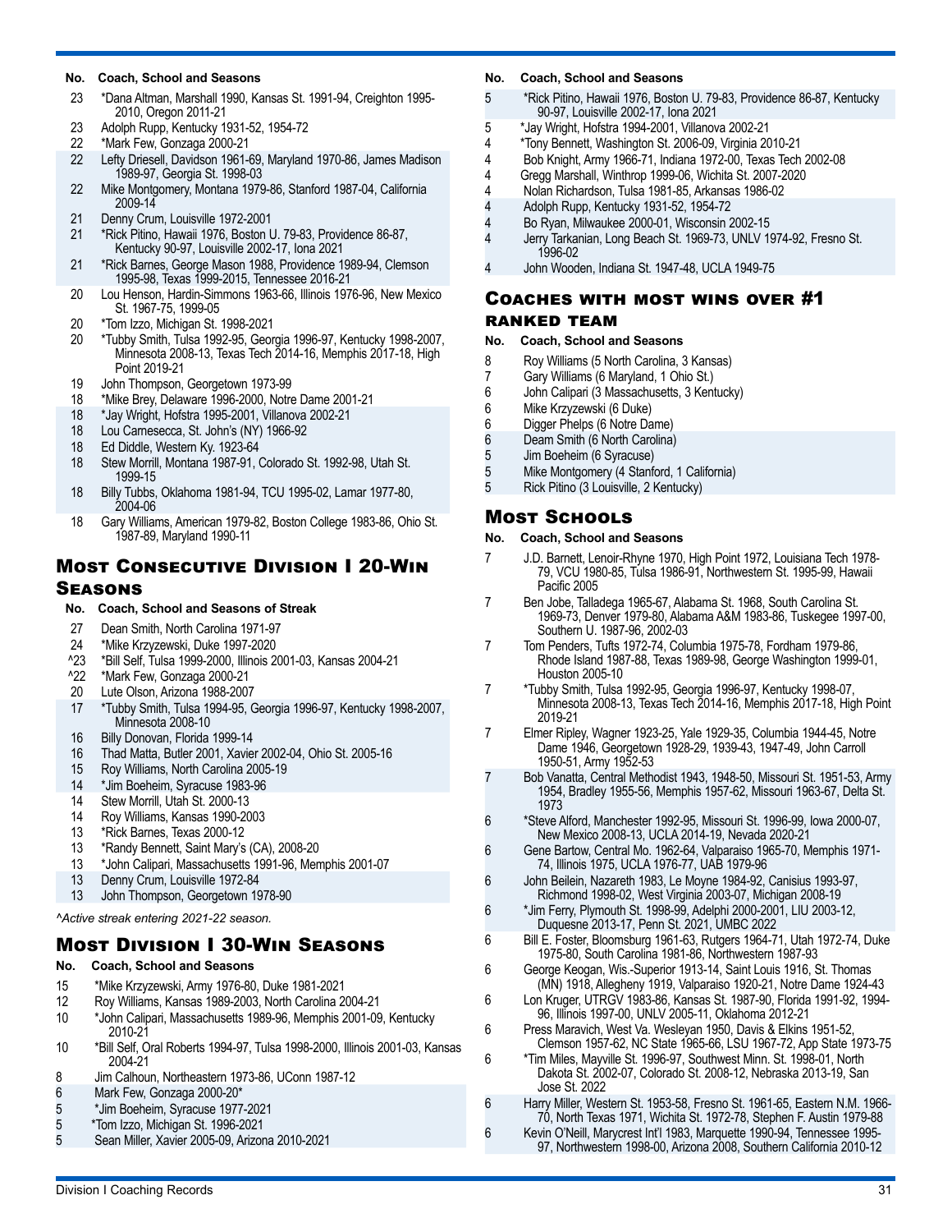| No. | Coach, School and Seasons |
|---|---|
| 23 | *Dana Altman, Marshall 1990, Kansas St. 1991-94, Creighton 1995-2010, Oregon 2011-21 |
| 23 | Adolph Rupp, Kentucky 1931-52, 1954-72 |
| 22 | *Mark Few, Gonzaga 2000-21 |
| 22 | Lefty Driesell, Davidson 1961-69, Maryland 1970-86, James Madison 1989-97, Georgia St. 1998-03 |
| 22 | Mike Montgomery, Montana 1979-86, Stanford 1987-04, California 2009-14 |
| 21 | Denny Crum, Louisville 1972-2001 |
| 21 | *Rick Pitino, Hawaii 1976, Boston U. 79-83, Providence 86-87, Kentucky 90-97, Louisville 2002-17, Iona 2021 |
| 21 | *Rick Barnes, George Mason 1988, Providence 1989-94, Clemson 1995-98, Texas 1999-2015, Tennessee 2016-21 |
| 20 | Lou Henson, Hardin-Simmons 1963-66, Illinois 1976-96, New Mexico St. 1967-75, 1999-05 |
| 20 | *Tom Izzo, Michigan St. 1998-2021 |
| 20 | *Tubby Smith, Tulsa 1992-95, Georgia 1996-97, Kentucky 1998-2007, Minnesota 2008-13, Texas Tech 2014-16, Memphis 2017-18, High Point 2019-21 |
| 19 | John Thompson, Georgetown 1973-99 |
| 18 | *Mike Brey, Delaware 1996-2000, Notre Dame 2001-21 |
| 18 | *Jay Wright, Hofstra 1995-2001, Villanova 2002-21 |
| 18 | Lou Carnesecca, St. John's (NY) 1966-92 |
| 18 | Ed Diddle, Western Ky. 1923-64 |
| 18 | Stew Morrill, Montana 1987-91, Colorado St. 1992-98, Utah St. 1999-15 |
| 18 | Billy Tubbs, Oklahoma 1981-94, TCU 1995-02, Lamar 1977-80, 2004-06 |
| 18 | Gary Williams, American 1979-82, Boston College 1983-86, Ohio St. 1987-89, Maryland 1990-11 |

## Most Consecutive Division I 20-Win Seasons

| No. | Coach, School and Seasons of Streak |
|---|---|
| 27 | Dean Smith, North Carolina 1971-97 |
| 24 | *Mike Krzyzewski, Duke 1997-2020 |
| ^23 | *Bill Self, Tulsa 1999-2000, Illinois 2001-03, Kansas 2004-21 |
| ^22 | *Mark Few, Gonzaga 2000-21 |
| 20 | Lute Olson, Arizona 1988-2007 |
| 17 | *Tubby Smith, Tulsa 1994-95, Georgia 1996-97, Kentucky 1998-2007, Minnesota 2008-10 |
| 16 | Billy Donovan, Florida 1999-14 |
| 16 | Thad Matta, Butler 2001, Xavier 2002-04, Ohio St. 2005-16 |
| 15 | Roy Williams, North Carolina 2005-19 |
| 14 | *Jim Boeheim, Syracuse 1983-96 |
| 14 | Stew Morrill, Utah St. 2000-13 |
| 14 | Roy Williams, Kansas 1990-2003 |
| 13 | *Rick Barnes, Texas 2000-12 |
| 13 | *Randy Bennett, Saint Mary's (CA), 2008-20 |
| 13 | *John Calipari, Massachusetts 1991-96, Memphis 2001-07 |
| 13 | Denny Crum, Louisville 1972-84 |
| 13 | John Thompson, Georgetown 1978-90 |

*^Active streak entering 2021-22 season.*

## Most Division I 30-Win Seasons

| No. | Coach, School and Seasons |
|---|---|
| 15 | *Mike Krzyzewski, Army 1976-80, Duke 1981-2021 |
| 12 | Roy Williams, Kansas 1989-2003, North Carolina 2004-21 |
| 10 | *John Calipari, Massachusetts 1989-96, Memphis 2001-09, Kentucky 2010-21 |
| 10 | *Bill Self, Oral Roberts 1994-97, Tulsa 1998-2000, Illinois 2001-03, Kansas 2004-21 |
| 8 | Jim Calhoun, Northeastern 1973-86, UConn 1987-12 |
| 6 | Mark Few, Gonzaga 2000-20* |
| 5 | *Jim Boeheim, Syracuse 1977-2021 |
| 5 | *Tom Izzo, Michigan St. 1996-2021 |
| 5 | Sean Miller, Xavier 2005-09, Arizona 2010-2021 |

| No. | Coach, School and Seasons |
|---|---|
| 5 | *Rick Pitino, Hawaii 1976, Boston U. 79-83, Providence 86-87, Kentucky 90-97, Louisville 2002-17, Iona 2021 |
| 5 | *Jay Wright, Hofstra 1994-2001, Villanova 2002-21 |
| 4 | *Tony Bennett, Washington St. 2006-09, Virginia 2010-21 |
| 4 | Bob Knight, Army 1966-71, Indiana 1972-00, Texas Tech 2002-08 |
| 4 | Gregg Marshall, Winthrop 1999-06, Wichita St. 2007-2020 |
| 4 | Nolan Richardson, Tulsa 1981-85, Arkansas 1986-02 |
| 4 | Adolph Rupp, Kentucky 1931-52, 1954-72 |
| 4 | Bo Ryan, Milwaukee 2000-01, Wisconsin 2002-15 |
| 4 | Jerry Tarkanian, Long Beach St. 1969-73, UNLV 1974-92, Fresno St. 1996-02 |
| 4 | John Wooden, Indiana St. 1947-48, UCLA 1949-75 |

## Coaches with Most Wins Over #1 Ranked Team

| No. | Coach, School and Seasons |
|---|---|
| 8 | Roy Williams (5 North Carolina, 3 Kansas) |
| 7 | Gary Williams (6 Maryland, 1 Ohio St.) |
| 6 | John Calipari (3 Massachusetts, 3 Kentucky) |
| 6 | Mike Krzyzewski (6 Duke) |
| 6 | Digger Phelps (6 Notre Dame) |
| 6 | Deam Smith (6 North Carolina) |
| 5 | Jim Boeheim (6 Syracuse) |
| 5 | Mike Montgomery (4 Stanford, 1 California) |
| 5 | Rick Pitino (3 Louisville, 2 Kentucky) |

## Most Schools

| No. | Coach, School and Seasons |
|---|---|
| 7 | J.D. Barnett, Lenoir-Rhyne 1970, High Point 1972, Louisiana Tech 1978-79, VCU 1980-85, Tulsa 1986-91, Northwestern St. 1995-99, Hawaii Pacific 2005 |
| 7 | Ben Jobe, Talladega 1965-67, Alabama St. 1968, South Carolina St. 1969-73, Denver 1979-80, Alabama A&M 1983-86, Tuskegee 1997-00, Southern U. 1987-96, 2002-03 |
| 7 | Tom Penders, Tufts 1972-74, Columbia 1975-78, Fordham 1979-86, Rhode Island 1987-88, Texas 1989-98, George Washington 1999-01, Houston 2005-10 |
| 7 | *Tubby Smith, Tulsa 1992-95, Georgia 1996-97, Kentucky 1998-07, Minnesota 2008-13, Texas Tech 2014-16, Memphis 2017-18, High Point 2019-21 |
| 7 | Elmer Ripley, Wagner 1923-25, Yale 1929-35, Columbia 1944-45, Notre Dame 1946, Georgetown 1928-29, 1939-43, 1947-49, John Carroll 1950-51, Army 1952-53 |
| 7 | Bob Vanatta, Central Methodist 1943, 1948-50, Missouri St. 1951-53, Army 1954, Bradley 1955-56, Memphis 1957-62, Missouri 1963-67, Delta St. 1973 |
| 6 | *Steve Alford, Manchester 1992-95, Missouri St. 1996-99, Iowa 2000-07, New Mexico 2008-13, UCLA 2014-19, Nevada 2020-21 |
| 6 | Gene Bartow, Central Mo. 1962-64, Valparaiso 1965-70, Memphis 1971-74, Illinois 1975, UCLA 1976-77, UAB 1979-96 |
| 6 | John Beilein, Nazareth 1983, Le Moyne 1984-92, Canisius 1993-97, Richmond 1998-02, West Virginia 2003-07, Michigan 2008-19 |
| 6 | *Jim Ferry, Plymouth St. 1998-99, Adelphi 2000-2001, LIU 2003-12, Duquesne 2013-17, Penn St. 2021, UMBC 2022 |
| 6 | Bill E. Foster, Bloomsburg 1961-63, Rutgers 1964-71, Utah 1972-74, Duke 1975-80, South Carolina 1981-86, Northwestern 1987-93 |
| 6 | George Keogan, Wis.-Superior 1913-14, Saint Louis 1916, St. Thomas (MN) 1918, Allegheny 1919, Valparaiso 1920-21, Notre Dame 1924-43 |
| 6 | Lon Kruger, UTRGV 1983-86, Kansas St. 1987-90, Florida 1991-92, 1994-96, Illinois 1997-00, UNLV 2005-11, Oklahoma 2012-21 |
| 6 | Press Maravich, West Va. Wesleyan 1950, Davis & Elkins 1951-52, Clemson 1957-62, NC State 1965-66, LSU 1967-72, App State 1973-75 |
| 6 | *Tim Miles, Mayville St. 1996-97, Southwest Minn. St. 1998-01, North Dakota St. 2002-07, Colorado St. 2008-12, Nebraska 2013-19, San Jose St. 2022 |
| 6 | Harry Miller, Western St. 1953-58, Fresno St. 1961-65, Eastern N.M. 1966-70, North Texas 1971, Wichita St. 1972-78, Stephen F. Austin 1979-88 |
| 6 | Kevin O'Neill, Marycrest Int'l 1983, Marquette 1990-94, Tennessee 1995-97, Northwestern 1998-00, Arizona 2008, Southern California 2010-12 |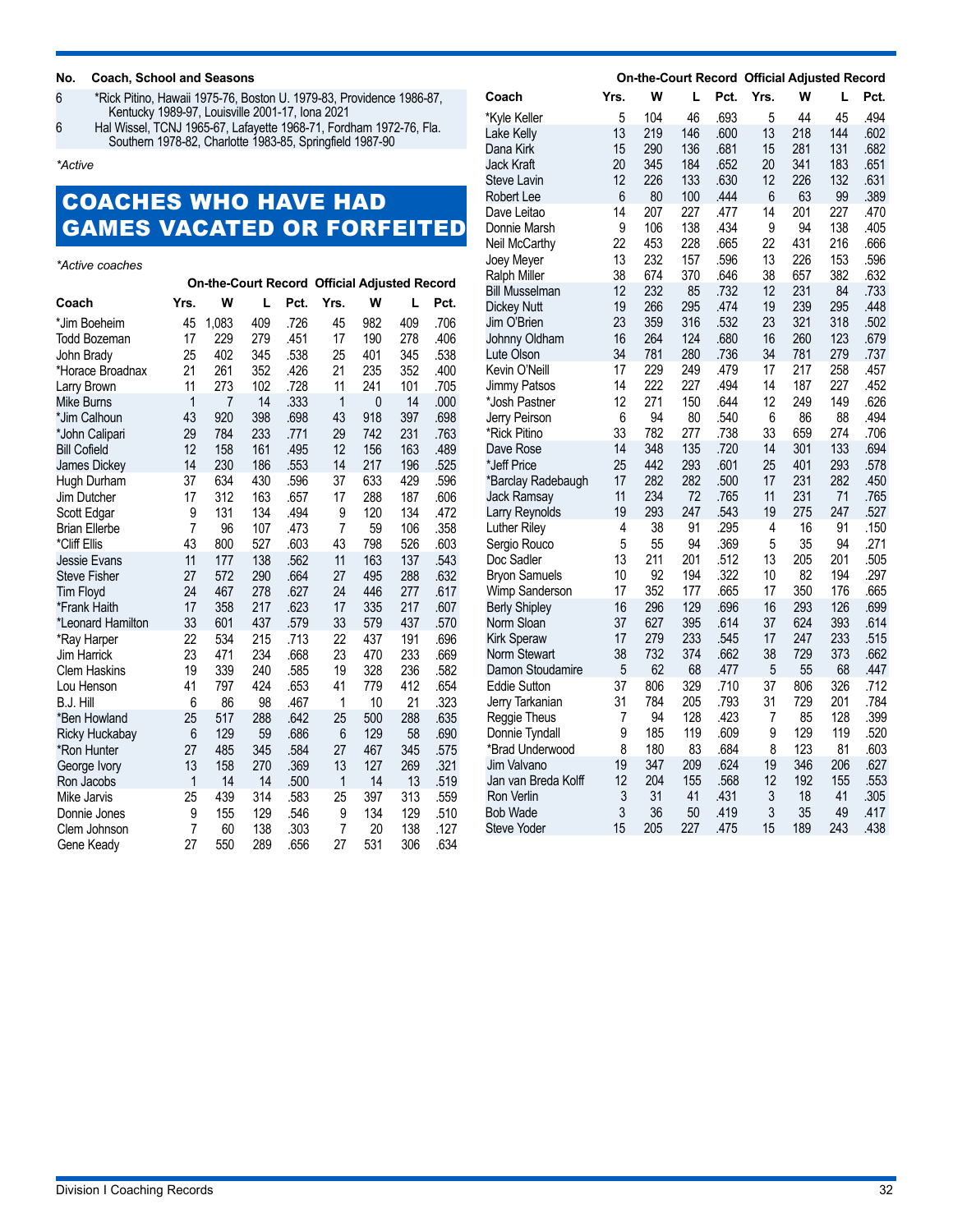| No. | Coach, School and Seasons |
|---|---|
| 6 | *Rick Pitino, Hawaii 1975-76, Boston U. 1979-83, Providence 1986-87, Kentucky 1989-97, Louisville 2001-17, Iona 2021 |
| 6 | Hal Wissel, TCNJ 1965-67, Lafayette 1968-71, Fordham 1972-76, Fla. Southern 1978-82, Charlotte 1983-85, Springfield 1987-90 |

*Active

## COACHES WHO HAVE HAD GAMES VACATED OR FORFEITED

*Active coaches

| | On-the-Court Record | | | | Official Adjusted Record | | | |
|---|---|---|---|---|---|---|---|---|
| Coach | Yrs. | W | L | Pct. | Yrs. | W | L | Pct. |
| *Jim Boeheim | 45 | 1,083 | 409 | .726 | 45 | 982 | 409 | .706 |
| Todd Bozeman | 17 | 229 | 279 | .451 | 17 | 190 | 278 | .406 |
| John Brady | 25 | 402 | 345 | .538 | 25 | 401 | 345 | .538 |
| *Horace Broadnax | 21 | 261 | 352 | .426 | 21 | 235 | 352 | .400 |
| Larry Brown | 11 | 273 | 102 | .728 | 11 | 241 | 101 | .705 |
| Mike Burns | 1 | 7 | 14 | .333 | 1 | 0 | 14 | .000 |
| *Jim Calhoun | 43 | 920 | 398 | .698 | 43 | 918 | 397 | .698 |
| *John Calipari | 29 | 784 | 233 | .771 | 29 | 742 | 231 | .763 |
| Bill Cofield | 12 | 158 | 161 | .495 | 12 | 156 | 163 | .489 |
| James Dickey | 14 | 230 | 186 | .553 | 14 | 217 | 196 | .525 |
| Hugh Durham | 37 | 634 | 430 | .596 | 37 | 633 | 429 | .596 |
| Jim Dutcher | 17 | 312 | 163 | .657 | 17 | 288 | 187 | .606 |
| Scott Edgar | 9 | 131 | 134 | .494 | 9 | 120 | 134 | .472 |
| Brian Ellerbe | 7 | 96 | 107 | .473 | 7 | 59 | 106 | .358 |
| *Cliff Ellis | 43 | 800 | 527 | .603 | 43 | 798 | 526 | .603 |
| Jessie Evans | 11 | 177 | 138 | .562 | 11 | 163 | 137 | .543 |
| Steve Fisher | 27 | 572 | 290 | .664 | 27 | 495 | 288 | .632 |
| Tim Floyd | 24 | 467 | 278 | .627 | 24 | 446 | 277 | .617 |
| *Frank Haith | 17 | 358 | 217 | .623 | 17 | 335 | 217 | .607 |
| *Leonard Hamilton | 33 | 601 | 437 | .579 | 33 | 579 | 437 | .570 |
| *Ray Harper | 22 | 534 | 215 | .713 | 22 | 437 | 191 | .696 |
| Jim Harrick | 23 | 471 | 234 | .668 | 23 | 470 | 233 | .669 |
| Clem Haskins | 19 | 339 | 240 | .585 | 19 | 328 | 236 | .582 |
| Lou Henson | 41 | 797 | 424 | .653 | 41 | 779 | 412 | .654 |
| B.J. Hill | 6 | 86 | 98 | .467 | 1 | 10 | 21 | .323 |
| *Ben Howland | 25 | 517 | 288 | .642 | 25 | 500 | 288 | .635 |
| Ricky Huckabay | 6 | 129 | 59 | .686 | 6 | 129 | 58 | .690 |
| *Ron Hunter | 27 | 485 | 345 | .584 | 27 | 467 | 345 | .575 |
| George Ivory | 13 | 158 | 270 | .369 | 13 | 127 | 269 | .321 |
| Ron Jacobs | 1 | 14 | 14 | .500 | 1 | 14 | 13 | .519 |
| Mike Jarvis | 25 | 439 | 314 | .583 | 25 | 397 | 313 | .559 |
| Donnie Jones | 9 | 155 | 129 | .546 | 9 | 134 | 129 | .510 |
| Clem Johnson | 7 | 60 | 138 | .303 | 7 | 20 | 138 | .127 |
| Gene Keady | 27 | 550 | 289 | .656 | 27 | 531 | 306 | .634 |
| *Kyle Keller | 5 | 104 | 46 | .693 | 5 | 44 | 45 | .494 |
| Lake Kelly | 13 | 219 | 146 | .600 | 13 | 218 | 144 | .602 |
| Dana Kirk | 15 | 290 | 136 | .681 | 15 | 281 | 131 | .682 |
| Jack Kraft | 20 | 345 | 184 | .652 | 20 | 341 | 183 | .651 |
| Steve Lavin | 12 | 226 | 133 | .630 | 12 | 226 | 132 | .631 |
| Robert Lee | 6 | 80 | 100 | .444 | 6 | 63 | 99 | .389 |
| Dave Leitao | 14 | 207 | 227 | .477 | 14 | 201 | 227 | .470 |
| Donnie Marsh | 9 | 106 | 138 | .434 | 9 | 94 | 138 | .405 |
| Neil McCarthy | 22 | 453 | 228 | .665 | 22 | 431 | 216 | .666 |
| Joey Meyer | 13 | 232 | 157 | .596 | 13 | 226 | 153 | .596 |
| Ralph Miller | 38 | 674 | 370 | .646 | 38 | 657 | 382 | .632 |
| Bill Musselman | 12 | 232 | 85 | .732 | 12 | 231 | 84 | .733 |
| Dickey Nutt | 19 | 266 | 295 | .474 | 19 | 239 | 295 | .448 |
| Jim O'Brien | 23 | 359 | 316 | .532 | 23 | 321 | 318 | .502 |
| Johnny Oldham | 16 | 264 | 124 | .680 | 16 | 260 | 123 | .679 |
| Lute Olson | 34 | 781 | 280 | .736 | 34 | 781 | 279 | .737 |
| Kevin O'Neill | 17 | 229 | 249 | .479 | 17 | 217 | 258 | .457 |
| Jimmy Patsos | 14 | 222 | 227 | .494 | 14 | 187 | 227 | .452 |
| *Josh Pastner | 12 | 271 | 150 | .644 | 12 | 249 | 149 | .626 |
| Jerry Peirson | 6 | 94 | 80 | .540 | 6 | 86 | 88 | .494 |
| *Rick Pitino | 33 | 782 | 277 | .738 | 33 | 659 | 274 | .706 |
| Dave Rose | 14 | 348 | 135 | .720 | 14 | 301 | 133 | .694 |
| *Jeff Price | 25 | 442 | 293 | .601 | 25 | 401 | 293 | .578 |
| *Barclay Radebaugh | 17 | 282 | 282 | .500 | 17 | 231 | 282 | .450 |
| Jack Ramsay | 11 | 234 | 72 | .765 | 11 | 231 | 71 | .765 |
| Larry Reynolds | 19 | 293 | 247 | .543 | 19 | 275 | 247 | .527 |
| Luther Riley | 4 | 38 | 91 | .295 | 4 | 16 | 91 | .150 |
| Sergio Rouco | 5 | 55 | 94 | .369 | 5 | 35 | 94 | .271 |
| Doc Sadler | 13 | 211 | 201 | .512 | 13 | 205 | 201 | .505 |
| Bryon Samuels | 10 | 92 | 194 | .322 | 10 | 82 | 194 | .297 |
| Wimp Sanderson | 17 | 352 | 177 | .665 | 17 | 350 | 176 | .665 |
| Berly Shipley | 16 | 296 | 129 | .696 | 16 | 293 | 126 | .699 |
| Norm Sloan | 37 | 627 | 395 | .614 | 37 | 624 | 393 | .614 |
| Kirk Speraw | 17 | 279 | 233 | .545 | 17 | 247 | 233 | .515 |
| Norm Stewart | 38 | 732 | 374 | .662 | 38 | 729 | 373 | .662 |
| Damon Stoudamire | 5 | 62 | 68 | .477 | 5 | 55 | 68 | .447 |
| Eddie Sutton | 37 | 806 | 329 | .710 | 37 | 806 | 326 | .712 |
| Jerry Tarkanian | 31 | 784 | 205 | .793 | 31 | 729 | 201 | .784 |
| Reggie Theus | 7 | 94 | 128 | .423 | 7 | 85 | 128 | .399 |
| Donnie Tyndall | 9 | 185 | 119 | .609 | 9 | 129 | 119 | .520 |
| *Brad Underwood | 8 | 180 | 83 | .684 | 8 | 123 | 81 | .603 |
| Jim Valvano | 19 | 347 | 209 | .624 | 19 | 346 | 206 | .627 |
| Jan van Breda Kolff | 12 | 204 | 155 | .568 | 12 | 192 | 155 | .553 |
| Ron Verlin | 3 | 31 | 41 | .431 | 3 | 18 | 41 | .305 |
| Bob Wade | 3 | 36 | 50 | .419 | 3 | 35 | 49 | .417 |
| Steve Yoder | 15 | 205 | 227 | .475 | 15 | 189 | 243 | .438 |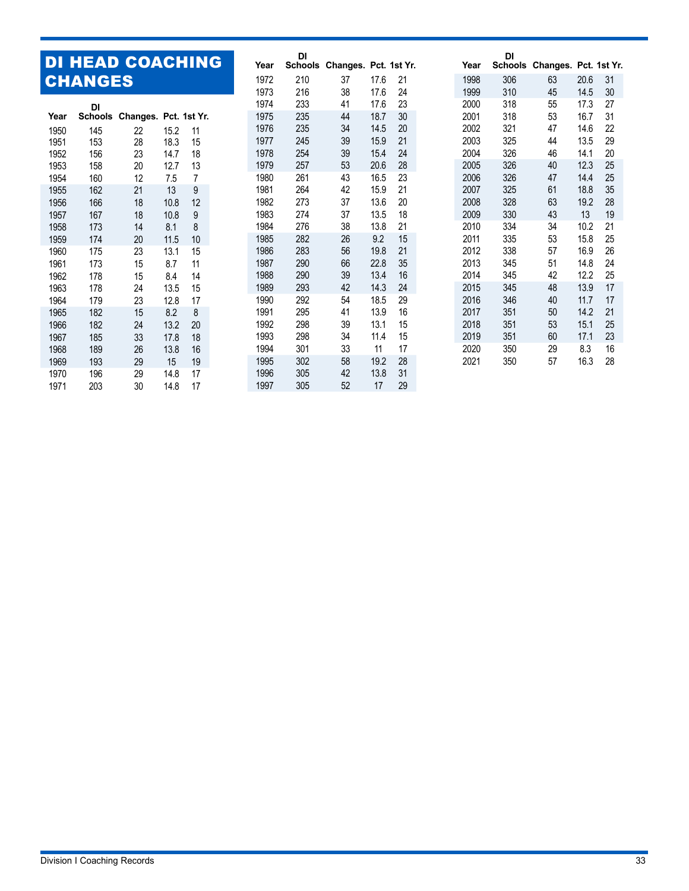# DI HEAD COACHING CHANGES

| Year | DI Schools | Changes. | Pct. | 1st Yr. |
|---|---|---|---|---|
| 1950 | 145 | 22 | 15.2 | 11 |
| 1951 | 153 | 28 | 18.3 | 15 |
| 1952 | 156 | 23 | 14.7 | 18 |
| 1953 | 158 | 20 | 12.7 | 13 |
| 1954 | 160 | 12 | 7.5 | 7 |
| 1955 | 162 | 21 | 13 | 9 |
| 1956 | 166 | 18 | 10.8 | 12 |
| 1957 | 167 | 18 | 10.8 | 9 |
| 1958 | 173 | 14 | 8.1 | 8 |
| 1959 | 174 | 20 | 11.5 | 10 |
| 1960 | 175 | 23 | 13.1 | 15 |
| 1961 | 173 | 15 | 8.7 | 11 |
| 1962 | 178 | 15 | 8.4 | 14 |
| 1963 | 178 | 24 | 13.5 | 15 |
| 1964 | 179 | 23 | 12.8 | 17 |
| 1965 | 182 | 15 | 8.2 | 8 |
| 1966 | 182 | 24 | 13.2 | 20 |
| 1967 | 185 | 33 | 17.8 | 18 |
| 1968 | 189 | 26 | 13.8 | 16 |
| 1969 | 193 | 29 | 15 | 19 |
| 1970 | 196 | 29 | 14.8 | 17 |
| 1971 | 203 | 30 | 14.8 | 17 |
| 1972 | 210 | 37 | 17.6 | 21 |
| 1973 | 216 | 38 | 17.6 | 24 |
| 1974 | 233 | 41 | 17.6 | 23 |
| 1975 | 235 | 44 | 18.7 | 30 |
| 1976 | 235 | 34 | 14.5 | 20 |
| 1977 | 245 | 39 | 15.9 | 21 |
| 1978 | 254 | 39 | 15.4 | 24 |
| 1979 | 257 | 53 | 20.6 | 28 |
| 1980 | 261 | 43 | 16.5 | 23 |
| 1981 | 264 | 42 | 15.9 | 21 |
| 1982 | 273 | 37 | 13.6 | 20 |
| 1983 | 274 | 37 | 13.5 | 18 |
| 1984 | 276 | 38 | 13.8 | 21 |
| 1985 | 282 | 26 | 9.2 | 15 |
| 1986 | 283 | 56 | 19.8 | 21 |
| 1987 | 290 | 66 | 22.8 | 35 |
| 1988 | 290 | 39 | 13.4 | 16 |
| 1989 | 293 | 42 | 14.3 | 24 |
| 1990 | 292 | 54 | 18.5 | 29 |
| 1991 | 295 | 41 | 13.9 | 16 |
| 1992 | 298 | 39 | 13.1 | 15 |
| 1993 | 298 | 34 | 11.4 | 15 |
| 1994 | 301 | 33 | 11 | 17 |
| 1995 | 302 | 58 | 19.2 | 28 |
| 1996 | 305 | 42 | 13.8 | 31 |
| 1997 | 305 | 52 | 17 | 29 |
| 1998 | 306 | 63 | 20.6 | 31 |
| 1999 | 310 | 45 | 14.5 | 30 |
| 2000 | 318 | 55 | 17.3 | 27 |
| 2001 | 318 | 53 | 16.7 | 31 |
| 2002 | 321 | 47 | 14.6 | 22 |
| 2003 | 325 | 44 | 13.5 | 29 |
| 2004 | 326 | 46 | 14.1 | 20 |
| 2005 | 326 | 40 | 12.3 | 25 |
| 2006 | 326 | 47 | 14.4 | 25 |
| 2007 | 325 | 61 | 18.8 | 35 |
| 2008 | 328 | 63 | 19.2 | 28 |
| 2009 | 330 | 43 | 13 | 19 |
| 2010 | 334 | 34 | 10.2 | 21 |
| 2011 | 335 | 53 | 15.8 | 25 |
| 2012 | 338 | 57 | 16.9 | 26 |
| 2013 | 345 | 51 | 14.8 | 24 |
| 2014 | 345 | 42 | 12.2 | 25 |
| 2015 | 345 | 48 | 13.9 | 17 |
| 2016 | 346 | 40 | 11.7 | 17 |
| 2017 | 351 | 50 | 14.2 | 21 |
| 2018 | 351 | 53 | 15.1 | 25 |
| 2019 | 351 | 60 | 17.1 | 23 |
| 2020 | 350 | 29 | 8.3 | 16 |
| 2021 | 350 | 57 | 16.3 | 28 |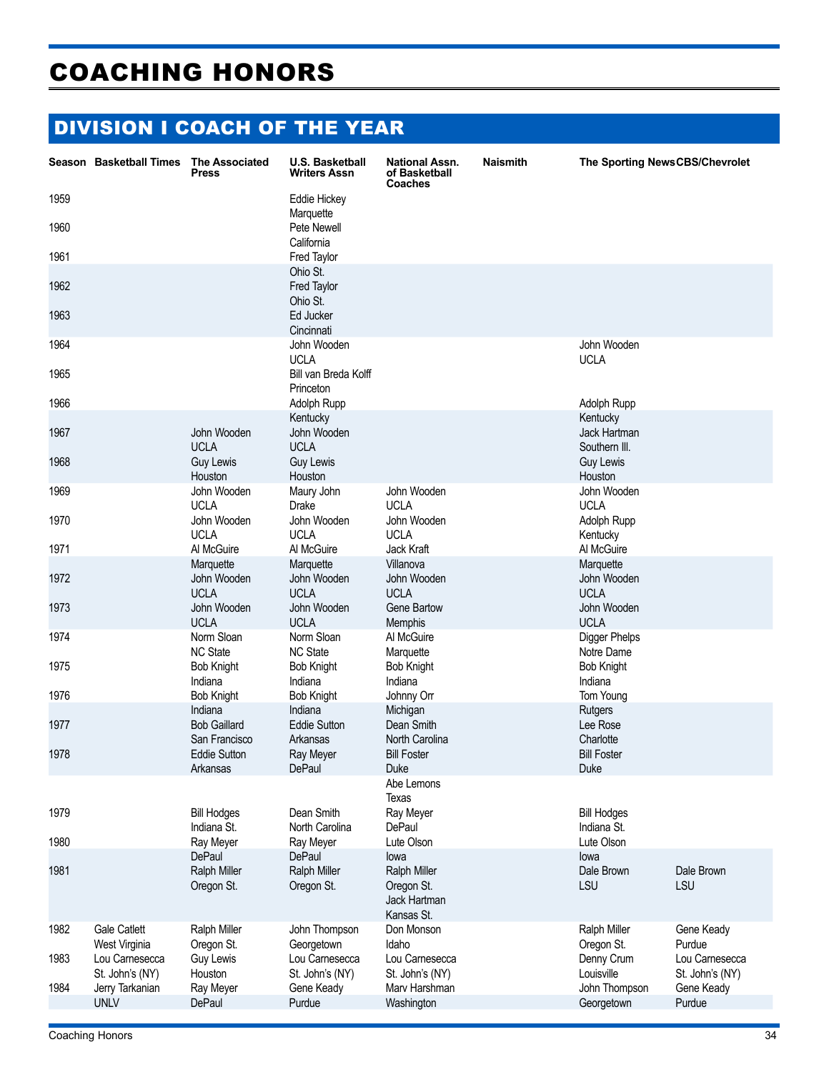# COACHING HONORS

## DIVISION I COACH OF THE YEAR

| Season | Basketball Times | The Associated Press | U.S. Basketball Writers Assn | National Assn. of Basketball Coaches | Naismith | The Sporting News | CBS/Chevrolet |
|---|---|---|---|---|---|---|---|
| 1959 | | | Eddie Hickey Marquette | | | | |
| 1960 | | | Pete Newell California | | | | |
| 1961 | | | Fred Taylor Ohio St. | | | | |
| 1962 | | | Fred Taylor Ohio St. | | | | |
| 1963 | | | Ed Jucker Cincinnati | | | | |
| 1964 | | | John Wooden UCLA | | | John Wooden UCLA | |
| 1965 | | | Bill van Breda Kolff Princeton | | | | |
| 1966 | | | Adolph Rupp Kentucky | | | Adolph Rupp Kentucky | |
| 1967 | | John Wooden UCLA | John Wooden UCLA | | | Jack Hartman Southern Ill. | |
| 1968 | | Guy Lewis Houston | Guy Lewis Houston | | | Guy Lewis Houston | |
| 1969 | | John Wooden UCLA | Maury John Drake | John Wooden UCLA | | John Wooden UCLA | |
| 1970 | | John Wooden UCLA | John Wooden UCLA | John Wooden UCLA | | Adolph Rupp Kentucky | |
| 1971 | | Al McGuire Marquette | Al McGuire Marquette | Jack Kraft Villanova | | Al McGuire Marquette | |
| 1972 | | John Wooden UCLA | John Wooden UCLA | John Wooden UCLA | | John Wooden UCLA | |
| 1973 | | John Wooden UCLA | John Wooden UCLA | Gene Bartow Memphis | | John Wooden UCLA | |
| 1974 | | Norm Sloan NC State | Norm Sloan NC State | Al McGuire Marquette | | Digger Phelps Notre Dame | |
| 1975 | | Bob Knight Indiana | Bob Knight Indiana | Bob Knight Indiana | | Bob Knight Indiana | |
| 1976 | | Bob Knight Indiana | Bob Knight Indiana | Johnny Orr Michigan | | Tom Young Rutgers | |
| 1977 | | Bob Gaillard San Francisco | Eddie Sutton Arkansas | Dean Smith North Carolina | | Lee Rose Charlotte | |
| 1978 | | Eddie Sutton Arkansas | Ray Meyer DePaul | Bill Foster Duke<br>Abe Lemons Texas | | Bill Foster Duke | |
| 1979 | | Bill Hodges Indiana St. | Dean Smith North Carolina | Ray Meyer DePaul | | Bill Hodges Indiana St. | |
| 1980 | | Ray Meyer DePaul | Ray Meyer DePaul | Lute Olson Iowa | | Lute Olson Iowa | |
| 1981 | | Ralph Miller Oregon St. | Ralph Miller Oregon St. | Ralph Miller Oregon St.<br>Jack Hartman Kansas St. | | Dale Brown LSU | Dale Brown LSU |
| 1982 | Gale Catlett West Virginia | Ralph Miller Oregon St. | John Thompson Georgetown | Don Monson Idaho | | Ralph Miller Oregon St. | Gene Keady Purdue |
| 1983 | Lou Carnesecca St. John's (NY) | Guy Lewis Houston | Lou Carnesecca St. John's (NY) | Lou Carnesecca St. John's (NY) | | Denny Crum Louisville | Lou Carnesecca St. John's (NY) |
| 1984 | Jerry Tarkanian UNLV | Ray Meyer DePaul | Gene Keady Purdue | Marv Harshman Washington | | John Thompson Georgetown | Gene Keady Purdue |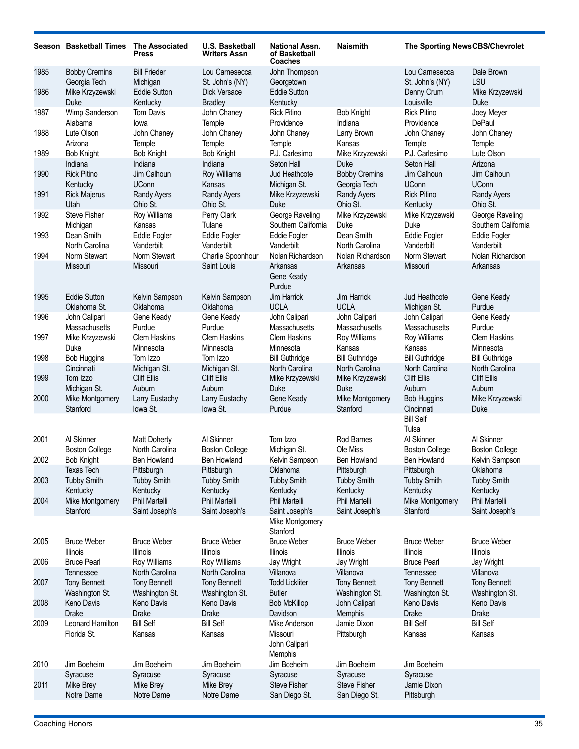| Season | Basketball Times | The Associated Press | U.S. Basketball Writers Assn | National Assn. of Basketball Coaches | Naismith | The Sporting News | CBS/Chevrolet |
|---|---|---|---|---|---|---|---|
| 1985 | Bobby Cremins<br>Georgia Tech | Bill Frieder<br>Michigan | Lou Carnesecca<br>St. John's (NY) | John Thompson<br>Georgetown | | Lou Carnesecca<br>St. John's (NY) | Dale Brown<br>LSU |
| 1986 | Mike Krzyzewski<br>Duke | Eddie Sutton<br>Kentucky | Dick Versace<br>Bradley | Eddie Sutton<br>Kentucky | | Denny Crum<br>Louisville | Mike Krzyzewski<br>Duke |
| 1987 | Wimp Sanderson<br>Alabama | Tom Davis<br>Iowa | John Chaney<br>Temple | Rick Pitino<br>Providence | Bob Knight<br>Indiana | Rick Pitino<br>Providence | Joey Meyer<br>DePaul |
| 1988 | Lute Olson<br>Arizona | John Chaney<br>Temple | John Chaney<br>Temple | John Chaney<br>Temple | Larry Brown<br>Kansas | John Chaney<br>Temple | John Chaney<br>Temple |
| 1989 | Bob Knight<br>Indiana | Bob Knight<br>Indiana | Bob Knight<br>Indiana | P.J. Carlesimo<br>Seton Hall | Mike Krzyzewski<br>Duke | P.J. Carlesimo<br>Seton Hall | Lute Olson<br>Arizona |
| 1990 | Rick Pitino<br>Kentucky | Jim Calhoun<br>UConn | Roy Williams<br>Kansas | Jud Heathcote<br>Michigan St. | Bobby Cremins<br>Georgia Tech | Jim Calhoun<br>UConn | Jim Calhoun<br>UConn |
| 1991 | Rick Majerus<br>Utah | Randy Ayers<br>Ohio St. | Randy Ayers<br>Ohio St. | Mike Krzyzewski<br>Duke | Randy Ayers<br>Ohio St. | Rick Pitino<br>Kentucky | Randy Ayers<br>Ohio St. |
| 1992 | Steve Fisher<br>Michigan | Roy Williams<br>Kansas | Perry Clark<br>Tulane | George Raveling<br>Southern California | Mike Krzyzewski<br>Duke | Mike Krzyzewski<br>Duke | George Raveling<br>Southern California |
| 1993 | Dean Smith<br>North Carolina | Eddie Fogler<br>Vanderbilt | Eddie Fogler<br>Vanderbilt | Eddie Fogler<br>Vanderbilt | Dean Smith<br>North Carolina | Eddie Fogler<br>Vanderbilt | Eddie Fogler<br>Vanderbilt |
| 1994 | Norm Stewart<br>Missouri | Norm Stewart<br>Missouri | Charlie Spoonhour<br>Saint Louis | Nolan Richardson<br>Arkansas<br>Gene Keady<br>Purdue | Nolan Richardson<br>Arkansas | Norm Stewart<br>Missouri | Nolan Richardson<br>Arkansas |
| 1995 | Eddie Sutton<br>Oklahoma St. | Kelvin Sampson<br>Oklahoma | Kelvin Sampson<br>Oklahoma | Jim Harrick<br>UCLA | Jim Harrick<br>UCLA | Jud Heathcote<br>Michigan St. | Gene Keady<br>Purdue |
| 1996 | John Calipari<br>Massachusetts | Gene Keady<br>Purdue | Gene Keady<br>Purdue | John Calipari<br>Massachusetts | John Calipari<br>Massachusetts | John Calipari<br>Massachusetts | Gene Keady<br>Purdue |
| 1997 | Mike Krzyzewski<br>Duke | Clem Haskins<br>Minnesota | Clem Haskins<br>Minnesota | Clem Haskins<br>Minnesota | Roy Williams<br>Kansas | Roy Williams<br>Kansas | Clem Haskins<br>Minnesota |
| 1998 | Bob Huggins<br>Cincinnati | Tom Izzo<br>Michigan St. | Tom Izzo<br>Michigan St. | Bill Guthridge<br>North Carolina | Bill Guthridge<br>North Carolina | Bill Guthridge<br>North Carolina | Bill Guthridge<br>North Carolina |
| 1999 | Tom Izzo<br>Michigan St. | Cliff Ellis<br>Auburn | Cliff Ellis<br>Auburn | Mike Krzyzewski<br>Duke | Mike Krzyzewski<br>Duke | Cliff Ellis<br>Auburn | Cliff Ellis<br>Auburn |
| 2000 | Mike Montgomery<br>Stanford | Larry Eustachy<br>Iowa St. | Larry Eustachy<br>Iowa St. | Gene Keady<br>Purdue | Mike Montgomery<br>Stanford | Bob Huggins<br>Cincinnati<br>Bill Self<br>Tulsa | Mike Krzyzewski<br>Duke |
| 2001 | Al Skinner<br>Boston College | Matt Doherty<br>North Carolina | Al Skinner<br>Boston College | Tom Izzo<br>Michigan St. | Rod Barnes<br>Ole Miss | Al Skinner<br>Boston College | Al Skinner<br>Boston College |
| 2002 | Bob Knight<br>Texas Tech | Ben Howland<br>Pittsburgh | Ben Howland<br>Pittsburgh | Kelvin Sampson<br>Oklahoma | Ben Howland<br>Pittsburgh | Ben Howland<br>Pittsburgh | Kelvin Sampson<br>Oklahoma |
| 2003 | Tubby Smith<br>Kentucky | Tubby Smith<br>Kentucky | Tubby Smith<br>Kentucky | Tubby Smith<br>Kentucky | Tubby Smith<br>Kentucky | Tubby Smith<br>Kentucky | Tubby Smith<br>Kentucky |
| 2004 | Mike Montgomery<br>Stanford | Phil Martelli<br>Saint Joseph's | Phil Martelli<br>Saint Joseph's | Phil Martelli<br>Saint Joseph's<br>Mike Montgomery<br>Stanford | Phil Martelli<br>Saint Joseph's | Mike Montgomery<br>Stanford | Phil Martelli<br>Saint Joseph's |
| 2005 | Bruce Weber<br>Illinois | Bruce Weber<br>Illinois | Bruce Weber<br>Illinois | Bruce Weber<br>Illinois | Bruce Weber<br>Illinois | Bruce Weber<br>Illinois | Bruce Weber<br>Illinois |
| 2006 | Bruce Pearl<br>Tennessee | Roy Williams<br>North Carolina | Roy Williams<br>North Carolina | Jay Wright<br>Villanova | Jay Wright<br>Villanova | Bruce Pearl<br>Tennessee | Jay Wright<br>Villanova |
| 2007 | Tony Bennett<br>Washington St. | Tony Bennett<br>Washington St. | Tony Bennett<br>Washington St. | Todd Lickliter<br>Butler | Tony Bennett<br>Washington St. | Tony Bennett<br>Washington St. | Tony Bennett<br>Washington St. |
| 2008 | Keno Davis<br>Drake | Keno Davis<br>Drake | Keno Davis<br>Drake | Bob McKillop<br>Davidson | John Calipari<br>Memphis | Keno Davis<br>Drake | Keno Davis<br>Drake |
| 2009 | Leonard Hamilton<br>Florida St. | Bill Self<br>Kansas | Bill Self<br>Kansas | Mike Anderson<br>Missouri<br>John Calipari<br>Memphis | Jamie Dixon<br>Pittsburgh | Bill Self<br>Kansas | Bill Self<br>Kansas |
| 2010 | Jim Boeheim<br>Syracuse | Jim Boeheim<br>Syracuse | Jim Boeheim<br>Syracuse | Jim Boeheim<br>Syracuse | Jim Boeheim<br>Syracuse | Jim Boeheim<br>Syracuse | |
| 2011 | Mike Brey<br>Notre Dame | Mike Brey<br>Notre Dame | Mike Brey<br>Notre Dame | Steve Fisher<br>San Diego St. | Steve Fisher<br>San Diego St. | Jamie Dixon<br>Pittsburgh | |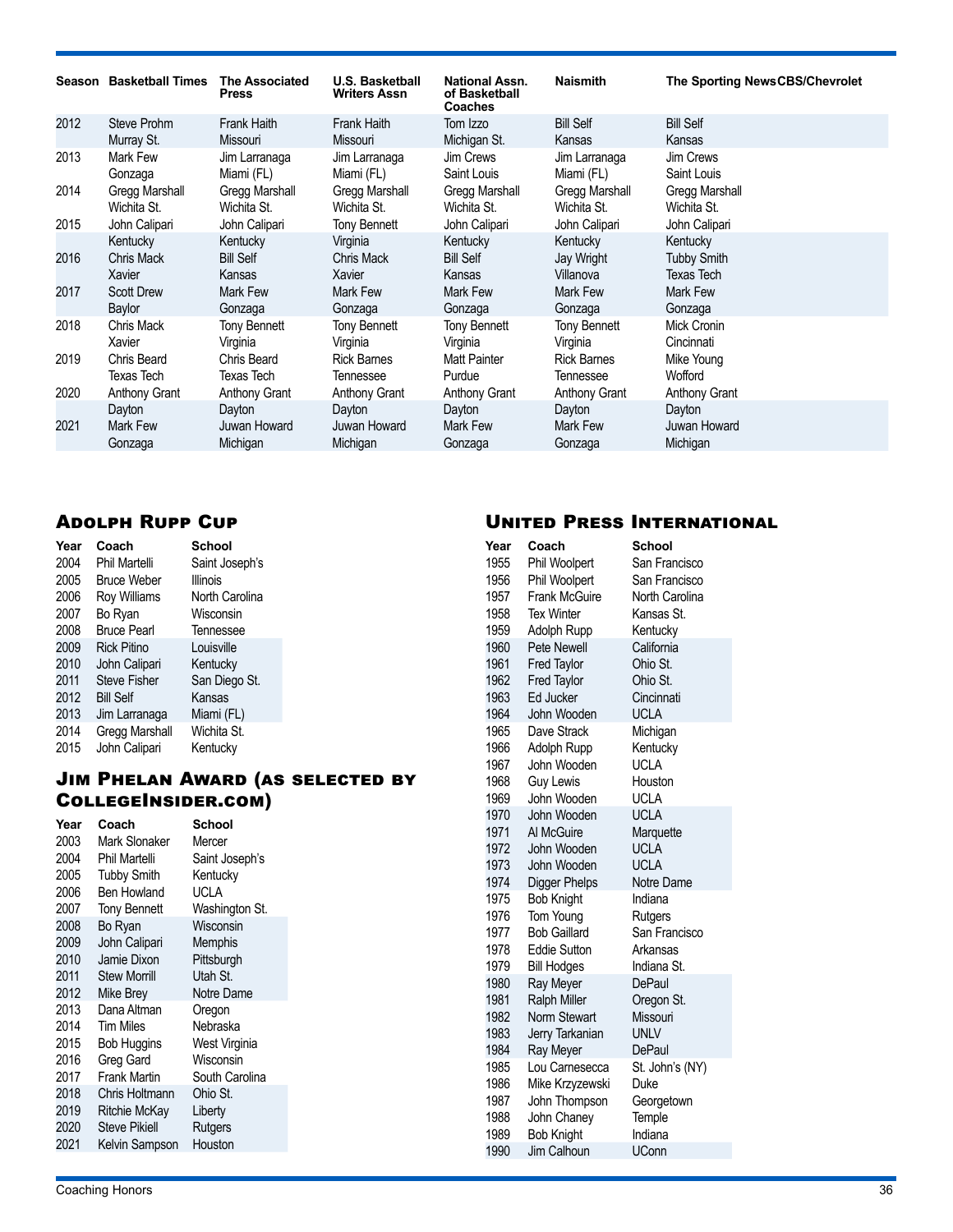| Season | Basketball Times | The Associated Press | U.S. Basketball Writers Assn | National Assn. of Basketball Coaches | Naismith | The Sporting News | CBS/Chevrolet |
|---|---|---|---|---|---|---|---|
| 2012 | Steve Prohm Murray St. | Frank Haith Missouri | Frank Haith Missouri | Tom Izzo Michigan St. | Bill Self Kansas | Bill Self Kansas | |
| 2013 | Mark Few Gonzaga | Jim Larranaga Miami (FL) | Jim Larranaga Miami (FL) | Jim Crews Saint Louis | Jim Larranaga Miami (FL) | Jim Crews Saint Louis | |
| 2014 | Gregg Marshall Wichita St. | Gregg Marshall Wichita St. | Gregg Marshall Wichita St. | Gregg Marshall Wichita St. | Gregg Marshall Wichita St. | Gregg Marshall Wichita St. | |
| 2015 | John Calipari Kentucky | John Calipari Kentucky | Tony Bennett Virginia | John Calipari Kentucky | John Calipari Kentucky | John Calipari Kentucky | |
| 2016 | Chris Mack Xavier | Bill Self Kansas | Chris Mack Xavier | Bill Self Kansas | Jay Wright Villanova | Tubby Smith Texas Tech | |
| 2017 | Scott Drew Baylor | Mark Few Gonzaga | Mark Few Gonzaga | Mark Few Gonzaga | Mark Few Gonzaga | Mark Few Gonzaga | |
| 2018 | Chris Mack Xavier | Tony Bennett Virginia | Tony Bennett Virginia | Tony Bennett Virginia | Tony Bennett Virginia | Mick Cronin Cincinnati | |
| 2019 | Chris Beard Texas Tech | Chris Beard Texas Tech | Rick Barnes Tennessee | Matt Painter Purdue | Rick Barnes Tennessee | Mike Young Wofford | |
| 2020 | Anthony Grant Dayton | Anthony Grant Dayton | Anthony Grant Dayton | Anthony Grant Dayton | Anthony Grant Dayton | Anthony Grant Dayton | |
| 2021 | Mark Few Gonzaga | Juwan Howard Michigan | Juwan Howard Michigan | Mark Few Gonzaga | Mark Few Gonzaga | Juwan Howard Michigan | |

## Adolph Rupp Cup

| Year | Coach | School |
|---|---|---|
| 2004 | Phil Martelli | Saint Joseph's |
| 2005 | Bruce Weber | Illinois |
| 2006 | Roy Williams | North Carolina |
| 2007 | Bo Ryan | Wisconsin |
| 2008 | Bruce Pearl | Tennessee |
| 2009 | Rick Pitino | Louisville |
| 2010 | John Calipari | Kentucky |
| 2011 | Steve Fisher | San Diego St. |
| 2012 | Bill Self | Kansas |
| 2013 | Jim Larranaga | Miami (FL) |
| 2014 | Gregg Marshall | Wichita St. |
| 2015 | John Calipari | Kentucky |

## Jim Phelan Award (as selected by CollegeInsider.com)

| Year | Coach | School |
|---|---|---|
| 2003 | Mark Slonaker | Mercer |
| 2004 | Phil Martelli | Saint Joseph's |
| 2005 | Tubby Smith | Kentucky |
| 2006 | Ben Howland | UCLA |
| 2007 | Tony Bennett | Washington St. |
| 2008 | Bo Ryan | Wisconsin |
| 2009 | John Calipari | Memphis |
| 2010 | Jamie Dixon | Pittsburgh |
| 2011 | Stew Morrill | Utah St. |
| 2012 | Mike Brey | Notre Dame |
| 2013 | Dana Altman | Oregon |
| 2014 | Tim Miles | Nebraska |
| 2015 | Bob Huggins | West Virginia |
| 2016 | Greg Gard | Wisconsin |
| 2017 | Frank Martin | South Carolina |
| 2018 | Chris Holtmann | Ohio St. |
| 2019 | Ritchie McKay | Liberty |
| 2020 | Steve Pikiell | Rutgers |
| 2021 | Kelvin Sampson | Houston |

## United Press International

| Year | Coach | School |
|---|---|---|
| 1955 | Phil Woolpert | San Francisco |
| 1956 | Phil Woolpert | San Francisco |
| 1957 | Frank McGuire | North Carolina |
| 1958 | Tex Winter | Kansas St. |
| 1959 | Adolph Rupp | Kentucky |
| 1960 | Pete Newell | California |
| 1961 | Fred Taylor | Ohio St. |
| 1962 | Fred Taylor | Ohio St. |
| 1963 | Ed Jucker | Cincinnati |
| 1964 | John Wooden | UCLA |
| 1965 | Dave Strack | Michigan |
| 1966 | Adolph Rupp | Kentucky |
| 1967 | John Wooden | UCLA |
| 1968 | Guy Lewis | Houston |
| 1969 | John Wooden | UCLA |
| 1970 | John Wooden | UCLA |
| 1971 | Al McGuire | Marquette |
| 1972 | John Wooden | UCLA |
| 1973 | John Wooden | UCLA |
| 1974 | Digger Phelps | Notre Dame |
| 1975 | Bob Knight | Indiana |
| 1976 | Tom Young | Rutgers |
| 1977 | Bob Gaillard | San Francisco |
| 1978 | Eddie Sutton | Arkansas |
| 1979 | Bill Hodges | Indiana St. |
| 1980 | Ray Meyer | DePaul |
| 1981 | Ralph Miller | Oregon St. |
| 1982 | Norm Stewart | Missouri |
| 1983 | Jerry Tarkanian | UNLV |
| 1984 | Ray Meyer | DePaul |
| 1985 | Lou Carnesecca | St. John's (NY) |
| 1986 | Mike Krzyzewski | Duke |
| 1987 | John Thompson | Georgetown |
| 1988 | John Chaney | Temple |
| 1989 | Bob Knight | Indiana |
| 1990 | Jim Calhoun | UConn |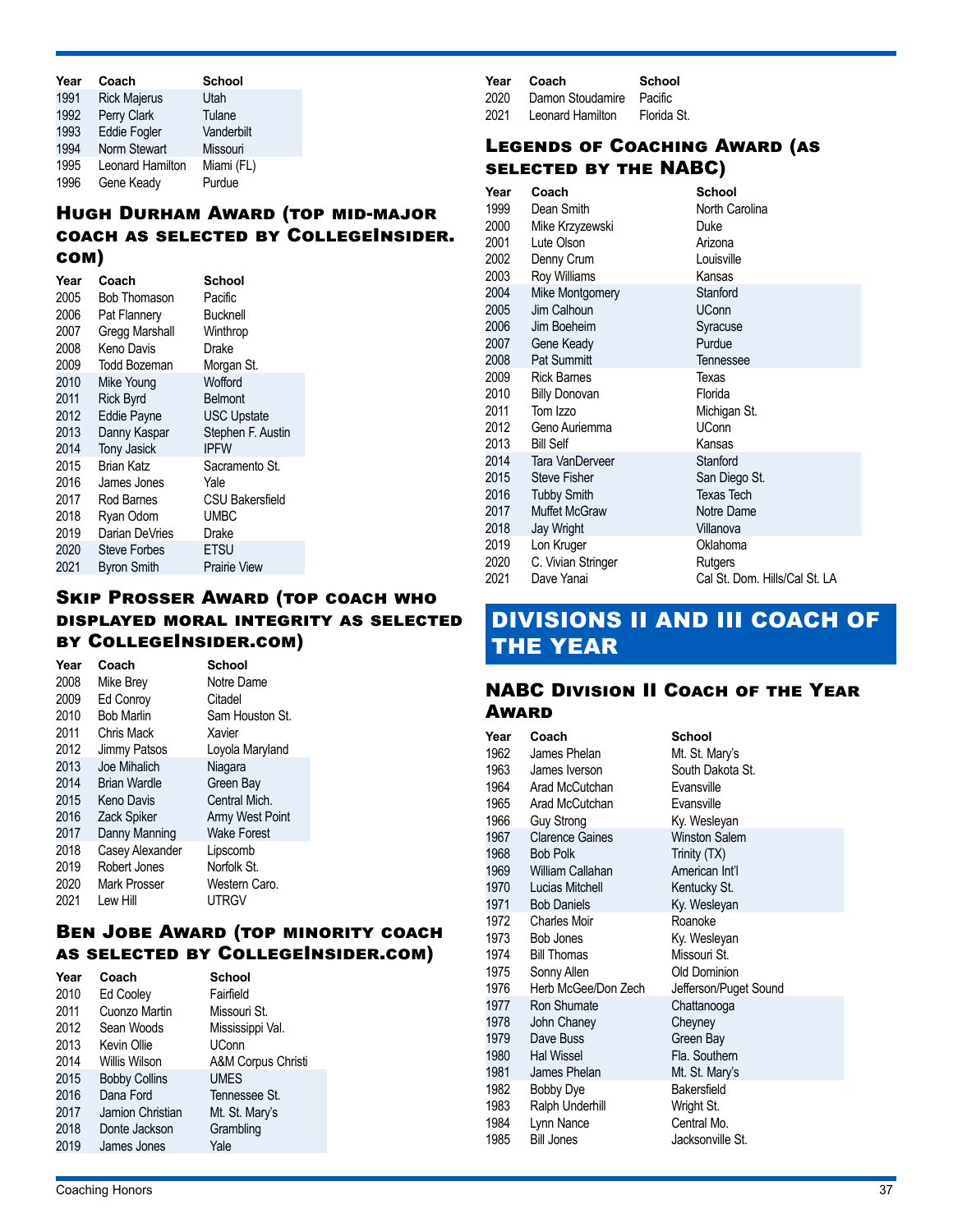| Year | Coach | School |
|---|---|---|
| 1991 | Rick Majerus | Utah |
| 1992 | Perry Clark | Tulane |
| 1993 | Eddie Fogler | Vanderbilt |
| 1994 | Norm Stewart | Missouri |
| 1995 | Leonard Hamilton | Miami (FL) |
| 1996 | Gene Keady | Purdue |

### Hugh Durham Award (top mid-major coach as selected by CollegeInsider.com)

| Year | Coach | School |
|---|---|---|
| 2005 | Bob Thomason | Pacific |
| 2006 | Pat Flannery | Bucknell |
| 2007 | Gregg Marshall | Winthrop |
| 2008 | Keno Davis | Drake |
| 2009 | Todd Bozeman | Morgan St. |
| 2010 | Mike Young | Wofford |
| 2011 | Rick Byrd | Belmont |
| 2012 | Eddie Payne | USC Upstate |
| 2013 | Danny Kaspar | Stephen F. Austin |
| 2014 | Tony Jasick | IPFW |
| 2015 | Brian Katz | Sacramento St. |
| 2016 | James Jones | Yale |
| 2017 | Rod Barnes | CSU Bakersfield |
| 2018 | Ryan Odom | UMBC |
| 2019 | Darian DeVries | Drake |
| 2020 | Steve Forbes | ETSU |
| 2021 | Byron Smith | Prairie View |

### Skip Prosser Award (top coach who displayed moral integrity as selected by CollegeInsider.com)

| Year | Coach | School |
|---|---|---|
| 2008 | Mike Brey | Notre Dame |
| 2009 | Ed Conroy | Citadel |
| 2010 | Bob Marlin | Sam Houston St. |
| 2011 | Chris Mack | Xavier |
| 2012 | Jimmy Patsos | Loyola Maryland |
| 2013 | Joe Mihalich | Niagara |
| 2014 | Brian Wardle | Green Bay |
| 2015 | Keno Davis | Central Mich. |
| 2016 | Zack Spiker | Army West Point |
| 2017 | Danny Manning | Wake Forest |
| 2018 | Casey Alexander | Lipscomb |
| 2019 | Robert Jones | Norfolk St. |
| 2020 | Mark Prosser | Western Caro. |
| 2021 | Lew Hill | UTRGV |

### Ben Jobe Award (top minority coach as selected by CollegeInsider.com)

| Year | Coach | School |
|---|---|---|
| 2010 | Ed Cooley | Fairfield |
| 2011 | Cuonzo Martin | Missouri St. |
| 2012 | Sean Woods | Mississippi Val. |
| 2013 | Kevin Ollie | UConn |
| 2014 | Willis Wilson | A&M Corpus Christi |
| 2015 | Bobby Collins | UMES |
| 2016 | Dana Ford | Tennessee St. |
| 2017 | Jamion Christian | Mt. St. Mary's |
| 2018 | Donte Jackson | Grambling |
| 2019 | James Jones | Yale |
| 2020 | Damon Stoudamire | Pacific |
| 2021 | Leonard Hamilton | Florida St. |

### Legends of Coaching Award (as selected by the NABC)

| Year | Coach | School |
|---|---|---|
| 1999 | Dean Smith | North Carolina |
| 2000 | Mike Krzyzewski | Duke |
| 2001 | Lute Olson | Arizona |
| 2002 | Denny Crum | Louisville |
| 2003 | Roy Williams | Kansas |
| 2004 | Mike Montgomery | Stanford |
| 2005 | Jim Calhoun | UConn |
| 2006 | Jim Boeheim | Syracuse |
| 2007 | Gene Keady | Purdue |
| 2008 | Pat Summitt | Tennessee |
| 2009 | Rick Barnes | Texas |
| 2010 | Billy Donovan | Florida |
| 2011 | Tom Izzo | Michigan St. |
| 2012 | Geno Auriemma | UConn |
| 2013 | Bill Self | Kansas |
| 2014 | Tara VanDerveer | Stanford |
| 2015 | Steve Fisher | San Diego St. |
| 2016 | Tubby Smith | Texas Tech |
| 2017 | Muffet McGraw | Notre Dame |
| 2018 | Jay Wright | Villanova |
| 2019 | Lon Kruger | Oklahoma |
| 2020 | C. Vivian Stringer | Rutgers |
| 2021 | Dave Yanai | Cal St. Dom. Hills/Cal St. LA |

## DIVISIONS II AND III COACH OF THE YEAR

### NABC Division II Coach of the Year Award

| Year | Coach | School |
|---|---|---|
| 1962 | James Phelan | Mt. St. Mary's |
| 1963 | James Iverson | South Dakota St. |
| 1964 | Arad McCutchan | Evansville |
| 1965 | Arad McCutchan | Evansville |
| 1966 | Guy Strong | Ky. Wesleyan |
| 1967 | Clarence Gaines | Winston Salem |
| 1968 | Bob Polk | Trinity (TX) |
| 1969 | William Callahan | American Int'l |
| 1970 | Lucias Mitchell | Kentucky St. |
| 1971 | Bob Daniels | Ky. Wesleyan |
| 1972 | Charles Moir | Roanoke |
| 1973 | Bob Jones | Ky. Wesleyan |
| 1974 | Bill Thomas | Missouri St. |
| 1975 | Sonny Allen | Old Dominion |
| 1976 | Herb McGee/Don Zech | Jefferson/Puget Sound |
| 1977 | Ron Shumate | Chattanooga |
| 1978 | John Chaney | Cheyney |
| 1979 | Dave Buss | Green Bay |
| 1980 | Hal Wissel | Fla. Southern |
| 1981 | James Phelan | Mt. St. Mary's |
| 1982 | Bobby Dye | Bakersfield |
| 1983 | Ralph Underhill | Wright St. |
| 1984 | Lynn Nance | Central Mo. |
| 1985 | Bill Jones | Jacksonville St. |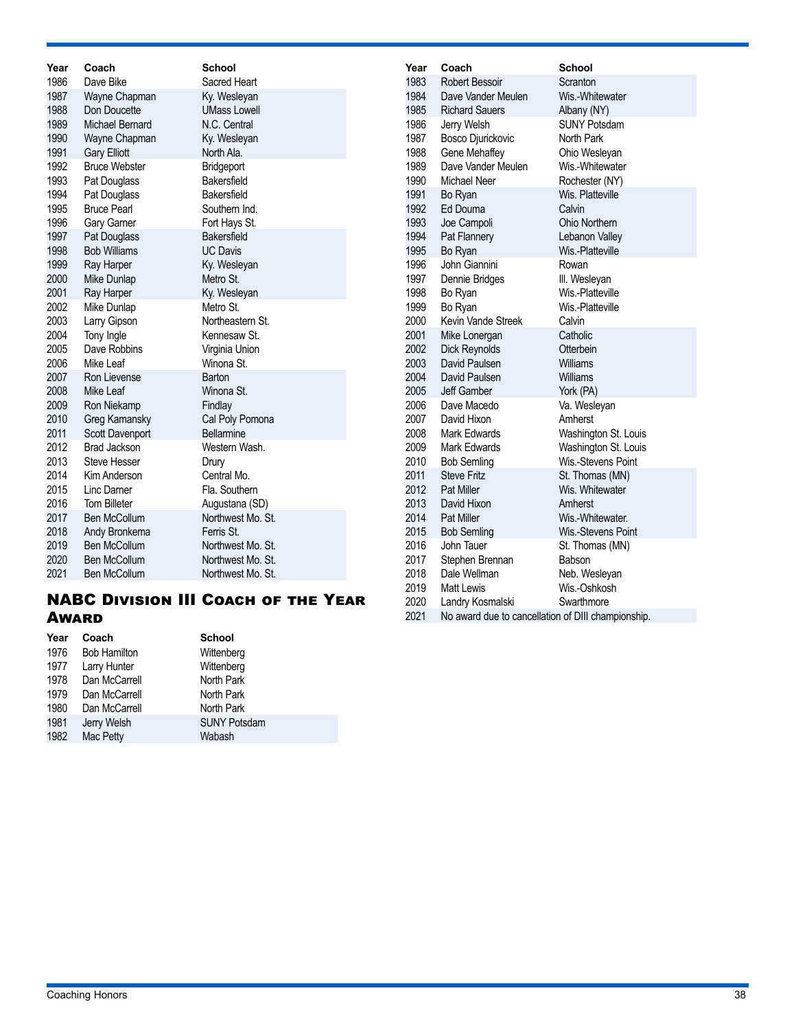| Year | Coach | School |
|---|---|---|
| 1986 | Dave Bike | Sacred Heart |
| 1987 | Wayne Chapman | Ky. Wesleyan |
| 1988 | Don Doucette | UMass Lowell |
| 1989 | Michael Bernard | N.C. Central |
| 1990 | Wayne Chapman | Ky. Wesleyan |
| 1991 | Gary Elliott | North Ala. |
| 1992 | Bruce Webster | Bridgeport |
| 1993 | Pat Douglass | Bakersfield |
| 1994 | Pat Douglass | Bakersfield |
| 1995 | Bruce Pearl | Southern Ind. |
| 1996 | Gary Garner | Fort Hays St. |
| 1997 | Pat Douglass | Bakersfield |
| 1998 | Bob Williams | UC Davis |
| 1999 | Ray Harper | Ky. Wesleyan |
| 2000 | Mike Dunlap | Metro St. |
| 2001 | Ray Harper | Ky. Wesleyan |
| 2002 | Mike Dunlap | Metro St. |
| 2003 | Larry Gipson | Northeastern St. |
| 2004 | Tony Ingle | Kennesaw St. |
| 2005 | Dave Robbins | Virginia Union |
| 2006 | Mike Leaf | Winona St. |
| 2007 | Ron Lievense | Barton |
| 2008 | Mike Leaf | Winona St. |
| 2009 | Ron Niekamp | Findlay |
| 2010 | Greg Kamansky | Cal Poly Pomona |
| 2011 | Scott Davenport | Bellarmine |
| 2012 | Brad Jackson | Western Wash. |
| 2013 | Steve Hesser | Drury |
| 2014 | Kim Anderson | Central Mo. |
| 2015 | Linc Darner | Fla. Southern |
| 2016 | Tom Billeter | Augustana (SD) |
| 2017 | Ben McCollum | Northwest Mo. St. |
| 2018 | Andy Bronkema | Ferris St. |
| 2019 | Ben McCollum | Northwest Mo. St. |
| 2020 | Ben McCollum | Northwest Mo. St. |
| 2021 | Ben McCollum | Northwest Mo. St. |

## NABC Division III Coach of the Year Award

| Year | Coach | School |
|---|---|---|
| 1976 | Bob Hamilton | Wittenberg |
| 1977 | Larry Hunter | Wittenberg |
| 1978 | Dan McCarrell | North Park |
| 1979 | Dan McCarrell | North Park |
| 1980 | Dan McCarrell | North Park |
| 1981 | Jerry Welsh | SUNY Potsdam |
| 1982 | Mac Petty | Wabash |
| 1983 | Robert Bessoir | Scranton |
| 1984 | Dave Vander Meulen | Wis.-Whitewater |
| 1985 | Richard Sauers | Albany (NY) |
| 1986 | Jerry Welsh | SUNY Potsdam |
| 1987 | Bosco Djurickovic | North Park |
| 1988 | Gene Mehaffey | Ohio Wesleyan |
| 1989 | Dave Vander Meulen | Wis.-Whitewater |
| 1990 | Michael Neer | Rochester (NY) |
| 1991 | Bo Ryan | Wis. Platteville |
| 1992 | Ed Douma | Calvin |
| 1993 | Joe Campoli | Ohio Northern |
| 1994 | Pat Flannery | Lebanon Valley |
| 1995 | Bo Ryan | Wis.-Platteville |
| 1996 | John Giannini | Rowan |
| 1997 | Dennie Bridges | Ill. Wesleyan |
| 1998 | Bo Ryan | Wis.-Platteville |
| 1999 | Bo Ryan | Wis.-Platteville |
| 2000 | Kevin Vande Streek | Calvin |
| 2001 | Mike Lonergan | Catholic |
| 2002 | Dick Reynolds | Otterbein |
| 2003 | David Paulsen | Williams |
| 2004 | David Paulsen | Williams |
| 2005 | Jeff Gamber | York (PA) |
| 2006 | Dave Macedo | Va. Wesleyan |
| 2007 | David Hixon | Amherst |
| 2008 | Mark Edwards | Washington St. Louis |
| 2009 | Mark Edwards | Washington St. Louis |
| 2010 | Bob Semling | Wis.-Stevens Point |
| 2011 | Steve Fritz | St. Thomas (MN) |
| 2012 | Pat Miller | Wis. Whitewater |
| 2013 | David Hixon | Amherst |
| 2014 | Pat Miller | Wis.-Whitewater. |
| 2015 | Bob Semling | Wis.-Stevens Point |
| 2016 | John Tauer | St. Thomas (MN) |
| 2017 | Stephen Brennan | Babson |
| 2018 | Dale Wellman | Neb. Wesleyan |
| 2019 | Matt Lewis | Wis.-Oshkosh |
| 2020 | Landry Kosmalski | Swarthmore |
| 2021 | No award due to cancellation of DIII championship. | |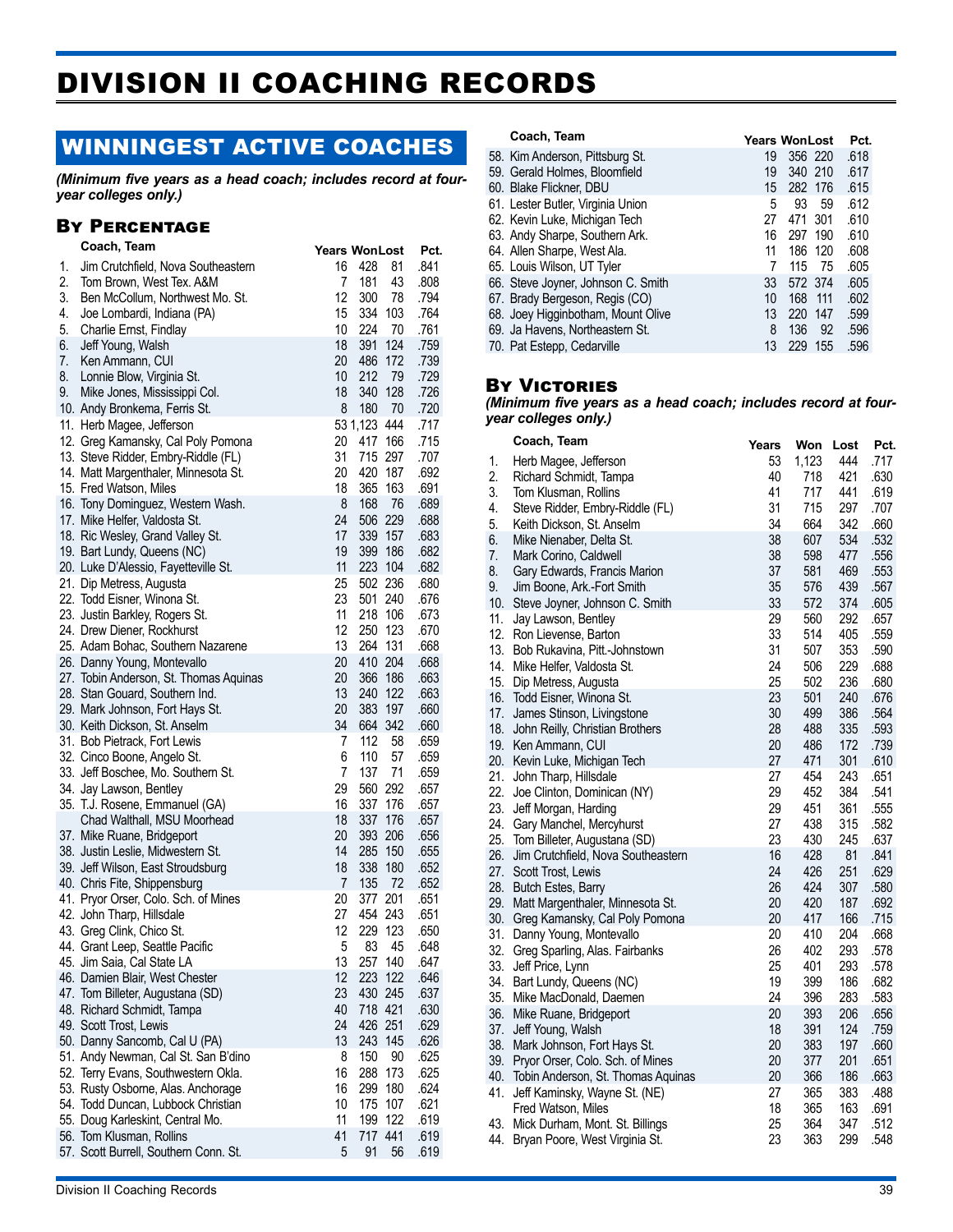# DIVISION II COACHING RECORDS

## WINNINGEST ACTIVE COACHES

*(Minimum five years as a head coach; includes record at four-year colleges only.)*

### By Percentage

| | Coach, Team | Years | Won | Lost | Pct. |
|---|---|---|---|---|---|
| 1. | Jim Crutchfield, Nova Southeastern | 16 | 428 | 81 | .841 |
| 2. | Tom Brown, West Tex. A&M | 7 | 181 | 43 | .808 |
| 3. | Ben McCollum, Northwest Mo. St. | 12 | 300 | 78 | .794 |
| 4. | Joe Lombardi, Indiana (PA) | 15 | 334 | 103 | .764 |
| 5. | Charlie Ernst, Findlay | 10 | 224 | 70 | .761 |
| 6. | Jeff Young, Walsh | 18 | 391 | 124 | .759 |
| 7. | Ken Ammann, CUI | 20 | 486 | 172 | .739 |
| 8. | Lonnie Blow, Virginia St. | 10 | 212 | 79 | .729 |
| 9. | Mike Jones, Mississippi Col. | 18 | 340 | 128 | .726 |
| 10. | Andy Bronkema, Ferris St. | 8 | 180 | 70 | .720 |
| 11. | Herb Magee, Jefferson | 53 | 1,123 | 444 | .717 |
| 12. | Greg Kamansky, Cal Poly Pomona | 20 | 417 | 166 | .715 |
| 13. | Steve Ridder, Embry-Riddle (FL) | 31 | 715 | 297 | .707 |
| 14. | Matt Margenthaler, Minnesota St. | 20 | 420 | 187 | .692 |
| 15. | Fred Watson, Miles | 18 | 365 | 163 | .691 |
| 16. | Tony Dominguez, Western Wash. | 8 | 168 | 76 | .689 |
| 17. | Mike Helfer, Valdosta St. | 24 | 506 | 229 | .688 |
| 18. | Ric Wesley, Grand Valley St. | 17 | 339 | 157 | .683 |
| 19. | Bart Lundy, Queens (NC) | 19 | 399 | 186 | .682 |
| 20. | Luke D'Alessio, Fayetteville St. | 11 | 223 | 104 | .682 |
| 21. | Dip Metress, Augusta | 25 | 502 | 236 | .680 |
| 22. | Todd Eisner, Winona St. | 23 | 501 | 240 | .676 |
| 23. | Justin Barkley, Rogers St. | 11 | 218 | 106 | .673 |
| 24. | Drew Diener, Rockhurst | 12 | 250 | 123 | .670 |
| 25. | Adam Bohac, Southern Nazarene | 13 | 264 | 131 | .668 |
| 26. | Danny Young, Montevallo | 20 | 410 | 204 | .668 |
| 27. | Tobin Anderson, St. Thomas Aquinas | 20 | 366 | 186 | .663 |
| 28. | Stan Gouard, Southern Ind. | 13 | 240 | 122 | .663 |
| 29. | Mark Johnson, Fort Hays St. | 20 | 383 | 197 | .660 |
| 30. | Keith Dickson, St. Anselm | 34 | 664 | 342 | .660 |
| 31. | Bob Pietrack, Fort Lewis | 7 | 112 | 58 | .659 |
| 32. | Cinco Boone, Angelo St. | 6 | 110 | 57 | .659 |
| 33. | Jeff Boschee, Mo. Southern St. | 7 | 137 | 71 | .659 |
| 34. | Jay Lawson, Bentley | 29 | 560 | 292 | .657 |
| 35. | T.J. Rosene, Emmanuel (GA) | 16 | 337 | 176 | .657 |
| | Chad Walthall, MSU Moorhead | 18 | 337 | 176 | .657 |
| 37. | Mike Ruane, Bridgeport | 20 | 393 | 206 | .656 |
| 38. | Justin Leslie, Midwestern St. | 14 | 285 | 150 | .655 |
| 39. | Jeff Wilson, East Stroudsburg | 18 | 338 | 180 | .652 |
| 40. | Chris Fite, Shippensburg | 7 | 135 | 72 | .652 |
| 41. | Pryor Orser, Colo. Sch. of Mines | 20 | 377 | 201 | .651 |
| 42. | John Tharp, Hillsdale | 27 | 454 | 243 | .651 |
| 43. | Greg Clink, Chico St. | 12 | 229 | 123 | .650 |
| 44. | Grant Leep, Seattle Pacific | 5 | 83 | 45 | .648 |
| 45. | Jim Saia, Cal State LA | 13 | 257 | 140 | .647 |
| 46. | Damien Blair, West Chester | 12 | 223 | 122 | .646 |
| 47. | Tom Billeter, Augustana (SD) | 23 | 430 | 245 | .637 |
| 48. | Richard Schmidt, Tampa | 40 | 718 | 421 | .630 |
| 49. | Scott Trost, Lewis | 24 | 426 | 251 | .629 |
| 50. | Danny Sancomb, Cal U (PA) | 13 | 243 | 145 | .626 |
| 51. | Andy Newman, Cal St. San B'dino | 8 | 150 | 90 | .625 |
| 52. | Terry Evans, Southwestern Okla. | 16 | 288 | 173 | .625 |
| 53. | Rusty Osborne, Alas. Anchorage | 16 | 299 | 180 | .624 |
| 54. | Todd Duncan, Lubbock Christian | 10 | 175 | 107 | .621 |
| 55. | Doug Karleskint, Central Mo. | 11 | 199 | 122 | .619 |
| 56. | Tom Klusman, Rollins | 41 | 717 | 441 | .619 |
| 57. | Scott Burrell, Southern Conn. St. | 5 | 91 | 56 | .619 |
| 58. | Kim Anderson, Pittsburg St. | 19 | 356 | 220 | .618 |
| 59. | Gerald Holmes, Bloomfield | 19 | 340 | 210 | .617 |
| 60. | Blake Flickner, DBU | 15 | 282 | 176 | .615 |
| 61. | Lester Butler, Virginia Union | 5 | 93 | 59 | .612 |
| 62. | Kevin Luke, Michigan Tech | 27 | 471 | 301 | .610 |
| 63. | Andy Sharpe, Southern Ark. | 16 | 297 | 190 | .610 |
| 64. | Allen Sharpe, West Ala. | 11 | 186 | 120 | .608 |
| 65. | Louis Wilson, UT Tyler | 7 | 115 | 75 | .605 |
| 66. | Steve Joyner, Johnson C. Smith | 33 | 572 | 374 | .605 |
| 67. | Brady Bergeson, Regis (CO) | 10 | 168 | 111 | .602 |
| 68. | Joey Higginbotham, Mount Olive | 13 | 220 | 147 | .599 |
| 69. | Ja Havens, Northeastern St. | 8 | 136 | 92 | .596 |
| 70. | Pat Estepp, Cedarville | 13 | 229 | 155 | .596 |

### By Victories

*(Minimum five years as a head coach; includes record at four-year colleges only.)*

| | Coach, Team | Years | Won | Lost | Pct. |
|---|---|---|---|---|---|
| 1. | Herb Magee, Jefferson | 53 | 1,123 | 444 | .717 |
| 2. | Richard Schmidt, Tampa | 40 | 718 | 421 | .630 |
| 3. | Tom Klusman, Rollins | 41 | 717 | 441 | .619 |
| 4. | Steve Ridder, Embry-Riddle (FL) | 31 | 715 | 297 | .707 |
| 5. | Keith Dickson, St. Anselm | 34 | 664 | 342 | .660 |
| 6. | Mike Nienaber, Delta St. | 38 | 607 | 534 | .532 |
| 7. | Mark Corino, Caldwell | 38 | 598 | 477 | .556 |
| 8. | Gary Edwards, Francis Marion | 37 | 581 | 469 | .553 |
| 9. | Jim Boone, Ark.-Fort Smith | 35 | 576 | 439 | .567 |
| 10. | Steve Joyner, Johnson C. Smith | 33 | 572 | 374 | .605 |
| 11. | Jay Lawson, Bentley | 29 | 560 | 292 | .657 |
| 12. | Ron Lievense, Barton | 33 | 514 | 405 | .559 |
| 13. | Bob Rukavina, Pitt.-Johnstown | 31 | 507 | 353 | .590 |
| 14. | Mike Helfer, Valdosta St. | 24 | 506 | 229 | .688 |
| 15. | Dip Metress, Augusta | 25 | 502 | 236 | .680 |
| 16. | Todd Eisner, Winona St. | 23 | 501 | 240 | .676 |
| 17. | James Stinson, Livingstone | 30 | 499 | 386 | .564 |
| 18. | John Reilly, Christian Brothers | 28 | 488 | 335 | .593 |
| 19. | Ken Ammann, CUI | 20 | 486 | 172 | .739 |
| 20. | Kevin Luke, Michigan Tech | 27 | 471 | 301 | .610 |
| 21. | John Tharp, Hillsdale | 27 | 454 | 243 | .651 |
| 22. | Joe Clinton, Dominican (NY) | 29 | 452 | 384 | .541 |
| 23. | Jeff Morgan, Harding | 29 | 451 | 361 | .555 |
| 24. | Gary Manchel, Mercyhurst | 27 | 438 | 315 | .582 |
| 25. | Tom Billeter, Augustana (SD) | 23 | 430 | 245 | .637 |
| 26. | Jim Crutchfield, Nova Southeastern | 16 | 428 | 81 | .841 |
| 27. | Scott Trost, Lewis | 24 | 426 | 251 | .629 |
| 28. | Butch Estes, Barry | 26 | 424 | 307 | .580 |
| 29. | Matt Margenthaler, Minnesota St. | 20 | 420 | 187 | .692 |
| 30. | Greg Kamansky, Cal Poly Pomona | 20 | 417 | 166 | .715 |
| 31. | Danny Young, Montevallo | 20 | 410 | 204 | .668 |
| 32. | Greg Sparling, Alas. Fairbanks | 26 | 402 | 293 | .578 |
| 33. | Jeff Price, Lynn | 25 | 401 | 293 | .578 |
| 34. | Bart Lundy, Queens (NC) | 19 | 399 | 186 | .682 |
| 35. | Mike MacDonald, Daemen | 24 | 396 | 283 | .583 |
| 36. | Mike Ruane, Bridgeport | 20 | 393 | 206 | .656 |
| 37. | Jeff Young, Walsh | 18 | 391 | 124 | .759 |
| 38. | Mark Johnson, Fort Hays St. | 20 | 383 | 197 | .660 |
| 39. | Pryor Orser, Colo. Sch. of Mines | 20 | 377 | 201 | .651 |
| 40. | Tobin Anderson, St. Thomas Aquinas | 20 | 366 | 186 | .663 |
| 41. | Jeff Kaminsky, Wayne St. (NE) | 27 | 365 | 383 | .488 |
| | Fred Watson, Miles | 18 | 365 | 163 | .691 |
| 43. | Mick Durham, Mont. St. Billings | 25 | 364 | 347 | .512 |
| 44. | Bryan Poore, West Virginia St. | 23 | 363 | 299 | .548 |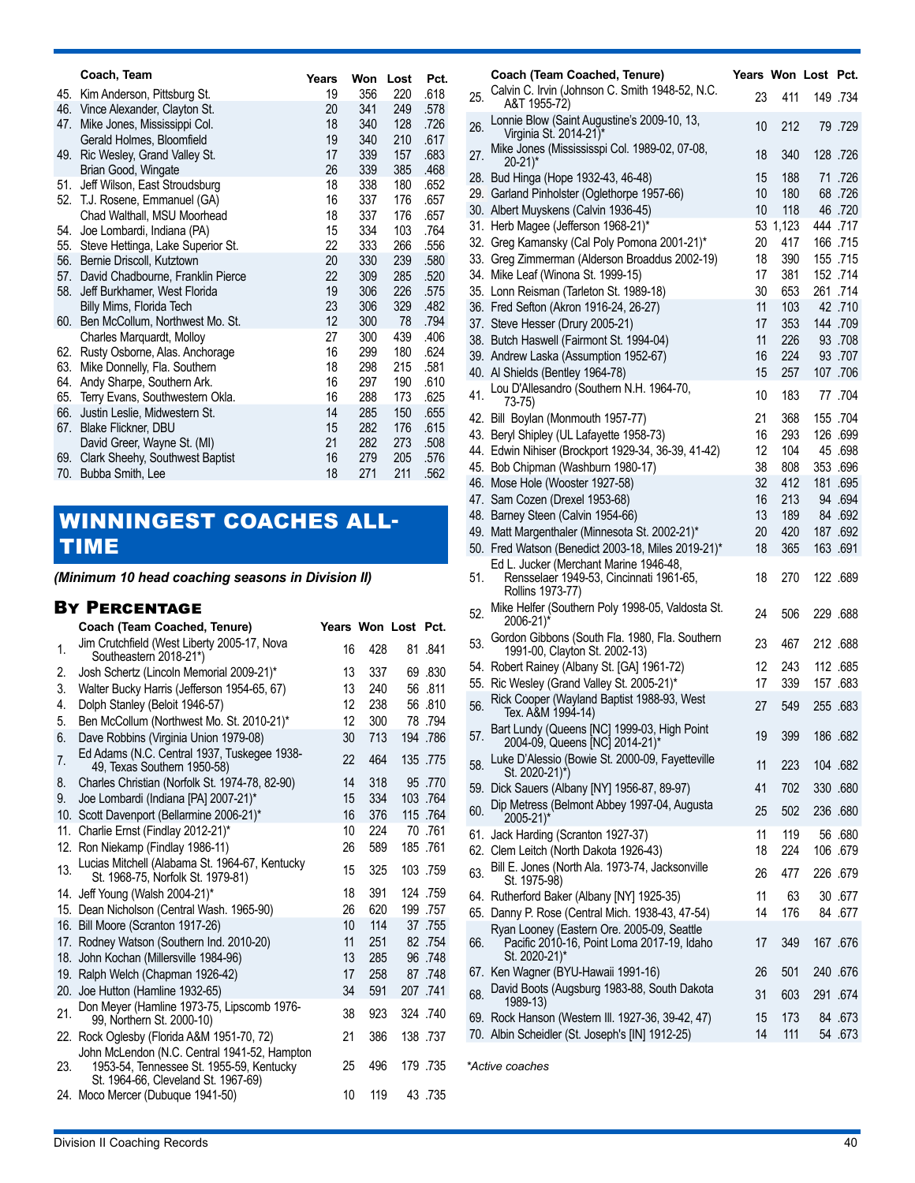| | Coach, Team | Years | Won | Lost | Pct. |
|---|---|---|---|---|---|
| 45. | Kim Anderson, Pittsburg St. | 19 | 356 | 220 | .618 |
| 46. | Vince Alexander, Clayton St. | 20 | 341 | 249 | .578 |
| 47. | Mike Jones, Mississippi Col. | 18 | 340 | 128 | .726 |
| | Gerald Holmes, Bloomfield | 19 | 340 | 210 | .617 |
| 49. | Ric Wesley, Grand Valley St. | 17 | 339 | 157 | .683 |
| | Brian Good, Wingate | 26 | 339 | 385 | .468 |
| 51. | Jeff Wilson, East Stroudsburg | 18 | 338 | 180 | .652 |
| 52. | T.J. Rosene, Emmanuel (GA) | 16 | 337 | 176 | .657 |
| | Chad Walthall, MSU Moorhead | 18 | 337 | 176 | .657 |
| 54. | Joe Lombardi, Indiana (PA) | 15 | 334 | 103 | .764 |
| 55. | Steve Hettinga, Lake Superior St. | 22 | 333 | 266 | .556 |
| 56. | Bernie Driscoll, Kutztown | 20 | 330 | 239 | .580 |
| 57. | David Chadbourne, Franklin Pierce | 22 | 309 | 285 | .520 |
| 58. | Jeff Burkhamer, West Florida | 19 | 306 | 226 | .575 |
| | Billy Mims, Florida Tech | 23 | 306 | 329 | .482 |
| 60. | Ben McCollum, Northwest Mo. St. | 12 | 300 | 78 | .794 |
| | Charles Marquardt, Molloy | 27 | 300 | 439 | .406 |
| 62. | Rusty Osborne, Alas. Anchorage | 16 | 299 | 180 | .624 |
| 63. | Mike Donnelly, Fla. Southern | 18 | 298 | 215 | .581 |
| 64. | Andy Sharpe, Southern Ark. | 16 | 297 | 190 | .610 |
| 65. | Terry Evans, Southwestern Okla. | 16 | 288 | 173 | .625 |
| 66. | Justin Leslie, Midwestern St. | 14 | 285 | 150 | .655 |
| 67. | Blake Flickner, DBU | 15 | 282 | 176 | .615 |
| | David Greer, Wayne St. (MI) | 21 | 282 | 273 | .508 |
| 69. | Clark Sheehy, Southwest Baptist | 16 | 279 | 205 | .576 |
| 70. | Bubba Smith, Lee | 18 | 271 | 211 | .562 |

## WINNINGEST COACHES ALL-TIME

*(Minimum 10 head coaching seasons in Division II)*

### By Percentage

| | Coach (Team Coached, Tenure) | Years | Won | Lost | Pct. |
|---|---|---|---|---|---|
| 1. | Jim Crutchfield (West Liberty 2005-17, Nova Southeastern 2018-21*) | 16 | 428 | 81 | .841 |
| 2. | Josh Schertz (Lincoln Memorial 2009-21)* | 13 | 337 | 69 | .830 |
| 3. | Walter Bucky Harris (Jefferson 1954-65, 67) | 13 | 240 | 56 | .811 |
| 4. | Dolph Stanley (Beloit 1946-57) | 12 | 238 | 56 | .810 |
| 5. | Ben McCollum (Northwest Mo. St. 2010-21)* | 12 | 300 | 78 | .794 |
| 6. | Dave Robbins (Virginia Union 1979-08) | 30 | 713 | 194 | .786 |
| 7. | Ed Adams (N.C. Central 1937, Tuskegee 1938-49, Texas Southern 1950-58) | 22 | 464 | 135 | .775 |
| 8. | Charles Christian (Norfolk St. 1974-78, 82-90) | 14 | 318 | 95 | .770 |
| 9. | Joe Lombardi (Indiana [PA] 2007-21)* | 15 | 334 | 103 | .764 |
| 10. | Scott Davenport (Bellarmine 2006-21)* | 16 | 376 | 115 | .764 |
| 11. | Charlie Ernst (Findlay 2012-21)* | 10 | 224 | 70 | .761 |
| 12. | Ron Niekamp (Findlay 1986-11) | 26 | 589 | 185 | .761 |
| 13. | Lucias Mitchell (Alabama St. 1964-67, Kentucky St. 1968-75, Norfolk St. 1979-81) | 15 | 325 | 103 | .759 |
| 14. | Jeff Young (Walsh 2004-21)* | 18 | 391 | 124 | .759 |
| 15. | Dean Nicholson (Central Wash. 1965-90) | 26 | 620 | 199 | .757 |
| 16. | Bill Moore (Scranton 1917-26) | 10 | 114 | 37 | .755 |
| 17. | Rodney Watson (Southern Ind. 2010-20) | 11 | 251 | 82 | .754 |
| 18. | John Kochan (Millersville 1984-96) | 13 | 285 | 96 | .748 |
| 19. | Ralph Welch (Chapman 1926-42) | 17 | 258 | 87 | .748 |
| 20. | Joe Hutton (Hamline 1932-65) | 34 | 591 | 207 | .741 |
| 21. | Don Meyer (Hamline 1973-75, Lipscomb 1976-99, Northern St. 2000-10) | 38 | 923 | 324 | .740 |
| 22. | Rock Oglesby (Florida A&M 1951-70, 72) | 21 | 386 | 138 | .737 |
| 23. | John McLendon (N.C. Central 1941-52, Hampton 1953-54, Tennessee St. 1955-59, Kentucky St. 1964-66, Cleveland St. 1967-69) | 25 | 496 | 179 | .735 |
| 24. | Moco Mercer (Dubuque 1941-50) | 10 | 119 | 43 | .735 |
| 25. | Calvin C. Irvin (Johnson C. Smith 1948-52, N.C. A&T 1955-72) | 23 | 411 | 149 | .734 |
| 26. | Lonnie Blow (Saint Augustine's 2009-10, 13, Virginia St. 2014-21)* | 10 | 212 | 79 | .729 |
| 27. | Mike Jones (Mississspi Col. 1989-02, 07-08, 20-21)* | 18 | 340 | 128 | .726 |
| 28. | Bud Hinga (Hope 1932-43, 46-48) | 15 | 188 | 71 | .726 |
| 29. | Garland Pinholster (Oglethorpe 1957-66) | 10 | 180 | 68 | .726 |
| 30. | Albert Muyskens (Calvin 1936-45) | 10 | 118 | 46 | .720 |
| 31. | Herb Magee (Jefferson 1968-21)* | 53 | 1,123 | 444 | .717 |
| 32. | Greg Kamansky (Cal Poly Pomona 2001-21)* | 20 | 417 | 166 | .715 |
| 33. | Greg Zimmerman (Alderson Broaddus 2002-19) | 18 | 390 | 155 | .715 |
| 34. | Mike Leaf (Winona St. 1999-15) | 17 | 381 | 152 | .714 |
| 35. | Lonn Reisman (Tarleton St. 1989-18) | 30 | 653 | 261 | .714 |
| 36. | Fred Sefton (Akron 1916-24, 26-27) | 11 | 103 | 42 | .710 |
| 37. | Steve Hesser (Drury 2005-21) | 17 | 353 | 144 | .709 |
| 38. | Butch Haswell (Fairmont St. 1994-04) | 11 | 226 | 93 | .708 |
| 39. | Andrew Laska (Assumption 1952-67) | 16 | 224 | 93 | .707 |
| 40. | Al Shields (Bentley 1964-78) | 15 | 257 | 107 | .706 |
| 41. | Lou D'Allesandro (Southern N.H. 1964-70, 73-75) | 10 | 183 | 77 | .704 |
| 42. | Bill Boylan (Monmouth 1957-77) | 21 | 368 | 155 | .704 |
| 43. | Beryl Shipley (UL Lafayette 1958-73) | 16 | 293 | 126 | .699 |
| 44. | Edwin Nihiser (Brockport 1929-34, 36-39, 41-42) | 12 | 104 | 45 | .698 |
| 45. | Bob Chipman (Washburn 1980-17) | 38 | 808 | 353 | .696 |
| 46. | Mose Hole (Wooster 1927-58) | 32 | 412 | 181 | .695 |
| 47. | Sam Cozen (Drexel 1953-68) | 16 | 213 | 94 | .694 |
| 48. | Barney Steen (Calvin 1954-66) | 13 | 189 | 84 | .692 |
| 49. | Matt Margenthaler (Minnesota St. 2002-21)* | 20 | 420 | 187 | .692 |
| 50. | Fred Watson (Benedict 2003-18, Miles 2019-21)* | 18 | 365 | 163 | .691 |
| 51. | Ed L. Jucker (Merchant Marine 1946-48, Rensselaer 1949-53, Cincinnati 1961-65, Rollins 1973-77) | 18 | 270 | 122 | .689 |
| 52. | Mike Helfer (Southern Poly 1998-05, Valdosta St. 2006-21)* | 24 | 506 | 229 | .688 |
| 53. | Gordon Gibbons (South Fla. 1980, Fla. Southern 1991-00, Clayton St. 2002-13) | 23 | 467 | 212 | .688 |
| 54. | Robert Rainey (Albany St. [GA] 1961-72) | 12 | 243 | 112 | .685 |
| 55. | Ric Wesley (Grand Valley St. 2005-21)* | 17 | 339 | 157 | .683 |
| 56. | Rick Cooper (Wayland Baptist 1988-93, West Tex. A&M 1994-14) | 27 | 549 | 255 | .683 |
| 57. | Bart Lundy (Queens [NC] 1999-03, High Point 2004-09, Queens [NC] 2014-21)* | 19 | 399 | 186 | .682 |
| 58. | Luke D'Alessio (Bowie St. 2000-09, Fayetteville St. 2020-21)*) | 11 | 223 | 104 | .682 |
| 59. | Dick Sauers (Albany [NY] 1956-87, 89-97) | 41 | 702 | 330 | .680 |
| 60. | Dip Metress (Belmont Abbey 1997-04, Augusta 2005-21)* | 25 | 502 | 236 | .680 |
| 61. | Jack Harding (Scranton 1927-37) | 11 | 119 | 56 | .680 |
| 62. | Clem Leitch (North Dakota 1926-43) | 18 | 224 | 106 | .679 |
| 63. | Bill E. Jones (North Ala. 1973-74, Jacksonville St. 1975-98) | 26 | 477 | 226 | .679 |
| 64. | Rutherford Baker (Albany [NY] 1925-35) | 11 | 63 | 30 | .677 |
| 65. | Danny P. Rose (Central Mich. 1938-43, 47-54) | 14 | 176 | 84 | .677 |
| 66. | Ryan Looney (Eastern Ore. 2005-09, Seattle Pacific 2010-16, Point Loma 2017-19, Idaho St. 2020-21)* | 17 | 349 | 167 | .676 |
| 67. | Ken Wagner (BYU-Hawaii 1991-16) | 26 | 501 | 240 | .676 |
| 68. | David Boots (Augsburg 1983-88, South Dakota 1989-13) | 31 | 603 | 291 | .674 |
| 69. | Rock Hanson (Western Ill. 1927-36, 39-42, 47) | 15 | 173 | 84 | .673 |
| 70. | Albin Scheidler (St. Joseph's [IN] 1912-25) | 14 | 111 | 54 | .673 |

*Active coaches*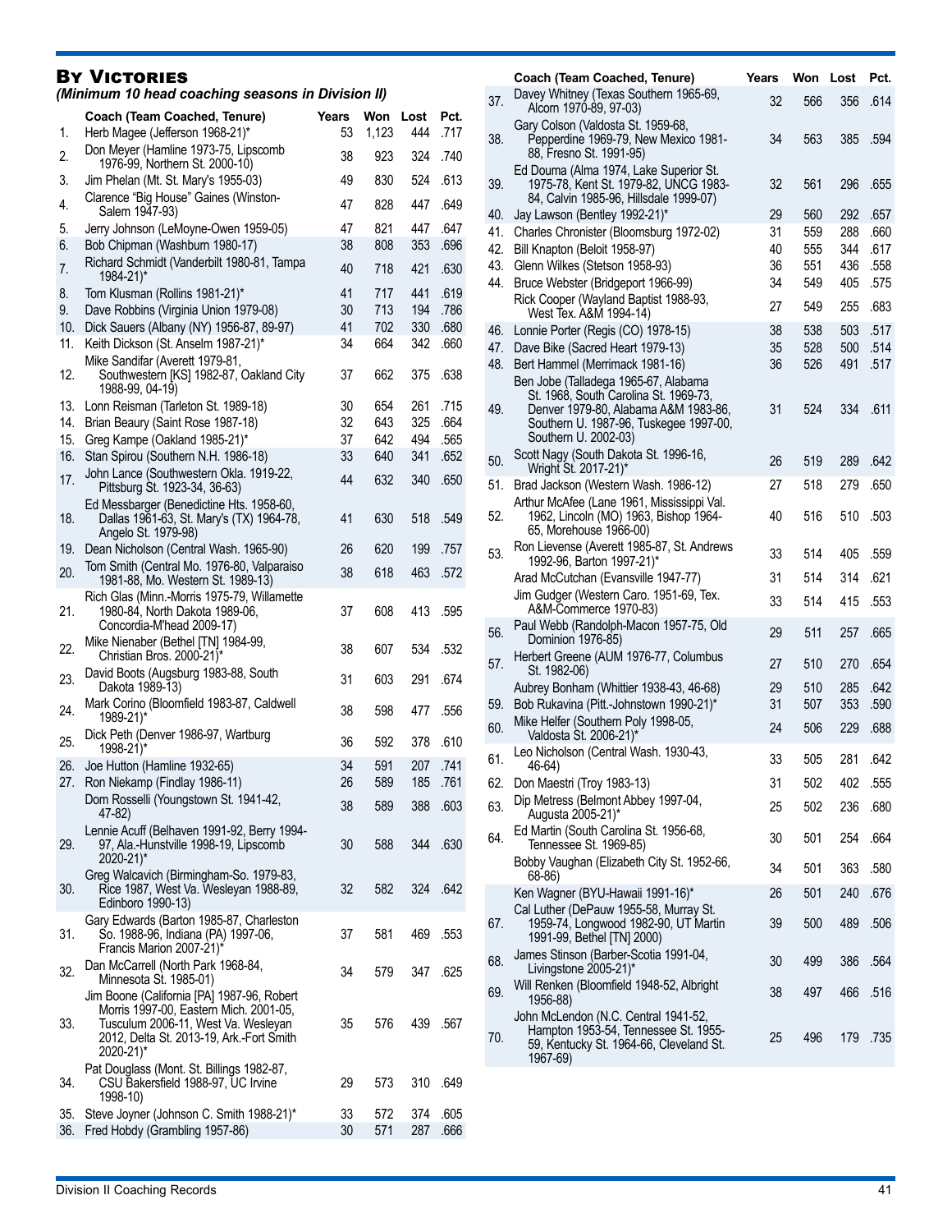## By Victories

*(Minimum 10 head coaching seasons in Division II)*

| | Coach (Team Coached, Tenure) | Years | Won | Lost | Pct. |
|---|---|---|---|---|---|
| 1. | Herb Magee (Jefferson 1968-21)* | 53 | 1,123 | 444 | .717 |
| 2. | Don Meyer (Hamline 1973-75, Lipscomb 1976-99, Northern St. 2000-10) | 38 | 923 | 324 | .740 |
| 3. | Jim Phelan (Mt. St. Mary's 1955-03) | 49 | 830 | 524 | .613 |
| 4. | Clarence "Big House" Gaines (Winston-Salem 1947-93) | 47 | 828 | 447 | .649 |
| 5. | Jerry Johnson (LeMoyne-Owen 1959-05) | 47 | 821 | 447 | .647 |
| 6. | Bob Chipman (Washburn 1980-17) | 38 | 808 | 353 | .696 |
| 7. | Richard Schmidt (Vanderbilt 1980-81, Tampa 1984-21)* | 40 | 718 | 421 | .630 |
| 8. | Tom Klusman (Rollins 1981-21)* | 41 | 717 | 441 | .619 |
| 9. | Dave Robbins (Virginia Union 1979-08) | 30 | 713 | 194 | .786 |
| 10. | Dick Sauers (Albany (NY) 1956-87, 89-97) | 41 | 702 | 330 | .680 |
| 11. | Keith Dickson (St. Anselm 1987-21)* | 34 | 664 | 342 | .660 |
| 12. | Mike Sandifar (Averett 1979-81, Southwestern [KS] 1982-87, Oakland City 1988-99, 04-19) | 37 | 662 | 375 | .638 |
| 13. | Lonn Reisman (Tarleton St. 1989-18) | 30 | 654 | 261 | .715 |
| 14. | Brian Beaury (Saint Rose 1987-18) | 32 | 643 | 325 | .664 |
| 15. | Greg Kampe (Oakland 1985-21)* | 37 | 642 | 494 | .565 |
| 16. | Stan Spirou (Southern N.H. 1986-18) | 33 | 640 | 341 | .652 |
| 17. | John Lance (Southwestern Okla. 1919-22, Pittsburg St. 1923-34, 36-63) | 44 | 632 | 340 | .650 |
| 18. | Ed Messbarger (Benedictine Hts. 1958-60, Dallas 1961-63, St. Mary's (TX) 1964-78, Angelo St. 1979-98) | 41 | 630 | 518 | .549 |
| 19. | Dean Nicholson (Central Wash. 1965-90) | 26 | 620 | 199 | .757 |
| 20. | Tom Smith (Central Mo. 1976-80, Valparaiso 1981-88, Mo. Western St. 1989-13) | 38 | 618 | 463 | .572 |
| 21. | Rich Glas (Minn.-Morris 1975-79, Willamette 1980-84, North Dakota 1989-06, Concordia-M'head 2009-17) | 37 | 608 | 413 | .595 |
| 22. | Mike Nienaber (Bethel [TN] 1984-99, Christian Bros. 2000-21)* | 38 | 607 | 534 | .532 |
| 23. | David Boots (Augsburg 1983-88, South Dakota 1989-13) | 31 | 603 | 291 | .674 |
| 24. | Mark Corino (Bloomfield 1983-87, Caldwell 1989-21)* | 38 | 598 | 477 | .556 |
| 25. | Dick Peth (Denver 1986-97, Wartburg 1998-21)* | 36 | 592 | 378 | .610 |
| 26. | Joe Hutton (Hamline 1932-65) | 34 | 591 | 207 | .741 |
| 27. | Ron Niekamp (Findlay 1986-11) | 26 | 589 | 185 | .761 |
| | Dom Rosselli (Youngstown St. 1941-42, 47-82) | 38 | 589 | 388 | .603 |
| 29. | Lennie Acuff (Belhaven 1991-92, Berry 1994-97, Ala.-Hunstville 1998-19, Lipscomb 2020-21)* | 30 | 588 | 344 | .630 |
| 30. | Greg Walcavich (Birmingham-So. 1979-83, Rice 1987, West Va. Wesleyan 1988-89, Edinboro 1990-13) | 32 | 582 | 324 | .642 |
| 31. | Gary Edwards (Barton 1985-87, Charleston So. 1988-96, Indiana (PA) 1997-06, Francis Marion 2007-21)* | 37 | 581 | 469 | .553 |
| 32. | Dan McCarrell (North Park 1968-84, Minnesota St. 1985-01) | 34 | 579 | 347 | .625 |
| 33. | Jim Boone (California [PA] 1987-96, Robert Morris 1997-00, Eastern Mich. 2001-05, Tusculum 2006-11, West Va. Wesleyan 2012, Delta St. 2013-19, Ark.-Fort Smith 2020-21)* | 35 | 576 | 439 | .567 |
| 34. | Pat Douglass (Mont. St. Billings 1982-87, CSU Bakersfield 1988-97, UC Irvine 1998-10) | 29 | 573 | 310 | .649 |
| 35. | Steve Joyner (Johnson C. Smith 1988-21)* | 33 | 572 | 374 | .605 |
| 36. | Fred Hobdy (Grambling 1957-86) | 30 | 571 | 287 | .666 |
| 37. | Davey Whitney (Texas Southern 1965-69, Alcorn 1970-89, 97-03) | 32 | 566 | 356 | .614 |
| 38. | Gary Colson (Valdosta St. 1959-68, Pepperdine 1969-79, New Mexico 1981-88, Fresno St. 1991-95) | 34 | 563 | 385 | .594 |
| 39. | Ed Douma (Alma 1974, Lake Superior St. 1975-78, Kent St. 1979-82, UNCG 1983-84, Calvin 1985-96, Hillsdale 1999-07) | 32 | 561 | 296 | .655 |
| 40. | Jay Lawson (Bentley 1992-21)* | 29 | 560 | 292 | .657 |
| 41. | Charles Chronister (Bloomsburg 1972-02) | 31 | 559 | 288 | .660 |
| 42. | Bill Knapton (Beloit 1958-97) | 40 | 555 | 344 | .617 |
| 43. | Glenn Wilkes (Stetson 1958-93) | 36 | 551 | 436 | .558 |
| 44. | Bruce Webster (Bridgeport 1966-99) | 34 | 549 | 405 | .575 |
| | Rick Cooper (Wayland Baptist 1988-93, West Tex. A&M 1994-14) | 27 | 549 | 255 | .683 |
| 46. | Lonnie Porter (Regis (CO) 1978-15) | 38 | 538 | 503 | .517 |
| 47. | Dave Bike (Sacred Heart 1979-13) | 35 | 528 | 500 | .514 |
| 48. | Bert Hammel (Merrimack 1981-16) | 36 | 526 | 491 | .517 |
| 49. | Ben Jobe (Talladega 1965-67, Alabama St. 1968, South Carolina St. 1969-73, Denver 1979-80, Alabama A&M 1983-86, Southern U. 1987-96, Tuskegee 1997-00, Southern U. 2002-03) | 31 | 524 | 334 | .611 |
| 50. | Scott Nagy (South Dakota St. 1996-16, Wright St. 2017-21)* | 26 | 519 | 289 | .642 |
| 51. | Brad Jackson (Western Wash. 1986-12) | 27 | 518 | 279 | .650 |
| 52. | Arthur McAfee (Lane 1961, Mississippi Val. 1962, Lincoln (MO) 1963, Bishop 1964-65, Morehouse 1966-00) | 40 | 516 | 510 | .503 |
| 53. | Ron Lievense (Averett 1985-87, St. Andrews 1992-96, Barton 1997-21)* | 33 | 514 | 405 | .559 |
| | Arad McCutchan (Evansville 1947-77) | 31 | 514 | 314 | .621 |
| | Jim Gudger (Western Caro. 1951-69, Tex. A&M-Commerce 1970-83) | 33 | 514 | 415 | .553 |
| 56. | Paul Webb (Randolph-Macon 1957-75, Old Dominion 1976-85) | 29 | 511 | 257 | .665 |
| 57. | Herbert Greene (AUM 1976-77, Columbus St. 1982-06) | 27 | 510 | 270 | .654 |
| | Aubrey Bonham (Whittier 1938-43, 46-68) | 29 | 510 | 285 | .642 |
| 59. | Bob Rukavina (Pitt.-Johnstown 1990-21)* | 31 | 507 | 353 | .590 |
| 60. | Mike Helfer (Southern Poly 1998-05, Valdosta St. 2006-21)* | 24 | 506 | 229 | .688 |
| 61. | Leo Nicholson (Central Wash. 1930-43, 46-64) | 33 | 505 | 281 | .642 |
| 62. | Don Maestri (Troy 1983-13) | 31 | 502 | 402 | .555 |
| 63. | Dip Metress (Belmont Abbey 1997-04, Augusta 2005-21)* | 25 | 502 | 236 | .680 |
| 64. | Ed Martin (South Carolina St. 1956-68, Tennessee St. 1969-85) | 30 | 501 | 254 | .664 |
| | Bobby Vaughan (Elizabeth City St. 1952-66, 68-86) | 34 | 501 | 363 | .580 |
| | Ken Wagner (BYU-Hawaii 1991-16)* | 26 | 501 | 240 | .676 |
| 67. | Cal Luther (DePauw 1955-58, Murray St. 1959-74, Longwood 1982-90, UT Martin 1991-99, Bethel [TN] 2000) | 39 | 500 | 489 | .506 |
| 68. | James Stinson (Barber-Scotia 1991-04, Livingstone 2005-21)* | 30 | 499 | 386 | .564 |
| 69. | Will Renken (Bloomfield 1948-52, Albright 1956-88) | 38 | 497 | 466 | .516 |
| 70. | John McLendon (N.C. Central 1941-52, Hampton 1953-54, Tennessee St. 1955-59, Kentucky St. 1964-66, Cleveland St. 1967-69) | 25 | 496 | 179 | .735 |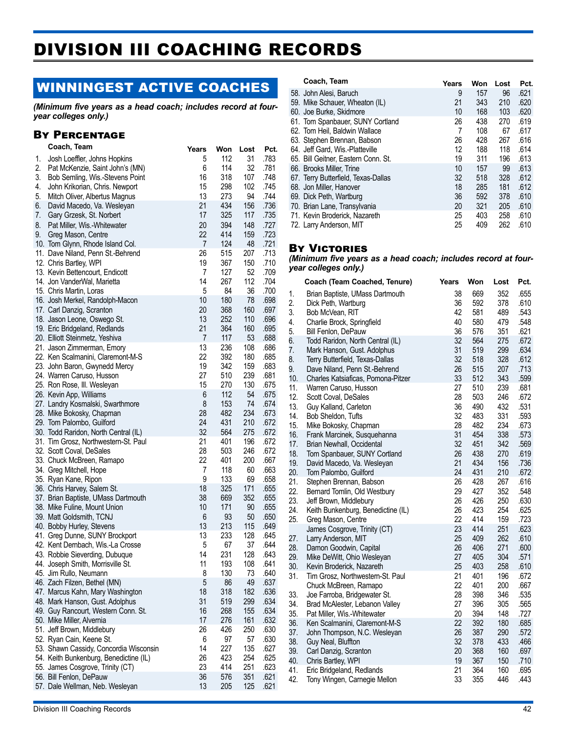# DIVISION III COACHING RECORDS

## WINNINGEST ACTIVE COACHES

*(Minimum five years as a head coach; includes record at four-year colleges only.)*

### By Percentage

| | Coach, Team | Years | Won | Lost | Pct. |
|---|---|---|---|---|---|
| 1. | Josh Loeffler, Johns Hopkins | 5 | 112 | 31 | .783 |
| 2. | Pat McKenzie, Saint John's (MN) | 6 | 114 | 32 | .781 |
| 3. | Bob Semling, Wis.-Stevens Point | 16 | 318 | 107 | .748 |
| 4. | John Krikorian, Chris. Newport | 15 | 298 | 102 | .745 |
| 5. | Mitch Oliver, Albertus Magnus | 13 | 273 | 94 | .744 |
| 6. | David Macedo, Va. Wesleyan | 21 | 434 | 156 | .736 |
| 7. | Gary Grzesk, St. Norbert | 17 | 325 | 117 | .735 |
| 8. | Pat Miller, Wis.-Whitewater | 20 | 394 | 148 | .727 |
| 9. | Greg Mason, Centre | 22 | 414 | 159 | .723 |
| 10. | Tom Glynn, Rhode Island Col. | 7 | 124 | 48 | .721 |
| 11. | Dave Niland, Penn St.-Behrend | 26 | 515 | 207 | .713 |
| 12. | Chris Bartley, WPI | 19 | 367 | 150 | .710 |
| 13. | Kevin Bettencourt, Endicott | 7 | 127 | 52 | .709 |
| 14. | Jon VanderWal, Marietta | 14 | 267 | 112 | .704 |
| 15. | Chris Martin, Loras | 5 | 84 | 36 | .700 |
| 16. | Josh Merkel, Randolph-Macon | 10 | 180 | 78 | .698 |
| 17. | Carl Danzig, Scranton | 20 | 368 | 160 | .697 |
| 18. | Jason Leone, Oswego St. | 13 | 252 | 110 | .696 |
| 19. | Eric Bridgeland, Redlands | 21 | 364 | 160 | .695 |
| 20. | Elliott Steinmetz, Yeshiva | 7 | 117 | 53 | .688 |
| 21. | Jason Zimmerman, Emory | 13 | 236 | 108 | .686 |
| 22. | Ken Scalmanini, Claremont-M-S | 22 | 392 | 180 | .685 |
| 23. | John Baron, Gwynedd Mercy | 19 | 342 | 159 | .683 |
| 24. | Warren Caruso, Husson | 27 | 510 | 239 | .681 |
| 25. | Ron Rose, Ill. Wesleyan | 15 | 270 | 130 | .675 |
| 26. | Kevin App, Williams | 6 | 112 | 54 | .675 |
| 27. | Landry Kosmalski, Swarthmore | 8 | 153 | 74 | .674 |
| 28. | Mike Bokosky, Chapman | 28 | 482 | 234 | .673 |
| 29. | Tom Palombo, Guilford | 24 | 431 | 210 | .672 |
| 30. | Todd Raridon, North Central (IL) | 32 | 564 | 275 | .672 |
| 31. | Tim Grosz, Northwestern-St. Paul | 21 | 401 | 196 | .672 |
| 32. | Scott Coval, DeSales | 28 | 503 | 246 | .672 |
| 33. | Chuck McBreen, Ramapo | 22 | 401 | 200 | .667 |
| 34. | Greg Mitchell, Hope | 7 | 118 | 60 | .663 |
| 35. | Ryan Kane, Ripon | 9 | 133 | 69 | .658 |
| 36. | Chris Harvey, Salem St. | 18 | 325 | 171 | .655 |
| 37. | Brian Baptiste, UMass Dartmouth | 38 | 669 | 352 | .655 |
| 38. | Mike Fuline, Mount Union | 10 | 171 | 90 | .655 |
| 39. | Matt Goldsmith, TCNJ | 6 | 93 | 50 | .650 |
| 40. | Bobby Hurley, Stevens | 13 | 213 | 115 | .649 |
| 41. | Greg Dunne, SUNY Brockport | 13 | 233 | 128 | .645 |
| 42. | Kent Dernbach, Wis.-La Crosse | 5 | 67 | 37 | .644 |
| 43. | Robbie Sieverding, Dubuque | 14 | 231 | 128 | .643 |
| 44. | Joseph Smith, Morrisville St. | 11 | 193 | 108 | .641 |
| 45. | Jim Rullo, Neumann | 8 | 130 | 73 | .640 |
| 46. | Zach Filzen, Bethel (MN) | 5 | 86 | 49 | .637 |
| 47. | Marcus Kahn, Mary Washington | 18 | 318 | 182 | .636 |
| 48. | Mark Hanson, Gust. Adolphus | 31 | 519 | 299 | .634 |
| 49. | Guy Rancourt, Western Conn. St. | 16 | 268 | 155 | .634 |
| 50. | Mike Miller, Alvernia | 17 | 276 | 161 | .632 |
| 51. | Jeff Brown, Middlebury | 26 | 426 | 250 | .630 |
| 52. | Ryan Cain, Keene St. | 6 | 97 | 57 | .630 |
| 53. | Shawn Cassidy, Concordia Wisconsin | 14 | 227 | 135 | .627 |
| 54. | Keith Bunkenburg, Benedictine (IL) | 26 | 423 | 254 | .625 |
| 55. | James Cosgrove, Trinity (CT) | 23 | 414 | 251 | .623 |
| 56. | Bill Fenlon, DePauw | 36 | 576 | 351 | .621 |
| 57. | Dale Wellman, Neb. Wesleyan | 13 | 205 | 125 | .621 |
| 58. | John Alesi, Baruch | 9 | 157 | 96 | .621 |
| 59. | Mike Schauer, Wheaton (IL) | 21 | 343 | 210 | .620 |
| 60. | Joe Burke, Skidmore | 10 | 168 | 103 | .620 |
| 61. | Tom Spanbauer, SUNY Cortland | 26 | 438 | 270 | .619 |
| 62. | Tom Heil, Baldwin Wallace | 7 | 108 | 67 | .617 |
| 63. | Stephen Brennan, Babson | 26 | 428 | 267 | .616 |
| 64. | Jeff Gard, Wis.-Platteville | 12 | 188 | 118 | .614 |
| 65. | Bill Geitner, Eastern Conn. St. | 19 | 311 | 196 | .613 |
| 66. | Brooks Miller, Trine | 10 | 157 | 99 | .613 |
| 67. | Terry Butterfield, Texas-Dallas | 32 | 518 | 328 | .612 |
| 68. | Jon Miller, Hanover | 18 | 285 | 181 | .612 |
| 69. | Dick Peth, Wartburg | 36 | 592 | 378 | .610 |
| 70. | Brian Lane, Transylvania | 20 | 321 | 205 | .610 |
| 71. | Kevin Broderick, Nazareth | 25 | 403 | 258 | .610 |
| 72. | Larry Anderson, MIT | 25 | 409 | 262 | .610 |

### By Victories

*(Minimum five years as a head coach; includes record at four-year colleges only.)*

| | Coach (Team Coached, Tenure) | Years | Won | Lost | Pct. |
|---|---|---|---|---|---|
| 1. | Brian Baptiste, UMass Dartmouth | 38 | 669 | 352 | .655 |
| 2. | Dick Peth, Wartburg | 36 | 592 | 378 | .610 |
| 3. | Bob McVean, RIT | 42 | 581 | 489 | .543 |
| 4. | Charlie Brock, Springfield | 40 | 580 | 479 | .548 |
| 5. | Bill Fenlon, DePauw | 36 | 576 | 351 | .621 |
| 6. | Todd Raridon, North Central (IL) | 32 | 564 | 275 | .672 |
| 7. | Mark Hanson, Gust. Adolphus | 31 | 519 | 299 | .634 |
| 8. | Terry Butterfield, Texas-Dallas | 32 | 518 | 328 | .612 |
| 9. | Dave Niland, Penn St.-Behrend | 26 | 515 | 207 | .713 |
| 10. | Charles Katsiaficas, Pomona-Pitzer | 33 | 512 | 343 | .599 |
| 11. | Warren Caruso, Husson | 27 | 510 | 239 | .681 |
| 12. | Scott Coval, DeSales | 28 | 503 | 246 | .672 |
| 13. | Guy Kalland, Carleton | 36 | 490 | 432 | .531 |
| 14. | Bob Sheldon, Tufts | 32 | 483 | 331 | .593 |
| 15. | Mike Bokosky, Chapman | 28 | 482 | 234 | .673 |
| 16. | Frank Marcinek, Susquehanna | 31 | 454 | 338 | .573 |
| 17. | Brian Newhall, Occidental | 32 | 451 | 342 | .569 |
| 18. | Tom Spanbauer, SUNY Cortland | 26 | 438 | 270 | .619 |
| 19. | David Macedo, Va. Wesleyan | 21 | 434 | 156 | .736 |
| 20. | Tom Palombo, Guilford | 24 | 431 | 210 | .672 |
| 21. | Stephen Brennan, Babson | 26 | 428 | 267 | .616 |
| 22. | Bernard Tomlin, Old Westbury | 29 | 427 | 352 | .548 |
| 23. | Jeff Brown, Middlebury | 26 | 426 | 250 | .630 |
| 24. | Keith Bunkenburg, Benedictine (IL) | 26 | 423 | 254 | .625 |
| 25. | Greg Mason, Centre | 22 | 414 | 159 | .723 |
| | James Cosgrove, Trinity (CT) | 23 | 414 | 251 | .623 |
| 27. | Larry Anderson, MIT | 25 | 409 | 262 | .610 |
| 28. | Damon Goodwin, Capital | 26 | 406 | 271 | .600 |
| 29. | Mike DeWitt, Ohio Wesleyan | 27 | 405 | 304 | .571 |
| 30. | Kevin Broderick, Nazareth | 25 | 403 | 258 | .610 |
| 31. | Tim Grosz, Northwestern-St. Paul | 21 | 401 | 196 | .672 |
| | Chuck McBreen, Ramapo | 22 | 401 | 200 | .667 |
| 33. | Joe Farroba, Bridgewater St. | 28 | 398 | 346 | .535 |
| 34. | Brad McAlester, Lebanon Valley | 27 | 396 | 305 | .565 |
| 35. | Pat Miller, Wis.-Whitewater | 20 | 394 | 148 | .727 |
| 36. | Ken Scalmanini, Claremont-M-S | 22 | 392 | 180 | .685 |
| 37. | John Thompson, N.C. Wesleyan | 26 | 387 | 290 | .572 |
| 38. | Guy Neal, Bluffton | 32 | 378 | 433 | .466 |
| 39. | Carl Danzig, Scranton | 20 | 368 | 160 | .697 |
| 40. | Chris Bartley, WPI | 19 | 367 | 150 | .710 |
| 41. | Eric Bridgeland, Redlands | 21 | 364 | 160 | .695 |
| 42. | Tony Wingen, Carnegie Mellon | 33 | 355 | 446 | .443 |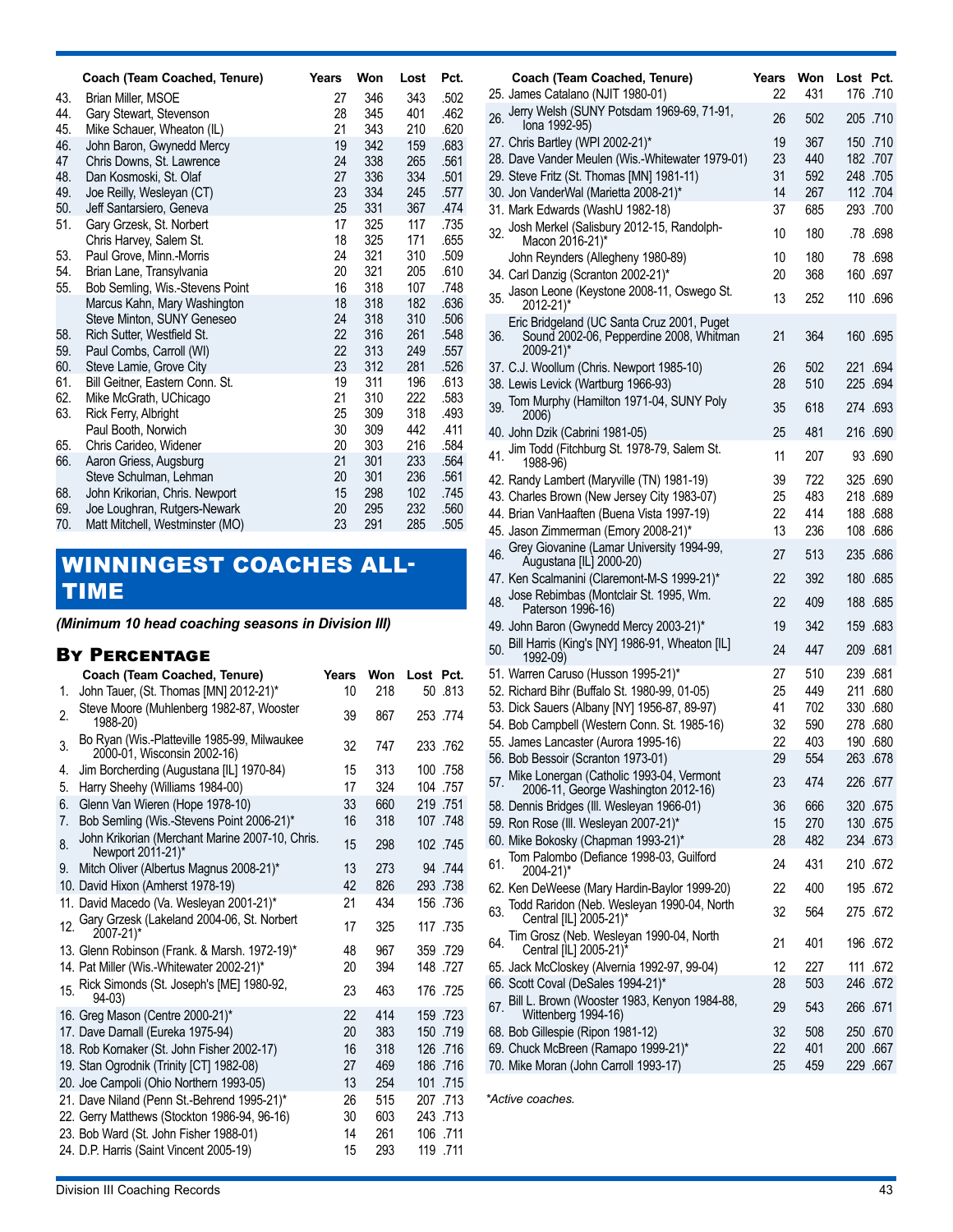| | Coach (Team Coached, Tenure) | Years | Won | Lost | Pct. |
|---|---|---|---|---|---|
| 43. | Brian Miller, MSOE | 27 | 346 | 343 | .502 |
| 44. | Gary Stewart, Stevenson | 28 | 345 | 401 | .462 |
| 45. | Mike Schauer, Wheaton (IL) | 21 | 343 | 210 | .620 |
| 46. | John Baron, Gwynedd Mercy | 19 | 342 | 159 | .683 |
| 47 | Chris Downs, St. Lawrence | 24 | 338 | 265 | .561 |
| 48. | Dan Kosmoski, St. Olaf | 27 | 336 | 334 | .501 |
| 49. | Joe Reilly, Wesleyan (CT) | 23 | 334 | 245 | .577 |
| 50. | Jeff Santarsiero, Geneva | 25 | 331 | 367 | .474 |
| 51. | Gary Grzesk, St. Norbert | 17 | 325 | 117 | .735 |
| | Chris Harvey, Salem St. | 18 | 325 | 171 | .655 |
| 53. | Paul Grove, Minn.-Morris | 24 | 321 | 310 | .509 |
| 54. | Brian Lane, Transylvania | 20 | 321 | 205 | .610 |
| 55. | Bob Semling, Wis.-Stevens Point | 16 | 318 | 107 | .748 |
| | Marcus Kahn, Mary Washington | 18 | 318 | 182 | .636 |
| | Steve Minton, SUNY Geneseo | 24 | 318 | 310 | .506 |
| 58. | Rich Sutter, Westfield St. | 22 | 316 | 261 | .548 |
| 59. | Paul Combs, Carroll (WI) | 22 | 313 | 249 | .557 |
| 60. | Steve Lamie, Grove City | 23 | 312 | 281 | .526 |
| 61. | Bill Geitner, Eastern Conn. St. | 19 | 311 | 196 | .613 |
| 62. | Mike McGrath, UChicago | 21 | 310 | 222 | .583 |
| 63. | Rick Ferry, Albright | 25 | 309 | 318 | .493 |
| | Paul Booth, Norwich | 30 | 309 | 442 | .411 |
| 65. | Chris Carideo, Widener | 20 | 303 | 216 | .584 |
| 66. | Aaron Griess, Augsburg | 21 | 301 | 233 | .564 |
| | Steve Schulman, Lehman | 20 | 301 | 236 | .561 |
| 68. | John Krikorian, Chris. Newport | 15 | 298 | 102 | .745 |
| 69. | Joe Loughran, Rutgers-Newark | 20 | 295 | 232 | .560 |
| 70. | Matt Mitchell, Westminster (MO) | 23 | 291 | 285 | .505 |

## WINNINGEST COACHES ALL-TIME

*(Minimum 10 head coaching seasons in Division III)*

### By Percentage

| | Coach (Team Coached, Tenure) | Years | Won | Lost | Pct. |
|---|---|---|---|---|---|
| 1. | John Tauer, (St. Thomas [MN] 2012-21)* | 10 | 218 | 50 | .813 |
| 2. | Steve Moore (Muhlenberg 1982-87, Wooster 1988-20) | 39 | 867 | 253 | .774 |
| 3. | Bo Ryan (Wis.-Platteville 1985-99, Milwaukee 2000-01, Wisconsin 2002-16) | 32 | 747 | 233 | .762 |
| 4. | Jim Borcherding (Augustana [IL] 1970-84) | 15 | 313 | 100 | .758 |
| 5. | Harry Sheehy (Williams 1984-00) | 17 | 324 | 104 | .757 |
| 6. | Glenn Van Wieren (Hope 1978-10) | 33 | 660 | 219 | .751 |
| 7. | Bob Semling (Wis.-Stevens Point 2006-21)* | 16 | 318 | 107 | .748 |
| 8. | John Krikorian (Merchant Marine 2007-10, Chris. Newport 2011-21)* | 15 | 298 | 102 | .745 |
| 9. | Mitch Oliver (Albertus Magnus 2008-21)* | 13 | 273 | 94 | .744 |
| 10. | David Hixon (Amherst 1978-19) | 42 | 826 | 293 | .738 |
| 11. | David Macedo (Va. Wesleyan 2001-21)* | 21 | 434 | 156 | .736 |
| 12. | Gary Grzesk (Lakeland 2004-06, St. Norbert 2007-21)* | 17 | 325 | 117 | .735 |
| 13. | Glenn Robinson (Frank. & Marsh. 1972-19)* | 48 | 967 | 359 | .729 |
| 14. | Pat Miller (Wis.-Whitewater 2002-21)* | 20 | 394 | 148 | .727 |
| 15. | Rick Simonds (St. Joseph's [ME] 1980-92, 94-03) | 23 | 463 | 176 | .725 |
| 16. | Greg Mason (Centre 2000-21)* | 22 | 414 | 159 | .723 |
| 17. | Dave Darnall (Eureka 1975-94) | 20 | 383 | 150 | .719 |
| 18. | Rob Kornaker (St. John Fisher 2002-17) | 16 | 318 | 126 | .716 |
| 19. | Stan Ogrodnik (Trinity [CT] 1982-08) | 27 | 469 | 186 | .716 |
| 20. | Joe Campoli (Ohio Northern 1993-05) | 13 | 254 | 101 | .715 |
| 21. | Dave Niland (Penn St.-Behrend 1995-21)* | 26 | 515 | 207 | .713 |
| 22. | Gerry Matthews (Stockton 1986-94, 96-16) | 30 | 603 | 243 | .713 |
| 23. | Bob Ward (St. John Fisher 1988-01) | 14 | 261 | 106 | .711 |
| 24. | D.P. Harris (Saint Vincent 2005-19) | 15 | 293 | 119 | .711 |
| 25. | James Catalano (NJIT 1980-01) | 22 | 431 | 176 | .710 |
| 26. | Jerry Welsh (SUNY Potsdam 1969-69, 71-91, Iona 1992-95) | 26 | 502 | 205 | .710 |
| 27. | Chris Bartley (WPI 2002-21)* | 19 | 367 | 150 | .710 |
| 28. | Dave Vander Meulen (Wis.-Whitewater 1979-01) | 23 | 440 | 182 | .707 |
| 29. | Steve Fritz (St. Thomas [MN] 1981-11) | 31 | 592 | 248 | .705 |
| 30. | Jon VanderWal (Marietta 2008-21)* | 14 | 267 | 112 | .704 |
| 31. | Mark Edwards (WashU 1982-18) | 37 | 685 | 293 | .700 |
| 32. | Josh Merkel (Salisbury 2012-15, Randolph-Macon 2016-21)* | 10 | 180 | .78 | .698 |
| | John Reynders (Allegheny 1980-89) | 10 | 180 | 78 | .698 |
| 34. | Carl Danzig (Scranton 2002-21)* | 20 | 368 | 160 | .697 |
| 35. | Jason Leone (Keystone 2008-11, Oswego St. 2012-21)* | 13 | 252 | 110 | .696 |
| 36. | Eric Bridgeland (UC Santa Cruz 2001, Puget Sound 2002-06, Pepperdine 2008, Whitman 2009-21)* | 21 | 364 | 160 | .695 |
| 37. | C.J. Woollum (Chris. Newport 1985-10) | 26 | 502 | 221 | .694 |
| 38. | Lewis Levick (Wartburg 1966-93) | 28 | 510 | 225 | .694 |
| 39. | Tom Murphy (Hamilton 1971-04, SUNY Poly 2006) | 35 | 618 | 274 | .693 |
| 40. | John Dzik (Cabrini 1981-05) | 25 | 481 | 216 | .690 |
| 41. | Jim Todd (Fitchburg St. 1978-79, Salem St. 1988-96) | 11 | 207 | 93 | .690 |
| 42. | Randy Lambert (Maryville (TN) 1981-19) | 39 | 722 | 325 | .690 |
| 43. | Charles Brown (New Jersey City 1983-07) | 25 | 483 | 218 | .689 |
| 44. | Brian VanHaaften (Buena Vista 1997-19) | 22 | 414 | 188 | .688 |
| 45. | Jason Zimmerman (Emory 2008-21)* | 13 | 236 | 108 | .686 |
| 46. | Grey Giovanine (Lamar University 1994-99, Augustana [IL] 2000-20) | 27 | 513 | 235 | .686 |
| 47. | Ken Scalmanini (Claremont-M-S 1999-21)* | 22 | 392 | 180 | .685 |
| 48. | Jose Rebimbas (Montclair St. 1995, Wm. Paterson 1996-16) | 22 | 409 | 188 | .685 |
| 49. | John Baron (Gwynedd Mercy 2003-21)* | 19 | 342 | 159 | .683 |
| 50. | Bill Harris (King's [NY] 1986-91, Wheaton [IL] 1992-09) | 24 | 447 | 209 | .681 |
| 51. | Warren Caruso (Husson 1995-21)* | 27 | 510 | 239 | .681 |
| 52. | Richard Bihr (Buffalo St. 1980-99, 01-05) | 25 | 449 | 211 | .680 |
| 53. | Dick Sauers (Albany [NY] 1956-87, 89-97) | 41 | 702 | 330 | .680 |
| 54. | Bob Campbell (Western Conn. St. 1985-16) | 32 | 590 | 278 | .680 |
| 55. | James Lancaster (Aurora 1995-16) | 22 | 403 | 190 | .680 |
| 56. | Bob Bessoir (Scranton 1973-01) | 29 | 554 | 263 | .678 |
| 57. | Mike Lonergan (Catholic 1993-04, Vermont 2006-11, George Washington 2012-16) | 23 | 474 | 226 | .677 |
| 58. | Dennis Bridges (Ill. Wesleyan 1966-01) | 36 | 666 | 320 | .675 |
| 59. | Ron Rose (Ill. Wesleyan 2007-21)* | 15 | 270 | 130 | .675 |
| 60. | Mike Bokosky (Chapman 1993-21)* | 28 | 482 | 234 | .673 |
| 61. | Tom Palombo (Defiance 1998-03, Guilford 2004-21)* | 24 | 431 | 210 | .672 |
| 62. | Ken DeWeese (Mary Hardin-Baylor 1999-20) | 22 | 400 | 195 | .672 |
| 63. | Todd Raridon (Neb. Wesleyan 1990-04, North Central [IL] 2005-21)* | 32 | 564 | 275 | .672 |
| 64. | Tim Grosz (Neb. Wesleyan 1990-04, North Central [IL] 2005-21)* | 21 | 401 | 196 | .672 |
| 65. | Jack McCloskey (Alvernia 1992-97, 99-04) | 12 | 227 | 111 | .672 |
| 66. | Scott Coval (DeSales 1994-21)* | 28 | 503 | 246 | .672 |
| 67. | Bill L. Brown (Wooster 1983, Kenyon 1984-88, Wittenberg 1994-16) | 29 | 543 | 266 | .671 |
| 68. | Bob Gillespie (Ripon 1981-12) | 32 | 508 | 250 | .670 |
| 69. | Chuck McBreen (Ramapo 1999-21)* | 22 | 401 | 200 | .667 |
| 70. | Mike Moran (John Carroll 1993-17) | 25 | 459 | 229 | .667 |

*Active coaches.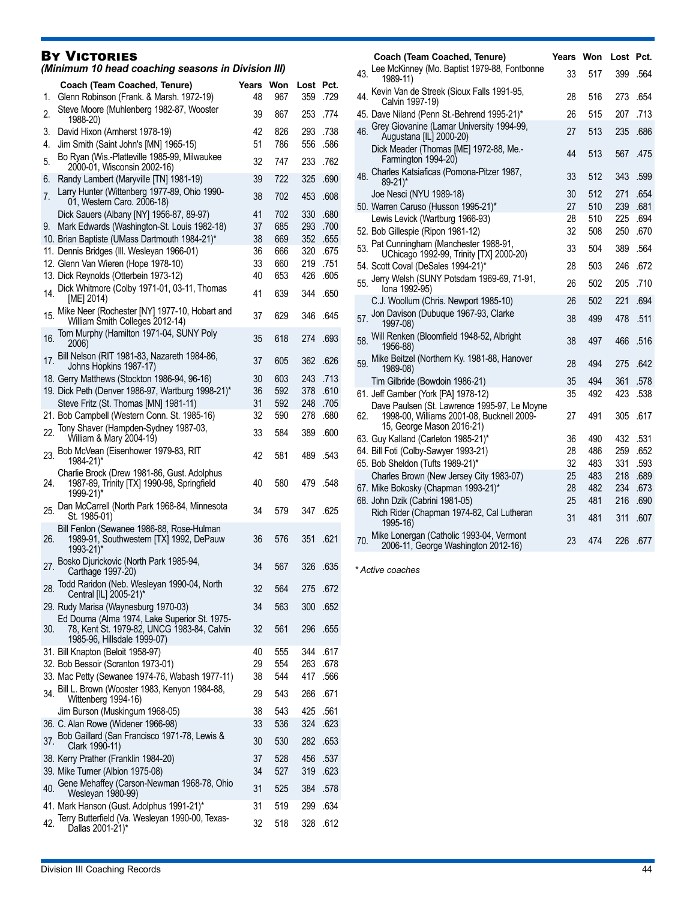## By Victories

***(Minimum 10 head coaching seasons in Division III)***

| | Coach (Team Coached, Tenure) | Years | Won | Lost | Pct. |
|---|---|---|---|---|---|
| 1. | Glenn Robinson (Frank. & Marsh. 1972-19) | 48 | 967 | 359 | .729 |
| 2. | Steve Moore (Muhlenberg 1982-87, Wooster 1988-20) | 39 | 867 | 253 | .774 |
| 3. | David Hixon (Amherst 1978-19) | 42 | 826 | 293 | .738 |
| 4. | Jim Smith (Saint John's [MN] 1965-15) | 51 | 786 | 556 | .586 |
| 5. | Bo Ryan (Wis.-Platteville 1985-99, Milwaukee 2000-01, Wisconsin 2002-16) | 32 | 747 | 233 | .762 |
| 6. | Randy Lambert (Maryville [TN] 1981-19) | 39 | 722 | 325 | .690 |
| 7. | Larry Hunter (Wittenberg 1977-89, Ohio 1990-01, Western Caro. 2006-18) | 38 | 702 | 453 | .608 |
| | Dick Sauers (Albany [NY] 1956-87, 89-97) | 41 | 702 | 330 | .680 |
| 9. | Mark Edwards (Washington-St. Louis 1982-18) | 37 | 685 | 293 | .700 |
| 10. | Brian Baptiste (UMass Dartmouth 1984-21)* | 38 | 669 | 352 | .655 |
| 11. | Dennis Bridges (Ill. Wesleyan 1966-01) | 36 | 666 | 320 | .675 |
| 12. | Glenn Van Wieren (Hope 1978-10) | 33 | 660 | 219 | .751 |
| 13. | Dick Reynolds (Otterbein 1973-12) | 40 | 653 | 426 | .605 |
| 14. | Dick Whitmore (Colby 1971-01, 03-11, Thomas [ME] 2014) | 41 | 639 | 344 | .650 |
| 15. | Mike Neer (Rochester [NY] 1977-10, Hobart and William Smith Colleges 2012-14) | 37 | 629 | 346 | .645 |
| 16. | Tom Murphy (Hamilton 1971-04, SUNY Poly 2006) | 35 | 618 | 274 | .693 |
| 17. | Bill Nelson (RIT 1981-83, Nazareth 1984-86, Johns Hopkins 1987-17) | 37 | 605 | 362 | .626 |
| 18. | Gerry Matthews (Stockton 1986-94, 96-16) | 30 | 603 | 243 | .713 |
| 19. | Dick Peth (Denver 1986-97, Wartburg 1998-21)* | 36 | 592 | 378 | .610 |
| | Steve Fritz (St. Thomas [MN] 1981-11) | 31 | 592 | 248 | .705 |
| 21. | Bob Campbell (Western Conn. St. 1985-16) | 32 | 590 | 278 | .680 |
| 22. | Tony Shaver (Hampden-Sydney 1987-03, William & Mary 2004-19) | 33 | 584 | 389 | .600 |
| 23. | Bob McVean (Eisenhower 1979-83, RIT 1984-21)* | 42 | 581 | 489 | .543 |
| 24. | Charlie Brock (Drew 1981-86, Gust. Adolphus 1987-89, Trinity [TX] 1990-98, Springfield 1999-21)* | 40 | 580 | 479 | .548 |
| 25. | Dan McCarrell (North Park 1968-84, Minnesota St. 1985-01) | 34 | 579 | 347 | .625 |
| 26. | Bill Fenlon (Sewanee 1986-88, Rose-Hulman 1989-91, Southwestern [TX] 1992, DePauw 1993-21)* | 36 | 576 | 351 | .621 |
| 27. | Bosko Djurickovic (North Park 1985-94, Carthage 1997-20) | 34 | 567 | 326 | .635 |
| 28. | Todd Raridon (Neb. Wesleyan 1990-04, North Central [IL] 2005-21)* | 32 | 564 | 275 | .672 |
| 29. | Rudy Marisa (Waynesburg 1970-03) | 34 | 563 | 300 | .652 |
| 30. | Ed Douma (Alma 1974, Lake Superior St. 1975-78, Kent St. 1979-82, UNCG 1983-84, Calvin 1985-96, Hillsdale 1999-07) | 32 | 561 | 296 | .655 |
| 31. | Bill Knapton (Beloit 1958-97) | 40 | 555 | 344 | .617 |
| 32. | Bob Bessoir (Scranton 1973-01) | 29 | 554 | 263 | .678 |
| 33. | Mac Petty (Sewanee 1974-76, Wabash 1977-11) | 38 | 544 | 417 | .566 |
| 34. | Bill L. Brown (Wooster 1983, Kenyon 1984-88, Wittenberg 1994-16) | 29 | 543 | 266 | .671 |
| | Jim Burson (Muskingum 1968-05) | 38 | 543 | 425 | .561 |
| 36. | C. Alan Rowe (Widener 1966-98) | 33 | 536 | 324 | .623 |
| 37. | Bob Gaillard (San Francisco 1971-78, Lewis & Clark 1990-11) | 30 | 530 | 282 | .653 |
| 38. | Kerry Prather (Franklin 1984-20) | 37 | 528 | 456 | .537 |
| 39. | Mike Turner (Albion 1975-08) | 34 | 527 | 319 | .623 |
| 40. | Gene Mehaffey (Carson-Newman 1968-78, Ohio Wesleyan 1980-99) | 31 | 525 | 384 | .578 |
| 41. | Mark Hanson (Gust. Adolphus 1991-21)* | 31 | 519 | 299 | .634 |
| 42. | Terry Butterfield (Va. Wesleyan 1990-00, Texas-Dallas 2001-21)* | 32 | 518 | 328 | .612 |
| 43. | Lee McKinney (Mo. Baptist 1979-88, Fontbonne 1989-11) | 33 | 517 | 399 | .564 |
| 44. | Kevin Van de Streek (Sioux Falls 1991-95, Calvin 1997-19) | 28 | 516 | 273 | .654 |
| 45. | Dave Niland (Penn St.-Behrend 1995-21)* | 26 | 515 | 207 | .713 |
| 46. | Grey Giovanine (Lamar University 1994-99, Augustana [IL] 2000-20) | 27 | 513 | 235 | .686 |
| | Dick Meader (Thomas [ME] 1972-88, Me.-Farmington 1994-20) | 44 | 513 | 567 | .475 |
| 48. | Charles Katsiaficas (Pomona-Pitzer 1987, 89-21)* | 33 | 512 | 343 | .599 |
| | Joe Nesci (NYU 1989-18) | 30 | 512 | 271 | .654 |
| 50. | Warren Caruso (Husson 1995-21)* | 27 | 510 | 239 | .681 |
| | Lewis Levick (Wartburg 1966-93) | 28 | 510 | 225 | .694 |
| 52. | Bob Gillespie (Ripon 1981-12) | 32 | 508 | 250 | .670 |
| 53. | Pat Cunningham (Manchester 1988-91, UChicago 1992-99, Trinity [TX] 2000-20) | 33 | 504 | 389 | .564 |
| 54. | Scott Coval (DeSales 1994-21)* | 28 | 503 | 246 | .672 |
| 55. | Jerry Welsh (SUNY Potsdam 1969-69, 71-91, Iona 1992-95) | 26 | 502 | 205 | .710 |
| | C.J. Woollum (Chris. Newport 1985-10) | 26 | 502 | 221 | .694 |
| 57. | Jon Davison (Dubuque 1967-93, Clarke 1997-08) | 38 | 499 | 478 | .511 |
| 58. | Will Renken (Bloomfield 1948-52, Albright 1956-88) | 38 | 497 | 466 | .516 |
| 59. | Mike Beitzel (Northern Ky. 1981-88, Hanover 1989-08) | 28 | 494 | 275 | .642 |
| | Tim Gilbride (Bowdoin 1986-21) | 35 | 494 | 361 | .578 |
| 61. | Jeff Gamber (York [PA] 1978-12) | 35 | 492 | 423 | .538 |
| 62. | Dave Paulsen (St. Lawrence 1995-97, Le Moyne 1998-00, Williams 2001-08, Bucknell 2009-15, George Mason 2016-21) | 27 | 491 | 305 | .617 |
| 63. | Guy Kalland (Carleton 1985-21)* | 36 | 490 | 432 | .531 |
| 64. | Bill Foti (Colby-Sawyer 1993-21) | 28 | 486 | 259 | .652 |
| 65. | Bob Sheldon (Tufts 1989-21)* | 32 | 483 | 331 | .593 |
| | Charles Brown (New Jersey City 1983-07) | 25 | 483 | 218 | .689 |
| 67. | Mike Bokosky (Chapman 1993-21)* | 28 | 482 | 234 | .673 |
| 68. | John Dzik (Cabrini 1981-05) | 25 | 481 | 216 | .690 |
| | Rich Rider (Chapman 1974-82, Cal Lutheran 1995-16) | 31 | 481 | 311 | .607 |
| 70. | Mike Lonergan (Catholic 1993-04, Vermont 2006-11, George Washington 2012-16) | 23 | 474 | 226 | .677 |

*\* Active coaches*